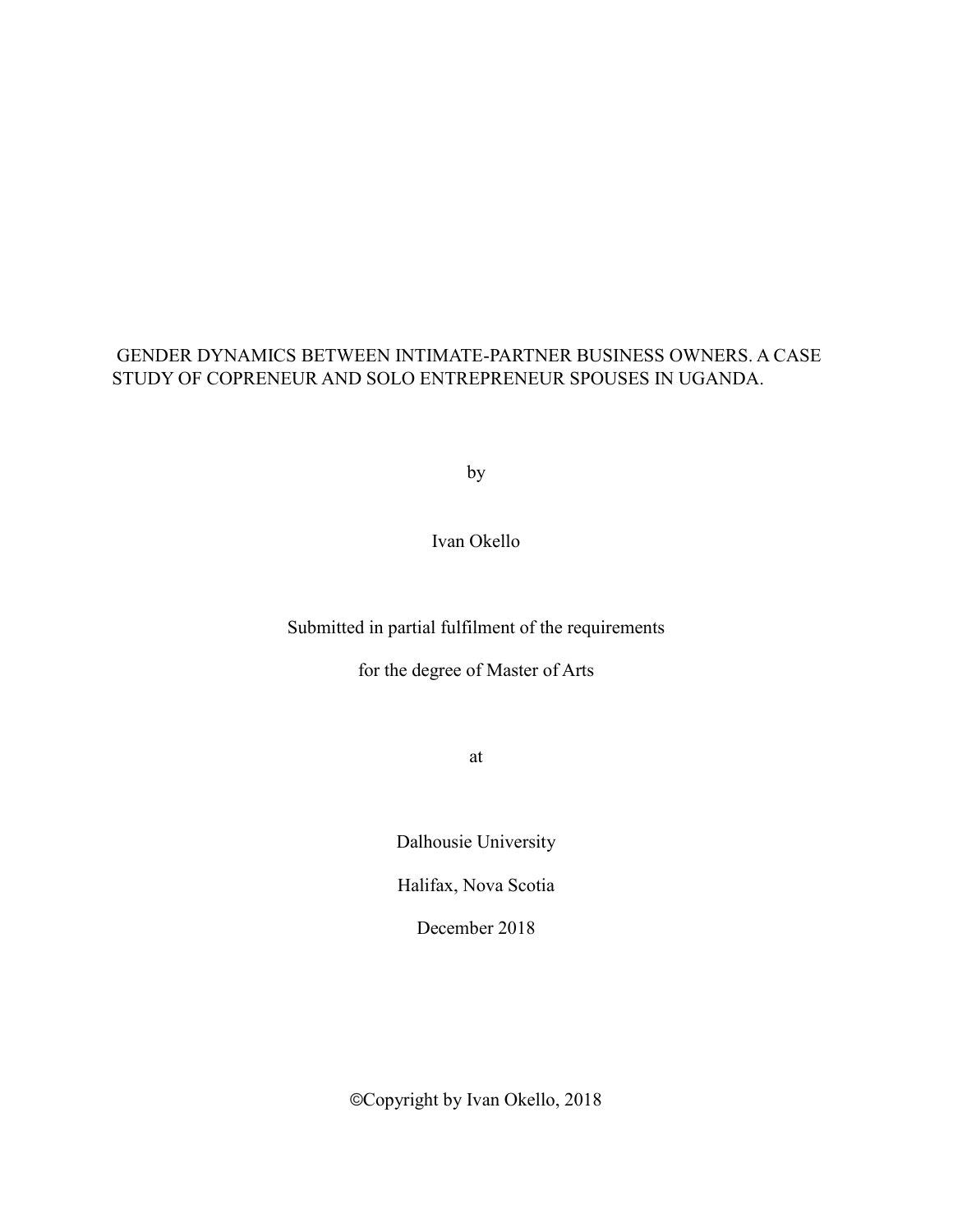# GENDER DYNAMICS BETWEEN INTIMATE-PARTNER BUSINESS OWNERS. A CASE STUDY OF COPRENEUR AND SOLO ENTREPRENEUR SPOUSES IN UGANDA.

by

Ivan Okello

Submitted in partial fulfilment of the requirements

for the degree of Master of Arts

at

Dalhousie University

Halifax, Nova Scotia

December 2018

©Copyright by Ivan Okello, 2018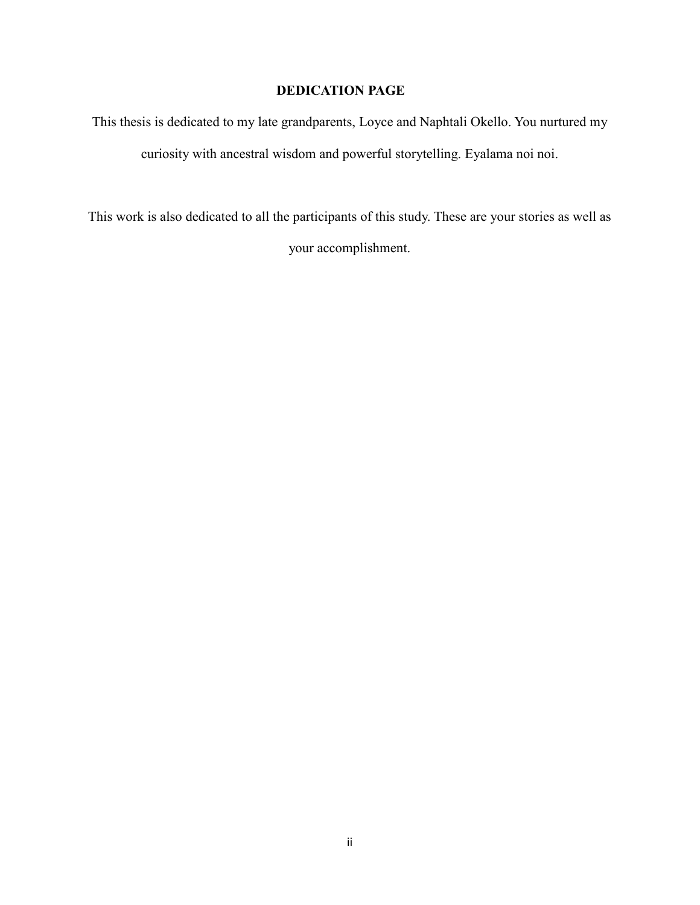# DEDICATION PAGE

This thesis is dedicated to my late grandparents, Loyce and Naphtali Okello. You nurtured my curiosity with ancestral wisdom and powerful storytelling. Eyalama noi noi.

This work is also dedicated to all the participants of this study. These are your stories as well as your accomplishment.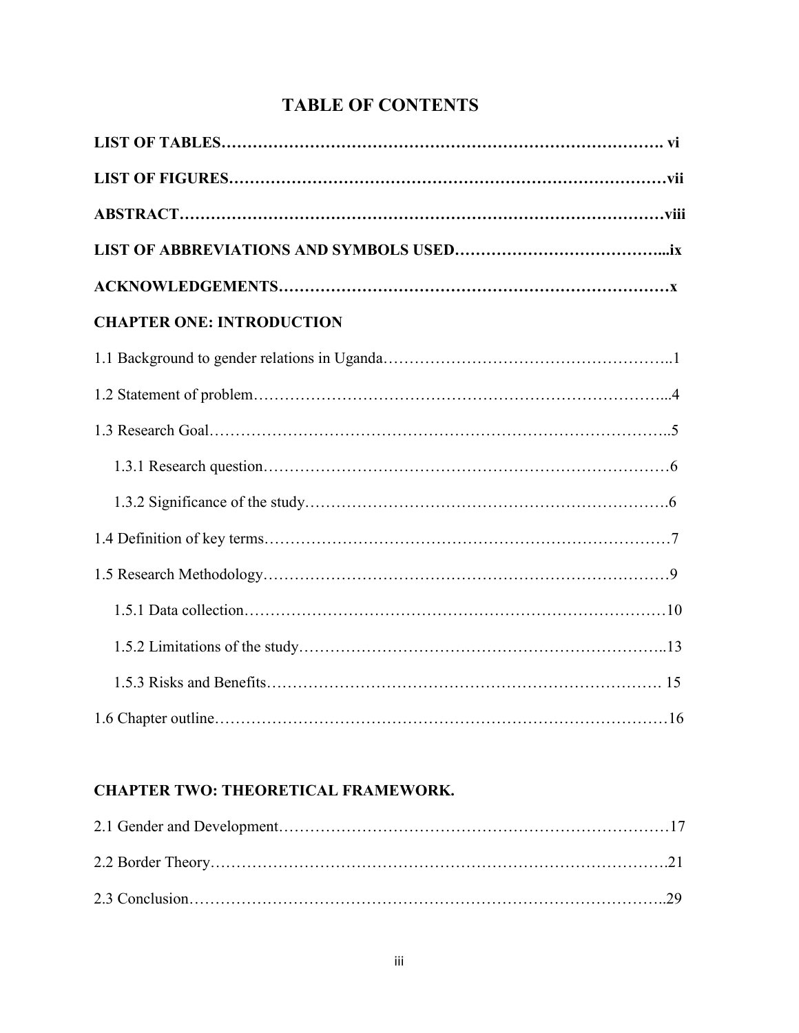# TABLE OF CONTENTS

**LIST OF TABLES……………………………………………………………………………. vi**

**LIST OF FIGURES…………………………………………………………………………vii**

**ABSTRACT………………………………………………………………………………viii**

**LIST OF ABBREVIATIONS AND SYMBOLS USED…………………………………...ix**

**ACKNOWLEDGEMENTS…………………………………………………………………x**

**CHAPTER ONE: INTRODUCTION**

1.1 Background to gender relations in Uganda………………………………………………..1

1.2 Statement of problem……………………………………………………………………...4

1.3 Research Goal……………………………………………………………………………..5

    1.3.1 Research question…………………………………………………………………6

    1.3.2 Significance of the study………………………………………………………….6

1.4 Definition of key terms……………………………………………………………………7

1.5 Research Methodology……………………………………………………………………9

    1.5.1 Data collection……………………………………………………………………10

    1.5.2 Limitations of the study…………………………………………………………..13

    1.5.3 Risks and Benefits………………………………………………………………. 15

1.6 Chapter outline……………………………………………………………………………16

**CHAPTER TWO: THEORETICAL FRAMEWORK.**

2.1 Gender and Development…………………………………………………………………17

2.2 Border Theory…………………………………………………………………………….21

2.3 Conclusion………………………………………………………………………………..29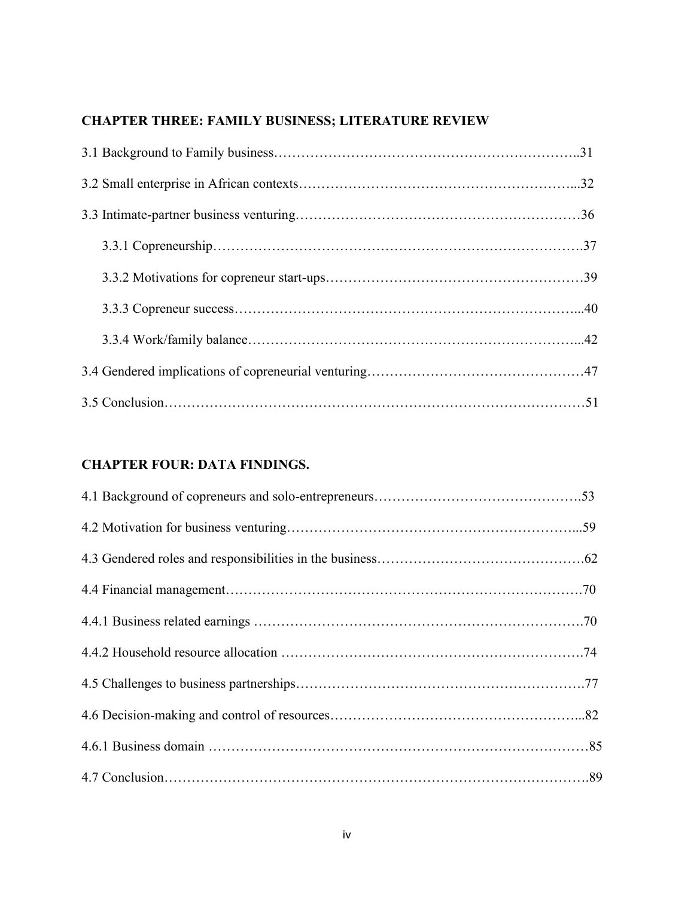## CHAPTER THREE: FAMILY BUSINESS; LITERATURE REVIEW

3.1 Background to Family business……………………………………………………………..31

3.2 Small enterprise in African contexts…………………………………………………...32

3.3 Intimate-partner business venturing……………………………………………………36

- 3.3.1 Copreneurship…………………………………………………………………….37
- 3.3.2 Motivations for copreneur start-ups………………………………………………39
- 3.3.3 Copreneur success………………………………………………………………...40
- 3.3.4 Work/family balance……………………………………………………………...42

3.4 Gendered implications of copreneurial venturing………………………………………47

3.5 Conclusion………………………………………………………………………………51

## CHAPTER FOUR: DATA FINDINGS.

4.1 Background of copreneurs and solo-entrepreneurs……………………………………….53

4.2 Motivation for business venturing…………………………………………………...59

4.3 Gendered roles and responsibilities in the business……………………………………….62

4.4 Financial management…………………………………………………………………….70

4.4.1 Business related earnings ……………………………………………………………….70

4.4.2 Household resource allocation ………………………………………………………….74

4.5 Challenges to business partnerships……………………………………………………….77

4.6 Decision-making and control of resources……………………………………………...82

4.6.1 Business domain …………………………………………………………………………85

4.7 Conclusion……………………………………………………………………………………89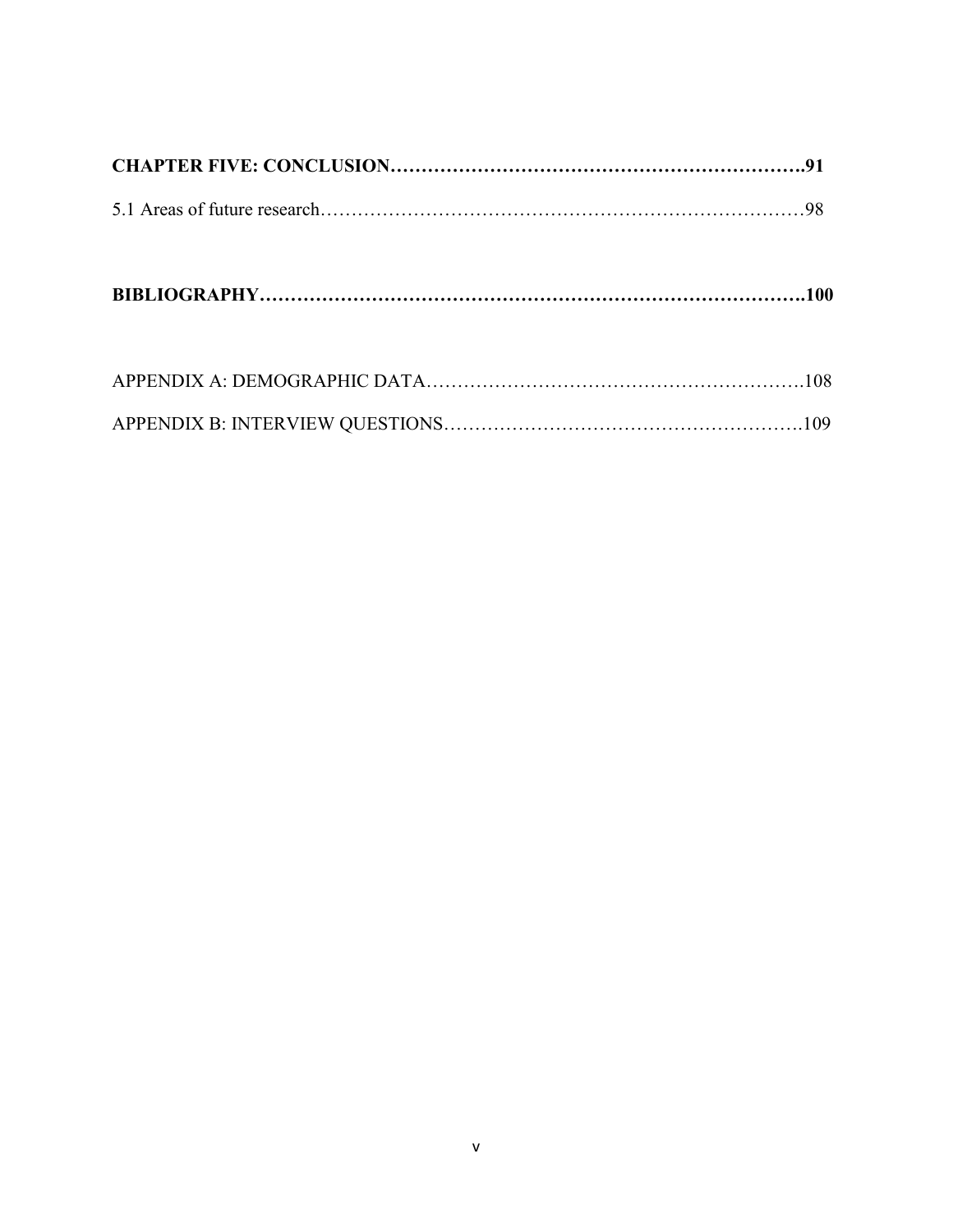**CHAPTER FIVE: CONCLUSION………………………………………………………….91**

5.1 Areas of future research……………………………………………………………………98

**BIBLIOGRAPHY……………………………………………………………………………..100**

APPENDIX A: DEMOGRAPHIC DATA………………………………………………….108

APPENDIX B: INTERVIEW QUESTIONS………………………………………………….109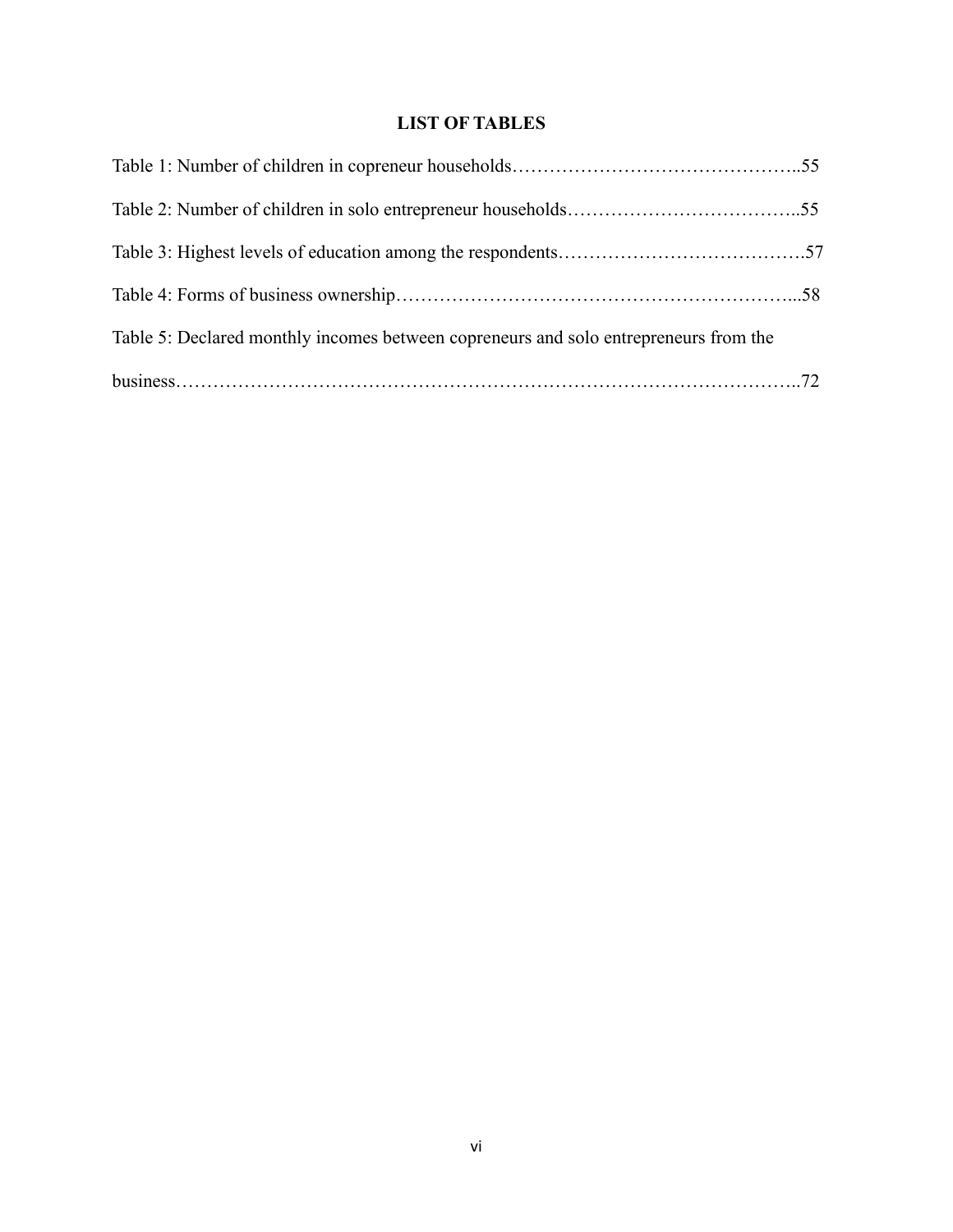# LIST OF TABLES

Table 1: Number of children in copreneur households……………………………………..55

Table 2: Number of children in solo entrepreneur households………………………………..55

Table 3: Highest levels of education among the respondents………………………………….57

Table 4: Forms of business ownership………………………………………………………...58

Table 5: Declared monthly incomes between copreneurs and solo entrepreneurs from the business……………………………………………………………………………………..72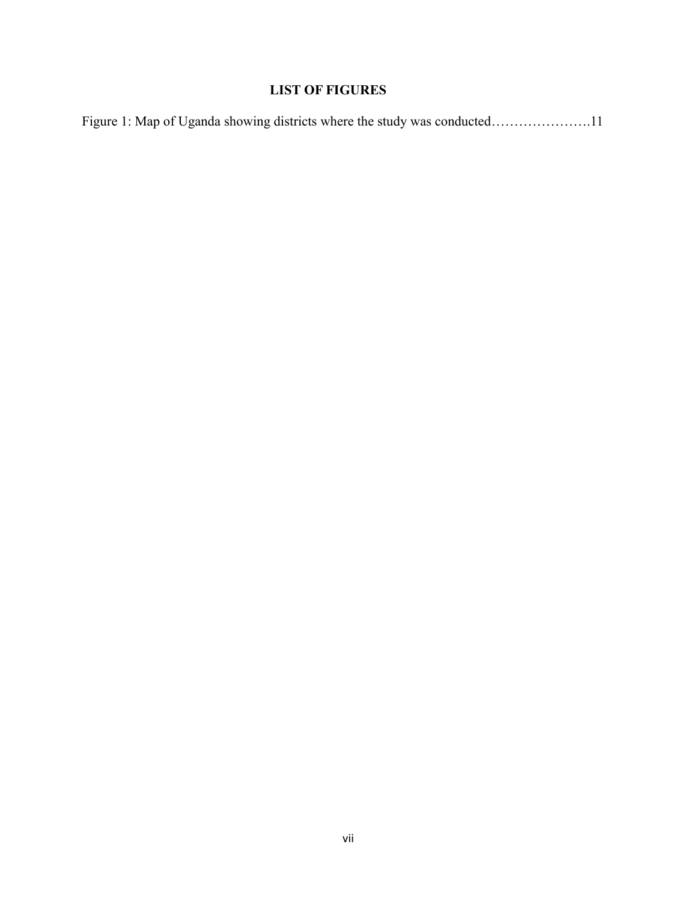## LIST OF FIGURES

Figure 1: Map of Uganda showing districts where the study was conducted………………….11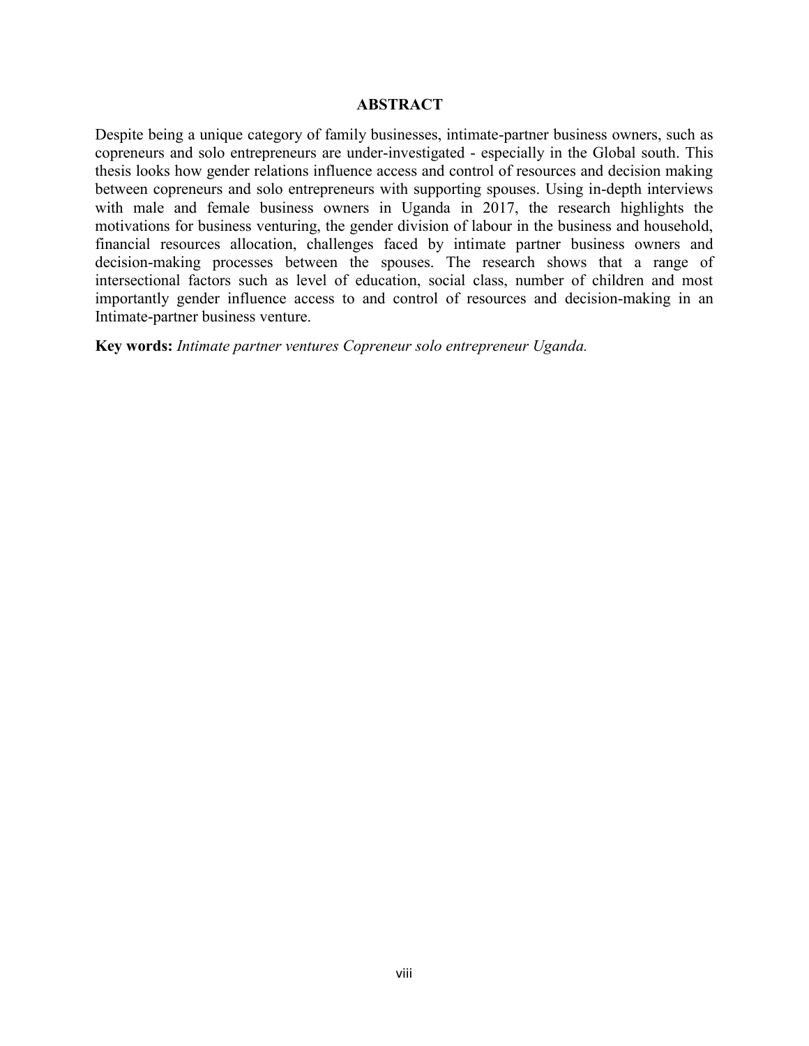## ABSTRACT

Despite being a unique category of family businesses, intimate-partner business owners, such as copreneurs and solo entrepreneurs are under-investigated - especially in the Global south. This thesis looks how gender relations influence access and control of resources and decision making between copreneurs and solo entrepreneurs with supporting spouses. Using in-depth interviews with male and female business owners in Uganda in 2017, the research highlights the motivations for business venturing, the gender division of labour in the business and household, financial resources allocation, challenges faced by intimate partner business owners and decision-making processes between the spouses. The research shows that a range of intersectional factors such as level of education, social class, number of children and most importantly gender influence access to and control of resources and decision-making in an Intimate-partner business venture.

**Key words:** *Intimate partner ventures Copreneur solo entrepreneur Uganda.*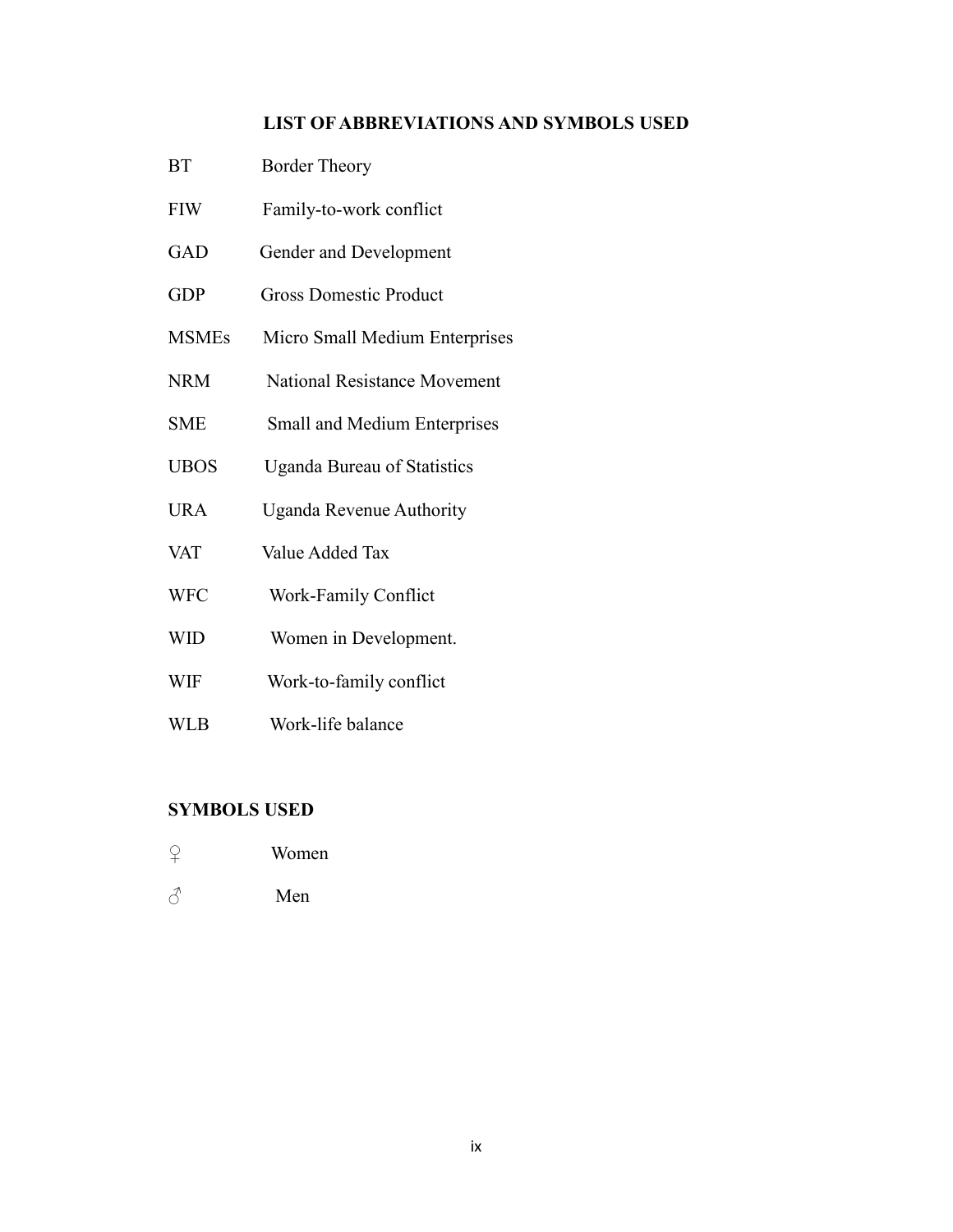# LIST OF ABBREVIATIONS AND SYMBOLS USED

| | |
|---|---|
| BT | Border Theory |
| FIW | Family-to-work conflict |
| GAD | Gender and Development |
| GDP | Gross Domestic Product |
| MSMEs | Micro Small Medium Enterprises |
| NRM | National Resistance Movement |
| SME | Small and Medium Enterprises |
| UBOS | Uganda Bureau of Statistics |
| URA | Uganda Revenue Authority |
| VAT | Value Added Tax |
| WFC | Work-Family Conflict |
| WID | Women in Development. |
| WIF | Work-to-family conflict |
| WLB | Work-life balance |

## SYMBOLS USED

| | |
|---|---|
| ♀ | Women |
| ♂ | Men |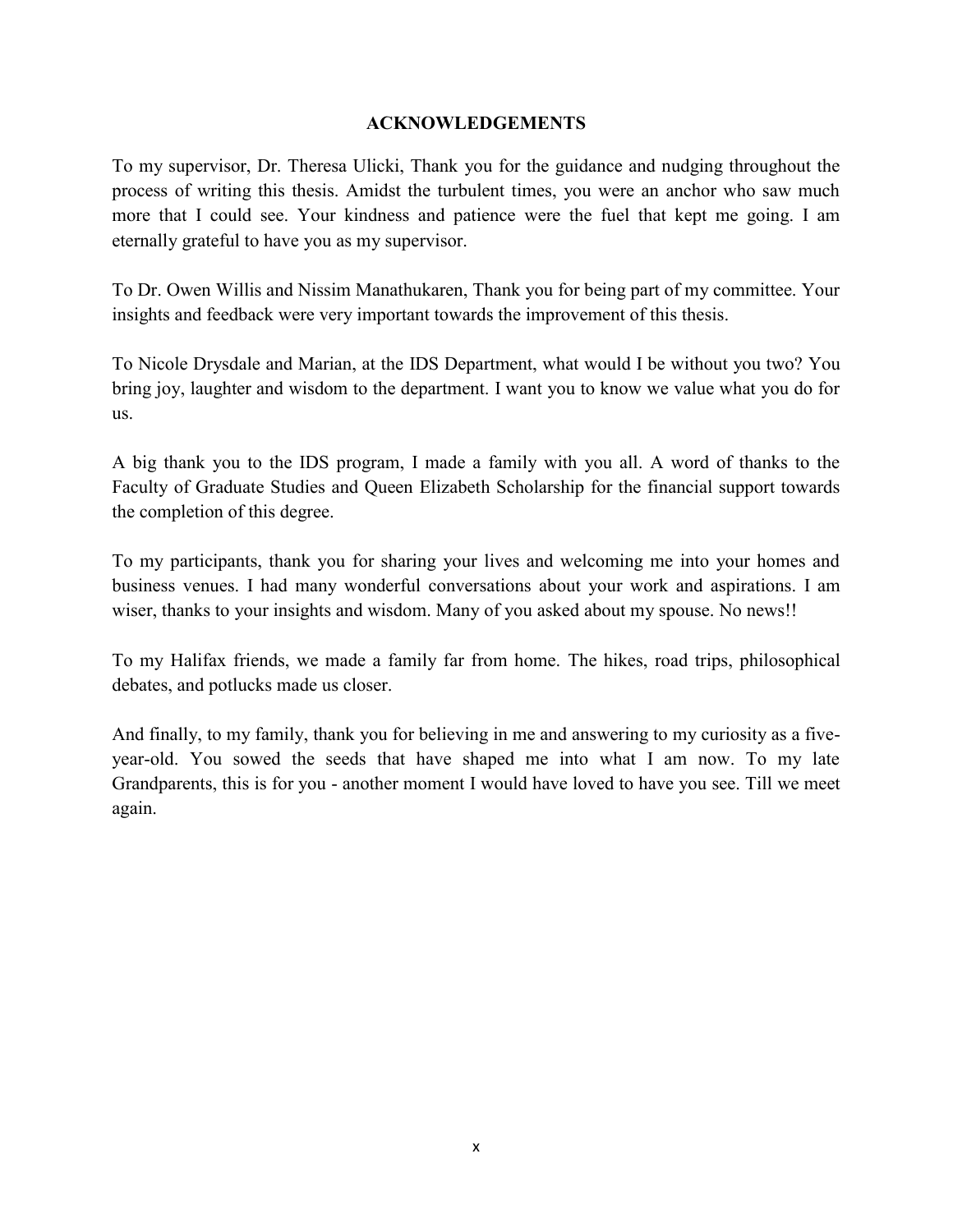# ACKNOWLEDGEMENTS

To my supervisor, Dr. Theresa Ulicki, Thank you for the guidance and nudging throughout the process of writing this thesis. Amidst the turbulent times, you were an anchor who saw much more that I could see. Your kindness and patience were the fuel that kept me going. I am eternally grateful to have you as my supervisor.

To Dr. Owen Willis and Nissim Manathukaren, Thank you for being part of my committee. Your insights and feedback were very important towards the improvement of this thesis.

To Nicole Drysdale and Marian, at the IDS Department, what would I be without you two? You bring joy, laughter and wisdom to the department. I want you to know we value what you do for us.

A big thank you to the IDS program, I made a family with you all. A word of thanks to the Faculty of Graduate Studies and Queen Elizabeth Scholarship for the financial support towards the completion of this degree.

To my participants, thank you for sharing your lives and welcoming me into your homes and business venues. I had many wonderful conversations about your work and aspirations. I am wiser, thanks to your insights and wisdom. Many of you asked about my spouse. No news!!

To my Halifax friends, we made a family far from home. The hikes, road trips, philosophical debates, and potlucks made us closer.

And finally, to my family, thank you for believing in me and answering to my curiosity as a five-year-old. You sowed the seeds that have shaped me into what I am now. To my late Grandparents, this is for you - another moment I would have loved to have you see. Till we meet again.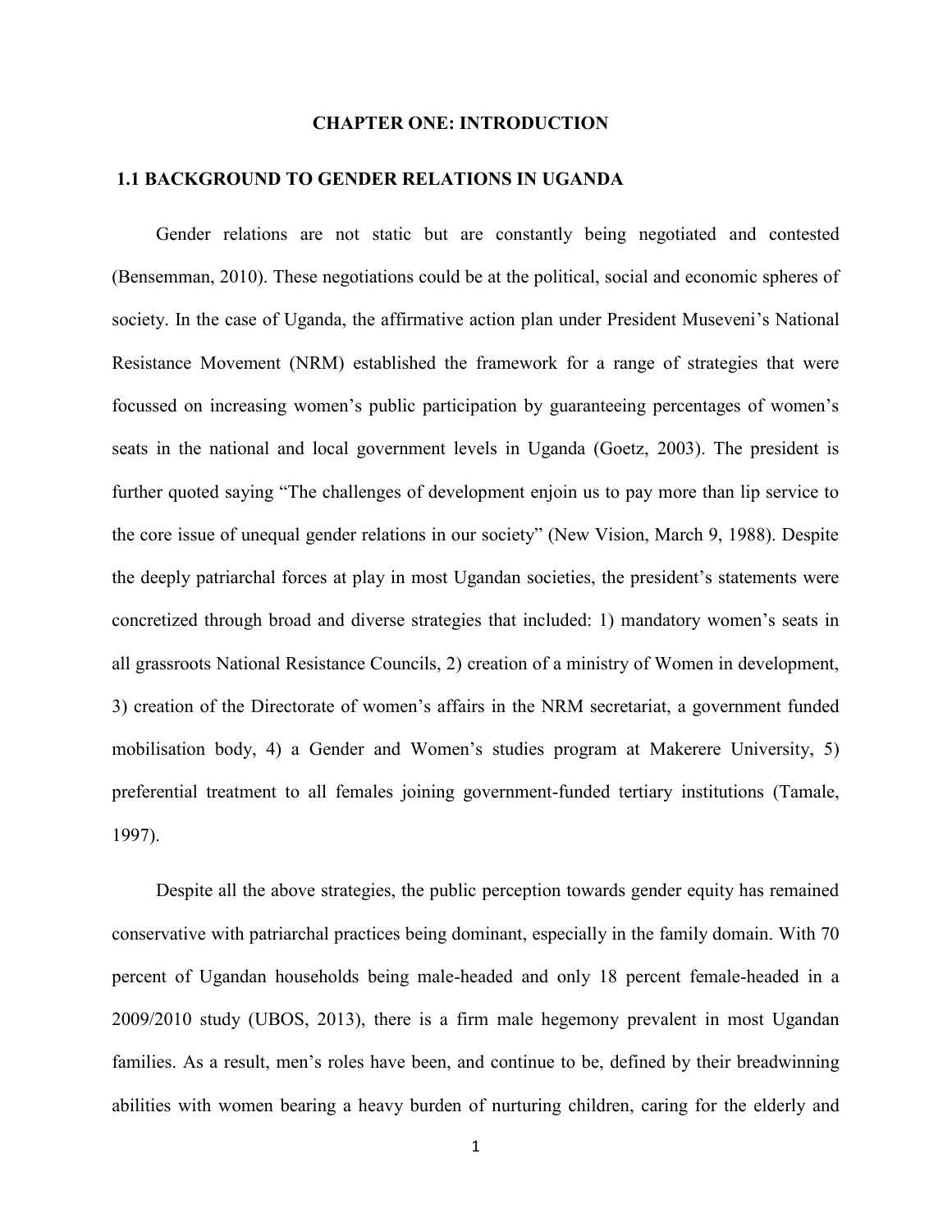# CHAPTER ONE: INTRODUCTION

## 1.1 BACKGROUND TO GENDER RELATIONS IN UGANDA

Gender relations are not static but are constantly being negotiated and contested (Bensemman, 2010). These negotiations could be at the political, social and economic spheres of society. In the case of Uganda, the affirmative action plan under President Museveni's National Resistance Movement (NRM) established the framework for a range of strategies that were focussed on increasing women's public participation by guaranteeing percentages of women's seats in the national and local government levels in Uganda (Goetz, 2003). The president is further quoted saying "The challenges of development enjoin us to pay more than lip service to the core issue of unequal gender relations in our society" (New Vision, March 9, 1988). Despite the deeply patriarchal forces at play in most Ugandan societies, the president's statements were concretized through broad and diverse strategies that included: 1) mandatory women's seats in all grassroots National Resistance Councils, 2) creation of a ministry of Women in development, 3) creation of the Directorate of women's affairs in the NRM secretariat, a government funded mobilisation body, 4) a Gender and Women's studies program at Makerere University, 5) preferential treatment to all females joining government-funded tertiary institutions (Tamale, 1997).

Despite all the above strategies, the public perception towards gender equity has remained conservative with patriarchal practices being dominant, especially in the family domain. With 70 percent of Ugandan households being male-headed and only 18 percent female-headed in a 2009/2010 study (UBOS, 2013), there is a firm male hegemony prevalent in most Ugandan families. As a result, men's roles have been, and continue to be, defined by their breadwinning abilities with women bearing a heavy burden of nurturing children, caring for the elderly and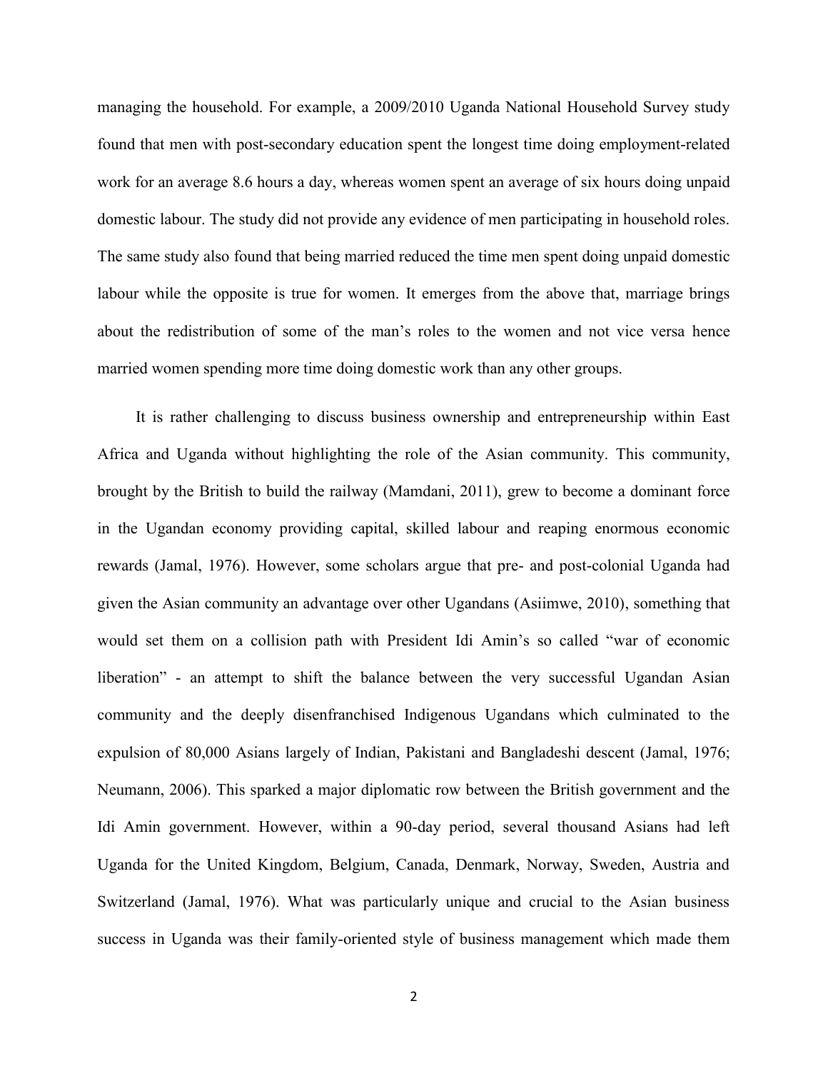managing the household. For example, a 2009/2010 Uganda National Household Survey study found that men with post-secondary education spent the longest time doing employment-related work for an average 8.6 hours a day, whereas women spent an average of six hours doing unpaid domestic labour. The study did not provide any evidence of men participating in household roles. The same study also found that being married reduced the time men spent doing unpaid domestic labour while the opposite is true for women. It emerges from the above that, marriage brings about the redistribution of some of the man's roles to the women and not vice versa hence married women spending more time doing domestic work than any other groups.

It is rather challenging to discuss business ownership and entrepreneurship within East Africa and Uganda without highlighting the role of the Asian community. This community, brought by the British to build the railway (Mamdani, 2011), grew to become a dominant force in the Ugandan economy providing capital, skilled labour and reaping enormous economic rewards (Jamal, 1976). However, some scholars argue that pre- and post-colonial Uganda had given the Asian community an advantage over other Ugandans (Asiimwe, 2010), something that would set them on a collision path with President Idi Amin's so called "war of economic liberation" - an attempt to shift the balance between the very successful Ugandan Asian community and the deeply disenfranchised Indigenous Ugandans which culminated to the expulsion of 80,000 Asians largely of Indian, Pakistani and Bangladeshi descent (Jamal, 1976; Neumann, 2006). This sparked a major diplomatic row between the British government and the Idi Amin government. However, within a 90-day period, several thousand Asians had left Uganda for the United Kingdom, Belgium, Canada, Denmark, Norway, Sweden, Austria and Switzerland (Jamal, 1976). What was particularly unique and crucial to the Asian business success in Uganda was their family-oriented style of business management which made them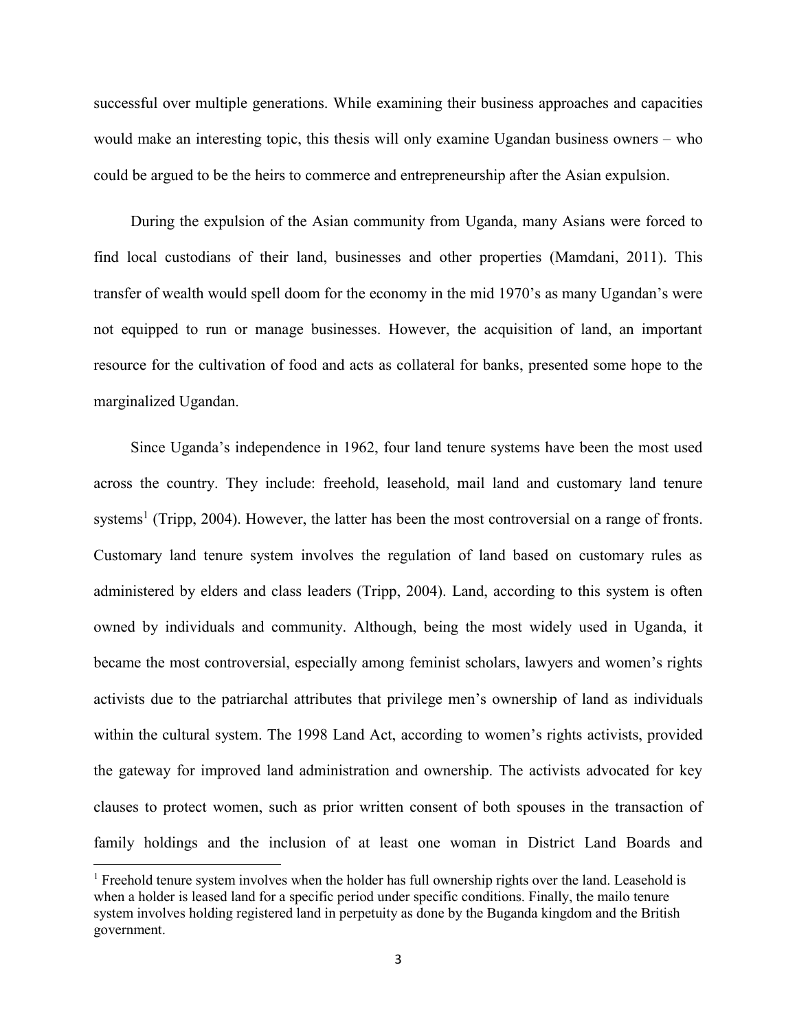successful over multiple generations. While examining their business approaches and capacities would make an interesting topic, this thesis will only examine Ugandan business owners – who could be argued to be the heirs to commerce and entrepreneurship after the Asian expulsion.

During the expulsion of the Asian community from Uganda, many Asians were forced to find local custodians of their land, businesses and other properties (Mamdani, 2011). This transfer of wealth would spell doom for the economy in the mid 1970's as many Ugandan's were not equipped to run or manage businesses. However, the acquisition of land, an important resource for the cultivation of food and acts as collateral for banks, presented some hope to the marginalized Ugandan.

Since Uganda's independence in 1962, four land tenure systems have been the most used across the country. They include: freehold, leasehold, mail land and customary land tenure systems[1] (Tripp, 2004). However, the latter has been the most controversial on a range of fronts. Customary land tenure system involves the regulation of land based on customary rules as administered by elders and class leaders (Tripp, 2004). Land, according to this system is often owned by individuals and community. Although, being the most widely used in Uganda, it became the most controversial, especially among feminist scholars, lawyers and women's rights activists due to the patriarchal attributes that privilege men's ownership of land as individuals within the cultural system. The 1998 Land Act, according to women's rights activists, provided the gateway for improved land administration and ownership. The activists advocated for key clauses to protect women, such as prior written consent of both spouses in the transaction of family holdings and the inclusion of at least one woman in District Land Boards and

[1] Freehold tenure system involves when the holder has full ownership rights over the land. Leasehold is when a holder is leased land for a specific period under specific conditions. Finally, the mailo tenure system involves holding registered land in perpetuity as done by the Buganda kingdom and the British government.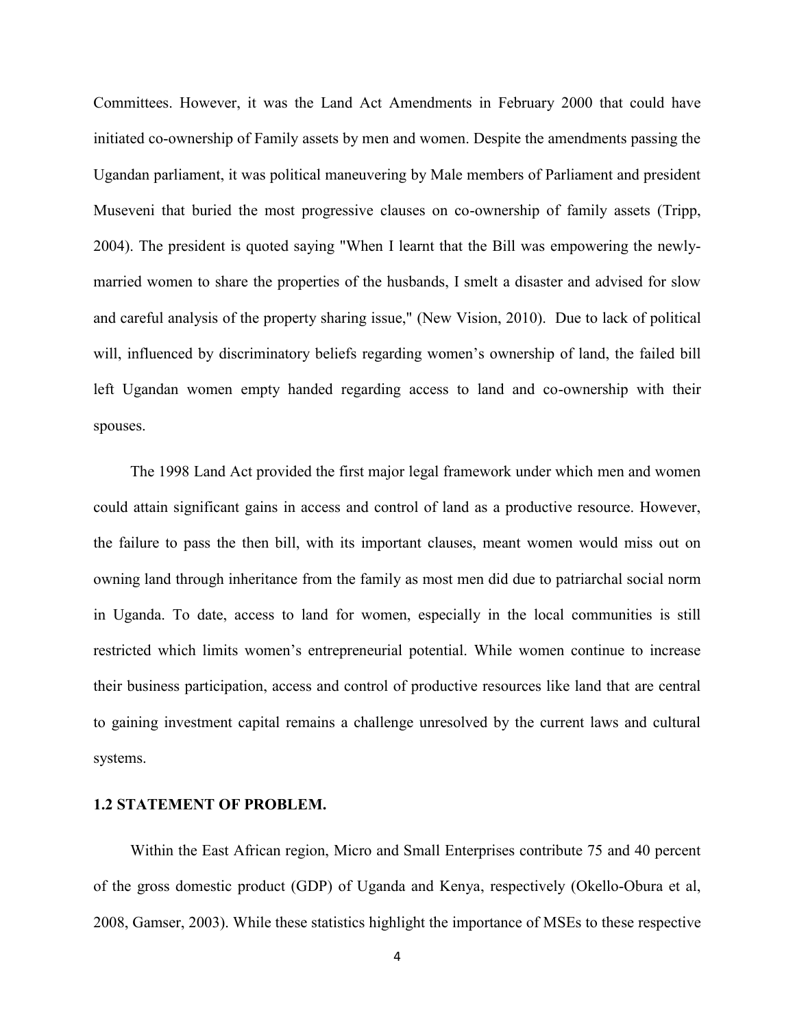Committees. However, it was the Land Act Amendments in February 2000 that could have initiated co-ownership of Family assets by men and women. Despite the amendments passing the Ugandan parliament, it was political maneuvering by Male members of Parliament and president Museveni that buried the most progressive clauses on co-ownership of family assets (Tripp, 2004). The president is quoted saying "When I learnt that the Bill was empowering the newly-married women to share the properties of the husbands, I smelt a disaster and advised for slow and careful analysis of the property sharing issue," (New Vision, 2010). Due to lack of political will, influenced by discriminatory beliefs regarding women's ownership of land, the failed bill left Ugandan women empty handed regarding access to land and co-ownership with their spouses.

The 1998 Land Act provided the first major legal framework under which men and women could attain significant gains in access and control of land as a productive resource. However, the failure to pass the then bill, with its important clauses, meant women would miss out on owning land through inheritance from the family as most men did due to patriarchal social norm in Uganda. To date, access to land for women, especially in the local communities is still restricted which limits women's entrepreneurial potential. While women continue to increase their business participation, access and control of productive resources like land that are central to gaining investment capital remains a challenge unresolved by the current laws and cultural systems.

### 1.2 STATEMENT OF PROBLEM.

Within the East African region, Micro and Small Enterprises contribute 75 and 40 percent of the gross domestic product (GDP) of Uganda and Kenya, respectively (Okello-Obura et al, 2008, Gamser, 2003). While these statistics highlight the importance of MSEs to these respective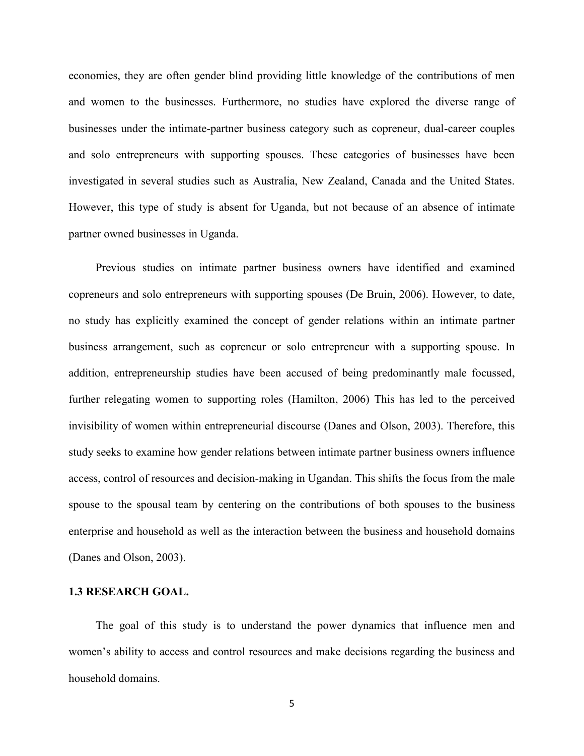economies, they are often gender blind providing little knowledge of the contributions of men and women to the businesses. Furthermore, no studies have explored the diverse range of businesses under the intimate-partner business category such as copreneur, dual-career couples and solo entrepreneurs with supporting spouses. These categories of businesses have been investigated in several studies such as Australia, New Zealand, Canada and the United States. However, this type of study is absent for Uganda, but not because of an absence of intimate partner owned businesses in Uganda.

Previous studies on intimate partner business owners have identified and examined copreneurs and solo entrepreneurs with supporting spouses (De Bruin, 2006). However, to date, no study has explicitly examined the concept of gender relations within an intimate partner business arrangement, such as copreneur or solo entrepreneur with a supporting spouse. In addition, entrepreneurship studies have been accused of being predominantly male focussed, further relegating women to supporting roles (Hamilton, 2006) This has led to the perceived invisibility of women within entrepreneurial discourse (Danes and Olson, 2003). Therefore, this study seeks to examine how gender relations between intimate partner business owners influence access, control of resources and decision-making in Ugandan. This shifts the focus from the male spouse to the spousal team by centering on the contributions of both spouses to the business enterprise and household as well as the interaction between the business and household domains (Danes and Olson, 2003).

### 1.3 RESEARCH GOAL.

The goal of this study is to understand the power dynamics that influence men and women's ability to access and control resources and make decisions regarding the business and household domains.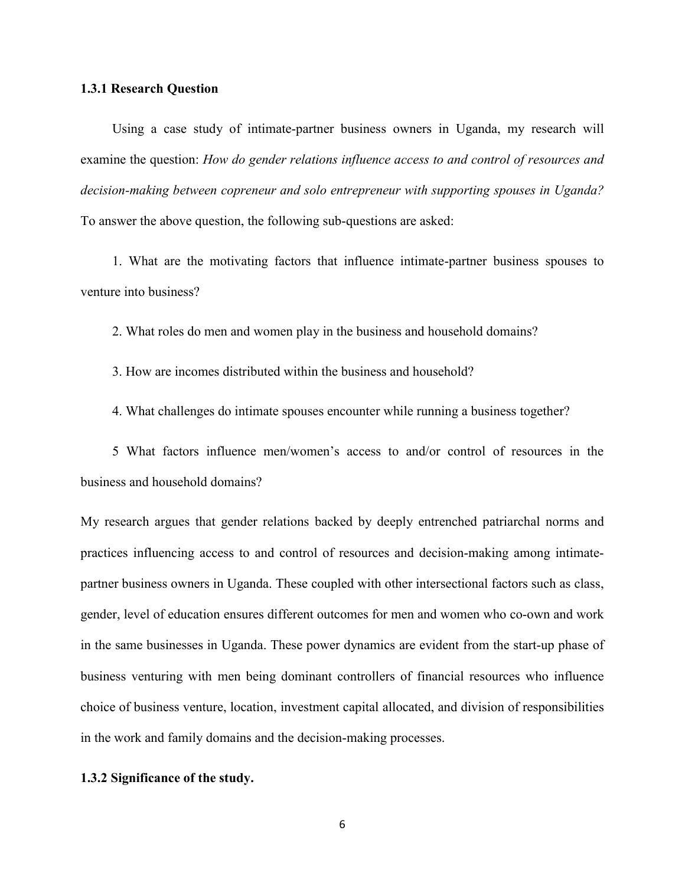### 1.3.1 Research Question

Using a case study of intimate-partner business owners in Uganda, my research will examine the question: *How do gender relations influence access to and control of resources and decision-making between copreneur and solo entrepreneur with supporting spouses in Uganda?* To answer the above question, the following sub-questions are asked:

1. What are the motivating factors that influence intimate-partner business spouses to venture into business?

2. What roles do men and women play in the business and household domains?

3. How are incomes distributed within the business and household?

4. What challenges do intimate spouses encounter while running a business together?

5 What factors influence men/women's access to and/or control of resources in the business and household domains?

My research argues that gender relations backed by deeply entrenched patriarchal norms and practices influencing access to and control of resources and decision-making among intimate-partner business owners in Uganda. These coupled with other intersectional factors such as class, gender, level of education ensures different outcomes for men and women who co-own and work in the same businesses in Uganda. These power dynamics are evident from the start-up phase of business venturing with men being dominant controllers of financial resources who influence choice of business venture, location, investment capital allocated, and division of responsibilities in the work and family domains and the decision-making processes.

### 1.3.2 Significance of the study.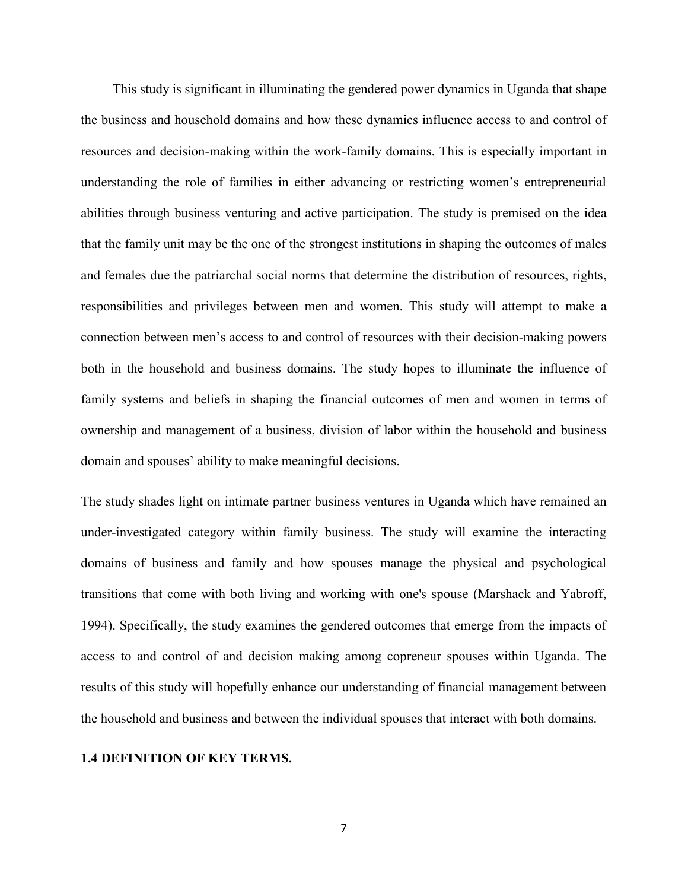This study is significant in illuminating the gendered power dynamics in Uganda that shape the business and household domains and how these dynamics influence access to and control of resources and decision-making within the work-family domains. This is especially important in understanding the role of families in either advancing or restricting women's entrepreneurial abilities through business venturing and active participation. The study is premised on the idea that the family unit may be the one of the strongest institutions in shaping the outcomes of males and females due the patriarchal social norms that determine the distribution of resources, rights, responsibilities and privileges between men and women. This study will attempt to make a connection between men's access to and control of resources with their decision-making powers both in the household and business domains. The study hopes to illuminate the influence of family systems and beliefs in shaping the financial outcomes of men and women in terms of ownership and management of a business, division of labor within the household and business domain and spouses' ability to make meaningful decisions.

The study shades light on intimate partner business ventures in Uganda which have remained an under-investigated category within family business. The study will examine the interacting domains of business and family and how spouses manage the physical and psychological transitions that come with both living and working with one's spouse (Marshack and Yabroff, 1994). Specifically, the study examines the gendered outcomes that emerge from the impacts of access to and control of and decision making among copreneur spouses within Uganda. The results of this study will hopefully enhance our understanding of financial management between the household and business and between the individual spouses that interact with both domains.

## 1.4 DEFINITION OF KEY TERMS.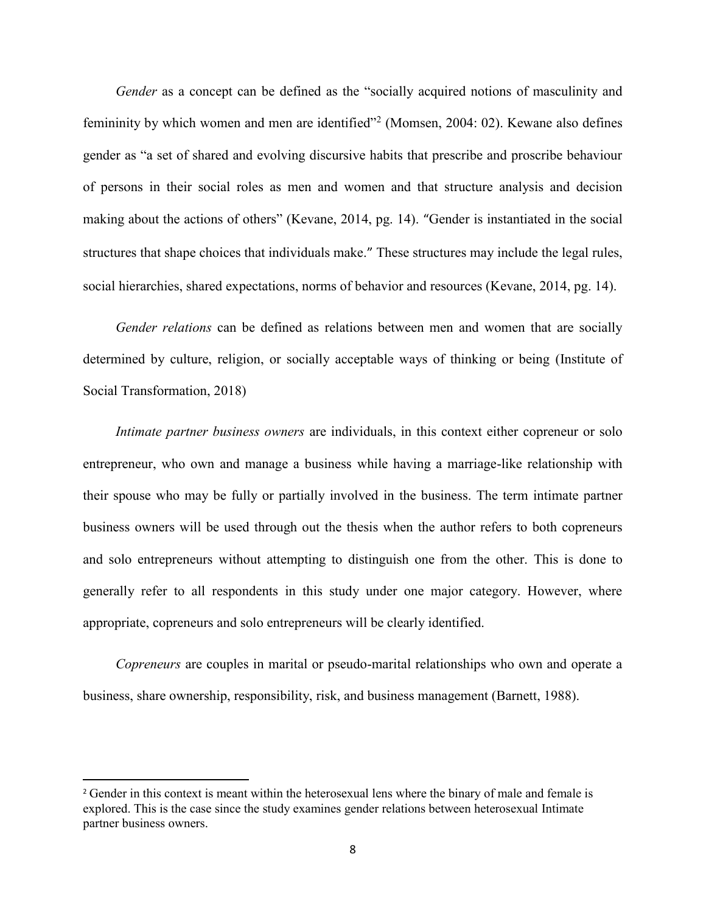*Gender* as a concept can be defined as the "socially acquired notions of masculinity and femininity by which women and men are identified"[2] (Momsen, 2004: 02). Kewane also defines gender as "a set of shared and evolving discursive habits that prescribe and proscribe behaviour of persons in their social roles as men and women and that structure analysis and decision making about the actions of others" (Kevane, 2014, pg. 14). "Gender is instantiated in the social structures that shape choices that individuals make." These structures may include the legal rules, social hierarchies, shared expectations, norms of behavior and resources (Kevane, 2014, pg. 14).

*Gender relations* can be defined as relations between men and women that are socially determined by culture, religion, or socially acceptable ways of thinking or being (Institute of Social Transformation, 2018)

*Intimate partner business owners* are individuals, in this context either copreneur or solo entrepreneur, who own and manage a business while having a marriage-like relationship with their spouse who may be fully or partially involved in the business. The term intimate partner business owners will be used through out the thesis when the author refers to both copreneurs and solo entrepreneurs without attempting to distinguish one from the other. This is done to generally refer to all respondents in this study under one major category. However, where appropriate, copreneurs and solo entrepreneurs will be clearly identified.

*Copreneurs* are couples in marital or pseudo-marital relationships who own and operate a business, share ownership, responsibility, risk, and business management (Barnett, 1988).

---

[2] Gender in this context is meant within the heterosexual lens where the binary of male and female is explored. This is the case since the study examines gender relations between heterosexual Intimate partner business owners.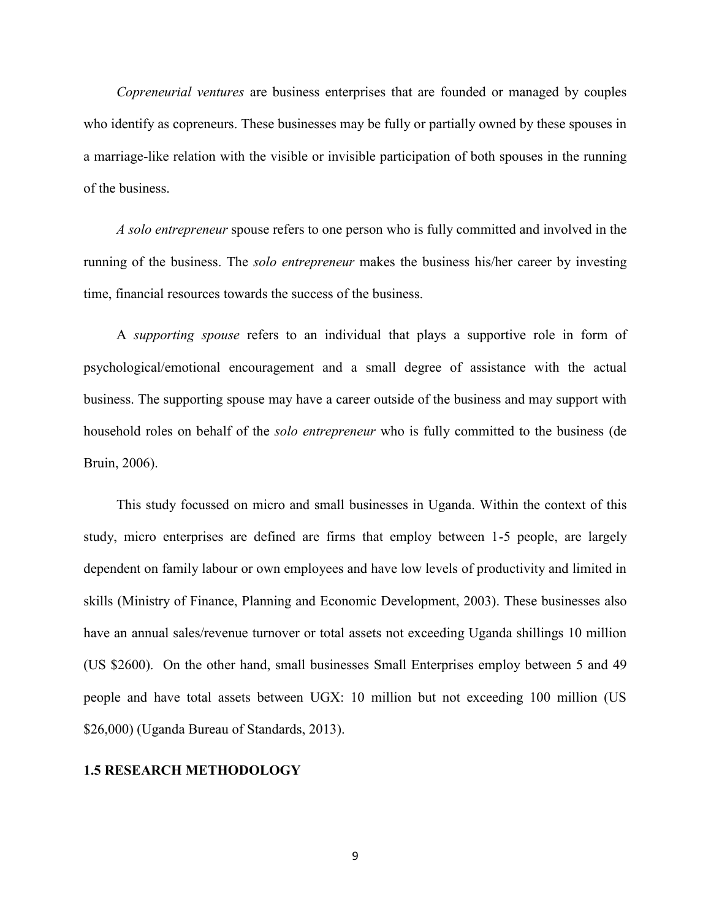*Copreneurial ventures* are business enterprises that are founded or managed by couples who identify as copreneurs. These businesses may be fully or partially owned by these spouses in a marriage-like relation with the visible or invisible participation of both spouses in the running of the business.

*A solo entrepreneur* spouse refers to one person who is fully committed and involved in the running of the business. The *solo entrepreneur* makes the business his/her career by investing time, financial resources towards the success of the business.

A *supporting spouse* refers to an individual that plays a supportive role in form of psychological/emotional encouragement and a small degree of assistance with the actual business. The supporting spouse may have a career outside of the business and may support with household roles on behalf of the *solo entrepreneur* who is fully committed to the business (de Bruin, 2006).

This study focussed on micro and small businesses in Uganda. Within the context of this study, micro enterprises are defined are firms that employ between 1-5 people, are largely dependent on family labour or own employees and have low levels of productivity and limited in skills (Ministry of Finance, Planning and Economic Development, 2003). These businesses also have an annual sales/revenue turnover or total assets not exceeding Uganda shillings 10 million (US $2600). On the other hand, small businesses Small Enterprises employ between 5 and 49 people and have total assets between UGX: 10 million but not exceeding 100 million (US $26,000) (Uganda Bureau of Standards, 2013).

## 1.5 RESEARCH METHODOLOGY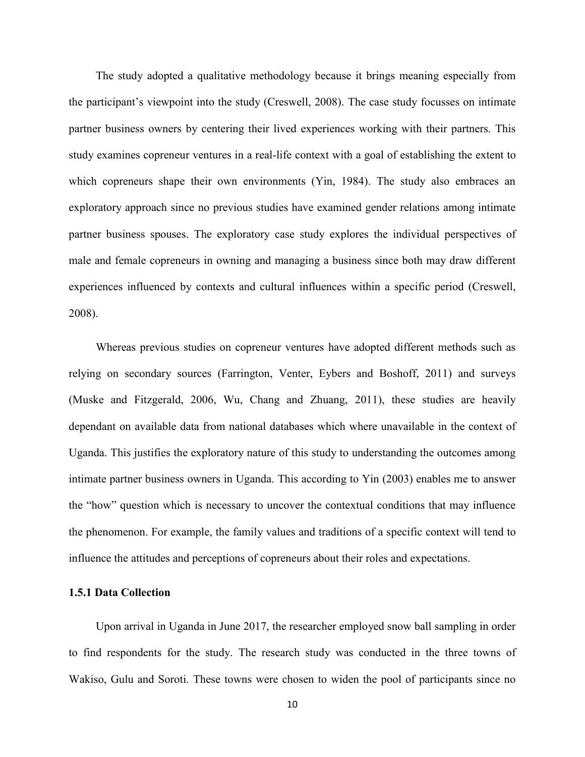The study adopted a qualitative methodology because it brings meaning especially from the participant's viewpoint into the study (Creswell, 2008). The case study focusses on intimate partner business owners by centering their lived experiences working with their partners. This study examines copreneur ventures in a real-life context with a goal of establishing the extent to which copreneurs shape their own environments (Yin, 1984). The study also embraces an exploratory approach since no previous studies have examined gender relations among intimate partner business spouses. The exploratory case study explores the individual perspectives of male and female copreneurs in owning and managing a business since both may draw different experiences influenced by contexts and cultural influences within a specific period (Creswell, 2008).

Whereas previous studies on copreneur ventures have adopted different methods such as relying on secondary sources (Farrington, Venter, Eybers and Boshoff, 2011) and surveys (Muske and Fitzgerald, 2006, Wu, Chang and Zhuang, 2011), these studies are heavily dependant on available data from national databases which where unavailable in the context of Uganda. This justifies the exploratory nature of this study to understanding the outcomes among intimate partner business owners in Uganda. This according to Yin (2003) enables me to answer the "how" question which is necessary to uncover the contextual conditions that may influence the phenomenon. For example, the family values and traditions of a specific context will tend to influence the attitudes and perceptions of copreneurs about their roles and expectations.

### 1.5.1 Data Collection

Upon arrival in Uganda in June 2017, the researcher employed snow ball sampling in order to find respondents for the study. The research study was conducted in the three towns of Wakiso, Gulu and Soroti. These towns were chosen to widen the pool of participants since no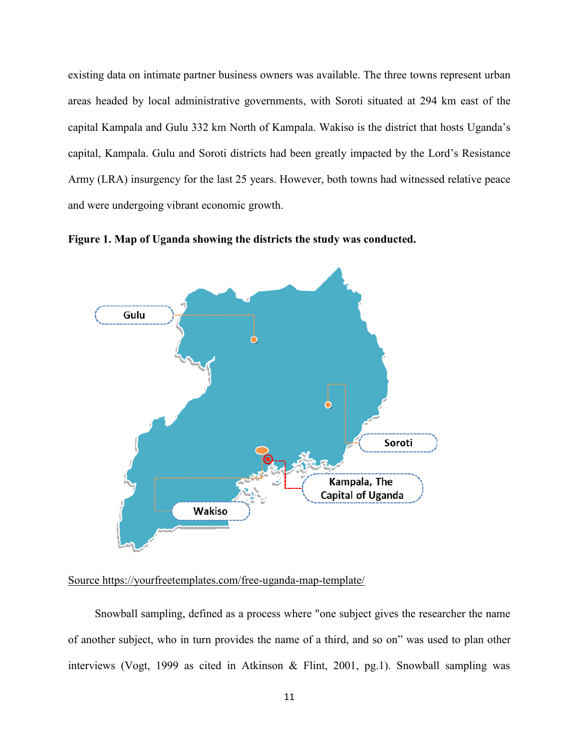existing data on intimate partner business owners was available. The three towns represent urban areas headed by local administrative governments, with Soroti situated at 294 km east of the capital Kampala and Gulu 332 km North of Kampala. Wakiso is the district that hosts Uganda's capital, Kampala. Gulu and Soroti districts had been greatly impacted by the Lord's Resistance Army (LRA) insurgency for the last 25 years. However, both towns had witnessed relative peace and were undergoing vibrant economic growth.

**Figure 1. Map of Uganda showing the districts the study was conducted.**

Source https://yourfreetemplates.com/free-uganda-map-template/

Snowball sampling, defined as a process where "one subject gives the researcher the name of another subject, who in turn provides the name of a third, and so on" was used to plan other interviews (Vogt, 1999 as cited in Atkinson & Flint, 2001, pg.1). Snowball sampling was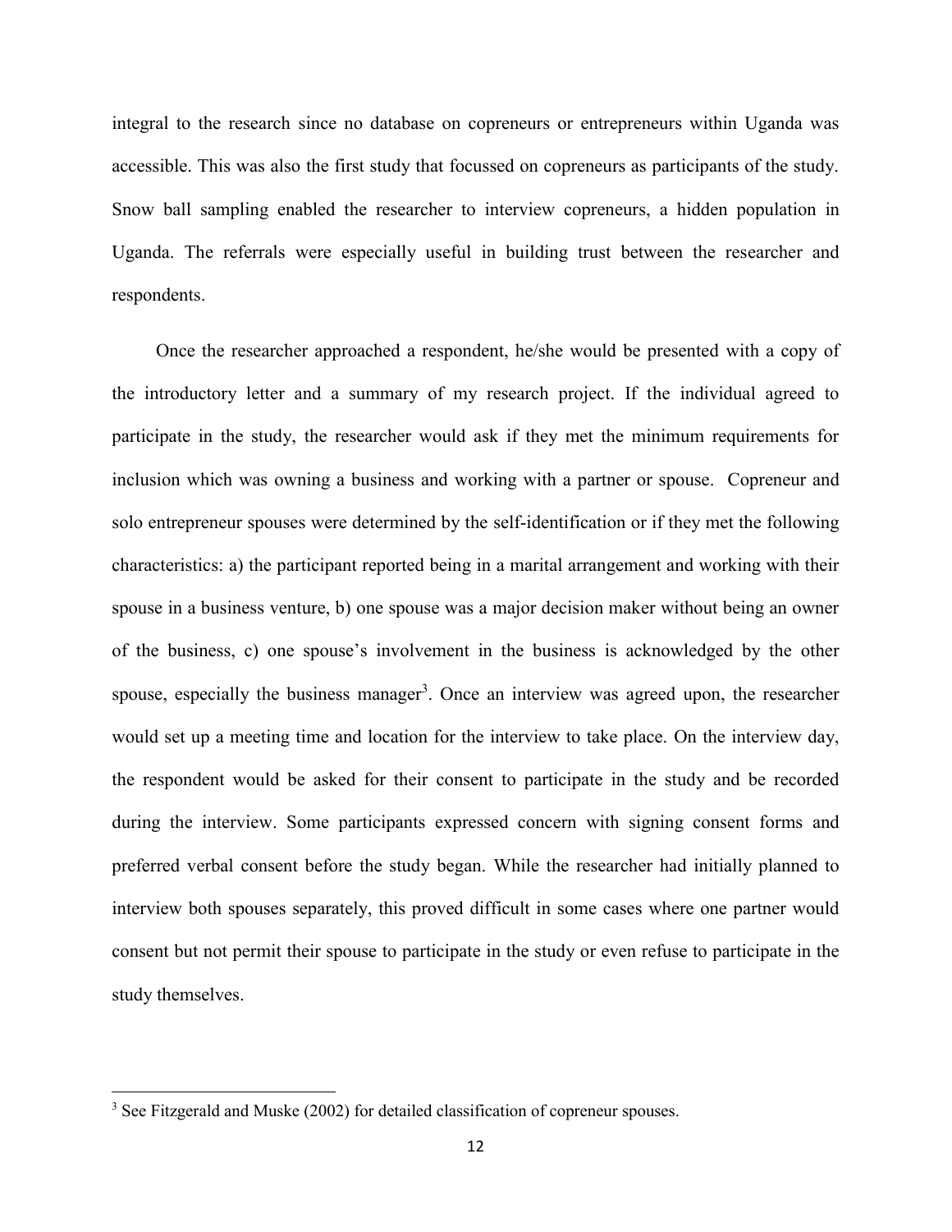integral to the research since no database on copreneurs or entrepreneurs within Uganda was accessible. This was also the first study that focussed on copreneurs as participants of the study. Snow ball sampling enabled the researcher to interview copreneurs, a hidden population in Uganda. The referrals were especially useful in building trust between the researcher and respondents.

Once the researcher approached a respondent, he/she would be presented with a copy of the introductory letter and a summary of my research project. If the individual agreed to participate in the study, the researcher would ask if they met the minimum requirements for inclusion which was owning a business and working with a partner or spouse. Copreneur and solo entrepreneur spouses were determined by the self-identification or if they met the following characteristics: a) the participant reported being in a marital arrangement and working with their spouse in a business venture, b) one spouse was a major decision maker without being an owner of the business, c) one spouse's involvement in the business is acknowledged by the other spouse, especially the business manager[3]. Once an interview was agreed upon, the researcher would set up a meeting time and location for the interview to take place. On the interview day, the respondent would be asked for their consent to participate in the study and be recorded during the interview. Some participants expressed concern with signing consent forms and preferred verbal consent before the study began. While the researcher had initially planned to interview both spouses separately, this proved difficult in some cases where one partner would consent but not permit their spouse to participate in the study or even refuse to participate in the study themselves.

[3] See Fitzgerald and Muske (2002) for detailed classification of copreneur spouses.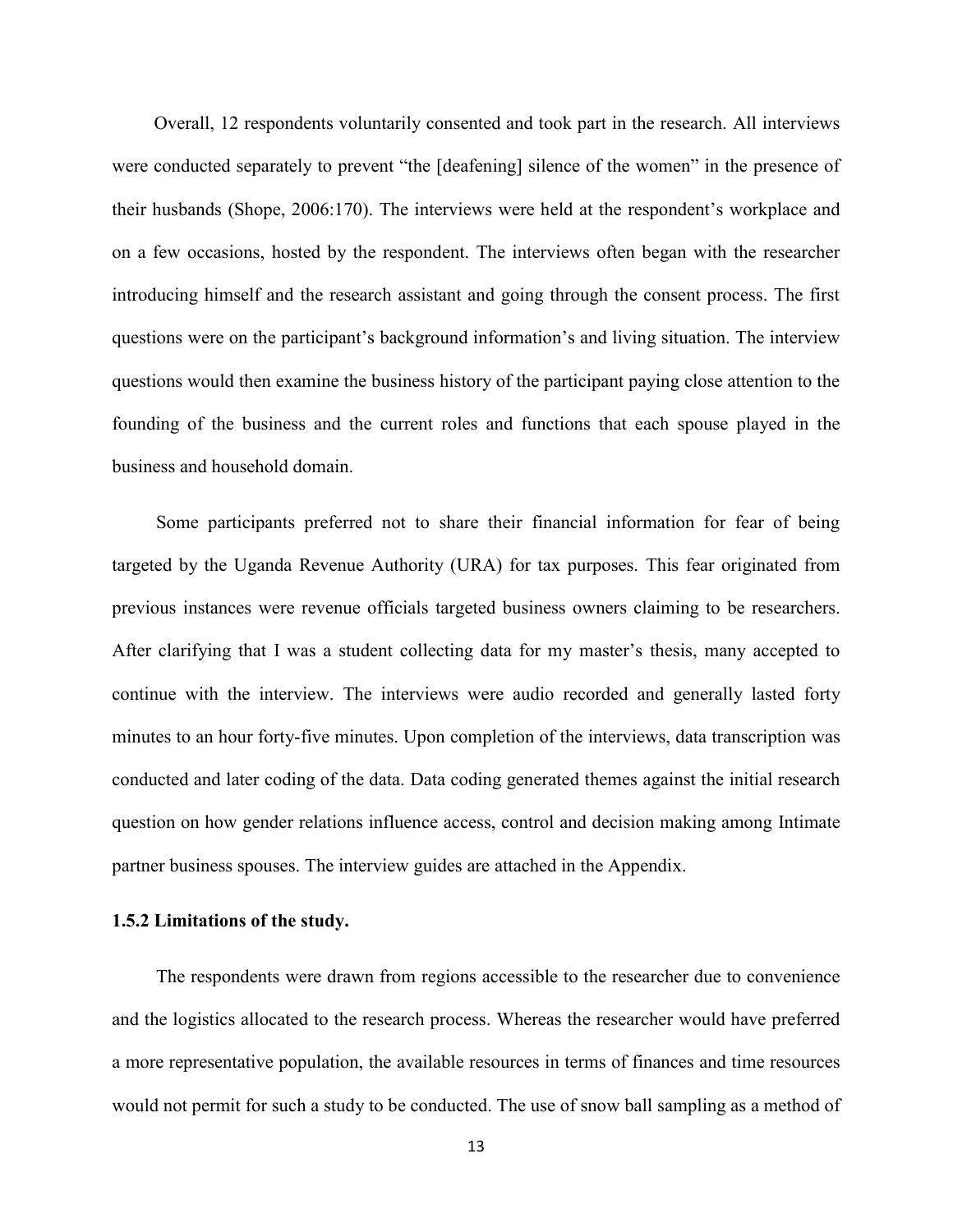Overall, 12 respondents voluntarily consented and took part in the research. All interviews were conducted separately to prevent "the [deafening] silence of the women" in the presence of their husbands (Shope, 2006:170). The interviews were held at the respondent's workplace and on a few occasions, hosted by the respondent. The interviews often began with the researcher introducing himself and the research assistant and going through the consent process. The first questions were on the participant's background information's and living situation. The interview questions would then examine the business history of the participant paying close attention to the founding of the business and the current roles and functions that each spouse played in the business and household domain.

Some participants preferred not to share their financial information for fear of being targeted by the Uganda Revenue Authority (URA) for tax purposes. This fear originated from previous instances were revenue officials targeted business owners claiming to be researchers. After clarifying that I was a student collecting data for my master's thesis, many accepted to continue with the interview. The interviews were audio recorded and generally lasted forty minutes to an hour forty-five minutes. Upon completion of the interviews, data transcription was conducted and later coding of the data. Data coding generated themes against the initial research question on how gender relations influence access, control and decision making among Intimate partner business spouses. The interview guides are attached in the Appendix.

### 1.5.2 Limitations of the study.

The respondents were drawn from regions accessible to the researcher due to convenience and the logistics allocated to the research process. Whereas the researcher would have preferred a more representative population, the available resources in terms of finances and time resources would not permit for such a study to be conducted. The use of snow ball sampling as a method of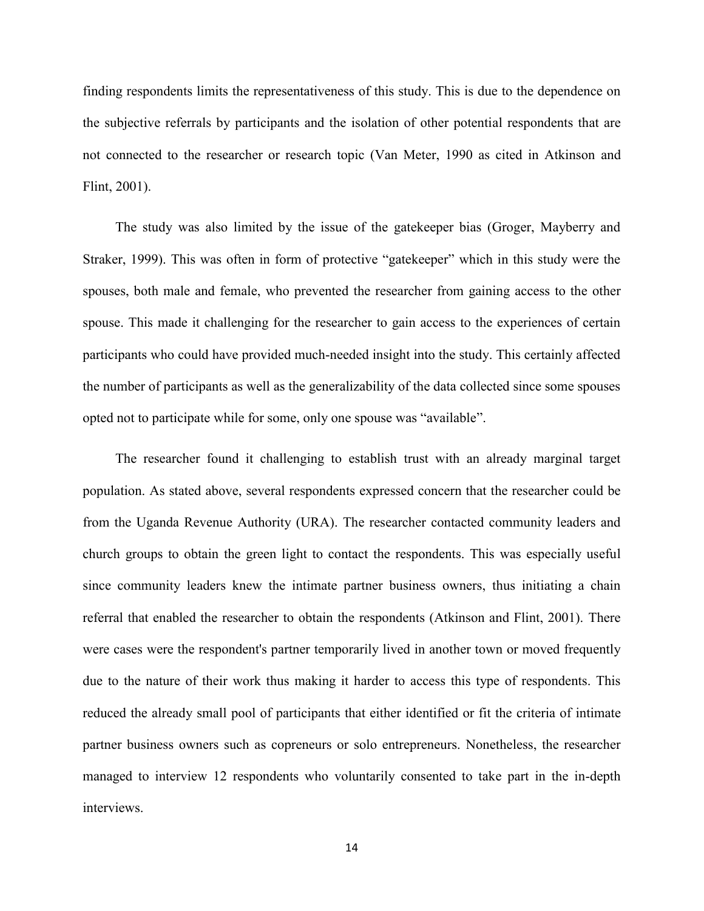finding respondents limits the representativeness of this study. This is due to the dependence on the subjective referrals by participants and the isolation of other potential respondents that are not connected to the researcher or research topic (Van Meter, 1990 as cited in Atkinson and Flint, 2001).

The study was also limited by the issue of the gatekeeper bias (Groger, Mayberry and Straker, 1999). This was often in form of protective "gatekeeper" which in this study were the spouses, both male and female, who prevented the researcher from gaining access to the other spouse. This made it challenging for the researcher to gain access to the experiences of certain participants who could have provided much-needed insight into the study. This certainly affected the number of participants as well as the generalizability of the data collected since some spouses opted not to participate while for some, only one spouse was "available".

The researcher found it challenging to establish trust with an already marginal target population. As stated above, several respondents expressed concern that the researcher could be from the Uganda Revenue Authority (URA). The researcher contacted community leaders and church groups to obtain the green light to contact the respondents. This was especially useful since community leaders knew the intimate partner business owners, thus initiating a chain referral that enabled the researcher to obtain the respondents (Atkinson and Flint, 2001). There were cases were the respondent's partner temporarily lived in another town or moved frequently due to the nature of their work thus making it harder to access this type of respondents. This reduced the already small pool of participants that either identified or fit the criteria of intimate partner business owners such as copreneurs or solo entrepreneurs. Nonetheless, the researcher managed to interview 12 respondents who voluntarily consented to take part in the in-depth interviews.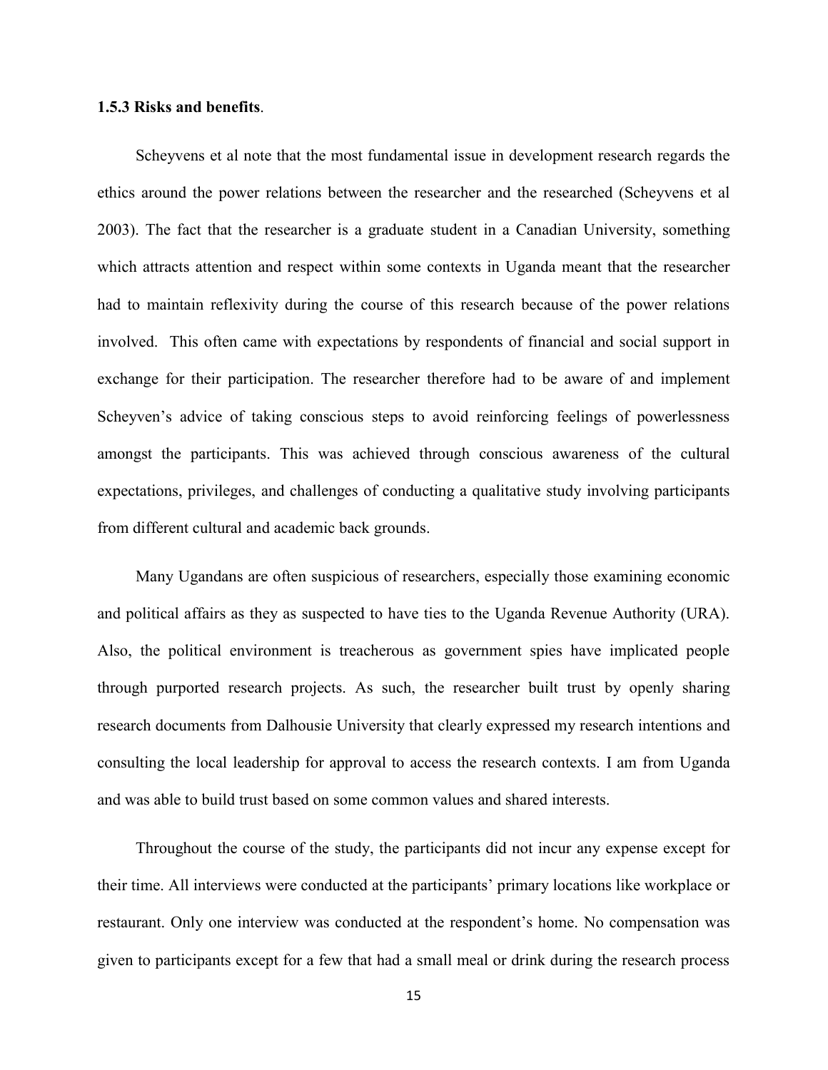### 1.5.3 Risks and benefits.

Scheyvens et al note that the most fundamental issue in development research regards the ethics around the power relations between the researcher and the researched (Scheyvens et al 2003). The fact that the researcher is a graduate student in a Canadian University, something which attracts attention and respect within some contexts in Uganda meant that the researcher had to maintain reflexivity during the course of this research because of the power relations involved. This often came with expectations by respondents of financial and social support in exchange for their participation. The researcher therefore had to be aware of and implement Scheyven's advice of taking conscious steps to avoid reinforcing feelings of powerlessness amongst the participants. This was achieved through conscious awareness of the cultural expectations, privileges, and challenges of conducting a qualitative study involving participants from different cultural and academic back grounds.

Many Ugandans are often suspicious of researchers, especially those examining economic and political affairs as they as suspected to have ties to the Uganda Revenue Authority (URA). Also, the political environment is treacherous as government spies have implicated people through purported research projects. As such, the researcher built trust by openly sharing research documents from Dalhousie University that clearly expressed my research intentions and consulting the local leadership for approval to access the research contexts. I am from Uganda and was able to build trust based on some common values and shared interests.

Throughout the course of the study, the participants did not incur any expense except for their time. All interviews were conducted at the participants' primary locations like workplace or restaurant. Only one interview was conducted at the respondent's home. No compensation was given to participants except for a few that had a small meal or drink during the research process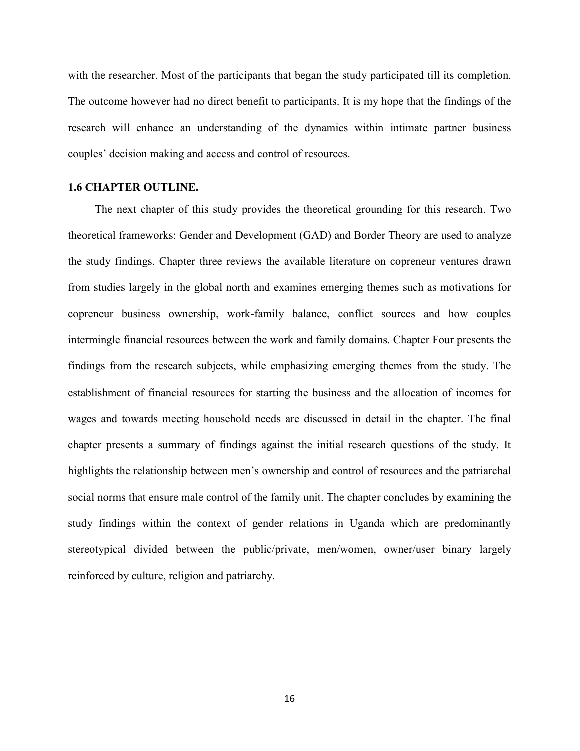with the researcher. Most of the participants that began the study participated till its completion. The outcome however had no direct benefit to participants. It is my hope that the findings of the research will enhance an understanding of the dynamics within intimate partner business couples' decision making and access and control of resources.

### 1.6 CHAPTER OUTLINE.

The next chapter of this study provides the theoretical grounding for this research. Two theoretical frameworks: Gender and Development (GAD) and Border Theory are used to analyze the study findings. Chapter three reviews the available literature on copreneur ventures drawn from studies largely in the global north and examines emerging themes such as motivations for copreneur business ownership, work-family balance, conflict sources and how couples intermingle financial resources between the work and family domains. Chapter Four presents the findings from the research subjects, while emphasizing emerging themes from the study. The establishment of financial resources for starting the business and the allocation of incomes for wages and towards meeting household needs are discussed in detail in the chapter. The final chapter presents a summary of findings against the initial research questions of the study. It highlights the relationship between men's ownership and control of resources and the patriarchal social norms that ensure male control of the family unit. The chapter concludes by examining the study findings within the context of gender relations in Uganda which are predominantly stereotypical divided between the public/private, men/women, owner/user binary largely reinforced by culture, religion and patriarchy.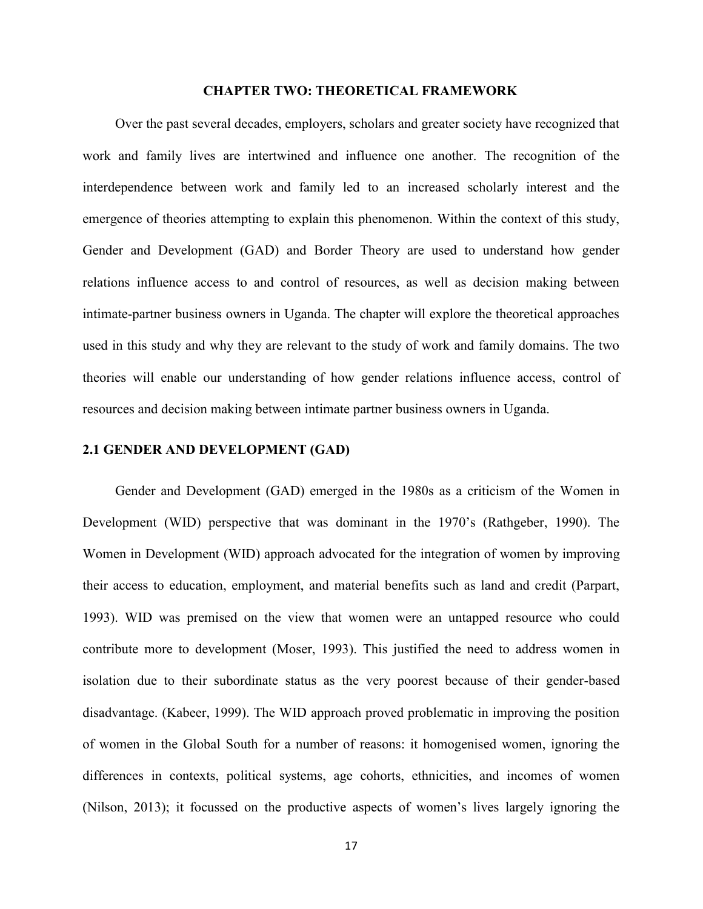# CHAPTER TWO: THEORETICAL FRAMEWORK

Over the past several decades, employers, scholars and greater society have recognized that work and family lives are intertwined and influence one another. The recognition of the interdependence between work and family led to an increased scholarly interest and the emergence of theories attempting to explain this phenomenon. Within the context of this study, Gender and Development (GAD) and Border Theory are used to understand how gender relations influence access to and control of resources, as well as decision making between intimate-partner business owners in Uganda. The chapter will explore the theoretical approaches used in this study and why they are relevant to the study of work and family domains. The two theories will enable our understanding of how gender relations influence access, control of resources and decision making between intimate partner business owners in Uganda.

## 2.1 GENDER AND DEVELOPMENT (GAD)

Gender and Development (GAD) emerged in the 1980s as a criticism of the Women in Development (WID) perspective that was dominant in the 1970's (Rathgeber, 1990). The Women in Development (WID) approach advocated for the integration of women by improving their access to education, employment, and material benefits such as land and credit (Parpart, 1993). WID was premised on the view that women were an untapped resource who could contribute more to development (Moser, 1993). This justified the need to address women in isolation due to their subordinate status as the very poorest because of their gender-based disadvantage. (Kabeer, 1999). The WID approach proved problematic in improving the position of women in the Global South for a number of reasons: it homogenised women, ignoring the differences in contexts, political systems, age cohorts, ethnicities, and incomes of women (Nilson, 2013); it focussed on the productive aspects of women's lives largely ignoring the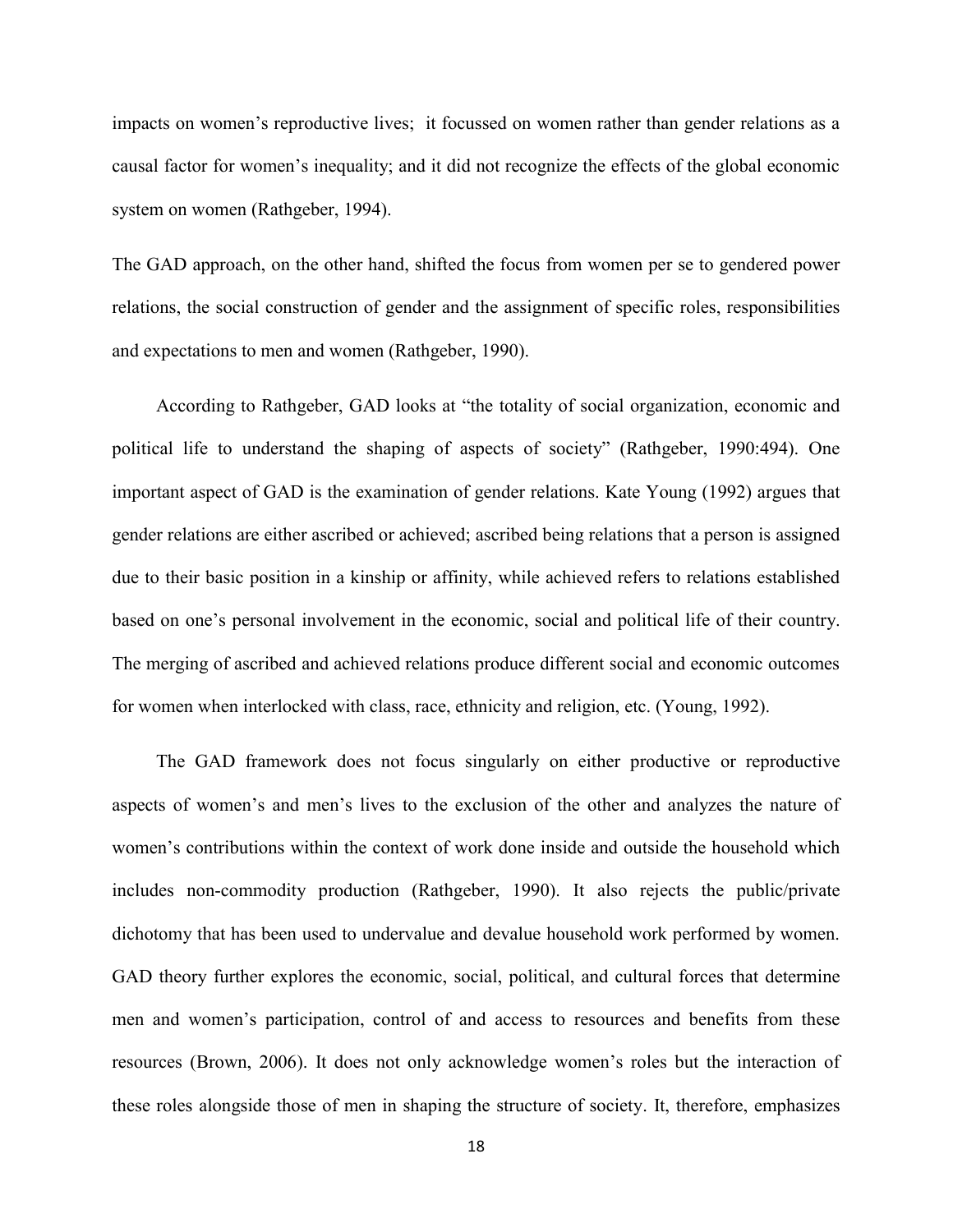impacts on women's reproductive lives; it focussed on women rather than gender relations as a causal factor for women's inequality; and it did not recognize the effects of the global economic system on women (Rathgeber, 1994).

The GAD approach, on the other hand, shifted the focus from women per se to gendered power relations, the social construction of gender and the assignment of specific roles, responsibilities and expectations to men and women (Rathgeber, 1990).

According to Rathgeber, GAD looks at "the totality of social organization, economic and political life to understand the shaping of aspects of society" (Rathgeber, 1990:494). One important aspect of GAD is the examination of gender relations. Kate Young (1992) argues that gender relations are either ascribed or achieved; ascribed being relations that a person is assigned due to their basic position in a kinship or affinity, while achieved refers to relations established based on one's personal involvement in the economic, social and political life of their country. The merging of ascribed and achieved relations produce different social and economic outcomes for women when interlocked with class, race, ethnicity and religion, etc. (Young, 1992).

The GAD framework does not focus singularly on either productive or reproductive aspects of women's and men's lives to the exclusion of the other and analyzes the nature of women's contributions within the context of work done inside and outside the household which includes non-commodity production (Rathgeber, 1990). It also rejects the public/private dichotomy that has been used to undervalue and devalue household work performed by women. GAD theory further explores the economic, social, political, and cultural forces that determine men and women's participation, control of and access to resources and benefits from these resources (Brown, 2006). It does not only acknowledge women's roles but the interaction of these roles alongside those of men in shaping the structure of society. It, therefore, emphasizes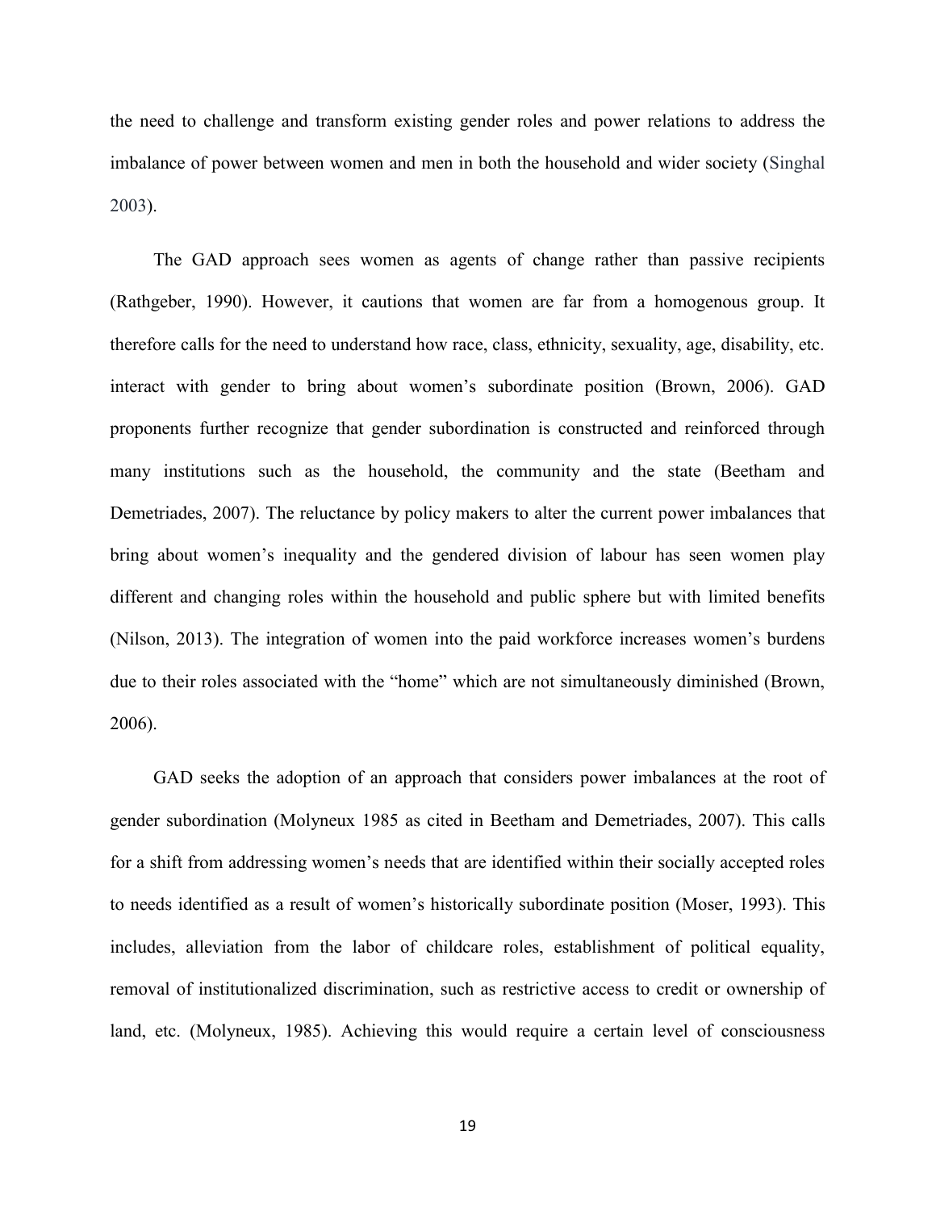the need to challenge and transform existing gender roles and power relations to address the imbalance of power between women and men in both the household and wider society (Singhal 2003).

The GAD approach sees women as agents of change rather than passive recipients (Rathgeber, 1990). However, it cautions that women are far from a homogenous group. It therefore calls for the need to understand how race, class, ethnicity, sexuality, age, disability, etc. interact with gender to bring about women's subordinate position (Brown, 2006). GAD proponents further recognize that gender subordination is constructed and reinforced through many institutions such as the household, the community and the state (Beetham and Demetriades, 2007). The reluctance by policy makers to alter the current power imbalances that bring about women's inequality and the gendered division of labour has seen women play different and changing roles within the household and public sphere but with limited benefits (Nilson, 2013). The integration of women into the paid workforce increases women's burdens due to their roles associated with the "home" which are not simultaneously diminished (Brown, 2006).

GAD seeks the adoption of an approach that considers power imbalances at the root of gender subordination (Molyneux 1985 as cited in Beetham and Demetriades, 2007). This calls for a shift from addressing women's needs that are identified within their socially accepted roles to needs identified as a result of women's historically subordinate position (Moser, 1993). This includes, alleviation from the labor of childcare roles, establishment of political equality, removal of institutionalized discrimination, such as restrictive access to credit or ownership of land, etc. (Molyneux, 1985). Achieving this would require a certain level of consciousness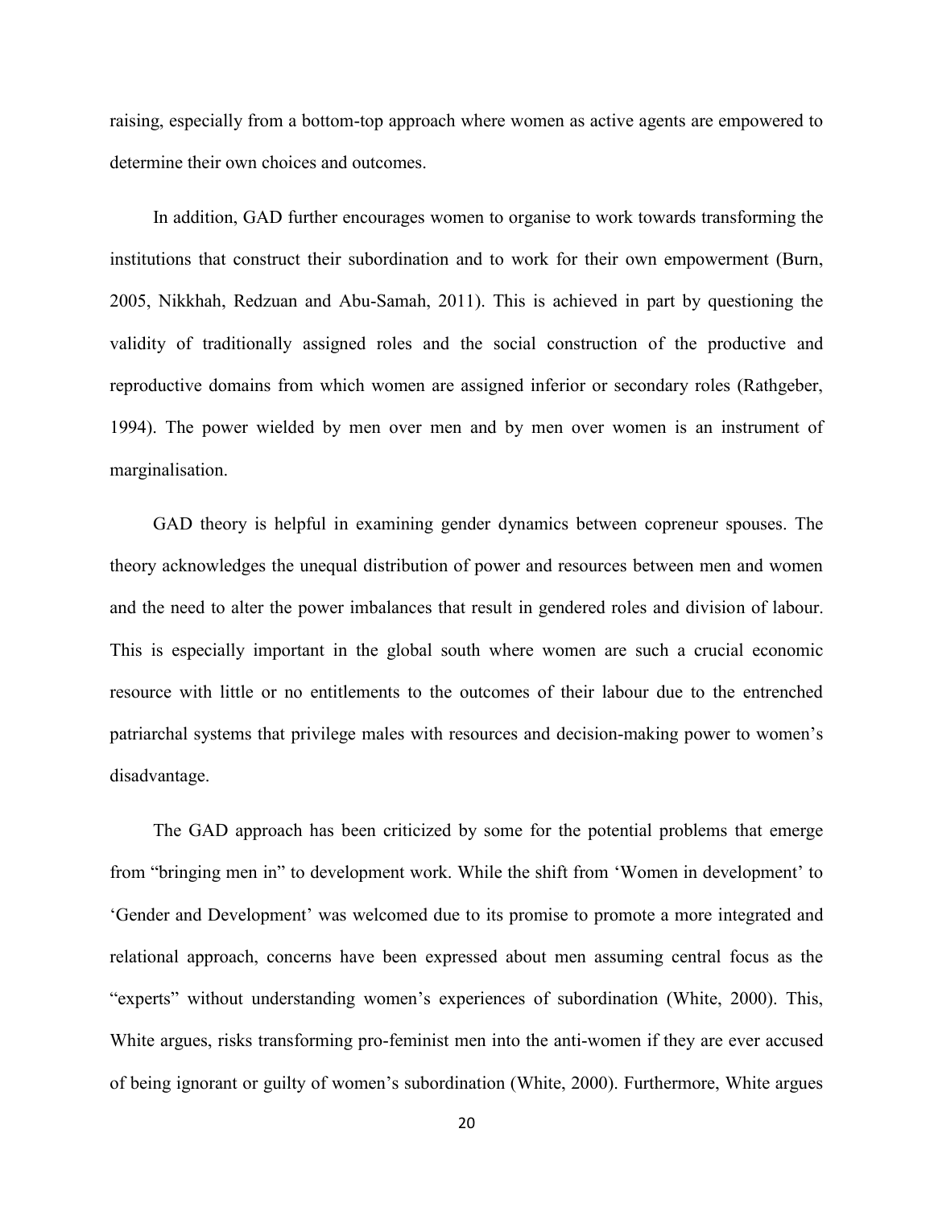raising, especially from a bottom-top approach where women as active agents are empowered to determine their own choices and outcomes.

In addition, GAD further encourages women to organise to work towards transforming the institutions that construct their subordination and to work for their own empowerment (Burn, 2005, Nikkhah, Redzuan and Abu-Samah, 2011). This is achieved in part by questioning the validity of traditionally assigned roles and the social construction of the productive and reproductive domains from which women are assigned inferior or secondary roles (Rathgeber, 1994). The power wielded by men over men and by men over women is an instrument of marginalisation.

GAD theory is helpful in examining gender dynamics between copreneur spouses. The theory acknowledges the unequal distribution of power and resources between men and women and the need to alter the power imbalances that result in gendered roles and division of labour. This is especially important in the global south where women are such a crucial economic resource with little or no entitlements to the outcomes of their labour due to the entrenched patriarchal systems that privilege males with resources and decision-making power to women's disadvantage.

The GAD approach has been criticized by some for the potential problems that emerge from "bringing men in" to development work. While the shift from 'Women in development' to 'Gender and Development' was welcomed due to its promise to promote a more integrated and relational approach, concerns have been expressed about men assuming central focus as the "experts" without understanding women's experiences of subordination (White, 2000). This, White argues, risks transforming pro-feminist men into the anti-women if they are ever accused of being ignorant or guilty of women's subordination (White, 2000). Furthermore, White argues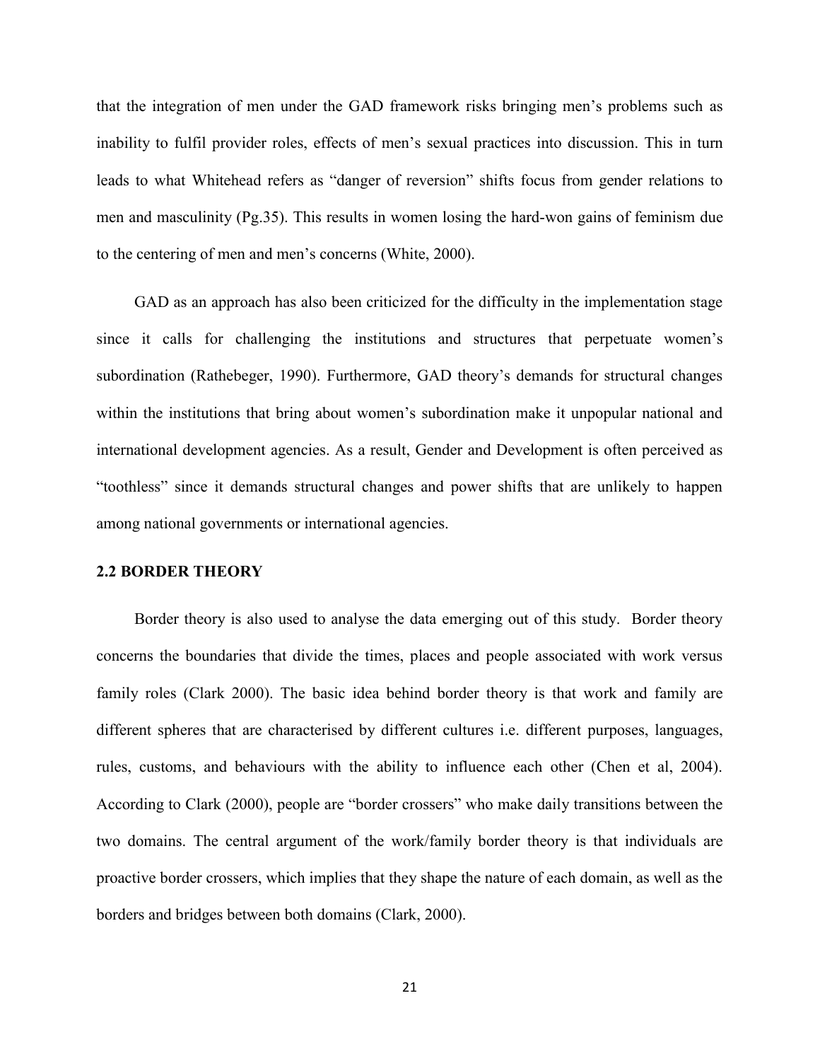that the integration of men under the GAD framework risks bringing men's problems such as inability to fulfil provider roles, effects of men's sexual practices into discussion. This in turn leads to what Whitehead refers as "danger of reversion" shifts focus from gender relations to men and masculinity (Pg.35). This results in women losing the hard-won gains of feminism due to the centering of men and men's concerns (White, 2000).

GAD as an approach has also been criticized for the difficulty in the implementation stage since it calls for challenging the institutions and structures that perpetuate women's subordination (Rathebeger, 1990). Furthermore, GAD theory's demands for structural changes within the institutions that bring about women's subordination make it unpopular national and international development agencies. As a result, Gender and Development is often perceived as "toothless" since it demands structural changes and power shifts that are unlikely to happen among national governments or international agencies.

## 2.2 BORDER THEORY

Border theory is also used to analyse the data emerging out of this study. Border theory concerns the boundaries that divide the times, places and people associated with work versus family roles (Clark 2000). The basic idea behind border theory is that work and family are different spheres that are characterised by different cultures i.e. different purposes, languages, rules, customs, and behaviours with the ability to influence each other (Chen et al, 2004). According to Clark (2000), people are "border crossers" who make daily transitions between the two domains. The central argument of the work/family border theory is that individuals are proactive border crossers, which implies that they shape the nature of each domain, as well as the borders and bridges between both domains (Clark, 2000).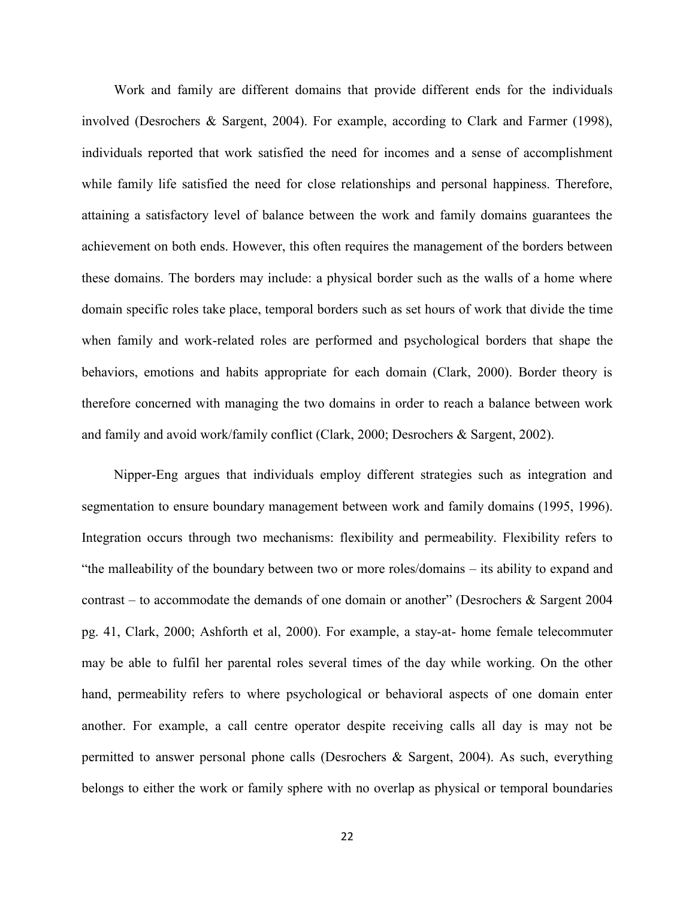Work and family are different domains that provide different ends for the individuals involved (Desrochers & Sargent, 2004). For example, according to Clark and Farmer (1998), individuals reported that work satisfied the need for incomes and a sense of accomplishment while family life satisfied the need for close relationships and personal happiness. Therefore, attaining a satisfactory level of balance between the work and family domains guarantees the achievement on both ends. However, this often requires the management of the borders between these domains. The borders may include: a physical border such as the walls of a home where domain specific roles take place, temporal borders such as set hours of work that divide the time when family and work-related roles are performed and psychological borders that shape the behaviors, emotions and habits appropriate for each domain (Clark, 2000). Border theory is therefore concerned with managing the two domains in order to reach a balance between work and family and avoid work/family conflict (Clark, 2000; Desrochers & Sargent, 2002).

Nipper-Eng argues that individuals employ different strategies such as integration and segmentation to ensure boundary management between work and family domains (1995, 1996). Integration occurs through two mechanisms: flexibility and permeability. Flexibility refers to "the malleability of the boundary between two or more roles/domains – its ability to expand and contrast – to accommodate the demands of one domain or another" (Desrochers & Sargent 2004 pg. 41, Clark, 2000; Ashforth et al, 2000). For example, a stay-at- home female telecommuter may be able to fulfil her parental roles several times of the day while working. On the other hand, permeability refers to where psychological or behavioral aspects of one domain enter another. For example, a call centre operator despite receiving calls all day is may not be permitted to answer personal phone calls (Desrochers & Sargent, 2004). As such, everything belongs to either the work or family sphere with no overlap as physical or temporal boundaries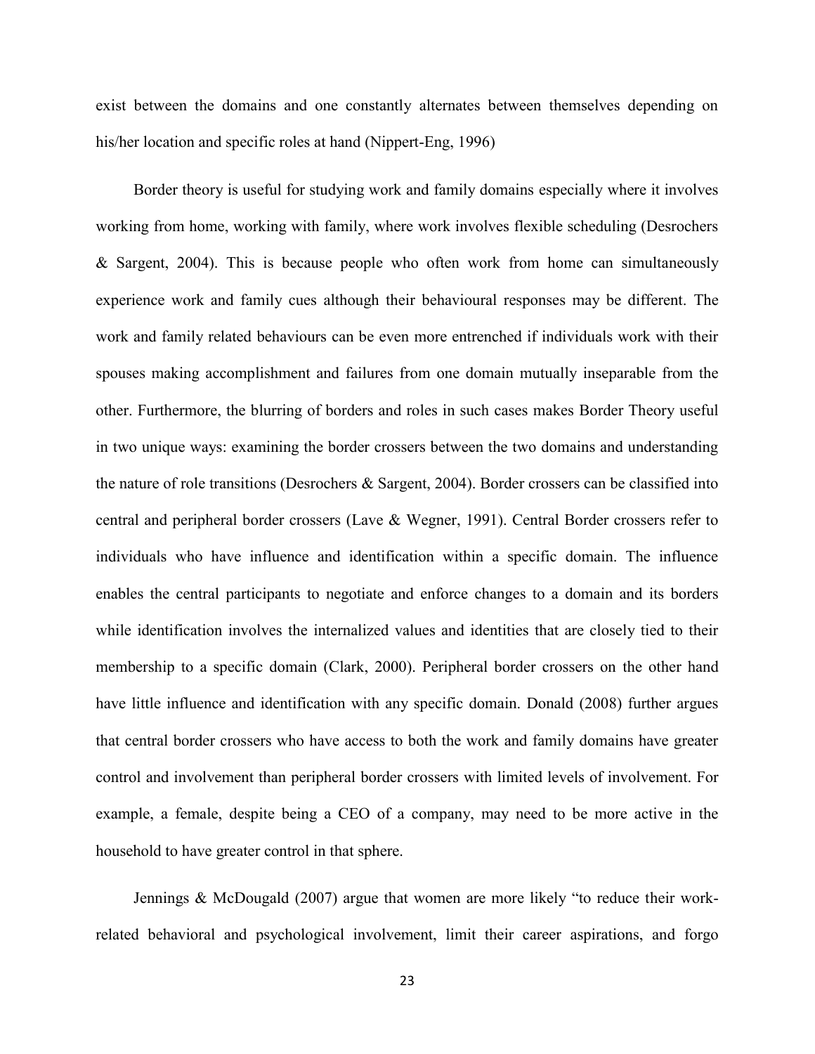exist between the domains and one constantly alternates between themselves depending on his/her location and specific roles at hand (Nippert-Eng, 1996)

Border theory is useful for studying work and family domains especially where it involves working from home, working with family, where work involves flexible scheduling (Desrochers & Sargent, 2004). This is because people who often work from home can simultaneously experience work and family cues although their behavioural responses may be different. The work and family related behaviours can be even more entrenched if individuals work with their spouses making accomplishment and failures from one domain mutually inseparable from the other. Furthermore, the blurring of borders and roles in such cases makes Border Theory useful in two unique ways: examining the border crossers between the two domains and understanding the nature of role transitions (Desrochers & Sargent, 2004). Border crossers can be classified into central and peripheral border crossers (Lave & Wegner, 1991). Central Border crossers refer to individuals who have influence and identification within a specific domain. The influence enables the central participants to negotiate and enforce changes to a domain and its borders while identification involves the internalized values and identities that are closely tied to their membership to a specific domain (Clark, 2000). Peripheral border crossers on the other hand have little influence and identification with any specific domain. Donald (2008) further argues that central border crossers who have access to both the work and family domains have greater control and involvement than peripheral border crossers with limited levels of involvement. For example, a female, despite being a CEO of a company, may need to be more active in the household to have greater control in that sphere.

Jennings & McDougald (2007) argue that women are more likely "to reduce their work-related behavioral and psychological involvement, limit their career aspirations, and forgo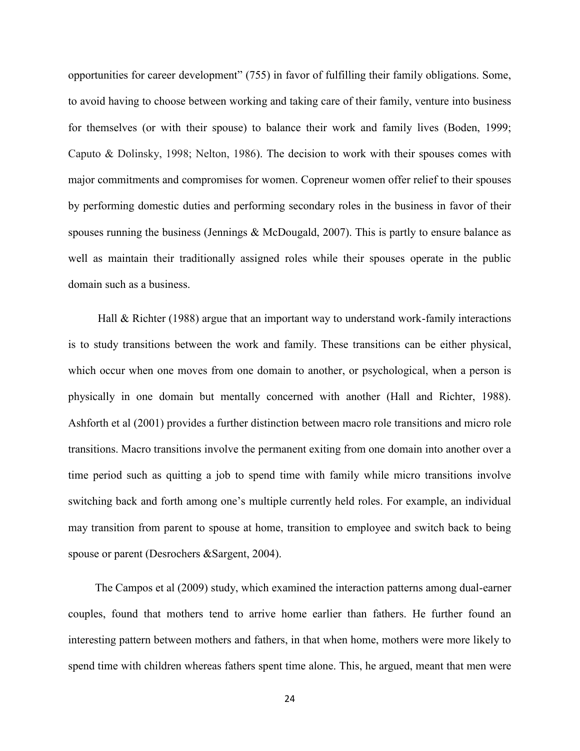opportunities for career development" (755) in favor of fulfilling their family obligations. Some, to avoid having to choose between working and taking care of their family, venture into business for themselves (or with their spouse) to balance their work and family lives (Boden, 1999; Caputo & Dolinsky, 1998; Nelton, 1986). The decision to work with their spouses comes with major commitments and compromises for women. Copreneur women offer relief to their spouses by performing domestic duties and performing secondary roles in the business in favor of their spouses running the business (Jennings & McDougald, 2007). This is partly to ensure balance as well as maintain their traditionally assigned roles while their spouses operate in the public domain such as a business.

Hall & Richter (1988) argue that an important way to understand work-family interactions is to study transitions between the work and family. These transitions can be either physical, which occur when one moves from one domain to another, or psychological, when a person is physically in one domain but mentally concerned with another (Hall and Richter, 1988). Ashforth et al (2001) provides a further distinction between macro role transitions and micro role transitions. Macro transitions involve the permanent exiting from one domain into another over a time period such as quitting a job to spend time with family while micro transitions involve switching back and forth among one's multiple currently held roles. For example, an individual may transition from parent to spouse at home, transition to employee and switch back to being spouse or parent (Desrochers &Sargent, 2004).

The Campos et al (2009) study, which examined the interaction patterns among dual-earner couples, found that mothers tend to arrive home earlier than fathers. He further found an interesting pattern between mothers and fathers, in that when home, mothers were more likely to spend time with children whereas fathers spent time alone. This, he argued, meant that men were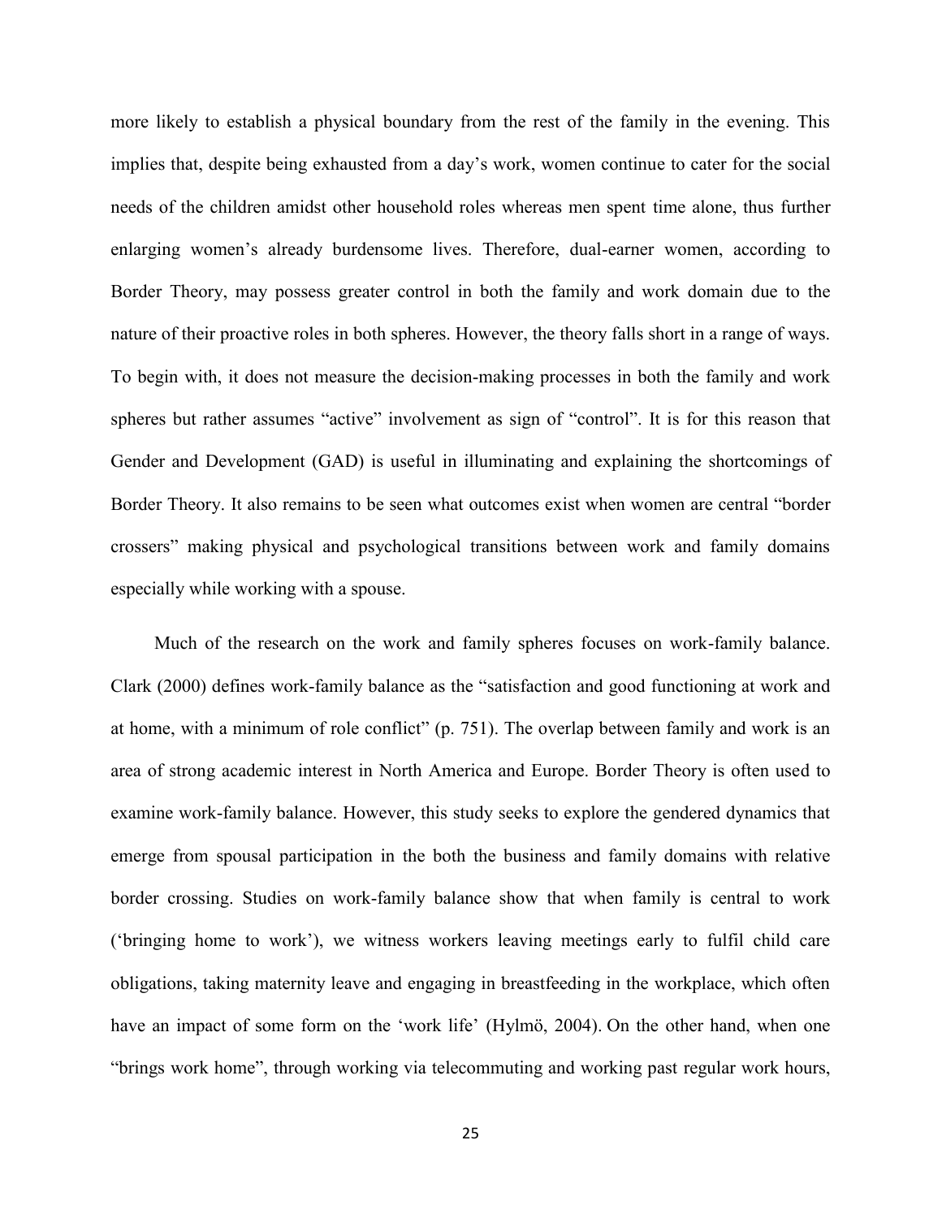more likely to establish a physical boundary from the rest of the family in the evening. This implies that, despite being exhausted from a day's work, women continue to cater for the social needs of the children amidst other household roles whereas men spent time alone, thus further enlarging women's already burdensome lives. Therefore, dual-earner women, according to Border Theory, may possess greater control in both the family and work domain due to the nature of their proactive roles in both spheres. However, the theory falls short in a range of ways. To begin with, it does not measure the decision-making processes in both the family and work spheres but rather assumes "active" involvement as sign of "control". It is for this reason that Gender and Development (GAD) is useful in illuminating and explaining the shortcomings of Border Theory. It also remains to be seen what outcomes exist when women are central "border crossers" making physical and psychological transitions between work and family domains especially while working with a spouse.

Much of the research on the work and family spheres focuses on work-family balance. Clark (2000) defines work-family balance as the "satisfaction and good functioning at work and at home, with a minimum of role conflict" (p. 751). The overlap between family and work is an area of strong academic interest in North America and Europe. Border Theory is often used to examine work-family balance. However, this study seeks to explore the gendered dynamics that emerge from spousal participation in the both the business and family domains with relative border crossing. Studies on work-family balance show that when family is central to work ('bringing home to work'), we witness workers leaving meetings early to fulfil child care obligations, taking maternity leave and engaging in breastfeeding in the workplace, which often have an impact of some form on the 'work life' (Hylmö, 2004). On the other hand, when one "brings work home", through working via telecommuting and working past regular work hours,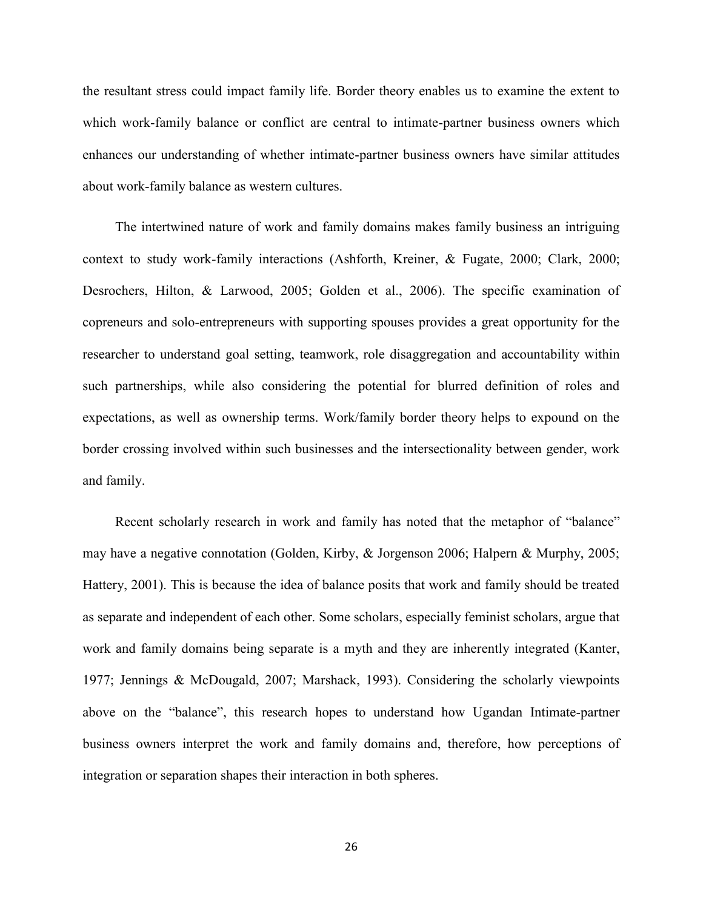the resultant stress could impact family life. Border theory enables us to examine the extent to which work-family balance or conflict are central to intimate-partner business owners which enhances our understanding of whether intimate-partner business owners have similar attitudes about work-family balance as western cultures.

The intertwined nature of work and family domains makes family business an intriguing context to study work-family interactions (Ashforth, Kreiner, & Fugate, 2000; Clark, 2000; Desrochers, Hilton, & Larwood, 2005; Golden et al., 2006). The specific examination of copreneurs and solo-entrepreneurs with supporting spouses provides a great opportunity for the researcher to understand goal setting, teamwork, role disaggregation and accountability within such partnerships, while also considering the potential for blurred definition of roles and expectations, as well as ownership terms. Work/family border theory helps to expound on the border crossing involved within such businesses and the intersectionality between gender, work and family.

Recent scholarly research in work and family has noted that the metaphor of "balance" may have a negative connotation (Golden, Kirby, & Jorgenson 2006; Halpern & Murphy, 2005; Hattery, 2001). This is because the idea of balance posits that work and family should be treated as separate and independent of each other. Some scholars, especially feminist scholars, argue that work and family domains being separate is a myth and they are inherently integrated (Kanter, 1977; Jennings & McDougald, 2007; Marshack, 1993). Considering the scholarly viewpoints above on the "balance", this research hopes to understand how Ugandan Intimate-partner business owners interpret the work and family domains and, therefore, how perceptions of integration or separation shapes their interaction in both spheres.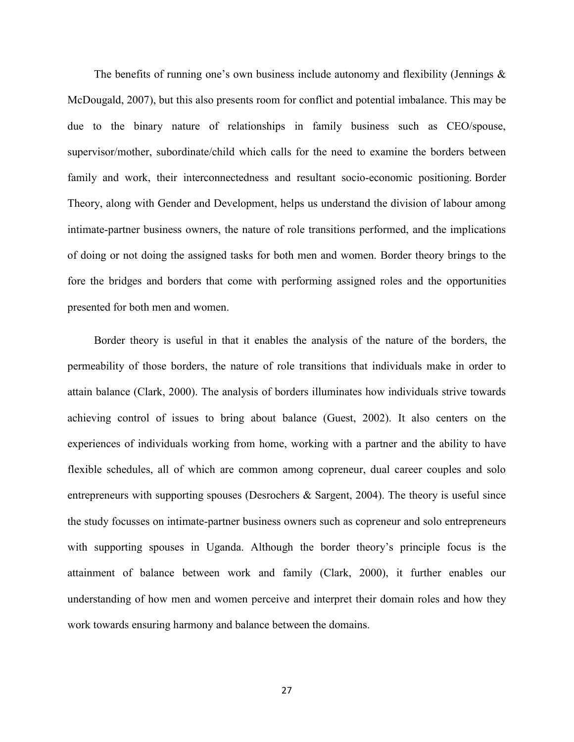The benefits of running one's own business include autonomy and flexibility (Jennings & McDougald, 2007), but this also presents room for conflict and potential imbalance. This may be due to the binary nature of relationships in family business such as CEO/spouse, supervisor/mother, subordinate/child which calls for the need to examine the borders between family and work, their interconnectedness and resultant socio-economic positioning. Border Theory, along with Gender and Development, helps us understand the division of labour among intimate-partner business owners, the nature of role transitions performed, and the implications of doing or not doing the assigned tasks for both men and women. Border theory brings to the fore the bridges and borders that come with performing assigned roles and the opportunities presented for both men and women.

Border theory is useful in that it enables the analysis of the nature of the borders, the permeability of those borders, the nature of role transitions that individuals make in order to attain balance (Clark, 2000). The analysis of borders illuminates how individuals strive towards achieving control of issues to bring about balance (Guest, 2002). It also centers on the experiences of individuals working from home, working with a partner and the ability to have flexible schedules, all of which are common among copreneur, dual career couples and solo entrepreneurs with supporting spouses (Desrochers & Sargent, 2004). The theory is useful since the study focusses on intimate-partner business owners such as copreneur and solo entrepreneurs with supporting spouses in Uganda. Although the border theory's principle focus is the attainment of balance between work and family (Clark, 2000), it further enables our understanding of how men and women perceive and interpret their domain roles and how they work towards ensuring harmony and balance between the domains.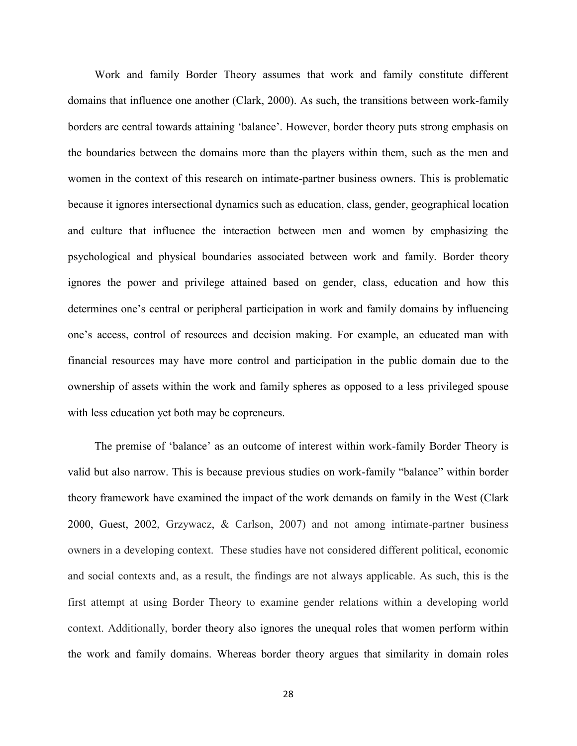Work and family Border Theory assumes that work and family constitute different domains that influence one another (Clark, 2000). As such, the transitions between work-family borders are central towards attaining 'balance'. However, border theory puts strong emphasis on the boundaries between the domains more than the players within them, such as the men and women in the context of this research on intimate-partner business owners. This is problematic because it ignores intersectional dynamics such as education, class, gender, geographical location and culture that influence the interaction between men and women by emphasizing the psychological and physical boundaries associated between work and family. Border theory ignores the power and privilege attained based on gender, class, education and how this determines one's central or peripheral participation in work and family domains by influencing one's access, control of resources and decision making. For example, an educated man with financial resources may have more control and participation in the public domain due to the ownership of assets within the work and family spheres as opposed to a less privileged spouse with less education yet both may be copreneurs.

The premise of 'balance' as an outcome of interest within work-family Border Theory is valid but also narrow. This is because previous studies on work-family "balance" within border theory framework have examined the impact of the work demands on family in the West (Clark 2000, Guest, 2002, Grzywacz, & Carlson, 2007) and not among intimate-partner business owners in a developing context. These studies have not considered different political, economic and social contexts and, as a result, the findings are not always applicable. As such, this is the first attempt at using Border Theory to examine gender relations within a developing world context. Additionally, border theory also ignores the unequal roles that women perform within the work and family domains. Whereas border theory argues that similarity in domain roles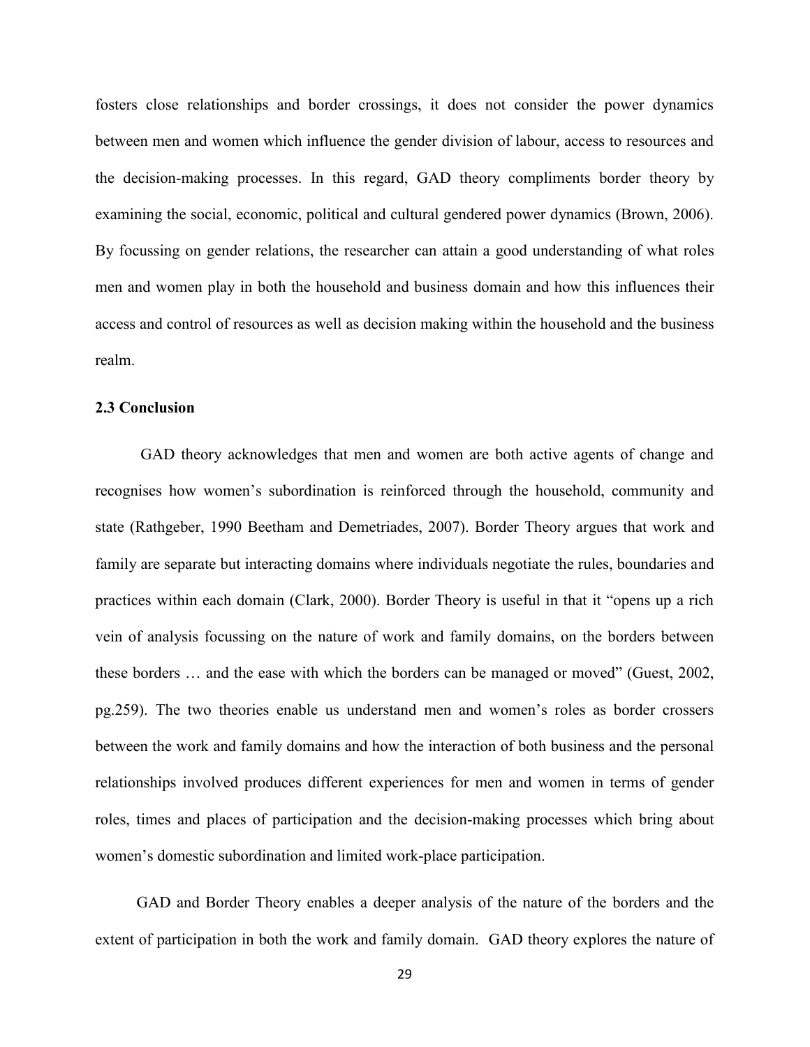fosters close relationships and border crossings, it does not consider the power dynamics between men and women which influence the gender division of labour, access to resources and the decision-making processes. In this regard, GAD theory compliments border theory by examining the social, economic, political and cultural gendered power dynamics (Brown, 2006). By focussing on gender relations, the researcher can attain a good understanding of what roles men and women play in both the household and business domain and how this influences their access and control of resources as well as decision making within the household and the business realm.

### 2.3 Conclusion

GAD theory acknowledges that men and women are both active agents of change and recognises how women's subordination is reinforced through the household, community and state (Rathgeber, 1990 Beetham and Demetriades, 2007). Border Theory argues that work and family are separate but interacting domains where individuals negotiate the rules, boundaries and practices within each domain (Clark, 2000). Border Theory is useful in that it "opens up a rich vein of analysis focussing on the nature of work and family domains, on the borders between these borders … and the ease with which the borders can be managed or moved" (Guest, 2002, pg.259). The two theories enable us understand men and women's roles as border crossers between the work and family domains and how the interaction of both business and the personal relationships involved produces different experiences for men and women in terms of gender roles, times and places of participation and the decision-making processes which bring about women's domestic subordination and limited work-place participation.

GAD and Border Theory enables a deeper analysis of the nature of the borders and the extent of participation in both the work and family domain. GAD theory explores the nature of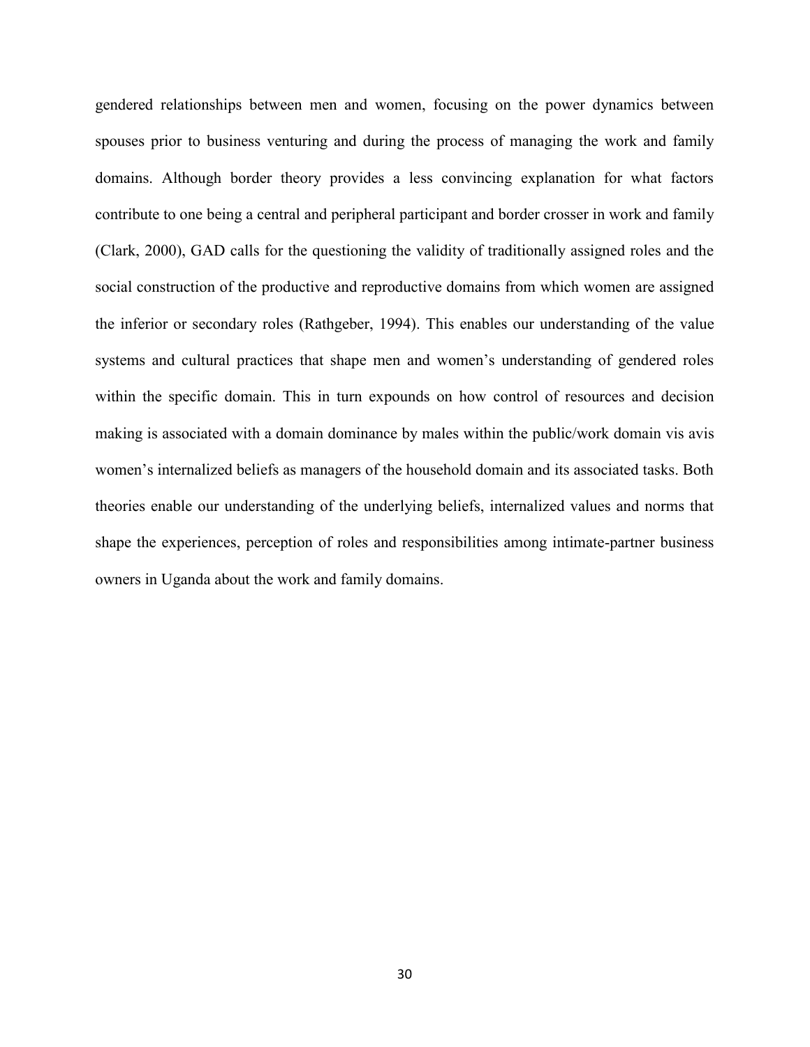gendered relationships between men and women, focusing on the power dynamics between spouses prior to business venturing and during the process of managing the work and family domains. Although border theory provides a less convincing explanation for what factors contribute to one being a central and peripheral participant and border crosser in work and family (Clark, 2000), GAD calls for the questioning the validity of traditionally assigned roles and the social construction of the productive and reproductive domains from which women are assigned the inferior or secondary roles (Rathgeber, 1994). This enables our understanding of the value systems and cultural practices that shape men and women's understanding of gendered roles within the specific domain. This in turn expounds on how control of resources and decision making is associated with a domain dominance by males within the public/work domain vis avis women's internalized beliefs as managers of the household domain and its associated tasks. Both theories enable our understanding of the underlying beliefs, internalized values and norms that shape the experiences, perception of roles and responsibilities among intimate-partner business owners in Uganda about the work and family domains.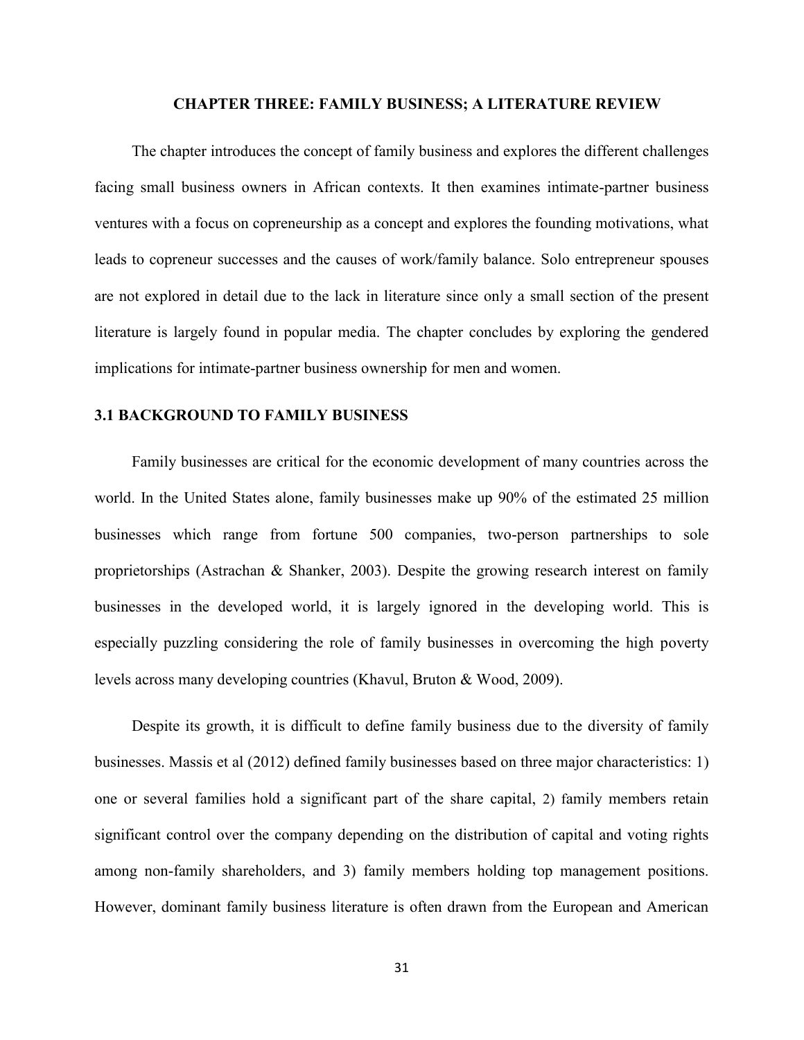# CHAPTER THREE: FAMILY BUSINESS; A LITERATURE REVIEW

The chapter introduces the concept of family business and explores the different challenges facing small business owners in African contexts. It then examines intimate-partner business ventures with a focus on copreneurship as a concept and explores the founding motivations, what leads to copreneur successes and the causes of work/family balance. Solo entrepreneur spouses are not explored in detail due to the lack in literature since only a small section of the present literature is largely found in popular media. The chapter concludes by exploring the gendered implications for intimate-partner business ownership for men and women.

## 3.1 BACKGROUND TO FAMILY BUSINESS

Family businesses are critical for the economic development of many countries across the world. In the United States alone, family businesses make up 90% of the estimated 25 million businesses which range from fortune 500 companies, two-person partnerships to sole proprietorships (Astrachan & Shanker, 2003). Despite the growing research interest on family businesses in the developed world, it is largely ignored in the developing world. This is especially puzzling considering the role of family businesses in overcoming the high poverty levels across many developing countries (Khavul, Bruton & Wood, 2009).

Despite its growth, it is difficult to define family business due to the diversity of family businesses. Massis et al (2012) defined family businesses based on three major characteristics: 1) one or several families hold a significant part of the share capital, 2) family members retain significant control over the company depending on the distribution of capital and voting rights among non-family shareholders, and 3) family members holding top management positions. However, dominant family business literature is often drawn from the European and American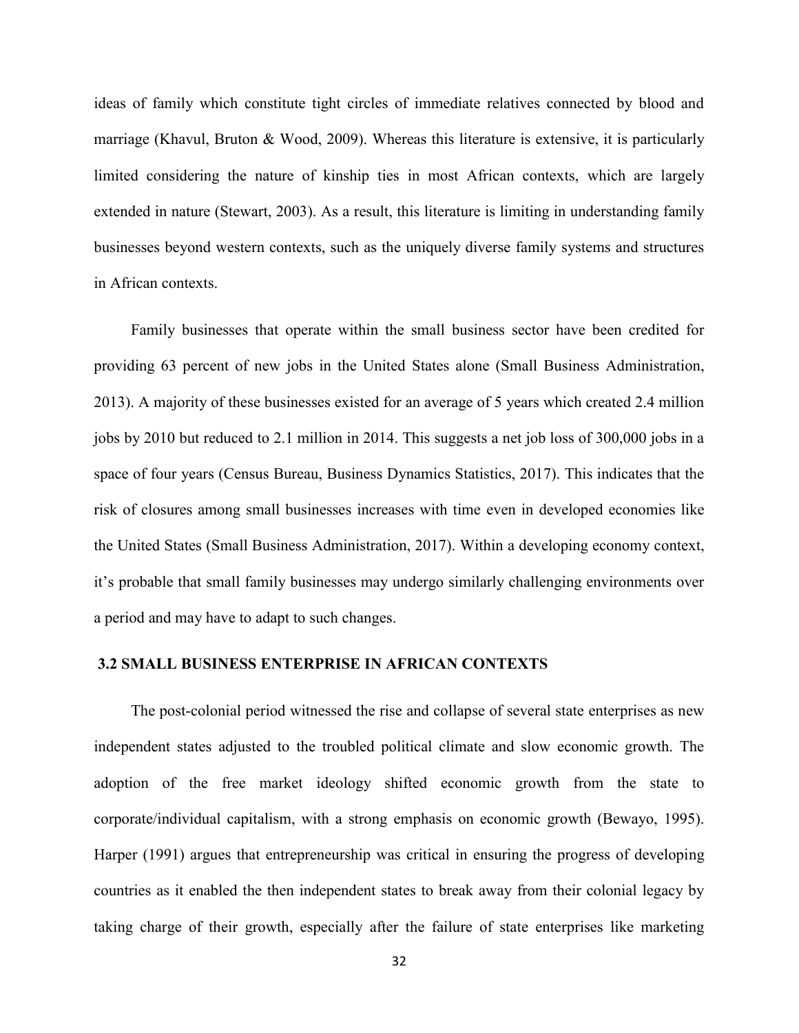ideas of family which constitute tight circles of immediate relatives connected by blood and marriage (Khavul, Bruton & Wood, 2009). Whereas this literature is extensive, it is particularly limited considering the nature of kinship ties in most African contexts, which are largely extended in nature (Stewart, 2003). As a result, this literature is limiting in understanding family businesses beyond western contexts, such as the uniquely diverse family systems and structures in African contexts.

Family businesses that operate within the small business sector have been credited for providing 63 percent of new jobs in the United States alone (Small Business Administration, 2013). A majority of these businesses existed for an average of 5 years which created 2.4 million jobs by 2010 but reduced to 2.1 million in 2014. This suggests a net job loss of 300,000 jobs in a space of four years (Census Bureau, Business Dynamics Statistics, 2017). This indicates that the risk of closures among small businesses increases with time even in developed economies like the United States (Small Business Administration, 2017). Within a developing economy context, it's probable that small family businesses may undergo similarly challenging environments over a period and may have to adapt to such changes.

### 3.2 SMALL BUSINESS ENTERPRISE IN AFRICAN CONTEXTS

The post-colonial period witnessed the rise and collapse of several state enterprises as new independent states adjusted to the troubled political climate and slow economic growth. The adoption of the free market ideology shifted economic growth from the state to corporate/individual capitalism, with a strong emphasis on economic growth (Bewayo, 1995). Harper (1991) argues that entrepreneurship was critical in ensuring the progress of developing countries as it enabled the then independent states to break away from their colonial legacy by taking charge of their growth, especially after the failure of state enterprises like marketing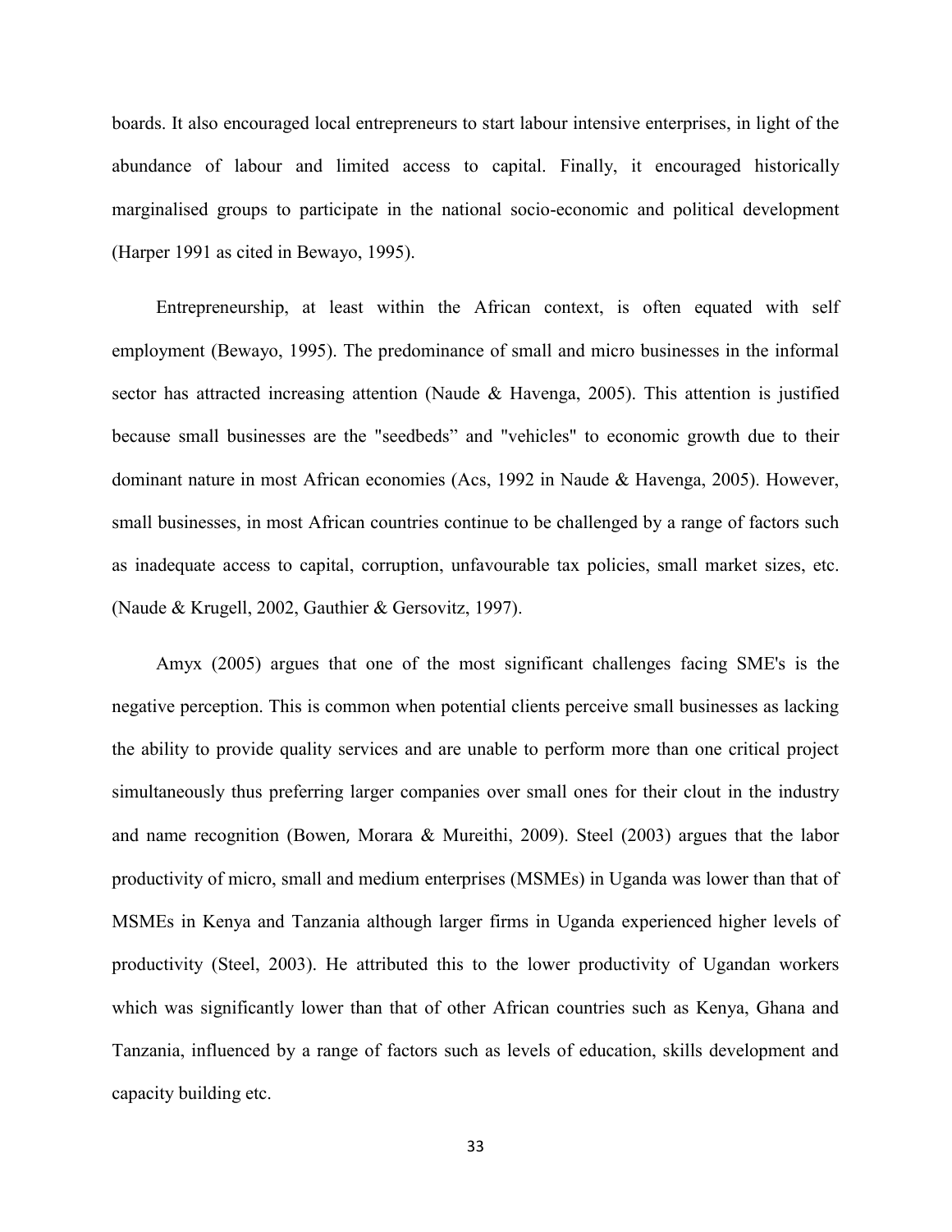boards. It also encouraged local entrepreneurs to start labour intensive enterprises, in light of the abundance of labour and limited access to capital. Finally, it encouraged historically marginalised groups to participate in the national socio-economic and political development (Harper 1991 as cited in Bewayo, 1995).

Entrepreneurship, at least within the African context, is often equated with self employment (Bewayo, 1995). The predominance of small and micro businesses in the informal sector has attracted increasing attention (Naude & Havenga, 2005). This attention is justified because small businesses are the "seedbeds" and "vehicles" to economic growth due to their dominant nature in most African economies (Acs, 1992 in Naude & Havenga, 2005). However, small businesses, in most African countries continue to be challenged by a range of factors such as inadequate access to capital, corruption, unfavourable tax policies, small market sizes, etc. (Naude & Krugell, 2002, Gauthier & Gersovitz, 1997).

Amyx (2005) argues that one of the most significant challenges facing SME's is the negative perception. This is common when potential clients perceive small businesses as lacking the ability to provide quality services and are unable to perform more than one critical project simultaneously thus preferring larger companies over small ones for their clout in the industry and name recognition (Bowen, Morara & Mureithi, 2009). Steel (2003) argues that the labor productivity of micro, small and medium enterprises (MSMEs) in Uganda was lower than that of MSMEs in Kenya and Tanzania although larger firms in Uganda experienced higher levels of productivity (Steel, 2003). He attributed this to the lower productivity of Ugandan workers which was significantly lower than that of other African countries such as Kenya, Ghana and Tanzania, influenced by a range of factors such as levels of education, skills development and capacity building etc.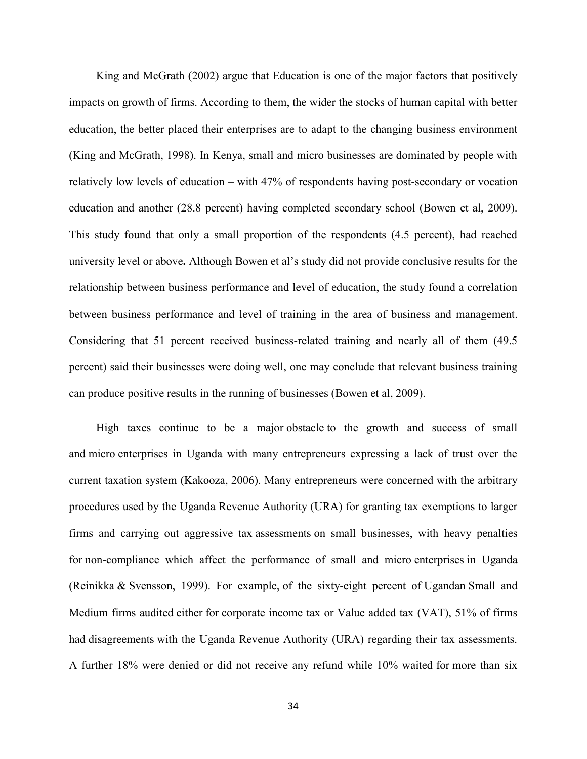King and McGrath (2002) argue that Education is one of the major factors that positively impacts on growth of firms. According to them, the wider the stocks of human capital with better education, the better placed their enterprises are to adapt to the changing business environment (King and McGrath, 1998). In Kenya, small and micro businesses are dominated by people with relatively low levels of education – with 47% of respondents having post-secondary or vocation education and another (28.8 percent) having completed secondary school (Bowen et al, 2009). This study found that only a small proportion of the respondents (4.5 percent), had reached university level or above**.** Although Bowen et al's study did not provide conclusive results for the relationship between business performance and level of education, the study found a correlation between business performance and level of training in the area of business and management. Considering that 51 percent received business-related training and nearly all of them (49.5 percent) said their businesses were doing well, one may conclude that relevant business training can produce positive results in the running of businesses (Bowen et al, 2009).

High taxes continue to be a major obstacle to the growth and success of small and micro enterprises in Uganda with many entrepreneurs expressing a lack of trust over the current taxation system (Kakooza, 2006). Many entrepreneurs were concerned with the arbitrary procedures used by the Uganda Revenue Authority (URA) for granting tax exemptions to larger firms and carrying out aggressive tax assessments on small businesses, with heavy penalties for non-compliance which affect the performance of small and micro enterprises in Uganda (Reinikka & Svensson, 1999). For example, of the sixty-eight percent of Ugandan Small and Medium firms audited either for corporate income tax or Value added tax (VAT), 51% of firms had disagreements with the Uganda Revenue Authority (URA) regarding their tax assessments. A further 18% were denied or did not receive any refund while 10% waited for more than six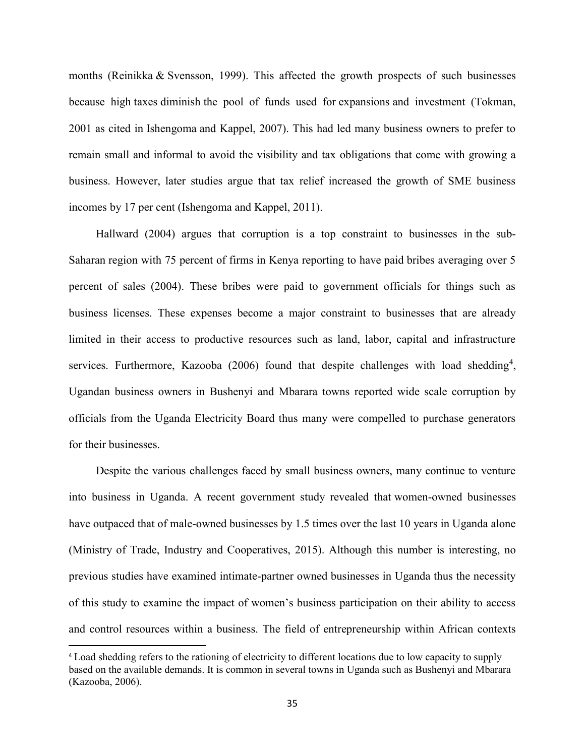months (Reinikka & Svensson, 1999). This affected the growth prospects of such businesses because high taxes diminish the pool of funds used for expansions and investment (Tokman, 2001 as cited in Ishengoma and Kappel, 2007). This had led many business owners to prefer to remain small and informal to avoid the visibility and tax obligations that come with growing a business. However, later studies argue that tax relief increased the growth of SME business incomes by 17 per cent (Ishengoma and Kappel, 2011).

Hallward (2004) argues that corruption is a top constraint to businesses in the sub-Saharan region with 75 percent of firms in Kenya reporting to have paid bribes averaging over 5 percent of sales (2004). These bribes were paid to government officials for things such as business licenses. These expenses become a major constraint to businesses that are already limited in their access to productive resources such as land, labor, capital and infrastructure services. Furthermore, Kazooba (2006) found that despite challenges with load shedding[4], Ugandan business owners in Bushenyi and Mbarara towns reported wide scale corruption by officials from the Uganda Electricity Board thus many were compelled to purchase generators for their businesses.

Despite the various challenges faced by small business owners, many continue to venture into business in Uganda. A recent government study revealed that women-owned businesses have outpaced that of male-owned businesses by 1.5 times over the last 10 years in Uganda alone (Ministry of Trade, Industry and Cooperatives, 2015). Although this number is interesting, no previous studies have examined intimate-partner owned businesses in Uganda thus the necessity of this study to examine the impact of women's business participation on their ability to access and control resources within a business. The field of entrepreneurship within African contexts

[4] Load shedding refers to the rationing of electricity to different locations due to low capacity to supply based on the available demands. It is common in several towns in Uganda such as Bushenyi and Mbarara (Kazooba, 2006).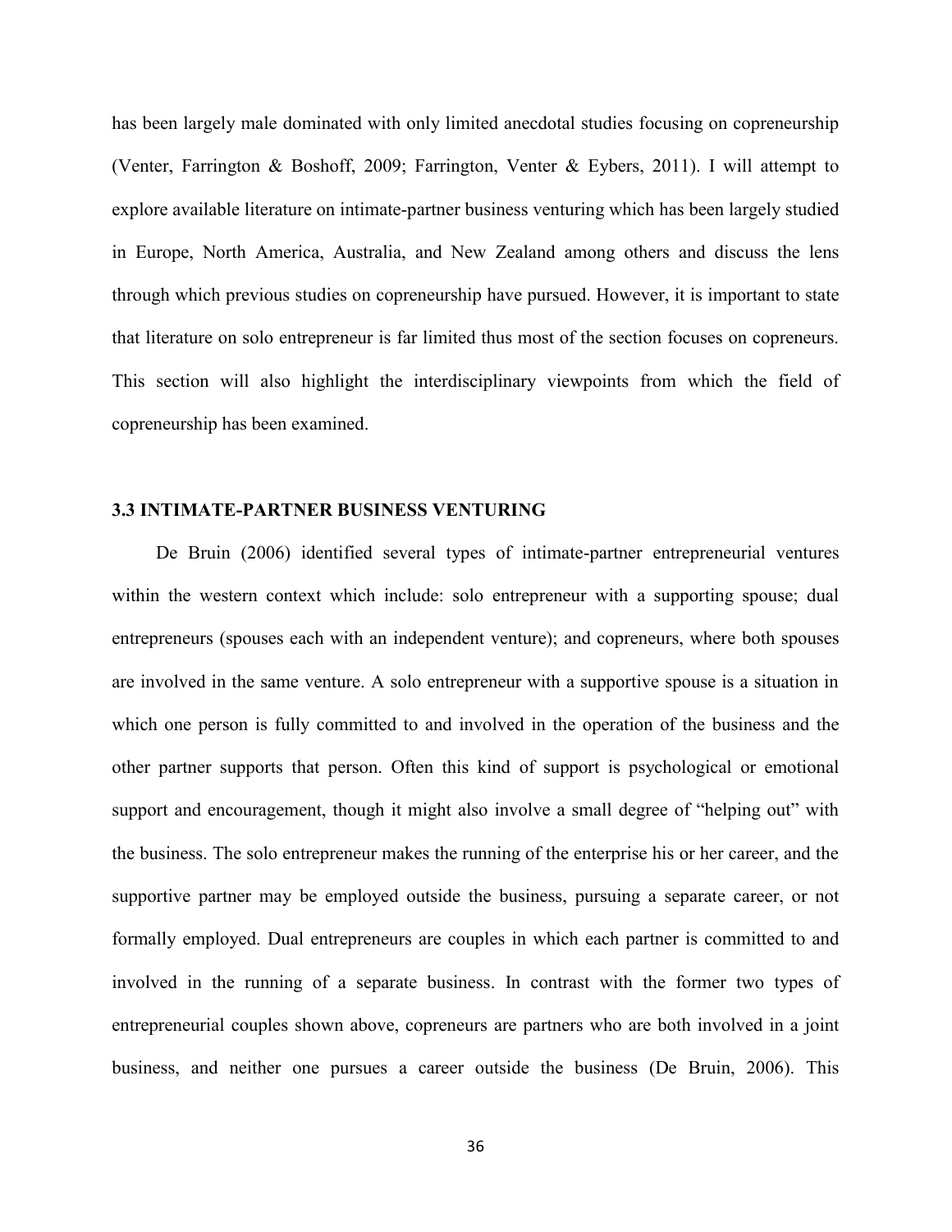has been largely male dominated with only limited anecdotal studies focusing on copreneurship (Venter, Farrington & Boshoff, 2009; Farrington, Venter & Eybers, 2011). I will attempt to explore available literature on intimate-partner business venturing which has been largely studied in Europe, North America, Australia, and New Zealand among others and discuss the lens through which previous studies on copreneurship have pursued. However, it is important to state that literature on solo entrepreneur is far limited thus most of the section focuses on copreneurs. This section will also highlight the interdisciplinary viewpoints from which the field of copreneurship has been examined.

### 3.3 INTIMATE-PARTNER BUSINESS VENTURING

De Bruin (2006) identified several types of intimate-partner entrepreneurial ventures within the western context which include: solo entrepreneur with a supporting spouse; dual entrepreneurs (spouses each with an independent venture); and copreneurs, where both spouses are involved in the same venture. A solo entrepreneur with a supportive spouse is a situation in which one person is fully committed to and involved in the operation of the business and the other partner supports that person. Often this kind of support is psychological or emotional support and encouragement, though it might also involve a small degree of "helping out" with the business. The solo entrepreneur makes the running of the enterprise his or her career, and the supportive partner may be employed outside the business, pursuing a separate career, or not formally employed. Dual entrepreneurs are couples in which each partner is committed to and involved in the running of a separate business. In contrast with the former two types of entrepreneurial couples shown above, copreneurs are partners who are both involved in a joint business, and neither one pursues a career outside the business (De Bruin, 2006). This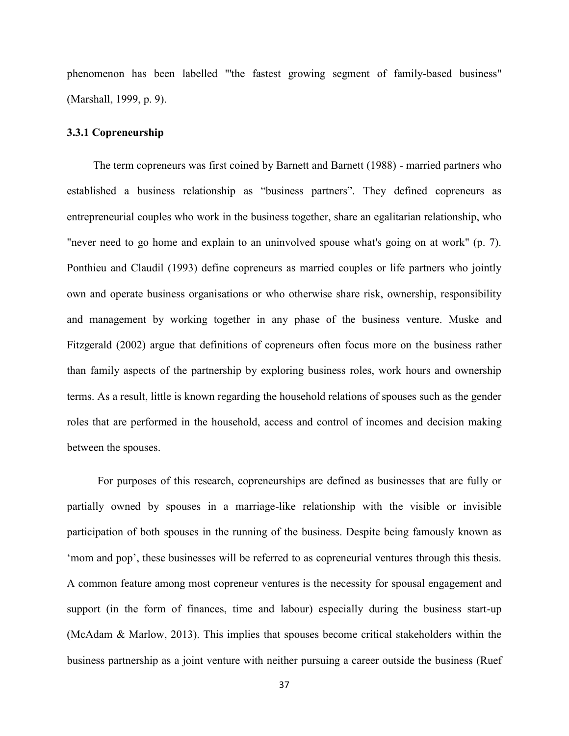phenomenon has been labelled "'the fastest growing segment of family-based business" (Marshall, 1999, p. 9).

### 3.3.1 Copreneurship

The term copreneurs was first coined by Barnett and Barnett (1988) - married partners who established a business relationship as "business partners". They defined copreneurs as entrepreneurial couples who work in the business together, share an egalitarian relationship, who "never need to go home and explain to an uninvolved spouse what's going on at work" (p. 7). Ponthieu and Claudil (1993) define copreneurs as married couples or life partners who jointly own and operate business organisations or who otherwise share risk, ownership, responsibility and management by working together in any phase of the business venture. Muske and Fitzgerald (2002) argue that definitions of copreneurs often focus more on the business rather than family aspects of the partnership by exploring business roles, work hours and ownership terms. As a result, little is known regarding the household relations of spouses such as the gender roles that are performed in the household, access and control of incomes and decision making between the spouses.

For purposes of this research, copreneurships are defined as businesses that are fully or partially owned by spouses in a marriage-like relationship with the visible or invisible participation of both spouses in the running of the business. Despite being famously known as 'mom and pop', these businesses will be referred to as copreneurial ventures through this thesis. A common feature among most copreneur ventures is the necessity for spousal engagement and support (in the form of finances, time and labour) especially during the business start-up (McAdam & Marlow, 2013). This implies that spouses become critical stakeholders within the business partnership as a joint venture with neither pursuing a career outside the business (Ruef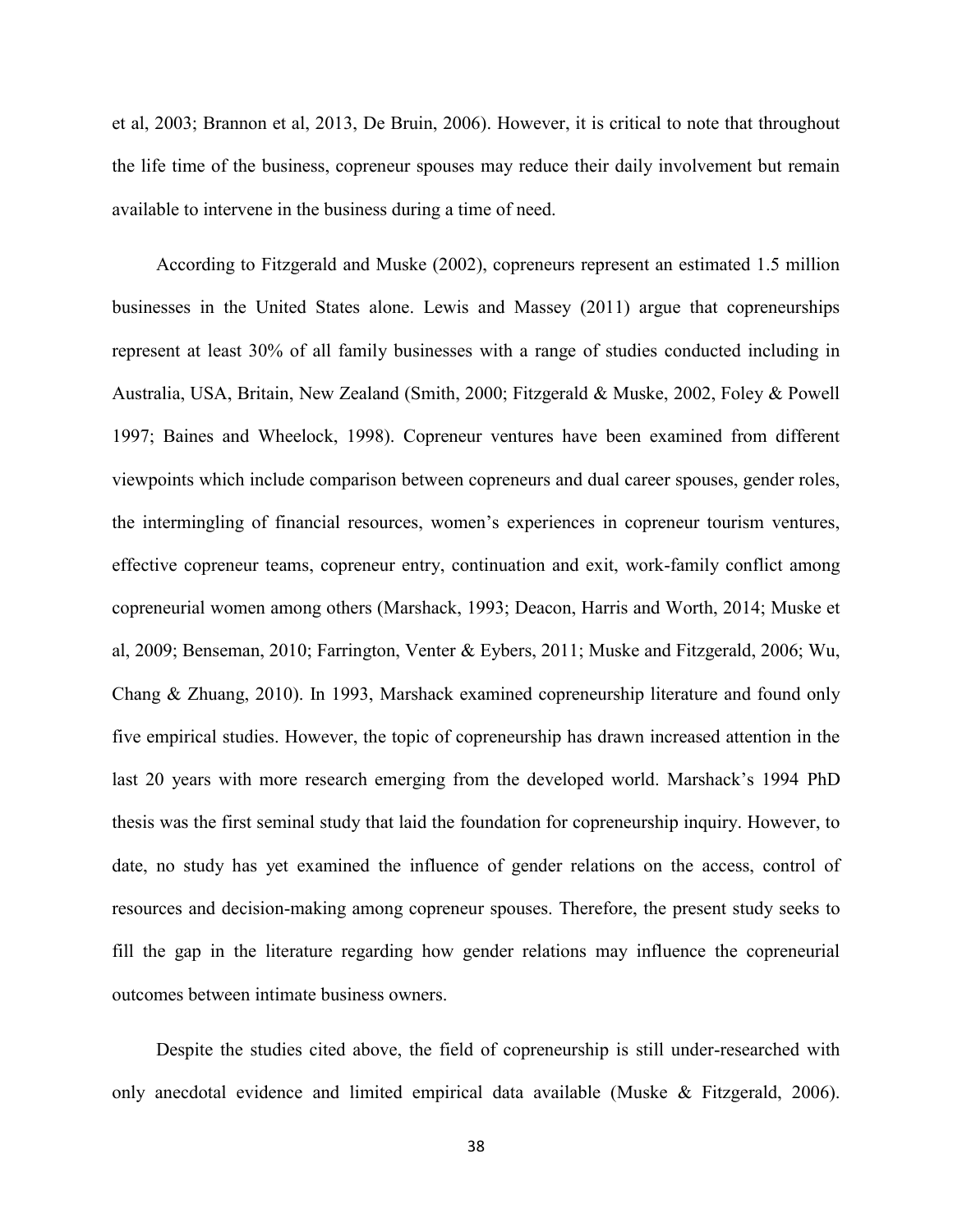et al, 2003; Brannon et al, 2013, De Bruin, 2006). However, it is critical to note that throughout the life time of the business, copreneur spouses may reduce their daily involvement but remain available to intervene in the business during a time of need.

According to Fitzgerald and Muske (2002), copreneurs represent an estimated 1.5 million businesses in the United States alone. Lewis and Massey (2011) argue that copreneurships represent at least 30% of all family businesses with a range of studies conducted including in Australia, USA, Britain, New Zealand (Smith, 2000; Fitzgerald & Muske, 2002, Foley & Powell 1997; Baines and Wheelock, 1998). Copreneur ventures have been examined from different viewpoints which include comparison between copreneurs and dual career spouses, gender roles, the intermingling of financial resources, women's experiences in copreneur tourism ventures, effective copreneur teams, copreneur entry, continuation and exit, work-family conflict among copreneurial women among others (Marshack, 1993; Deacon, Harris and Worth, 2014; Muske et al, 2009; Benseman, 2010; Farrington, Venter & Eybers, 2011; Muske and Fitzgerald, 2006; Wu, Chang & Zhuang, 2010). In 1993, Marshack examined copreneurship literature and found only five empirical studies. However, the topic of copreneurship has drawn increased attention in the last 20 years with more research emerging from the developed world. Marshack's 1994 PhD thesis was the first seminal study that laid the foundation for copreneurship inquiry. However, to date, no study has yet examined the influence of gender relations on the access, control of resources and decision-making among copreneur spouses. Therefore, the present study seeks to fill the gap in the literature regarding how gender relations may influence the copreneurial outcomes between intimate business owners.

Despite the studies cited above, the field of copreneurship is still under-researched with only anecdotal evidence and limited empirical data available (Muske & Fitzgerald, 2006).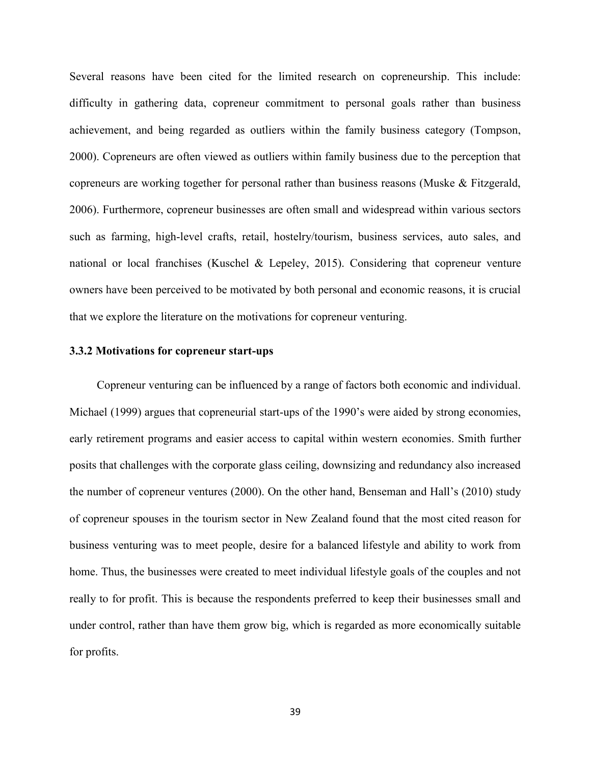Several reasons have been cited for the limited research on copreneurship. This include: difficulty in gathering data, copreneur commitment to personal goals rather than business achievement, and being regarded as outliers within the family business category (Tompson, 2000). Copreneurs are often viewed as outliers within family business due to the perception that copreneurs are working together for personal rather than business reasons (Muske & Fitzgerald, 2006). Furthermore, copreneur businesses are often small and widespread within various sectors such as farming, high-level crafts, retail, hostelry/tourism, business services, auto sales, and national or local franchises (Kuschel & Lepeley, 2015). Considering that copreneur venture owners have been perceived to be motivated by both personal and economic reasons, it is crucial that we explore the literature on the motivations for copreneur venturing.

### 3.3.2 Motivations for copreneur start-ups

Copreneur venturing can be influenced by a range of factors both economic and individual. Michael (1999) argues that copreneurial start-ups of the 1990's were aided by strong economies, early retirement programs and easier access to capital within western economies. Smith further posits that challenges with the corporate glass ceiling, downsizing and redundancy also increased the number of copreneur ventures (2000). On the other hand, Benseman and Hall's (2010) study of copreneur spouses in the tourism sector in New Zealand found that the most cited reason for business venturing was to meet people, desire for a balanced lifestyle and ability to work from home. Thus, the businesses were created to meet individual lifestyle goals of the couples and not really to for profit. This is because the respondents preferred to keep their businesses small and under control, rather than have them grow big, which is regarded as more economically suitable for profits.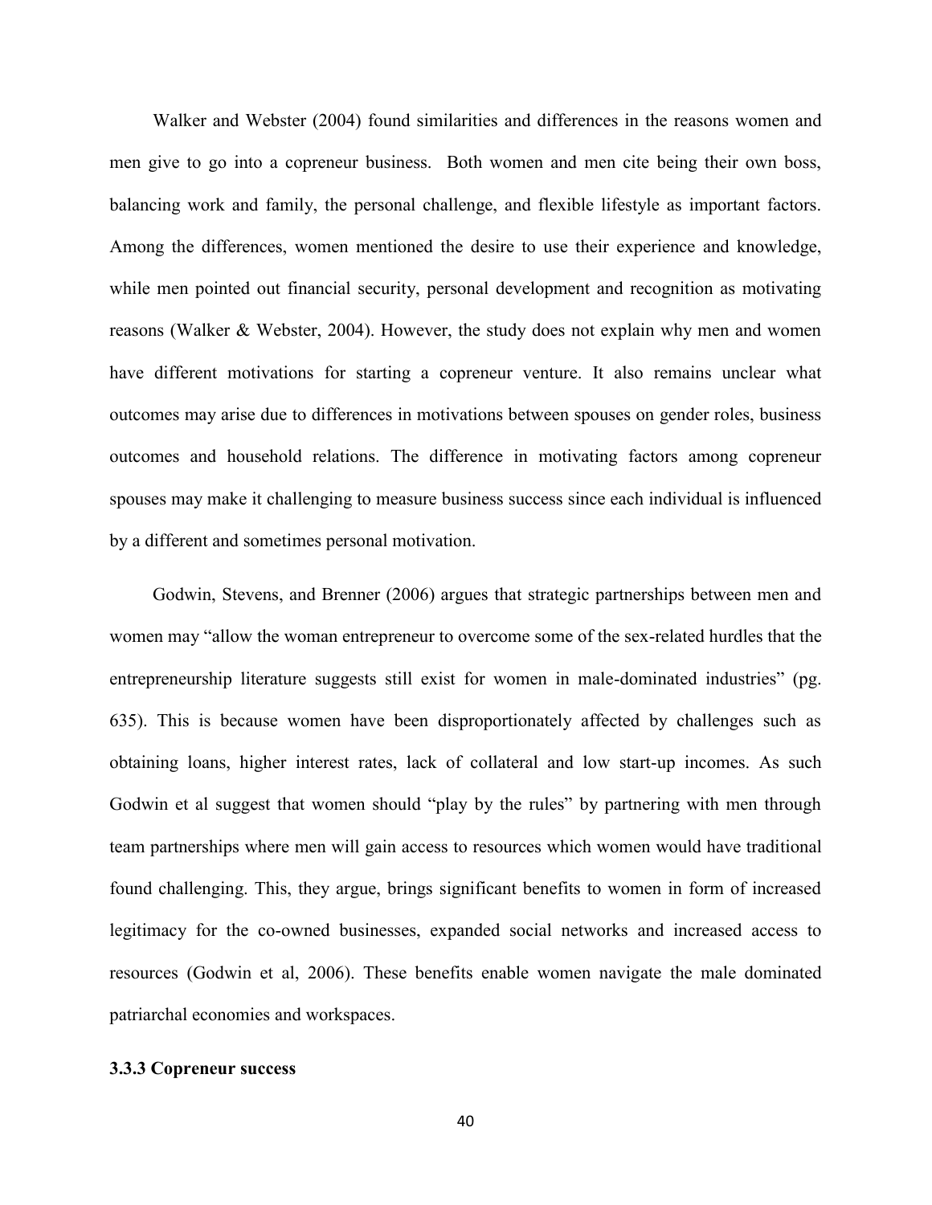Walker and Webster (2004) found similarities and differences in the reasons women and men give to go into a copreneur business. Both women and men cite being their own boss, balancing work and family, the personal challenge, and flexible lifestyle as important factors. Among the differences, women mentioned the desire to use their experience and knowledge, while men pointed out financial security, personal development and recognition as motivating reasons (Walker & Webster, 2004). However, the study does not explain why men and women have different motivations for starting a copreneur venture. It also remains unclear what outcomes may arise due to differences in motivations between spouses on gender roles, business outcomes and household relations. The difference in motivating factors among copreneur spouses may make it challenging to measure business success since each individual is influenced by a different and sometimes personal motivation.

Godwin, Stevens, and Brenner (2006) argues that strategic partnerships between men and women may "allow the woman entrepreneur to overcome some of the sex-related hurdles that the entrepreneurship literature suggests still exist for women in male-dominated industries" (pg. 635). This is because women have been disproportionately affected by challenges such as obtaining loans, higher interest rates, lack of collateral and low start-up incomes. As such Godwin et al suggest that women should "play by the rules" by partnering with men through team partnerships where men will gain access to resources which women would have traditional found challenging. This, they argue, brings significant benefits to women in form of increased legitimacy for the co-owned businesses, expanded social networks and increased access to resources (Godwin et al, 2006). These benefits enable women navigate the male dominated patriarchal economies and workspaces.

### 3.3.3 Copreneur success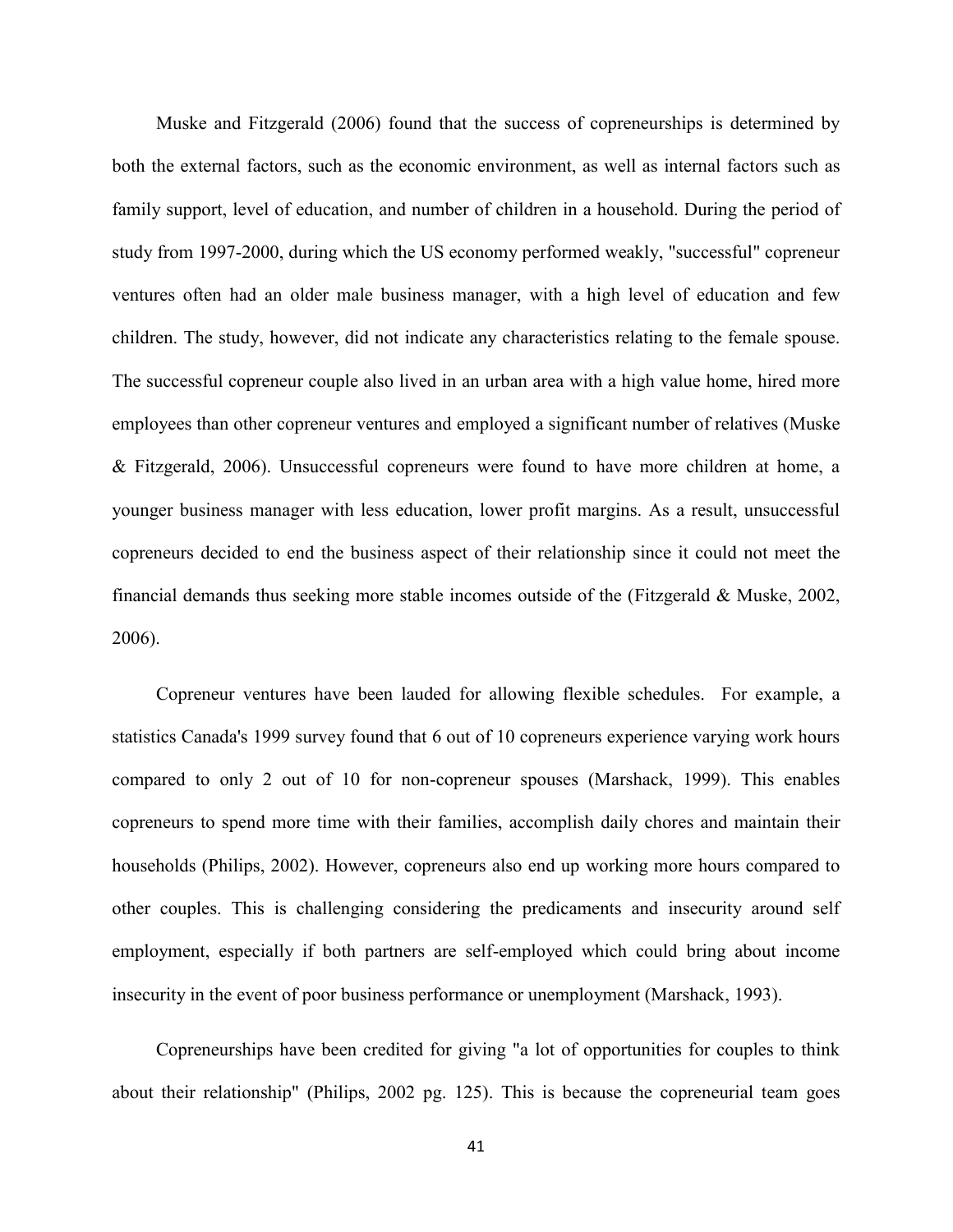Muske and Fitzgerald (2006) found that the success of copreneurships is determined by both the external factors, such as the economic environment, as well as internal factors such as family support, level of education, and number of children in a household. During the period of study from 1997-2000, during which the US economy performed weakly, "successful" copreneur ventures often had an older male business manager, with a high level of education and few children. The study, however, did not indicate any characteristics relating to the female spouse. The successful copreneur couple also lived in an urban area with a high value home, hired more employees than other copreneur ventures and employed a significant number of relatives (Muske & Fitzgerald, 2006). Unsuccessful copreneurs were found to have more children at home, a younger business manager with less education, lower profit margins. As a result, unsuccessful copreneurs decided to end the business aspect of their relationship since it could not meet the financial demands thus seeking more stable incomes outside of the (Fitzgerald & Muske, 2002, 2006).

Copreneur ventures have been lauded for allowing flexible schedules. For example, a statistics Canada's 1999 survey found that 6 out of 10 copreneurs experience varying work hours compared to only 2 out of 10 for non-copreneur spouses (Marshack, 1999). This enables copreneurs to spend more time with their families, accomplish daily chores and maintain their households (Philips, 2002). However, copreneurs also end up working more hours compared to other couples. This is challenging considering the predicaments and insecurity around self employment, especially if both partners are self-employed which could bring about income insecurity in the event of poor business performance or unemployment (Marshack, 1993).

Copreneurships have been credited for giving "a lot of opportunities for couples to think about their relationship" (Philips, 2002 pg. 125). This is because the copreneurial team goes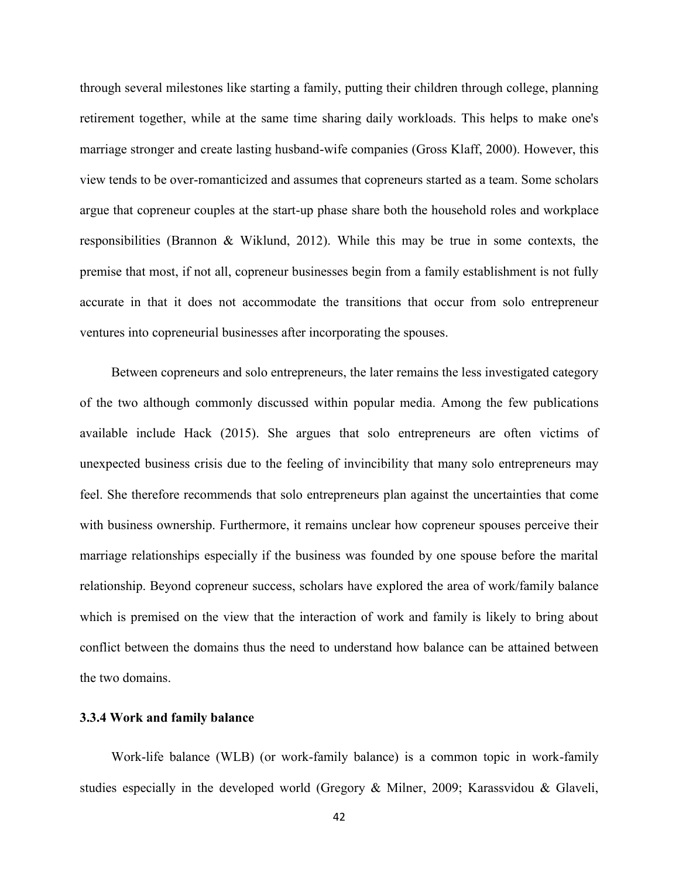through several milestones like starting a family, putting their children through college, planning retirement together, while at the same time sharing daily workloads. This helps to make one's marriage stronger and create lasting husband-wife companies (Gross Klaff, 2000). However, this view tends to be over-romanticized and assumes that copreneurs started as a team. Some scholars argue that copreneur couples at the start-up phase share both the household roles and workplace responsibilities (Brannon & Wiklund, 2012). While this may be true in some contexts, the premise that most, if not all, copreneur businesses begin from a family establishment is not fully accurate in that it does not accommodate the transitions that occur from solo entrepreneur ventures into copreneurial businesses after incorporating the spouses.

Between copreneurs and solo entrepreneurs, the later remains the less investigated category of the two although commonly discussed within popular media. Among the few publications available include Hack (2015). She argues that solo entrepreneurs are often victims of unexpected business crisis due to the feeling of invincibility that many solo entrepreneurs may feel. She therefore recommends that solo entrepreneurs plan against the uncertainties that come with business ownership. Furthermore, it remains unclear how copreneur spouses perceive their marriage relationships especially if the business was founded by one spouse before the marital relationship. Beyond copreneur success, scholars have explored the area of work/family balance which is premised on the view that the interaction of work and family is likely to bring about conflict between the domains thus the need to understand how balance can be attained between the two domains.

### 3.3.4 Work and family balance

Work-life balance (WLB) (or work-family balance) is a common topic in work-family studies especially in the developed world (Gregory & Milner, 2009; Karassvidou & Glaveli,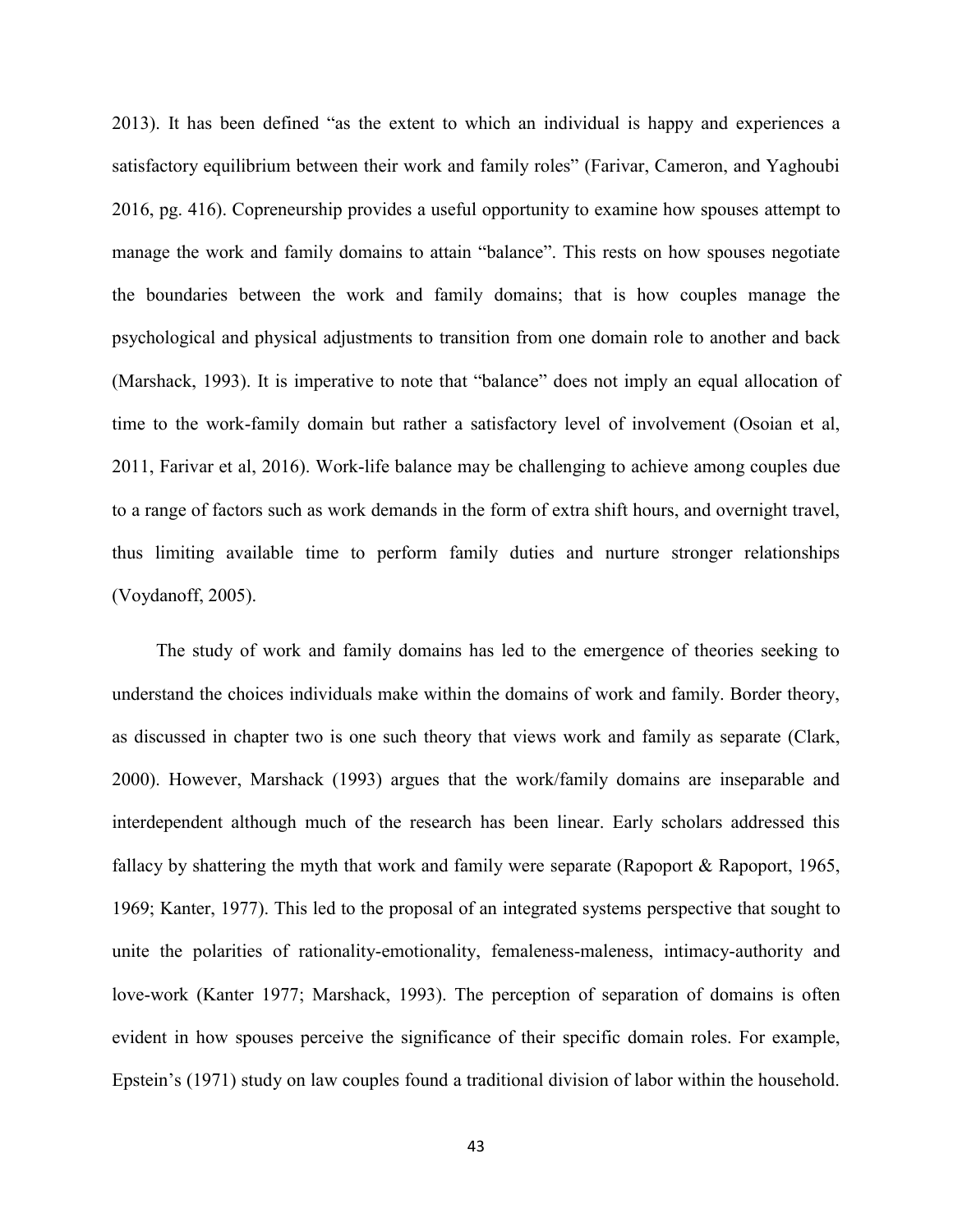2013). It has been defined "as the extent to which an individual is happy and experiences a satisfactory equilibrium between their work and family roles" (Farivar, Cameron, and Yaghoubi 2016, pg. 416). Copreneurship provides a useful opportunity to examine how spouses attempt to manage the work and family domains to attain "balance". This rests on how spouses negotiate the boundaries between the work and family domains; that is how couples manage the psychological and physical adjustments to transition from one domain role to another and back (Marshack, 1993). It is imperative to note that "balance" does not imply an equal allocation of time to the work-family domain but rather a satisfactory level of involvement (Osoian et al, 2011, Farivar et al, 2016). Work-life balance may be challenging to achieve among couples due to a range of factors such as work demands in the form of extra shift hours, and overnight travel, thus limiting available time to perform family duties and nurture stronger relationships (Voydanoff, 2005).

The study of work and family domains has led to the emergence of theories seeking to understand the choices individuals make within the domains of work and family. Border theory, as discussed in chapter two is one such theory that views work and family as separate (Clark, 2000). However, Marshack (1993) argues that the work/family domains are inseparable and interdependent although much of the research has been linear. Early scholars addressed this fallacy by shattering the myth that work and family were separate (Rapoport & Rapoport, 1965, 1969; Kanter, 1977). This led to the proposal of an integrated systems perspective that sought to unite the polarities of rationality-emotionality, femaleness-maleness, intimacy-authority and love-work (Kanter 1977; Marshack, 1993). The perception of separation of domains is often evident in how spouses perceive the significance of their specific domain roles. For example, Epstein's (1971) study on law couples found a traditional division of labor within the household.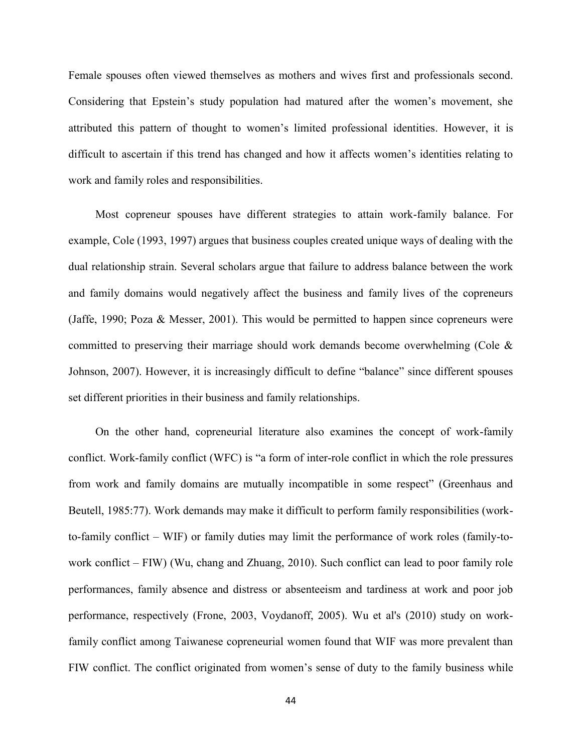Female spouses often viewed themselves as mothers and wives first and professionals second. Considering that Epstein's study population had matured after the women's movement, she attributed this pattern of thought to women's limited professional identities. However, it is difficult to ascertain if this trend has changed and how it affects women's identities relating to work and family roles and responsibilities.

Most copreneur spouses have different strategies to attain work-family balance. For example, Cole (1993, 1997) argues that business couples created unique ways of dealing with the dual relationship strain. Several scholars argue that failure to address balance between the work and family domains would negatively affect the business and family lives of the copreneurs (Jaffe, 1990; Poza & Messer, 2001). This would be permitted to happen since copreneurs were committed to preserving their marriage should work demands become overwhelming (Cole & Johnson, 2007). However, it is increasingly difficult to define "balance" since different spouses set different priorities in their business and family relationships.

On the other hand, copreneurial literature also examines the concept of work-family conflict. Work-family conflict (WFC) is "a form of inter-role conflict in which the role pressures from work and family domains are mutually incompatible in some respect" (Greenhaus and Beutell, 1985:77). Work demands may make it difficult to perform family responsibilities (work-to-family conflict – WIF) or family duties may limit the performance of work roles (family-to-work conflict – FIW) (Wu, chang and Zhuang, 2010). Such conflict can lead to poor family role performances, family absence and distress or absenteeism and tardiness at work and poor job performance, respectively (Frone, 2003, Voydanoff, 2005). Wu et al's (2010) study on work-family conflict among Taiwanese copreneurial women found that WIF was more prevalent than FIW conflict. The conflict originated from women's sense of duty to the family business while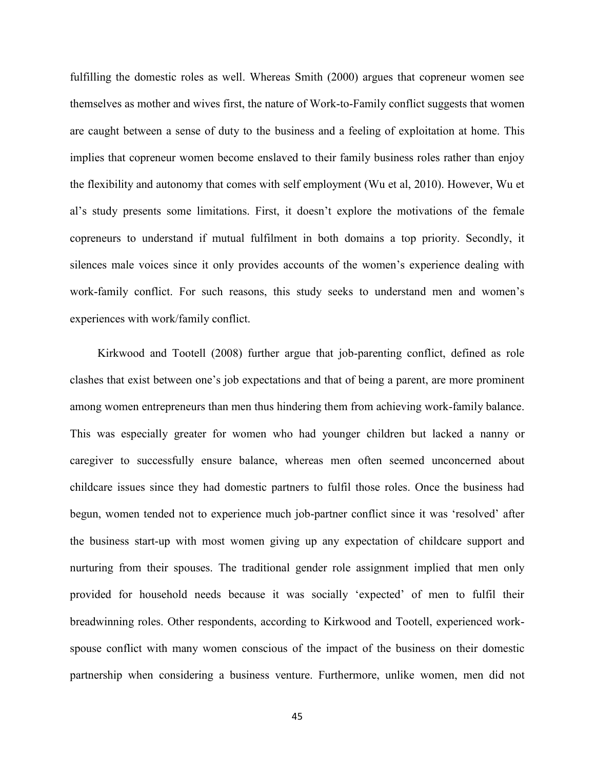fulfilling the domestic roles as well. Whereas Smith (2000) argues that copreneur women see themselves as mother and wives first, the nature of Work-to-Family conflict suggests that women are caught between a sense of duty to the business and a feeling of exploitation at home. This implies that copreneur women become enslaved to their family business roles rather than enjoy the flexibility and autonomy that comes with self employment (Wu et al, 2010). However, Wu et al's study presents some limitations. First, it doesn't explore the motivations of the female copreneurs to understand if mutual fulfilment in both domains a top priority. Secondly, it silences male voices since it only provides accounts of the women's experience dealing with work-family conflict. For such reasons, this study seeks to understand men and women's experiences with work/family conflict.

Kirkwood and Tootell (2008) further argue that job-parenting conflict, defined as role clashes that exist between one's job expectations and that of being a parent, are more prominent among women entrepreneurs than men thus hindering them from achieving work-family balance. This was especially greater for women who had younger children but lacked a nanny or caregiver to successfully ensure balance, whereas men often seemed unconcerned about childcare issues since they had domestic partners to fulfil those roles. Once the business had begun, women tended not to experience much job-partner conflict since it was 'resolved' after the business start-up with most women giving up any expectation of childcare support and nurturing from their spouses. The traditional gender role assignment implied that men only provided for household needs because it was socially 'expected' of men to fulfil their breadwinning roles. Other respondents, according to Kirkwood and Tootell, experienced work-spouse conflict with many women conscious of the impact of the business on their domestic partnership when considering a business venture. Furthermore, unlike women, men did not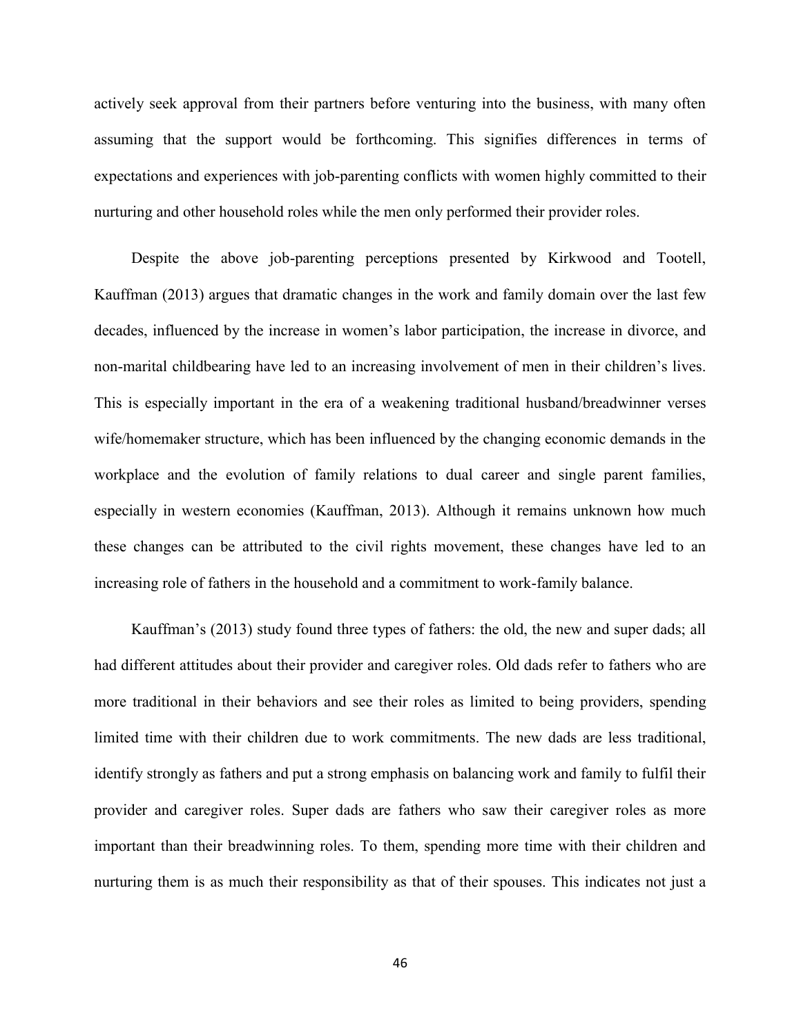actively seek approval from their partners before venturing into the business, with many often assuming that the support would be forthcoming. This signifies differences in terms of expectations and experiences with job-parenting conflicts with women highly committed to their nurturing and other household roles while the men only performed their provider roles.

Despite the above job-parenting perceptions presented by Kirkwood and Tootell, Kauffman (2013) argues that dramatic changes in the work and family domain over the last few decades, influenced by the increase in women's labor participation, the increase in divorce, and non-marital childbearing have led to an increasing involvement of men in their children's lives. This is especially important in the era of a weakening traditional husband/breadwinner verses wife/homemaker structure, which has been influenced by the changing economic demands in the workplace and the evolution of family relations to dual career and single parent families, especially in western economies (Kauffman, 2013). Although it remains unknown how much these changes can be attributed to the civil rights movement, these changes have led to an increasing role of fathers in the household and a commitment to work-family balance.

Kauffman's (2013) study found three types of fathers: the old, the new and super dads; all had different attitudes about their provider and caregiver roles. Old dads refer to fathers who are more traditional in their behaviors and see their roles as limited to being providers, spending limited time with their children due to work commitments. The new dads are less traditional, identify strongly as fathers and put a strong emphasis on balancing work and family to fulfil their provider and caregiver roles. Super dads are fathers who saw their caregiver roles as more important than their breadwinning roles. To them, spending more time with their children and nurturing them is as much their responsibility as that of their spouses. This indicates not just a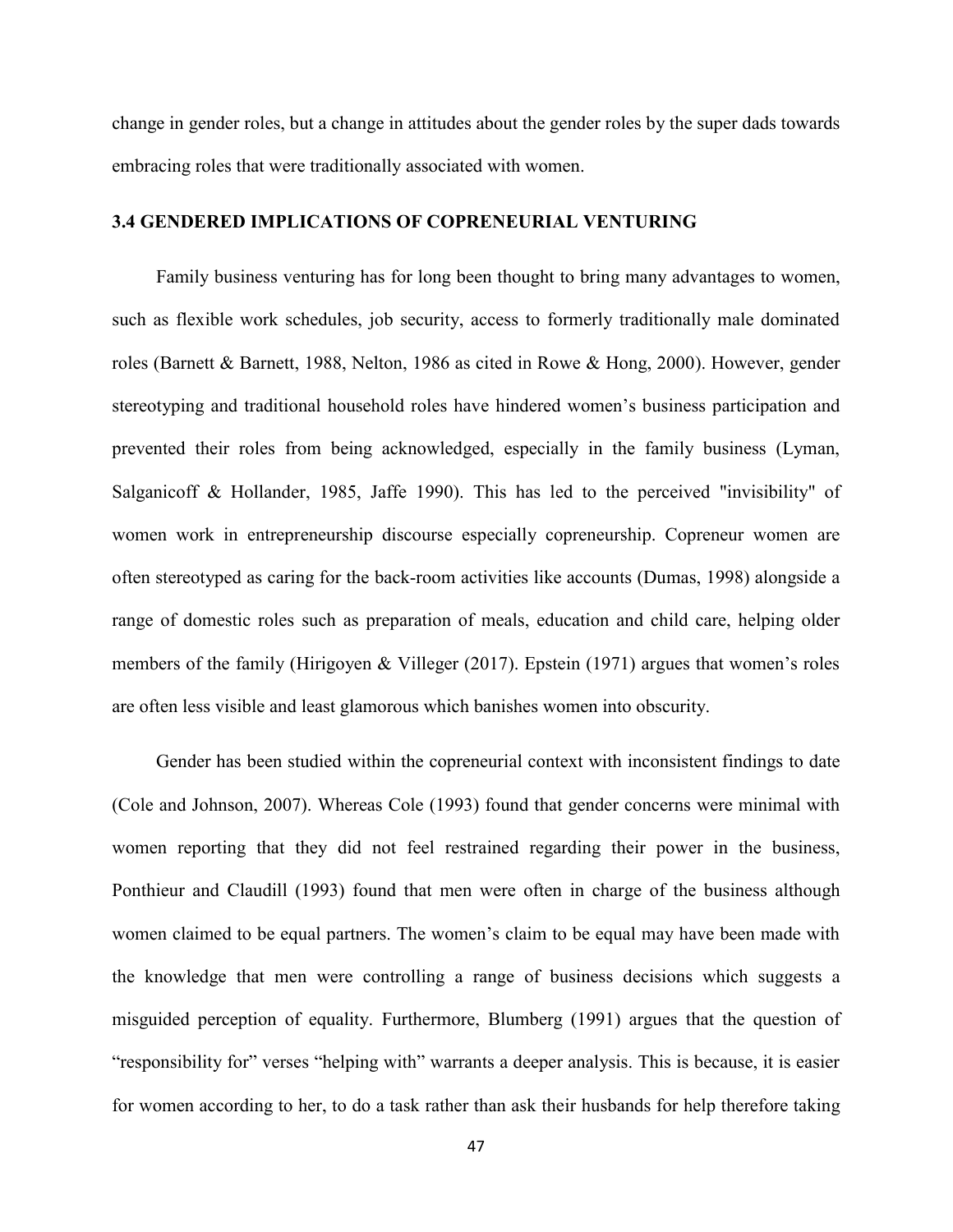change in gender roles, but a change in attitudes about the gender roles by the super dads towards embracing roles that were traditionally associated with women.

### 3.4 GENDERED IMPLICATIONS OF COPRENEURIAL VENTURING

Family business venturing has for long been thought to bring many advantages to women, such as flexible work schedules, job security, access to formerly traditionally male dominated roles (Barnett & Barnett, 1988, Nelton, 1986 as cited in Rowe & Hong, 2000). However, gender stereotyping and traditional household roles have hindered women's business participation and prevented their roles from being acknowledged, especially in the family business (Lyman, Salganicoff & Hollander, 1985, Jaffe 1990). This has led to the perceived "invisibility" of women work in entrepreneurship discourse especially copreneurship. Copreneur women are often stereotyped as caring for the back-room activities like accounts (Dumas, 1998) alongside a range of domestic roles such as preparation of meals, education and child care, helping older members of the family (Hirigoyen & Villeger (2017). Epstein (1971) argues that women's roles are often less visible and least glamorous which banishes women into obscurity.

Gender has been studied within the copreneurial context with inconsistent findings to date (Cole and Johnson, 2007). Whereas Cole (1993) found that gender concerns were minimal with women reporting that they did not feel restrained regarding their power in the business, Ponthieur and Claudill (1993) found that men were often in charge of the business although women claimed to be equal partners. The women's claim to be equal may have been made with the knowledge that men were controlling a range of business decisions which suggests a misguided perception of equality. Furthermore, Blumberg (1991) argues that the question of "responsibility for" verses "helping with" warrants a deeper analysis. This is because, it is easier for women according to her, to do a task rather than ask their husbands for help therefore taking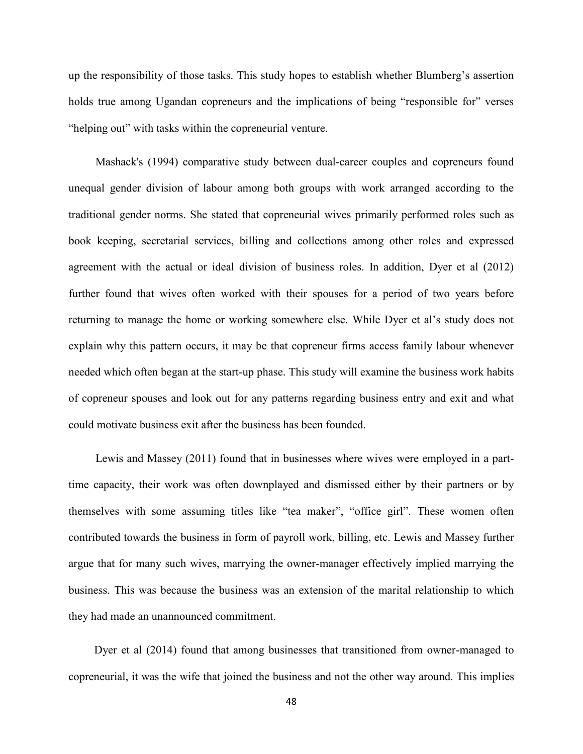up the responsibility of those tasks. This study hopes to establish whether Blumberg's assertion holds true among Ugandan copreneurs and the implications of being "responsible for" verses "helping out" with tasks within the copreneurial venture.

Mashack's (1994) comparative study between dual-career couples and copreneurs found unequal gender division of labour among both groups with work arranged according to the traditional gender norms. She stated that copreneurial wives primarily performed roles such as book keeping, secretarial services, billing and collections among other roles and expressed agreement with the actual or ideal division of business roles. In addition, Dyer et al (2012) further found that wives often worked with their spouses for a period of two years before returning to manage the home or working somewhere else. While Dyer et al's study does not explain why this pattern occurs, it may be that copreneur firms access family labour whenever needed which often began at the start-up phase. This study will examine the business work habits of copreneur spouses and look out for any patterns regarding business entry and exit and what could motivate business exit after the business has been founded.

Lewis and Massey (2011) found that in businesses where wives were employed in a part-time capacity, their work was often downplayed and dismissed either by their partners or by themselves with some assuming titles like "tea maker", "office girl". These women often contributed towards the business in form of payroll work, billing, etc. Lewis and Massey further argue that for many such wives, marrying the owner-manager effectively implied marrying the business. This was because the business was an extension of the marital relationship to which they had made an unannounced commitment.

Dyer et al (2014) found that among businesses that transitioned from owner-managed to copreneurial, it was the wife that joined the business and not the other way around. This implies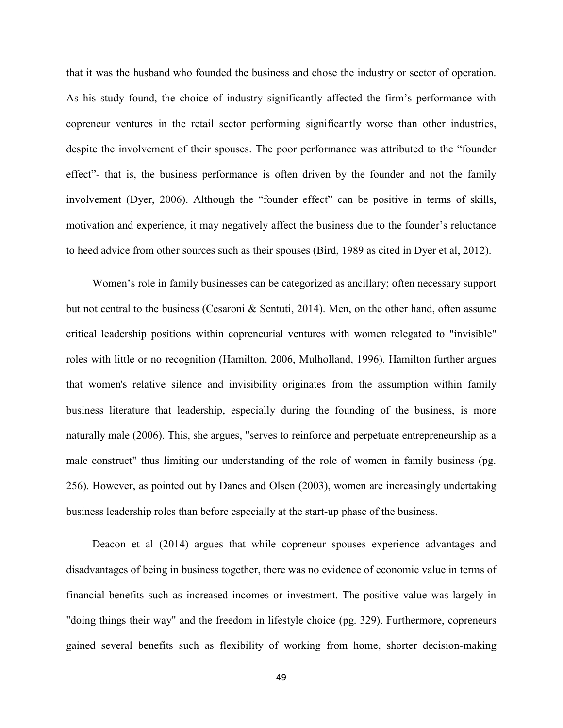that it was the husband who founded the business and chose the industry or sector of operation. As his study found, the choice of industry significantly affected the firm's performance with copreneur ventures in the retail sector performing significantly worse than other industries, despite the involvement of their spouses. The poor performance was attributed to the "founder effect"- that is, the business performance is often driven by the founder and not the family involvement (Dyer, 2006). Although the "founder effect" can be positive in terms of skills, motivation and experience, it may negatively affect the business due to the founder's reluctance to heed advice from other sources such as their spouses (Bird, 1989 as cited in Dyer et al, 2012).

Women's role in family businesses can be categorized as ancillary; often necessary support but not central to the business (Cesaroni & Sentuti, 2014). Men, on the other hand, often assume critical leadership positions within copreneurial ventures with women relegated to "invisible" roles with little or no recognition (Hamilton, 2006, Mulholland, 1996). Hamilton further argues that women's relative silence and invisibility originates from the assumption within family business literature that leadership, especially during the founding of the business, is more naturally male (2006). This, she argues, "serves to reinforce and perpetuate entrepreneurship as a male construct" thus limiting our understanding of the role of women in family business (pg. 256). However, as pointed out by Danes and Olsen (2003), women are increasingly undertaking business leadership roles than before especially at the start-up phase of the business.

Deacon et al (2014) argues that while copreneur spouses experience advantages and disadvantages of being in business together, there was no evidence of economic value in terms of financial benefits such as increased incomes or investment. The positive value was largely in "doing things their way" and the freedom in lifestyle choice (pg. 329). Furthermore, copreneurs gained several benefits such as flexibility of working from home, shorter decision-making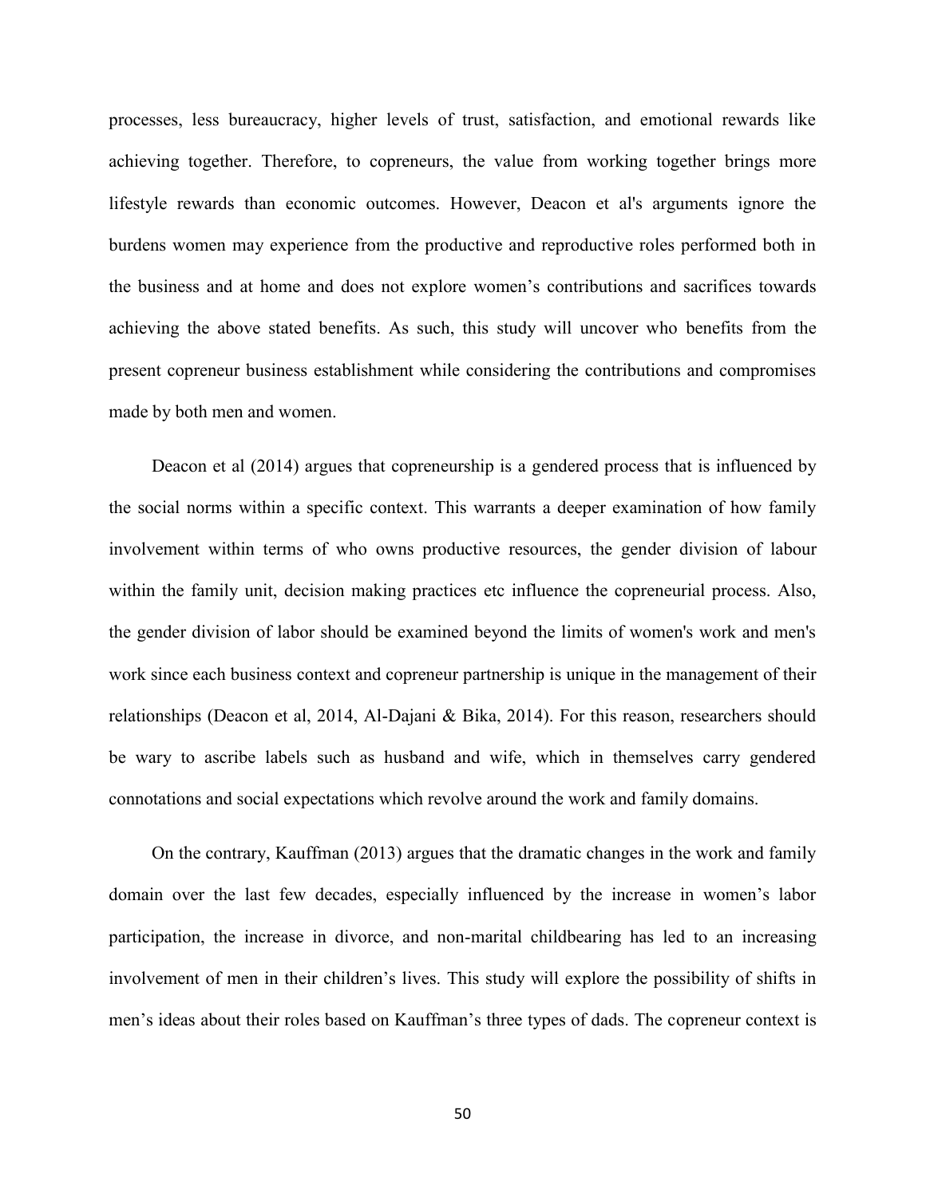processes, less bureaucracy, higher levels of trust, satisfaction, and emotional rewards like achieving together. Therefore, to copreneurs, the value from working together brings more lifestyle rewards than economic outcomes. However, Deacon et al's arguments ignore the burdens women may experience from the productive and reproductive roles performed both in the business and at home and does not explore women's contributions and sacrifices towards achieving the above stated benefits. As such, this study will uncover who benefits from the present copreneur business establishment while considering the contributions and compromises made by both men and women.

Deacon et al (2014) argues that copreneurship is a gendered process that is influenced by the social norms within a specific context. This warrants a deeper examination of how family involvement within terms of who owns productive resources, the gender division of labour within the family unit, decision making practices etc influence the copreneurial process. Also, the gender division of labor should be examined beyond the limits of women's work and men's work since each business context and copreneur partnership is unique in the management of their relationships (Deacon et al, 2014, Al-Dajani & Bika, 2014). For this reason, researchers should be wary to ascribe labels such as husband and wife, which in themselves carry gendered connotations and social expectations which revolve around the work and family domains.

On the contrary, Kauffman (2013) argues that the dramatic changes in the work and family domain over the last few decades, especially influenced by the increase in women's labor participation, the increase in divorce, and non-marital childbearing has led to an increasing involvement of men in their children's lives. This study will explore the possibility of shifts in men's ideas about their roles based on Kauffman's three types of dads. The copreneur context is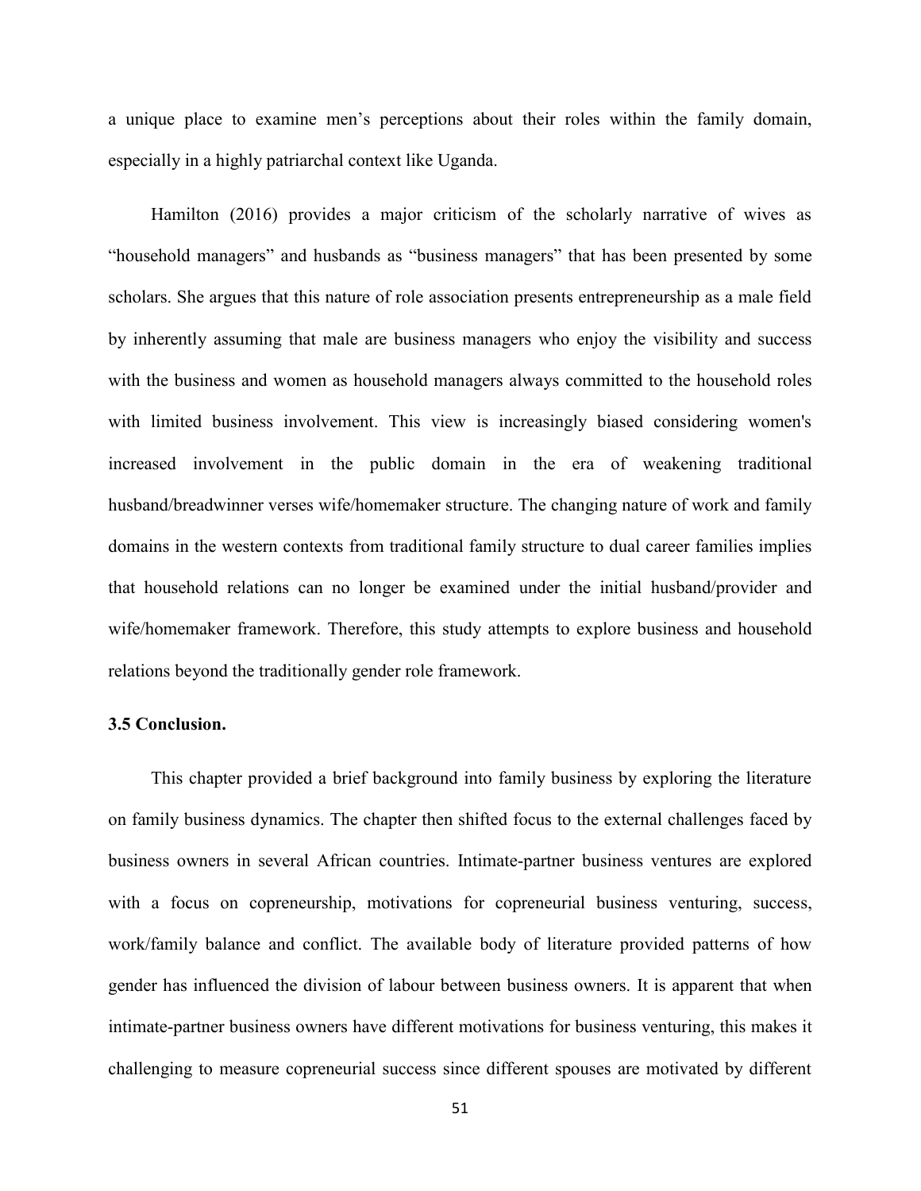a unique place to examine men's perceptions about their roles within the family domain, especially in a highly patriarchal context like Uganda.

Hamilton (2016) provides a major criticism of the scholarly narrative of wives as "household managers" and husbands as "business managers" that has been presented by some scholars. She argues that this nature of role association presents entrepreneurship as a male field by inherently assuming that male are business managers who enjoy the visibility and success with the business and women as household managers always committed to the household roles with limited business involvement. This view is increasingly biased considering women's increased involvement in the public domain in the era of weakening traditional husband/breadwinner verses wife/homemaker structure. The changing nature of work and family domains in the western contexts from traditional family structure to dual career families implies that household relations can no longer be examined under the initial husband/provider and wife/homemaker framework. Therefore, this study attempts to explore business and household relations beyond the traditionally gender role framework.

### 3.5 Conclusion.

This chapter provided a brief background into family business by exploring the literature on family business dynamics. The chapter then shifted focus to the external challenges faced by business owners in several African countries. Intimate-partner business ventures are explored with a focus on copreneurship, motivations for copreneurial business venturing, success, work/family balance and conflict. The available body of literature provided patterns of how gender has influenced the division of labour between business owners. It is apparent that when intimate-partner business owners have different motivations for business venturing, this makes it challenging to measure copreneurial success since different spouses are motivated by different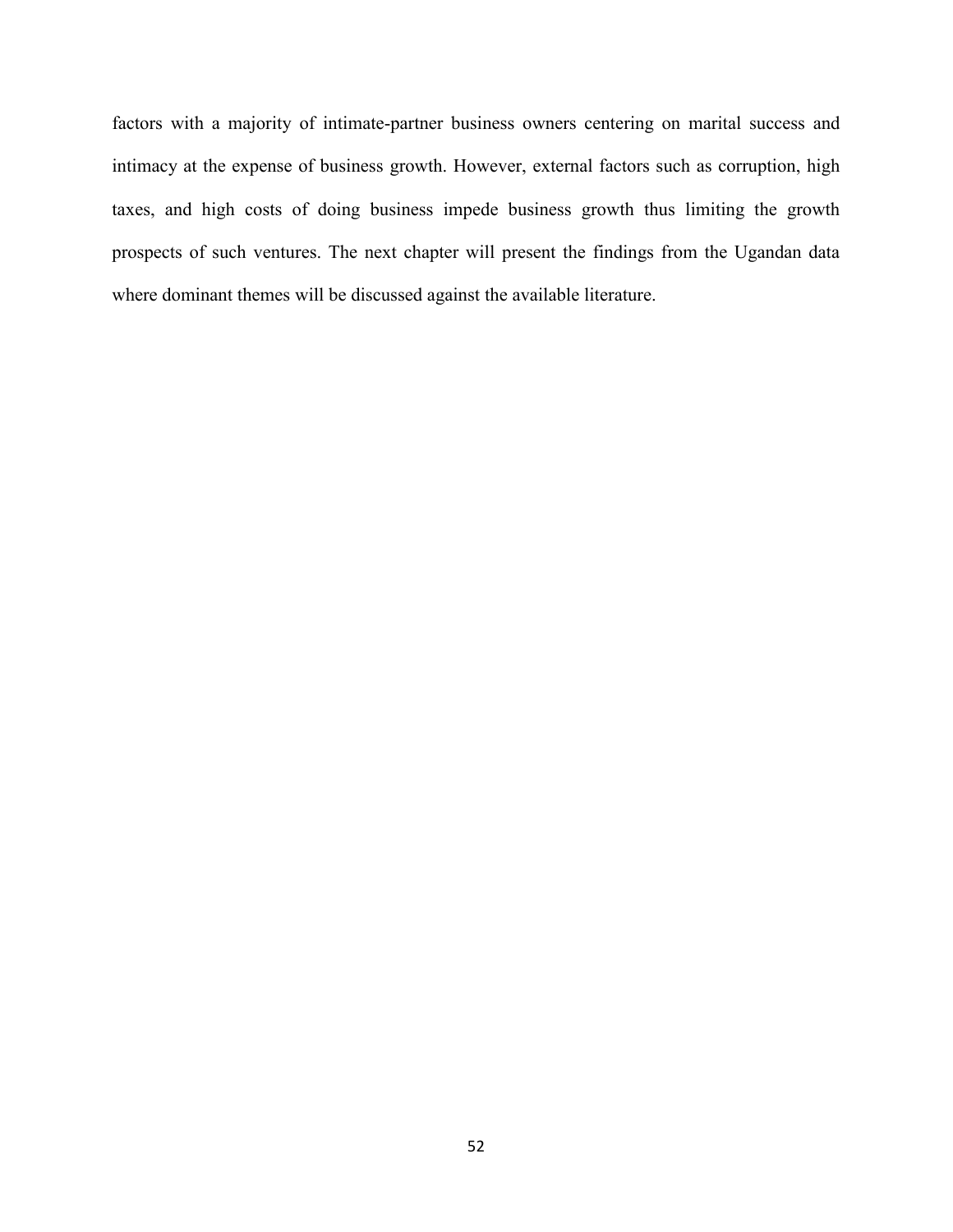factors with a majority of intimate-partner business owners centering on marital success and intimacy at the expense of business growth. However, external factors such as corruption, high taxes, and high costs of doing business impede business growth thus limiting the growth prospects of such ventures. The next chapter will present the findings from the Ugandan data where dominant themes will be discussed against the available literature.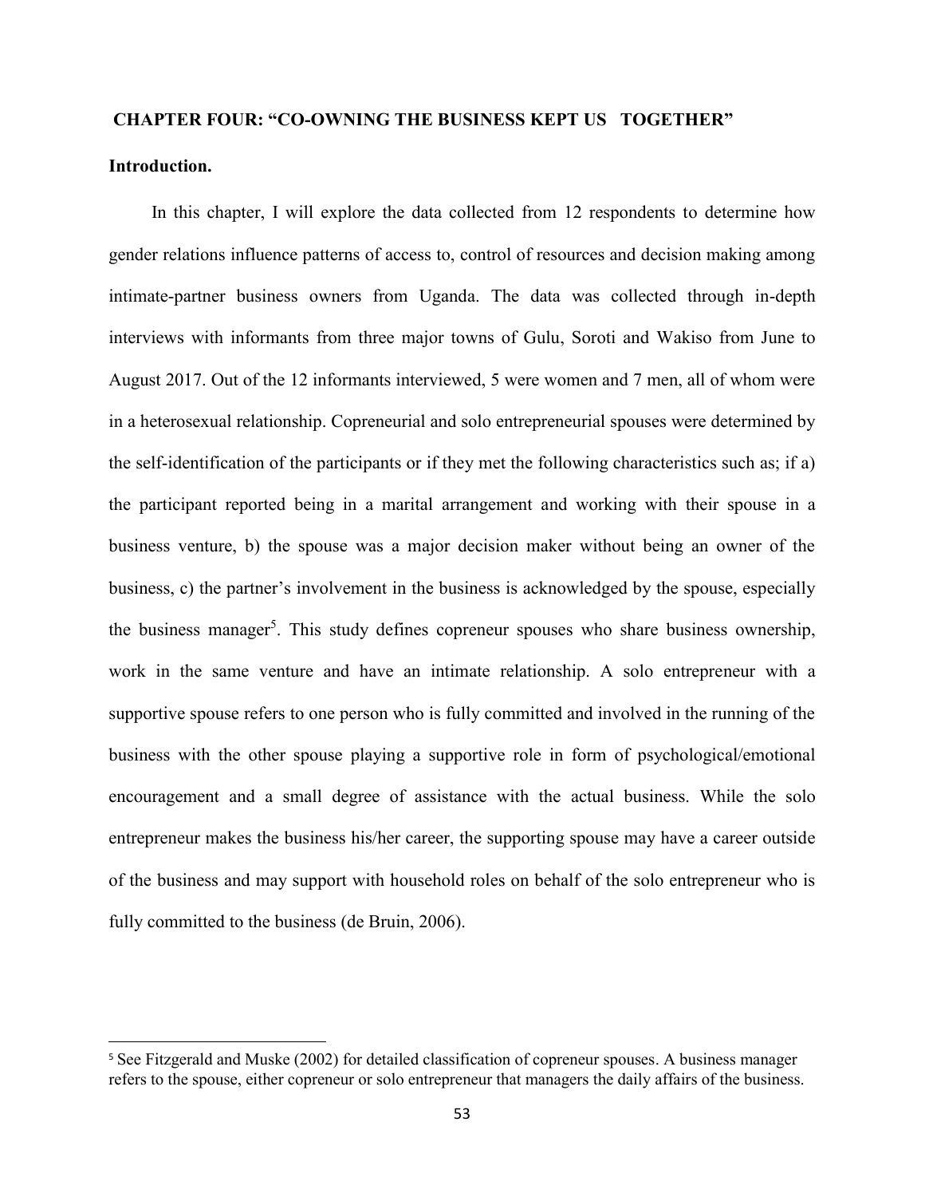## CHAPTER FOUR: "CO-OWNING THE BUSINESS KEPT US TOGETHER"

### Introduction.

In this chapter, I will explore the data collected from 12 respondents to determine how gender relations influence patterns of access to, control of resources and decision making among intimate-partner business owners from Uganda. The data was collected through in-depth interviews with informants from three major towns of Gulu, Soroti and Wakiso from June to August 2017. Out of the 12 informants interviewed, 5 were women and 7 men, all of whom were in a heterosexual relationship. Copreneurial and solo entrepreneurial spouses were determined by the self-identification of the participants or if they met the following characteristics such as; if a) the participant reported being in a marital arrangement and working with their spouse in a business venture, b) the spouse was a major decision maker without being an owner of the business, c) the partner's involvement in the business is acknowledged by the spouse, especially the business manager[5]. This study defines copreneur spouses who share business ownership, work in the same venture and have an intimate relationship. A solo entrepreneur with a supportive spouse refers to one person who is fully committed and involved in the running of the business with the other spouse playing a supportive role in form of psychological/emotional encouragement and a small degree of assistance with the actual business. While the solo entrepreneur makes the business his/her career, the supporting spouse may have a career outside of the business and may support with household roles on behalf of the solo entrepreneur who is fully committed to the business (de Bruin, 2006).

---

[5] See Fitzgerald and Muske (2002) for detailed classification of copreneur spouses. A business manager refers to the spouse, either copreneur or solo entrepreneur that managers the daily affairs of the business.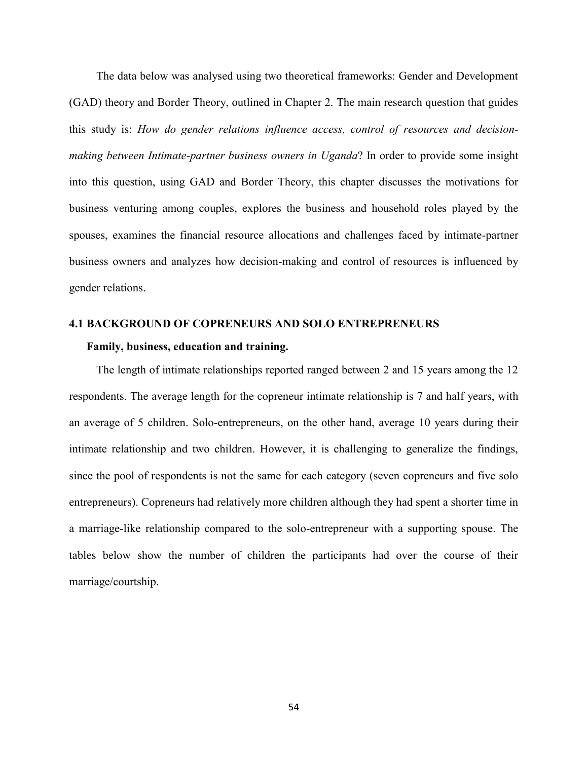The data below was analysed using two theoretical frameworks: Gender and Development (GAD) theory and Border Theory, outlined in Chapter 2. The main research question that guides this study is: *How do gender relations influence access, control of resources and decision-making between Intimate-partner business owners in Uganda*? In order to provide some insight into this question, using GAD and Border Theory, this chapter discusses the motivations for business venturing among couples, explores the business and household roles played by the spouses, examines the financial resource allocations and challenges faced by intimate-partner business owners and analyzes how decision-making and control of resources is influenced by gender relations.

## 4.1 BACKGROUND OF COPRENEURS AND SOLO ENTREPRENEURS

### Family, business, education and training.

The length of intimate relationships reported ranged between 2 and 15 years among the 12 respondents. The average length for the copreneur intimate relationship is 7 and half years, with an average of 5 children. Solo-entrepreneurs, on the other hand, average 10 years during their intimate relationship and two children. However, it is challenging to generalize the findings, since the pool of respondents is not the same for each category (seven copreneurs and five solo entrepreneurs). Copreneurs had relatively more children although they had spent a shorter time in a marriage-like relationship compared to the solo-entrepreneur with a supporting spouse. The tables below show the number of children the participants had over the course of their marriage/courtship.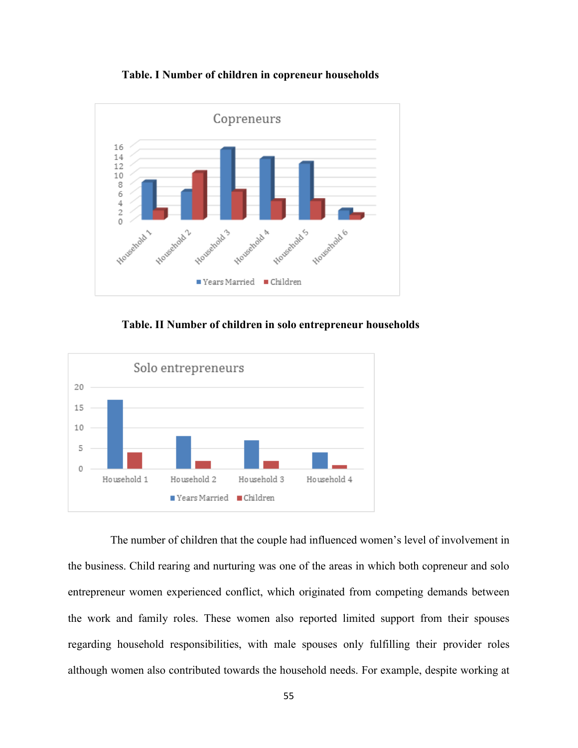**Table. I Number of children in copreneur households**

**Table. II Number of children in solo entrepreneur households**

The number of children that the couple had influenced women's level of involvement in the business. Child rearing and nurturing was one of the areas in which both copreneur and solo entrepreneur women experienced conflict, which originated from competing demands between the work and family roles. These women also reported limited support from their spouses regarding household responsibilities, with male spouses only fulfilling their provider roles although women also contributed towards the household needs. For example, despite working at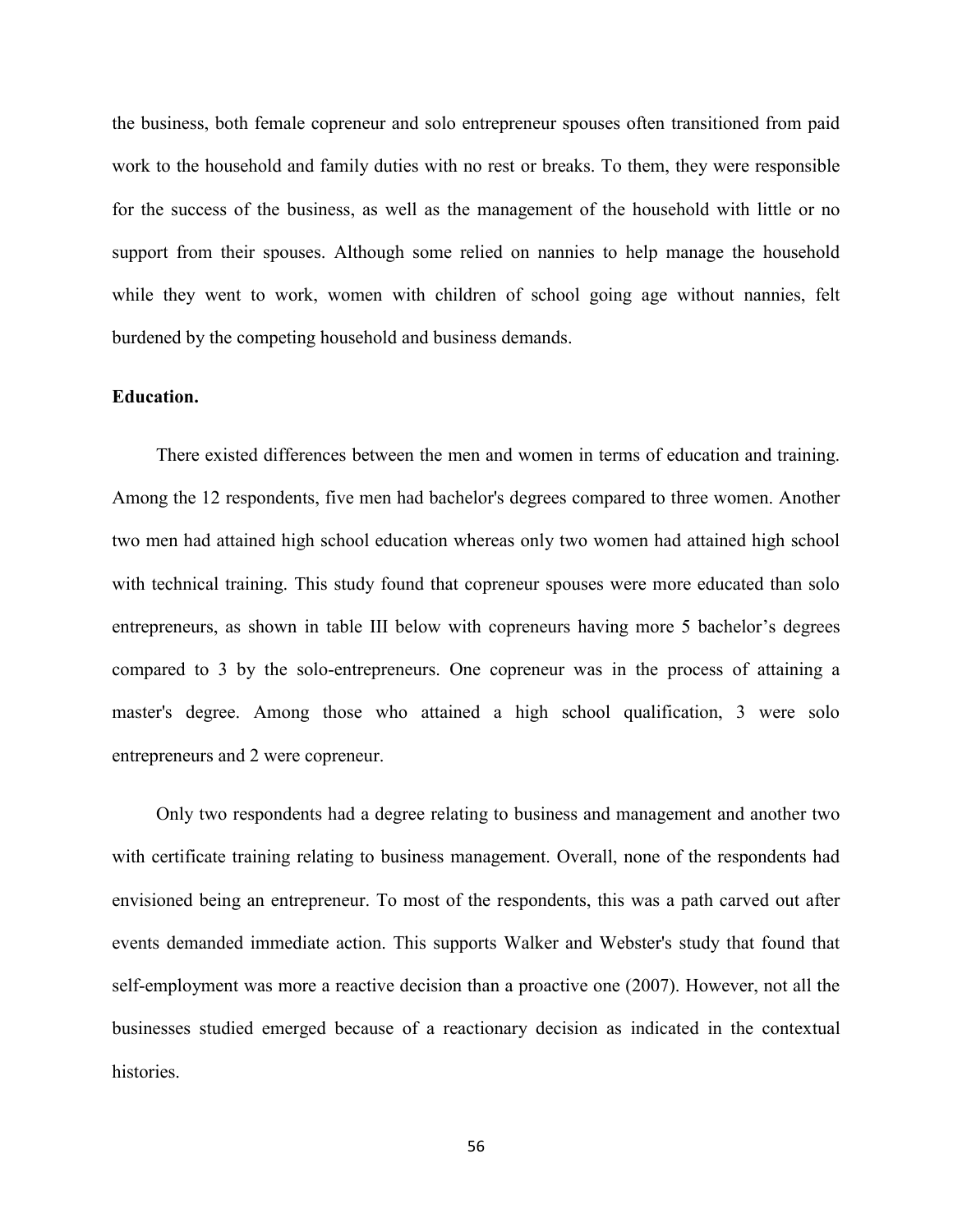the business, both female copreneur and solo entrepreneur spouses often transitioned from paid work to the household and family duties with no rest or breaks. To them, they were responsible for the success of the business, as well as the management of the household with little or no support from their spouses. Although some relied on nannies to help manage the household while they went to work, women with children of school going age without nannies, felt burdened by the competing household and business demands.

**Education.**

There existed differences between the men and women in terms of education and training. Among the 12 respondents, five men had bachelor's degrees compared to three women. Another two men had attained high school education whereas only two women had attained high school with technical training. This study found that copreneur spouses were more educated than solo entrepreneurs, as shown in table III below with copreneurs having more 5 bachelor's degrees compared to 3 by the solo-entrepreneurs. One copreneur was in the process of attaining a master's degree. Among those who attained a high school qualification, 3 were solo entrepreneurs and 2 were copreneur.

Only two respondents had a degree relating to business and management and another two with certificate training relating to business management. Overall, none of the respondents had envisioned being an entrepreneur. To most of the respondents, this was a path carved out after events demanded immediate action. This supports Walker and Webster's study that found that self-employment was more a reactive decision than a proactive one (2007). However, not all the businesses studied emerged because of a reactionary decision as indicated in the contextual histories.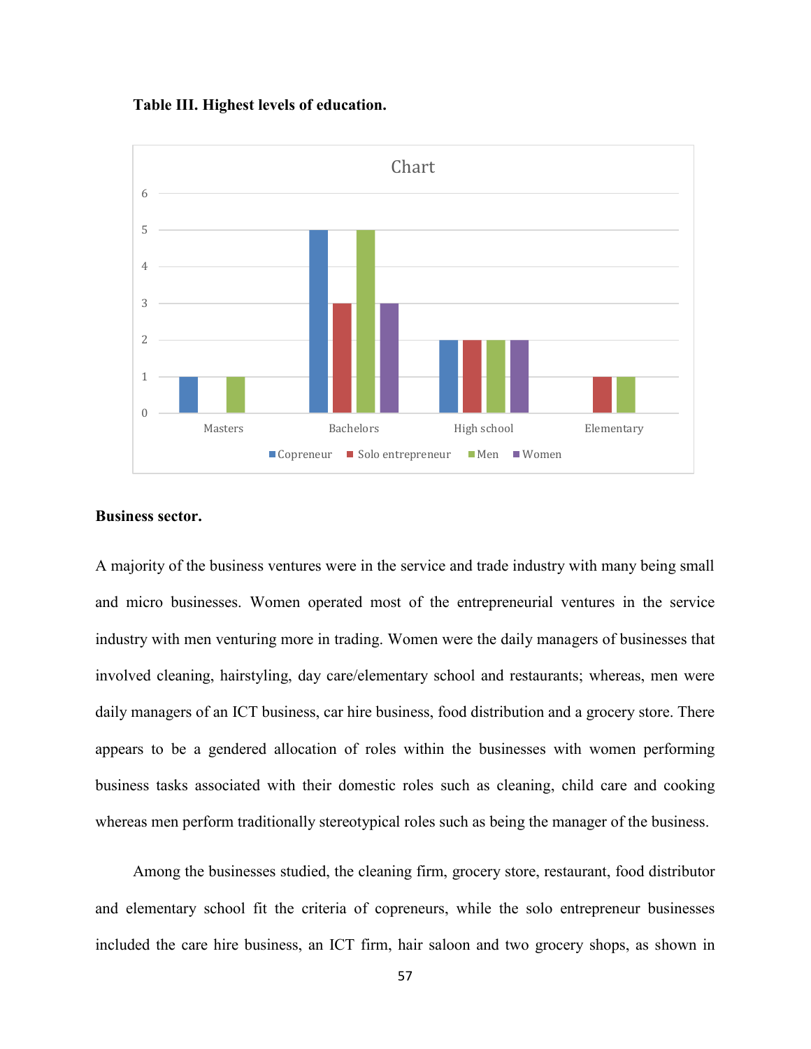**Table III. Highest levels of education.**

Chart

| | Copreneur | Solo entrepreneur | Men | Women |
|---|---|---|---|---|
| Masters | 1 | | 1 | |
| Bachelors | 5 | 3 | 5 | 3 |
| High school | 2 | 2 | 2 | 2 |
| Elementary | | 1 | 1 | |

**Business sector.**

A majority of the business ventures were in the service and trade industry with many being small and micro businesses. Women operated most of the entrepreneurial ventures in the service industry with men venturing more in trading. Women were the daily managers of businesses that involved cleaning, hairstyling, day care/elementary school and restaurants; whereas, men were daily managers of an ICT business, car hire business, food distribution and a grocery store. There appears to be a gendered allocation of roles within the businesses with women performing business tasks associated with their domestic roles such as cleaning, child care and cooking whereas men perform traditionally stereotypical roles such as being the manager of the business.

Among the businesses studied, the cleaning firm, grocery store, restaurant, food distributor and elementary school fit the criteria of copreneurs, while the solo entrepreneur businesses included the care hire business, an ICT firm, hair saloon and two grocery shops, as shown in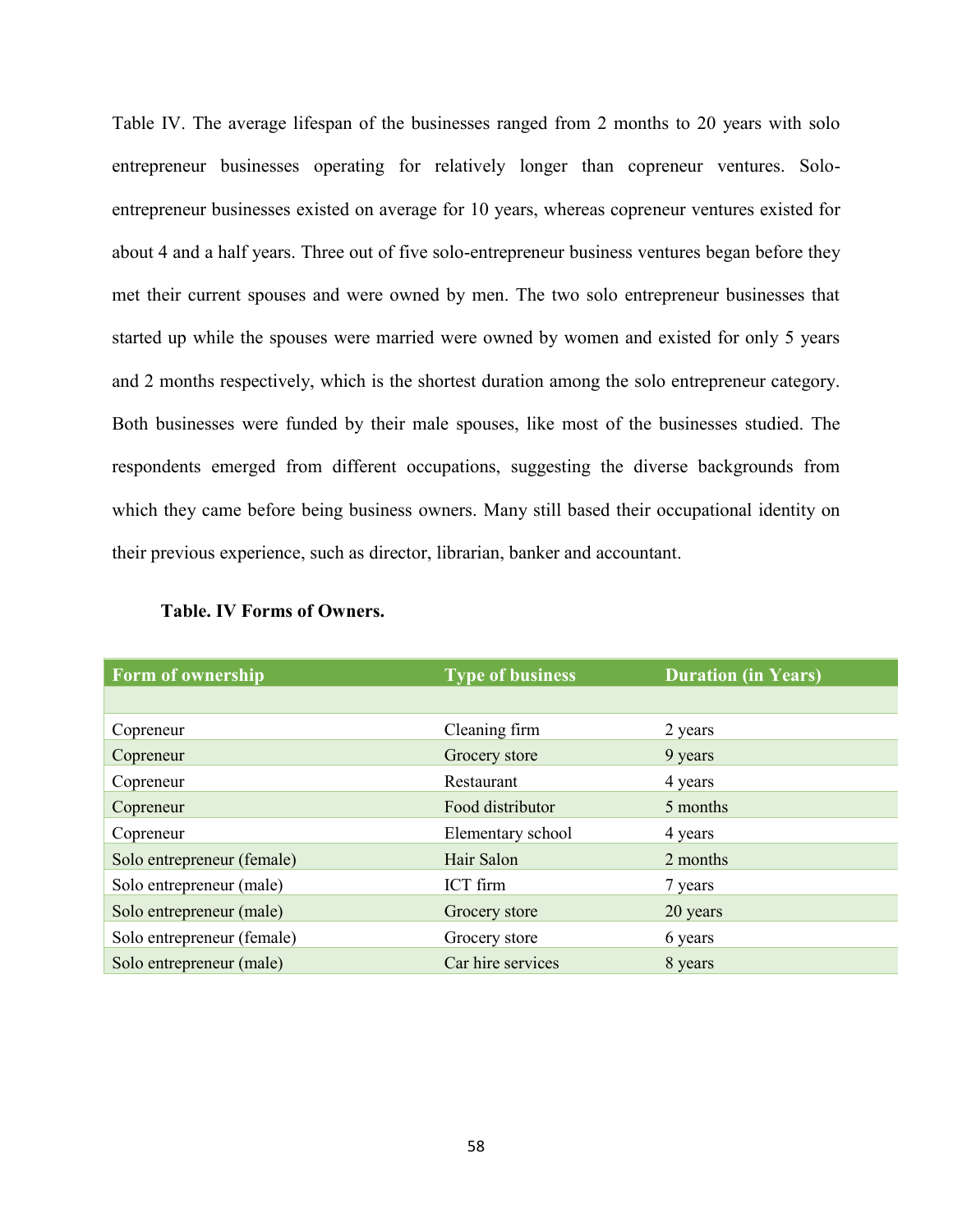Table IV. The average lifespan of the businesses ranged from 2 months to 20 years with solo entrepreneur businesses operating for relatively longer than copreneur ventures. Solo-entrepreneur businesses existed on average for 10 years, whereas copreneur ventures existed for about 4 and a half years. Three out of five solo-entrepreneur business ventures began before they met their current spouses and were owned by men. The two solo entrepreneur businesses that started up while the spouses were married were owned by women and existed for only 5 years and 2 months respectively, which is the shortest duration among the solo entrepreneur category. Both businesses were funded by their male spouses, like most of the businesses studied. The respondents emerged from different occupations, suggesting the diverse backgrounds from which they came before being business owners. Many still based their occupational identity on their previous experience, such as director, librarian, banker and accountant.

**Table. IV Forms of Owners.**

| Form of ownership | Type of business | Duration (in Years) |
|---|---|---|
| | | |
| Copreneur | Cleaning firm | 2 years |
| Copreneur | Grocery store | 9 years |
| Copreneur | Restaurant | 4 years |
| Copreneur | Food distributor | 5 months |
| Copreneur | Elementary school | 4 years |
| Solo entrepreneur (female) | Hair Salon | 2 months |
| Solo entrepreneur (male) | ICT firm | 7 years |
| Solo entrepreneur (male) | Grocery store | 20 years |
| Solo entrepreneur (female) | Grocery store | 6 years |
| Solo entrepreneur (male) | Car hire services | 8 years |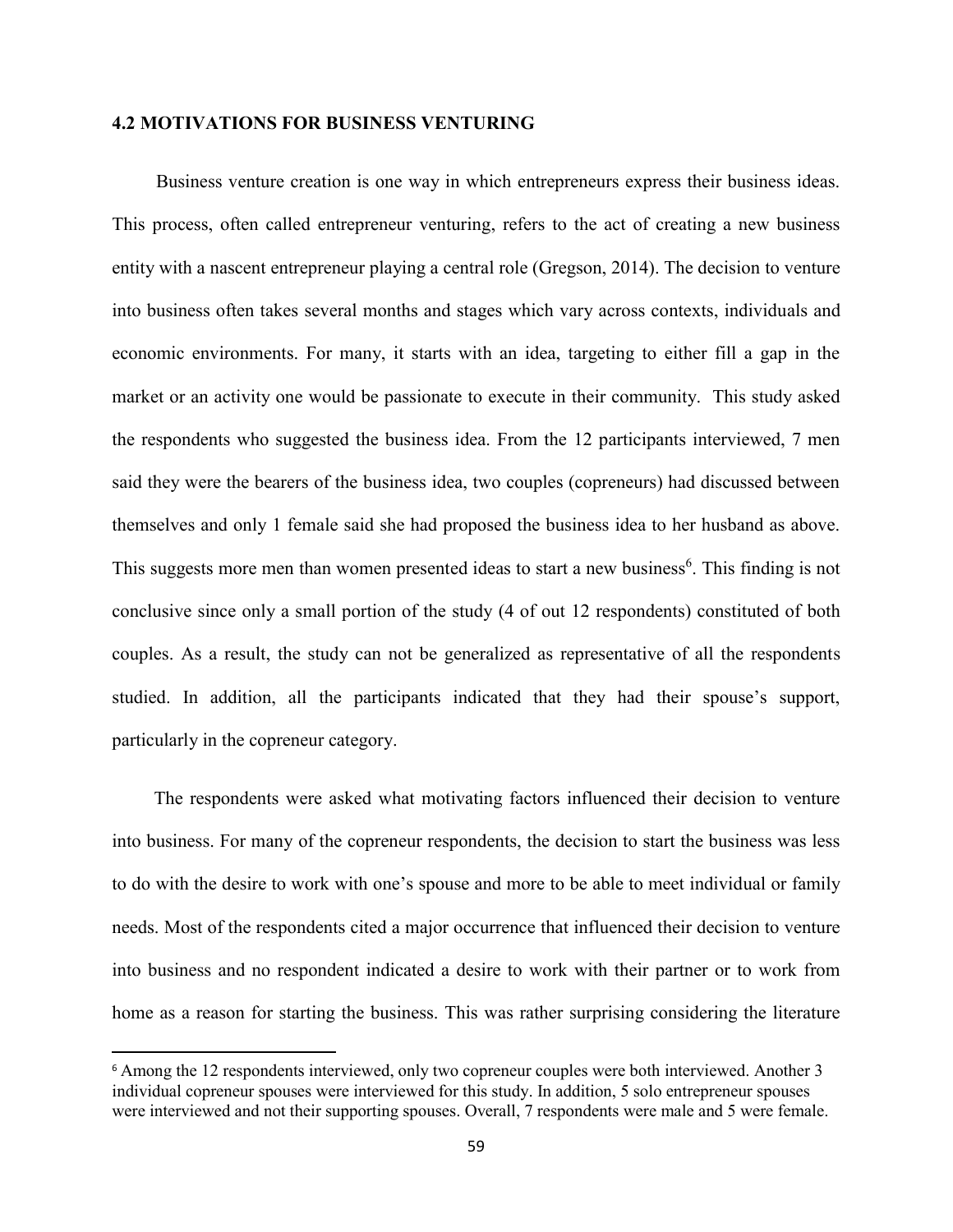## 4.2 MOTIVATIONS FOR BUSINESS VENTURING

Business venture creation is one way in which entrepreneurs express their business ideas. This process, often called entrepreneur venturing, refers to the act of creating a new business entity with a nascent entrepreneur playing a central role (Gregson, 2014). The decision to venture into business often takes several months and stages which vary across contexts, individuals and economic environments. For many, it starts with an idea, targeting to either fill a gap in the market or an activity one would be passionate to execute in their community. This study asked the respondents who suggested the business idea. From the 12 participants interviewed, 7 men said they were the bearers of the business idea, two couples (copreneurs) had discussed between themselves and only 1 female said she had proposed the business idea to her husband as above. This suggests more men than women presented ideas to start a new business[6]. This finding is not conclusive since only a small portion of the study (4 of out 12 respondents) constituted of both couples. As a result, the study can not be generalized as representative of all the respondents studied. In addition, all the participants indicated that they had their spouse's support, particularly in the copreneur category.

The respondents were asked what motivating factors influenced their decision to venture into business. For many of the copreneur respondents, the decision to start the business was less to do with the desire to work with one's spouse and more to be able to meet individual or family needs. Most of the respondents cited a major occurrence that influenced their decision to venture into business and no respondent indicated a desire to work with their partner or to work from home as a reason for starting the business. This was rather surprising considering the literature

[6] Among the 12 respondents interviewed, only two copreneur couples were both interviewed. Another 3 individual copreneur spouses were interviewed for this study. In addition, 5 solo entrepreneur spouses were interviewed and not their supporting spouses. Overall, 7 respondents were male and 5 were female.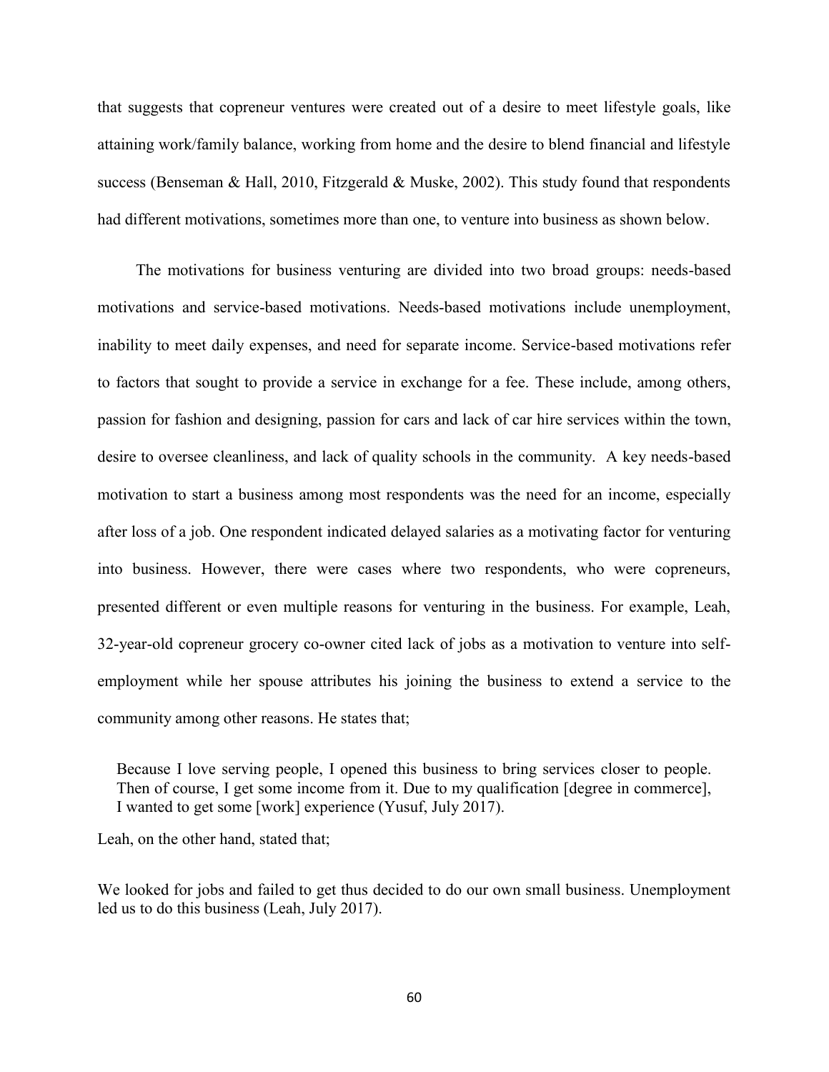that suggests that copreneur ventures were created out of a desire to meet lifestyle goals, like attaining work/family balance, working from home and the desire to blend financial and lifestyle success (Benseman & Hall, 2010, Fitzgerald & Muske, 2002). This study found that respondents had different motivations, sometimes more than one, to venture into business as shown below.

The motivations for business venturing are divided into two broad groups: needs-based motivations and service-based motivations. Needs-based motivations include unemployment, inability to meet daily expenses, and need for separate income. Service-based motivations refer to factors that sought to provide a service in exchange for a fee. These include, among others, passion for fashion and designing, passion for cars and lack of car hire services within the town, desire to oversee cleanliness, and lack of quality schools in the community. A key needs-based motivation to start a business among most respondents was the need for an income, especially after loss of a job. One respondent indicated delayed salaries as a motivating factor for venturing into business. However, there were cases where two respondents, who were copreneurs, presented different or even multiple reasons for venturing in the business. For example, Leah, 32-year-old copreneur grocery co-owner cited lack of jobs as a motivation to venture into self-employment while her spouse attributes his joining the business to extend a service to the community among other reasons. He states that;

> Because I love serving people, I opened this business to bring services closer to people. Then of course, I get some income from it. Due to my qualification [degree in commerce], I wanted to get some [work] experience (Yusuf, July 2017).

Leah, on the other hand, stated that;

We looked for jobs and failed to get thus decided to do our own small business. Unemployment led us to do this business (Leah, July 2017).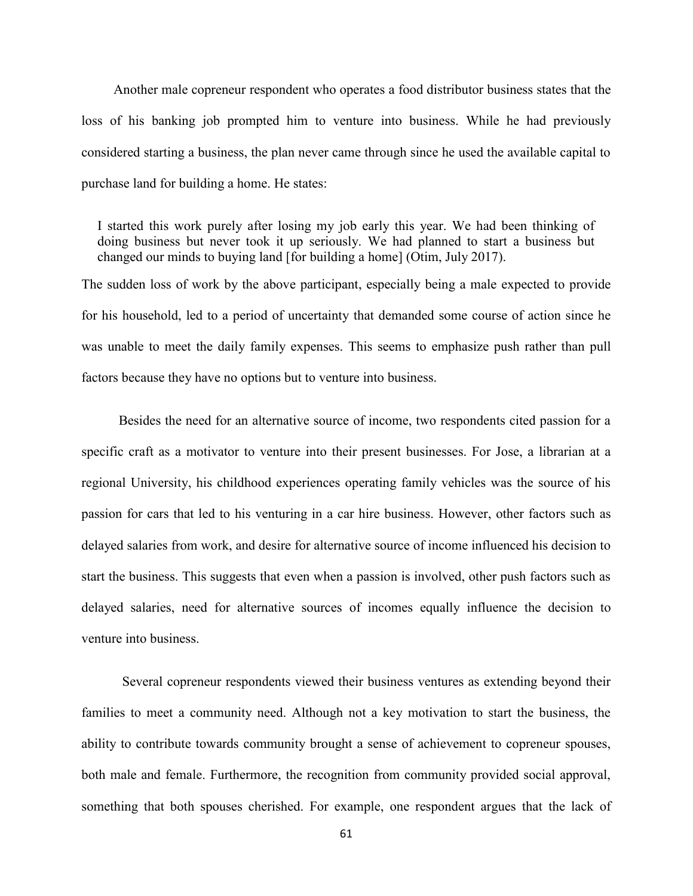Another male copreneur respondent who operates a food distributor business states that the loss of his banking job prompted him to venture into business. While he had previously considered starting a business, the plan never came through since he used the available capital to purchase land for building a home. He states:

> I started this work purely after losing my job early this year. We had been thinking of doing business but never took it up seriously. We had planned to start a business but changed our minds to buying land [for building a home] (Otim, July 2017).

The sudden loss of work by the above participant, especially being a male expected to provide for his household, led to a period of uncertainty that demanded some course of action since he was unable to meet the daily family expenses. This seems to emphasize push rather than pull factors because they have no options but to venture into business.

Besides the need for an alternative source of income, two respondents cited passion for a specific craft as a motivator to venture into their present businesses. For Jose, a librarian at a regional University, his childhood experiences operating family vehicles was the source of his passion for cars that led to his venturing in a car hire business. However, other factors such as delayed salaries from work, and desire for alternative source of income influenced his decision to start the business. This suggests that even when a passion is involved, other push factors such as delayed salaries, need for alternative sources of incomes equally influence the decision to venture into business.

Several copreneur respondents viewed their business ventures as extending beyond their families to meet a community need. Although not a key motivation to start the business, the ability to contribute towards community brought a sense of achievement to copreneur spouses, both male and female. Furthermore, the recognition from community provided social approval, something that both spouses cherished. For example, one respondent argues that the lack of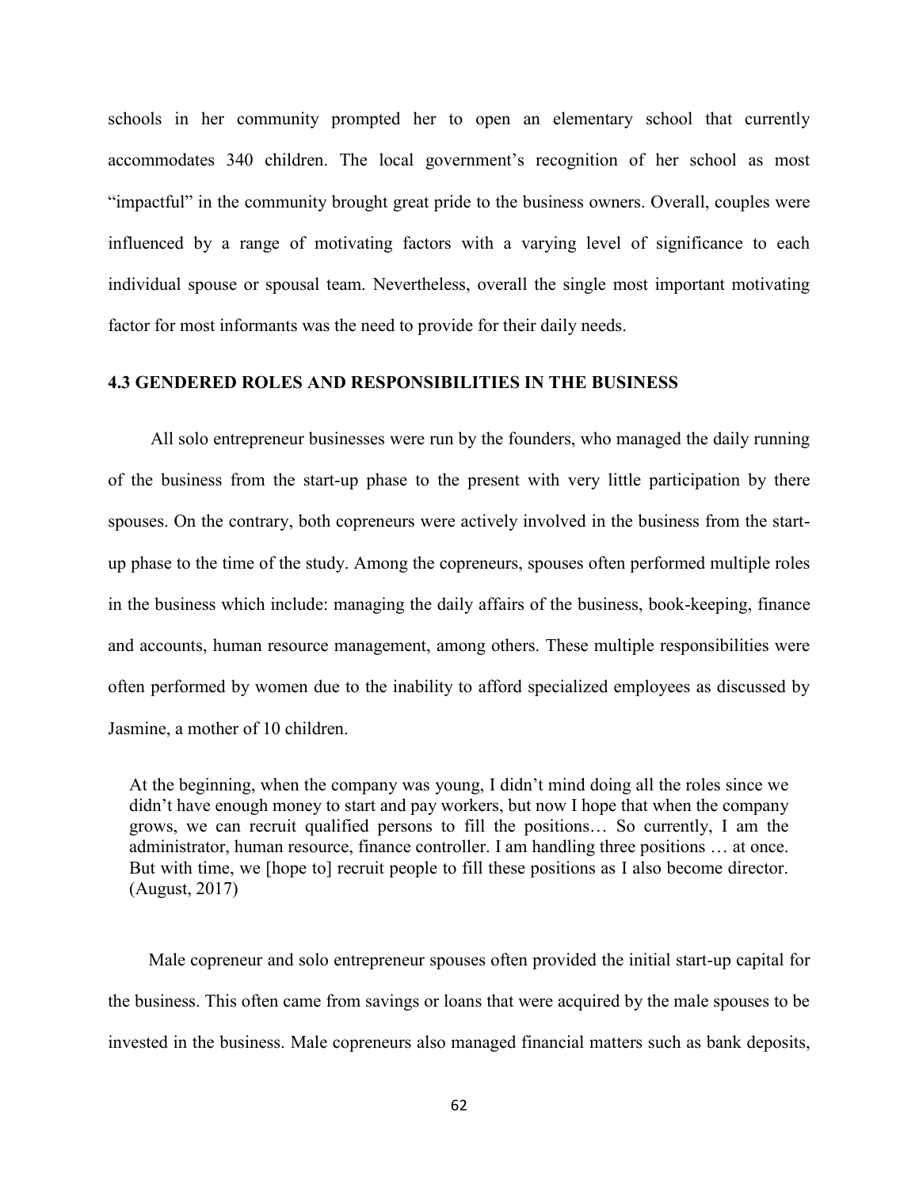schools in her community prompted her to open an elementary school that currently accommodates 340 children. The local government's recognition of her school as most "impactful" in the community brought great pride to the business owners. Overall, couples were influenced by a range of motivating factors with a varying level of significance to each individual spouse or spousal team. Nevertheless, overall the single most important motivating factor for most informants was the need to provide for their daily needs.

### 4.3 GENDERED ROLES AND RESPONSIBILITIES IN THE BUSINESS

All solo entrepreneur businesses were run by the founders, who managed the daily running of the business from the start-up phase to the present with very little participation by there spouses. On the contrary, both copreneurs were actively involved in the business from the start-up phase to the time of the study. Among the copreneurs, spouses often performed multiple roles in the business which include: managing the daily affairs of the business, book-keeping, finance and accounts, human resource management, among others. These multiple responsibilities were often performed by women due to the inability to afford specialized employees as discussed by Jasmine, a mother of 10 children.

> At the beginning, when the company was young, I didn't mind doing all the roles since we didn't have enough money to start and pay workers, but now I hope that when the company grows, we can recruit qualified persons to fill the positions… So currently, I am the administrator, human resource, finance controller. I am handling three positions … at once. But with time, we [hope to] recruit people to fill these positions as I also become director. (August, 2017)

Male copreneur and solo entrepreneur spouses often provided the initial start-up capital for the business. This often came from savings or loans that were acquired by the male spouses to be invested in the business. Male copreneurs also managed financial matters such as bank deposits,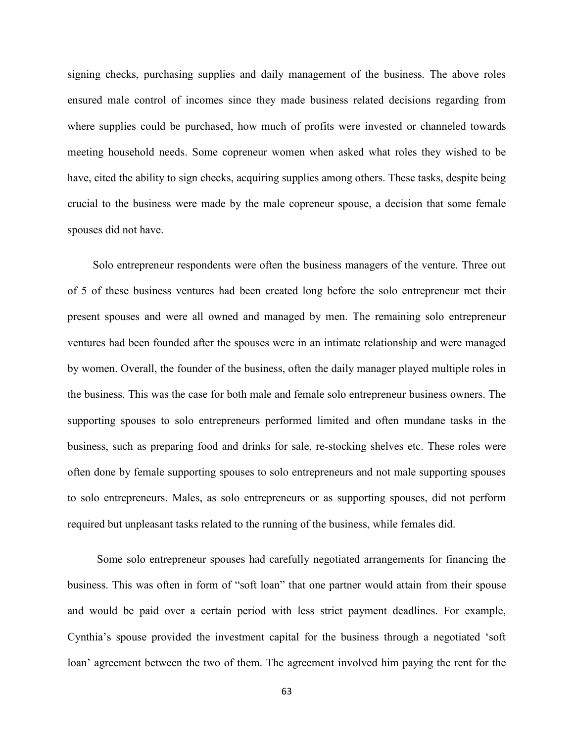signing checks, purchasing supplies and daily management of the business. The above roles ensured male control of incomes since they made business related decisions regarding from where supplies could be purchased, how much of profits were invested or channeled towards meeting household needs. Some copreneur women when asked what roles they wished to be have, cited the ability to sign checks, acquiring supplies among others. These tasks, despite being crucial to the business were made by the male copreneur spouse, a decision that some female spouses did not have.

Solo entrepreneur respondents were often the business managers of the venture. Three out of 5 of these business ventures had been created long before the solo entrepreneur met their present spouses and were all owned and managed by men. The remaining solo entrepreneur ventures had been founded after the spouses were in an intimate relationship and were managed by women. Overall, the founder of the business, often the daily manager played multiple roles in the business. This was the case for both male and female solo entrepreneur business owners. The supporting spouses to solo entrepreneurs performed limited and often mundane tasks in the business, such as preparing food and drinks for sale, re-stocking shelves etc. These roles were often done by female supporting spouses to solo entrepreneurs and not male supporting spouses to solo entrepreneurs. Males, as solo entrepreneurs or as supporting spouses, did not perform required but unpleasant tasks related to the running of the business, while females did.

Some solo entrepreneur spouses had carefully negotiated arrangements for financing the business. This was often in form of "soft loan" that one partner would attain from their spouse and would be paid over a certain period with less strict payment deadlines. For example, Cynthia's spouse provided the investment capital for the business through a negotiated 'soft loan' agreement between the two of them. The agreement involved him paying the rent for the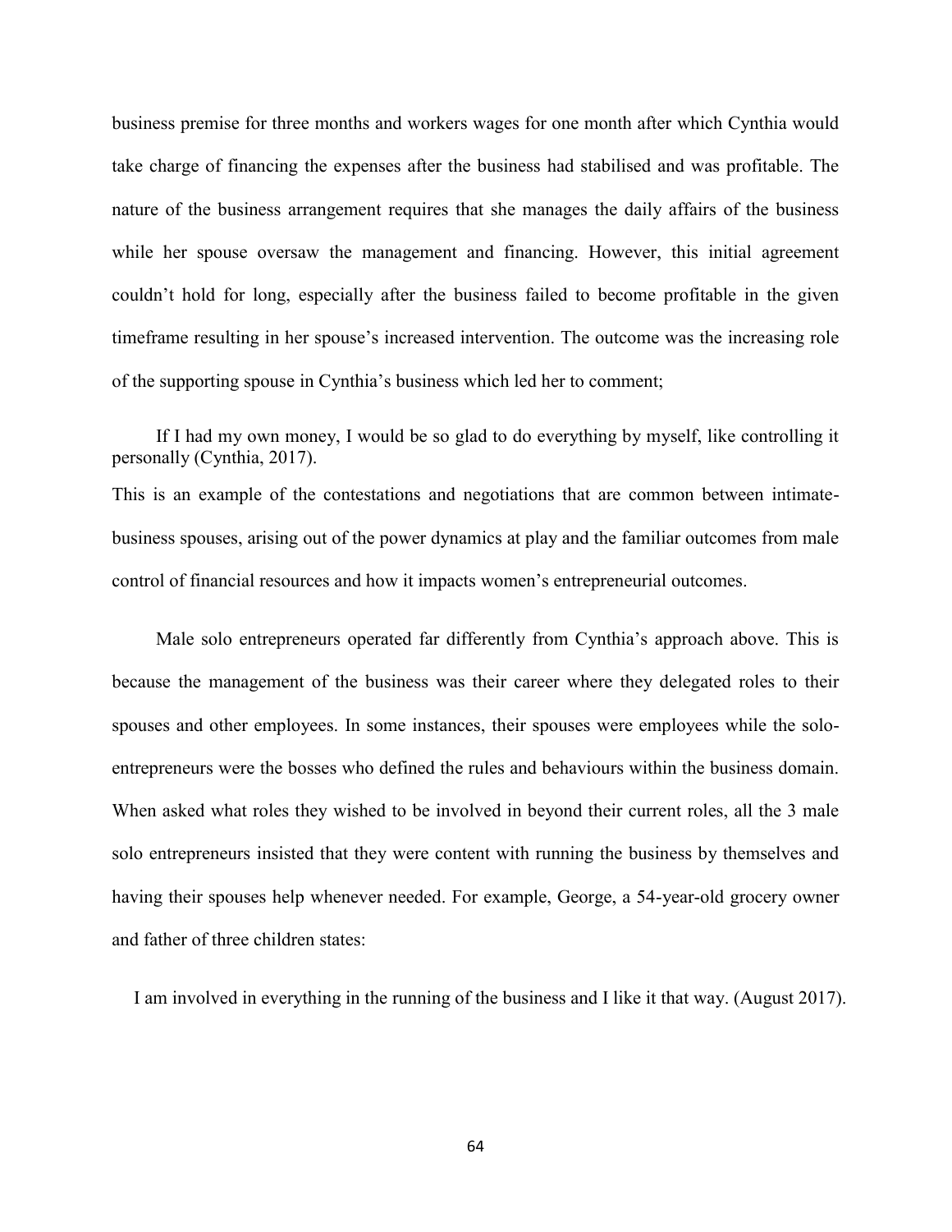business premise for three months and workers wages for one month after which Cynthia would take charge of financing the expenses after the business had stabilised and was profitable. The nature of the business arrangement requires that she manages the daily affairs of the business while her spouse oversaw the management and financing. However, this initial agreement couldn't hold for long, especially after the business failed to become profitable in the given timeframe resulting in her spouse's increased intervention. The outcome was the increasing role of the supporting spouse in Cynthia's business which led her to comment;

> If I had my own money, I would be so glad to do everything by myself, like controlling it personally (Cynthia, 2017).

This is an example of the contestations and negotiations that are common between intimate-business spouses, arising out of the power dynamics at play and the familiar outcomes from male control of financial resources and how it impacts women's entrepreneurial outcomes.

Male solo entrepreneurs operated far differently from Cynthia's approach above. This is because the management of the business was their career where they delegated roles to their spouses and other employees. In some instances, their spouses were employees while the solo-entrepreneurs were the bosses who defined the rules and behaviours within the business domain. When asked what roles they wished to be involved in beyond their current roles, all the 3 male solo entrepreneurs insisted that they were content with running the business by themselves and having their spouses help whenever needed. For example, George, a 54-year-old grocery owner and father of three children states:

> I am involved in everything in the running of the business and I like it that way. (August 2017).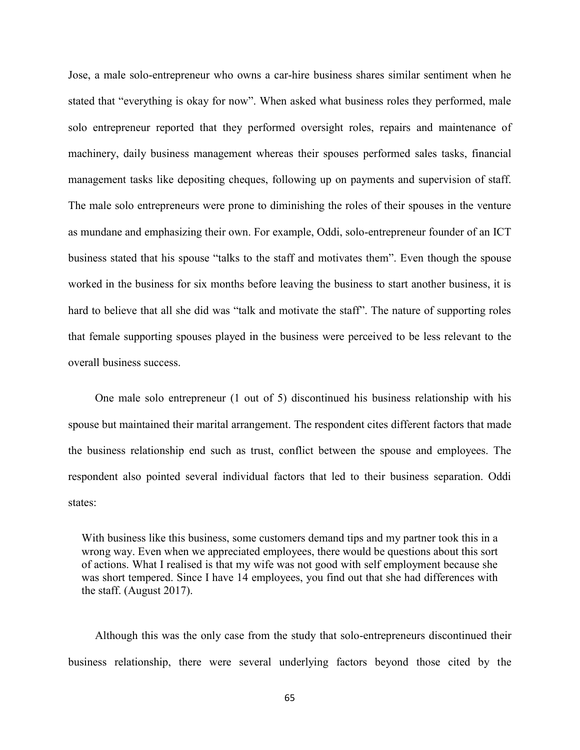Jose, a male solo-entrepreneur who owns a car-hire business shares similar sentiment when he stated that "everything is okay for now". When asked what business roles they performed, male solo entrepreneur reported that they performed oversight roles, repairs and maintenance of machinery, daily business management whereas their spouses performed sales tasks, financial management tasks like depositing cheques, following up on payments and supervision of staff. The male solo entrepreneurs were prone to diminishing the roles of their spouses in the venture as mundane and emphasizing their own. For example, Oddi, solo-entrepreneur founder of an ICT business stated that his spouse "talks to the staff and motivates them". Even though the spouse worked in the business for six months before leaving the business to start another business, it is hard to believe that all she did was "talk and motivate the staff". The nature of supporting roles that female supporting spouses played in the business were perceived to be less relevant to the overall business success.

One male solo entrepreneur (1 out of 5) discontinued his business relationship with his spouse but maintained their marital arrangement. The respondent cites different factors that made the business relationship end such as trust, conflict between the spouse and employees. The respondent also pointed several individual factors that led to their business separation. Oddi states:

> With business like this business, some customers demand tips and my partner took this in a wrong way. Even when we appreciated employees, there would be questions about this sort of actions. What I realised is that my wife was not good with self employment because she was short tempered. Since I have 14 employees, you find out that she had differences with the staff. (August 2017).

Although this was the only case from the study that solo-entrepreneurs discontinued their business relationship, there were several underlying factors beyond those cited by the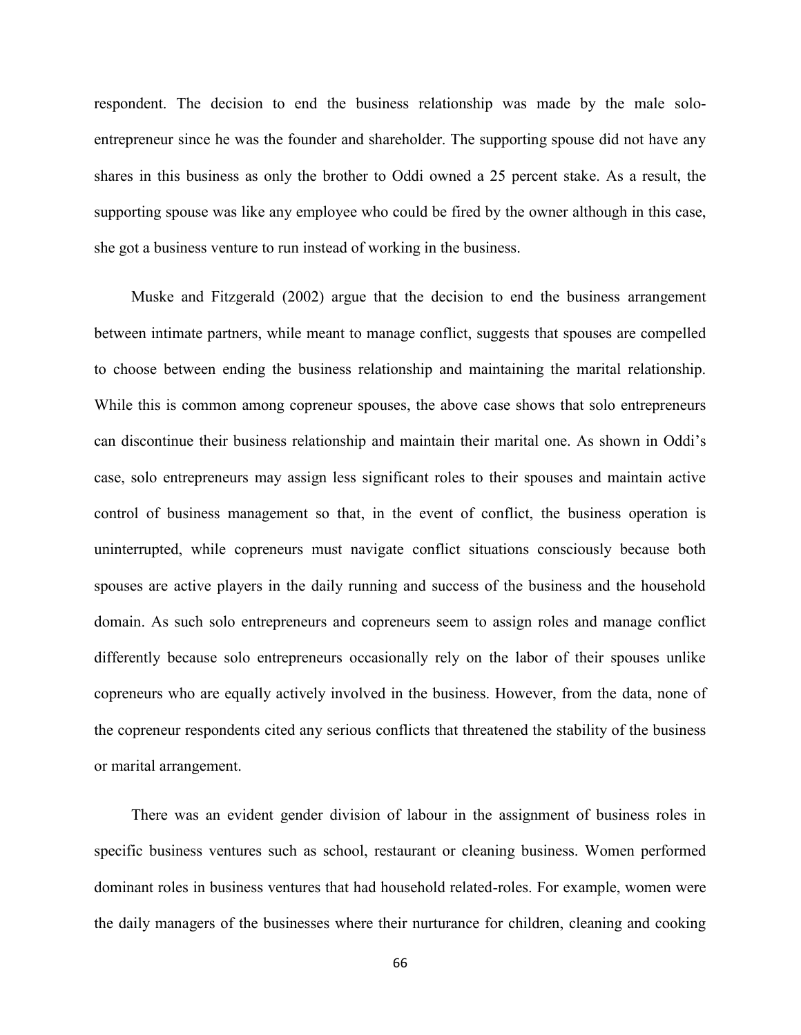respondent. The decision to end the business relationship was made by the male solo-entrepreneur since he was the founder and shareholder. The supporting spouse did not have any shares in this business as only the brother to Oddi owned a 25 percent stake. As a result, the supporting spouse was like any employee who could be fired by the owner although in this case, she got a business venture to run instead of working in the business.

Muske and Fitzgerald (2002) argue that the decision to end the business arrangement between intimate partners, while meant to manage conflict, suggests that spouses are compelled to choose between ending the business relationship and maintaining the marital relationship. While this is common among copreneur spouses, the above case shows that solo entrepreneurs can discontinue their business relationship and maintain their marital one. As shown in Oddi's case, solo entrepreneurs may assign less significant roles to their spouses and maintain active control of business management so that, in the event of conflict, the business operation is uninterrupted, while copreneurs must navigate conflict situations consciously because both spouses are active players in the daily running and success of the business and the household domain. As such solo entrepreneurs and copreneurs seem to assign roles and manage conflict differently because solo entrepreneurs occasionally rely on the labor of their spouses unlike copreneurs who are equally actively involved in the business. However, from the data, none of the copreneur respondents cited any serious conflicts that threatened the stability of the business or marital arrangement.

There was an evident gender division of labour in the assignment of business roles in specific business ventures such as school, restaurant or cleaning business. Women performed dominant roles in business ventures that had household related-roles. For example, women were the daily managers of the businesses where their nurturance for children, cleaning and cooking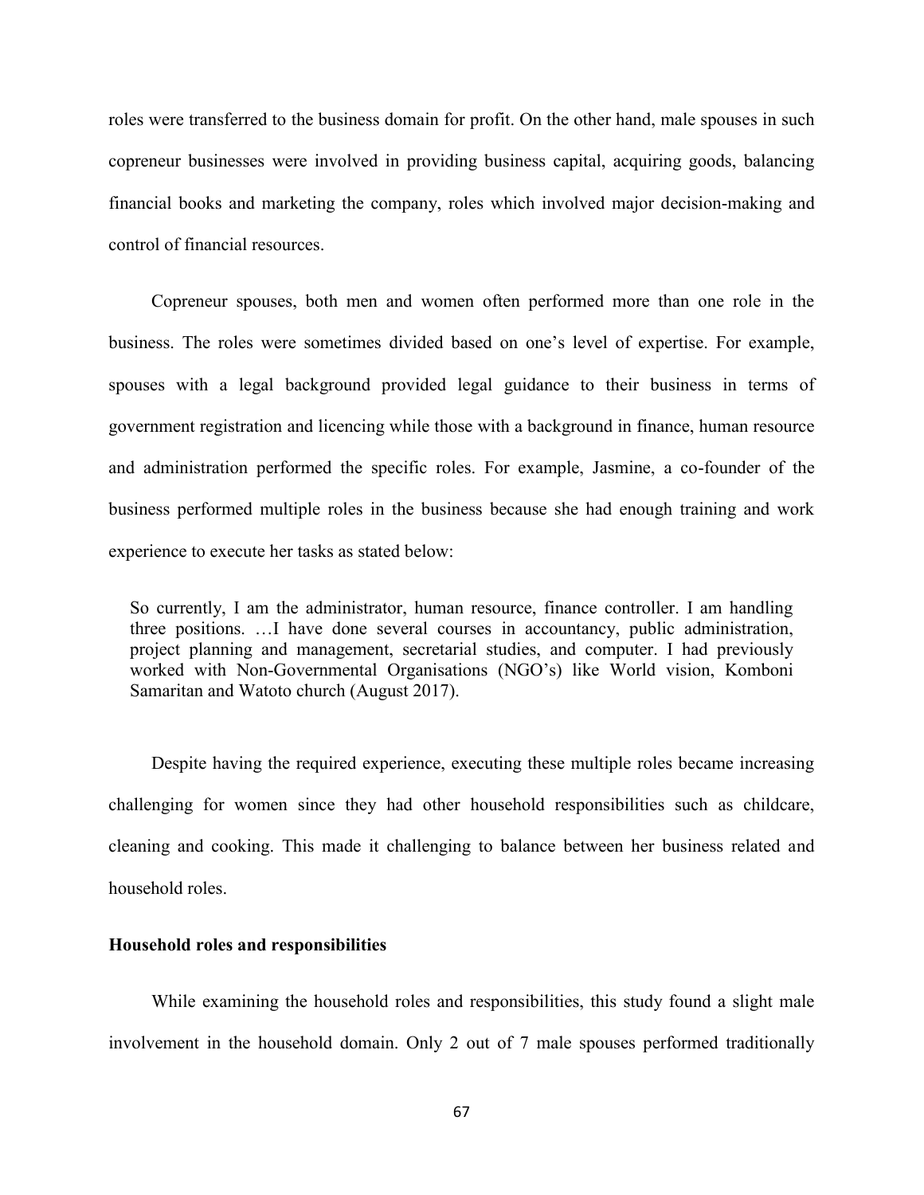roles were transferred to the business domain for profit. On the other hand, male spouses in such copreneur businesses were involved in providing business capital, acquiring goods, balancing financial books and marketing the company, roles which involved major decision-making and control of financial resources.

Copreneur spouses, both men and women often performed more than one role in the business. The roles were sometimes divided based on one's level of expertise. For example, spouses with a legal background provided legal guidance to their business in terms of government registration and licencing while those with a background in finance, human resource and administration performed the specific roles. For example, Jasmine, a co-founder of the business performed multiple roles in the business because she had enough training and work experience to execute her tasks as stated below:

> So currently, I am the administrator, human resource, finance controller. I am handling three positions. …I have done several courses in accountancy, public administration, project planning and management, secretarial studies, and computer. I had previously worked with Non-Governmental Organisations (NGO's) like World vision, Komboni Samaritan and Watoto church (August 2017).

Despite having the required experience, executing these multiple roles became increasing challenging for women since they had other household responsibilities such as childcare, cleaning and cooking. This made it challenging to balance between her business related and household roles.

**Household roles and responsibilities**

While examining the household roles and responsibilities, this study found a slight male involvement in the household domain. Only 2 out of 7 male spouses performed traditionally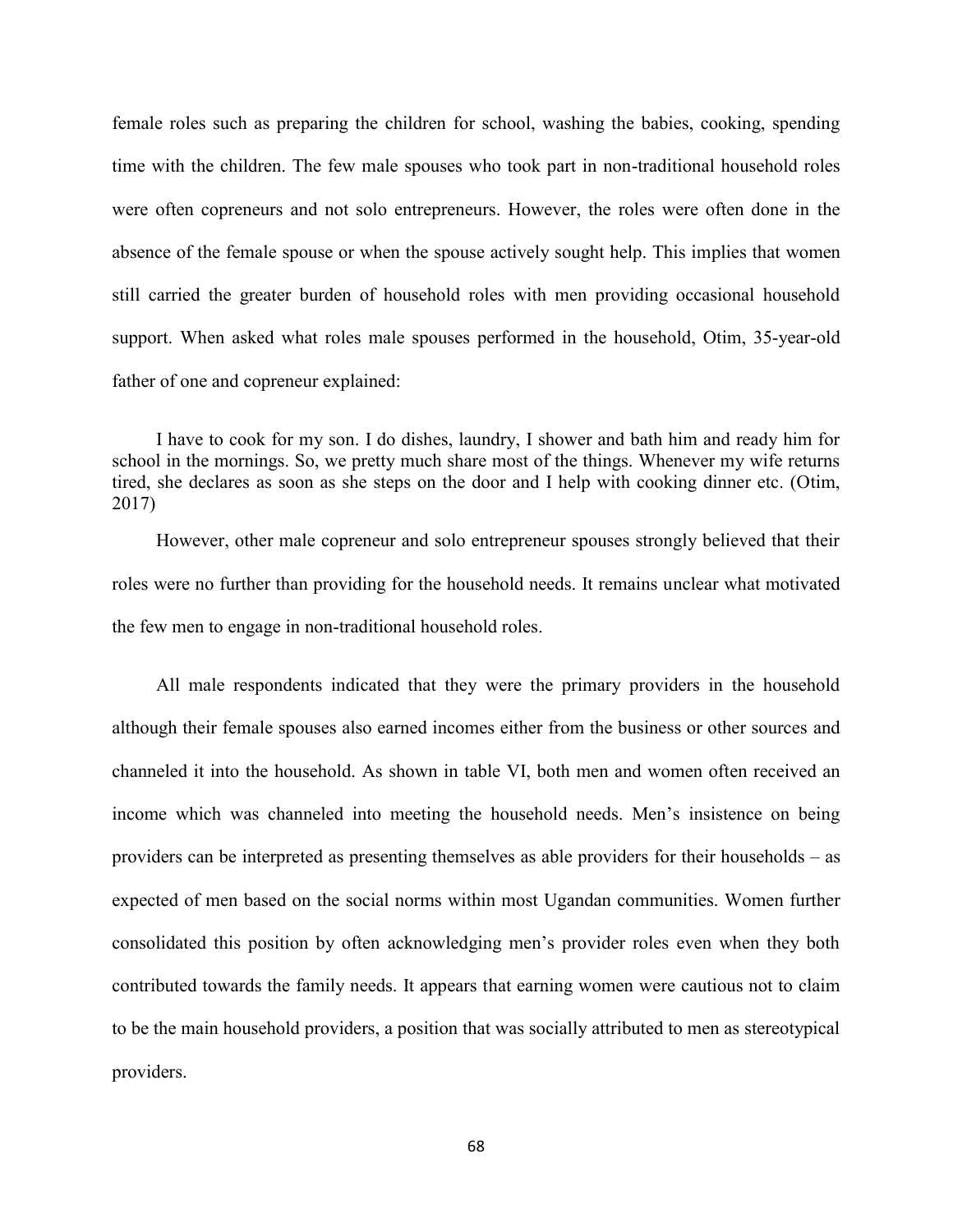female roles such as preparing the children for school, washing the babies, cooking, spending time with the children. The few male spouses who took part in non-traditional household roles were often copreneurs and not solo entrepreneurs. However, the roles were often done in the absence of the female spouse or when the spouse actively sought help. This implies that women still carried the greater burden of household roles with men providing occasional household support. When asked what roles male spouses performed in the household, Otim, 35-year-old father of one and copreneur explained:

> I have to cook for my son. I do dishes, laundry, I shower and bath him and ready him for school in the mornings. So, we pretty much share most of the things. Whenever my wife returns tired, she declares as soon as she steps on the door and I help with cooking dinner etc. (Otim, 2017)

However, other male copreneur and solo entrepreneur spouses strongly believed that their roles were no further than providing for the household needs. It remains unclear what motivated the few men to engage in non-traditional household roles.

All male respondents indicated that they were the primary providers in the household although their female spouses also earned incomes either from the business or other sources and channeled it into the household. As shown in table VI, both men and women often received an income which was channeled into meeting the household needs. Men's insistence on being providers can be interpreted as presenting themselves as able providers for their households – as expected of men based on the social norms within most Ugandan communities. Women further consolidated this position by often acknowledging men's provider roles even when they both contributed towards the family needs. It appears that earning women were cautious not to claim to be the main household providers, a position that was socially attributed to men as stereotypical providers.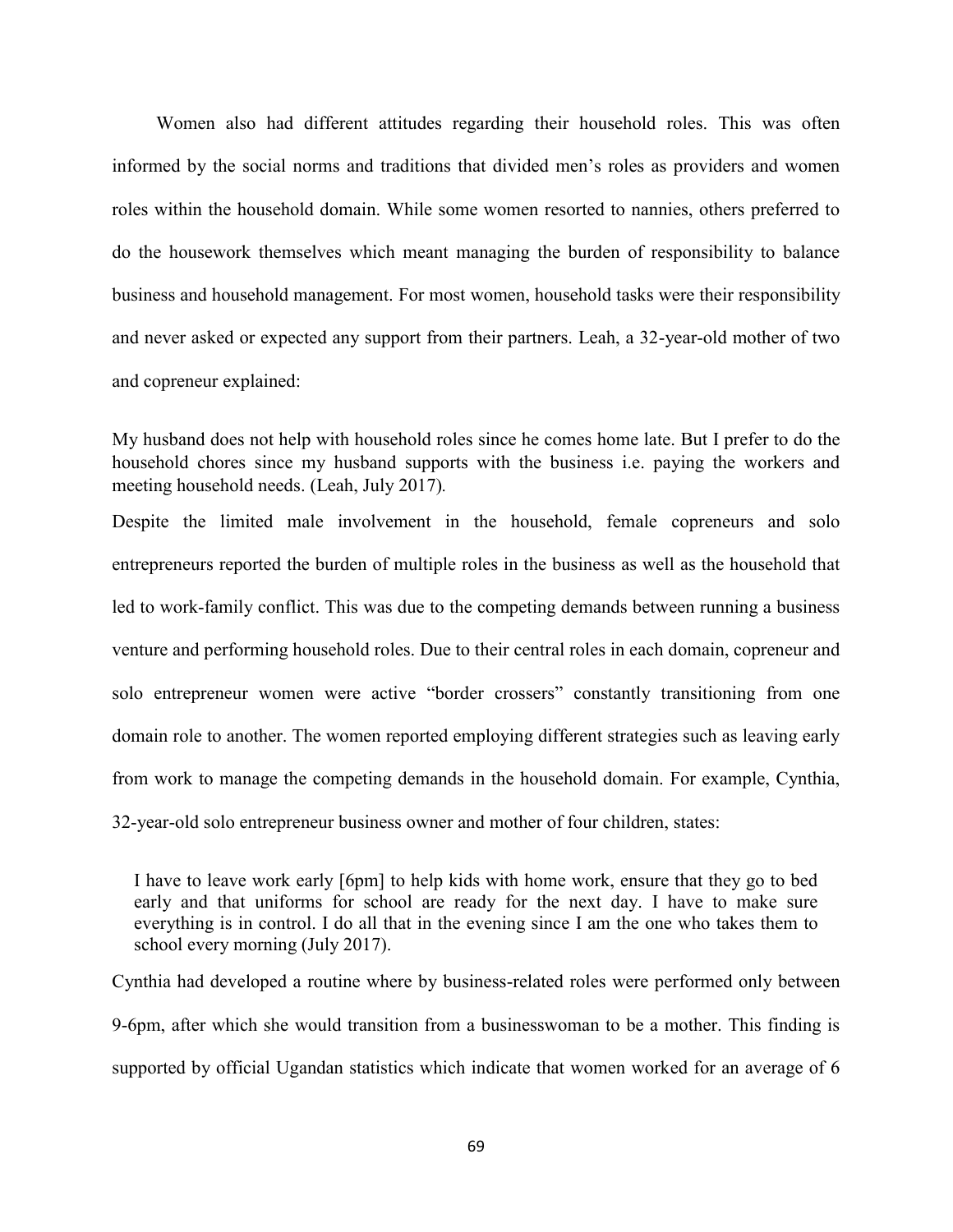Women also had different attitudes regarding their household roles. This was often informed by the social norms and traditions that divided men's roles as providers and women roles within the household domain. While some women resorted to nannies, others preferred to do the housework themselves which meant managing the burden of responsibility to balance business and household management. For most women, household tasks were their responsibility and never asked or expected any support from their partners. Leah, a 32-year-old mother of two and copreneur explained:

> My husband does not help with household roles since he comes home late. But I prefer to do the household chores since my husband supports with the business i.e. paying the workers and meeting household needs. (Leah, July 2017).

Despite the limited male involvement in the household, female copreneurs and solo entrepreneurs reported the burden of multiple roles in the business as well as the household that led to work-family conflict. This was due to the competing demands between running a business venture and performing household roles. Due to their central roles in each domain, copreneur and solo entrepreneur women were active "border crossers" constantly transitioning from one domain role to another. The women reported employing different strategies such as leaving early from work to manage the competing demands in the household domain. For example, Cynthia, 32-year-old solo entrepreneur business owner and mother of four children, states:

> I have to leave work early [6pm] to help kids with home work, ensure that they go to bed early and that uniforms for school are ready for the next day. I have to make sure everything is in control. I do all that in the evening since I am the one who takes them to school every morning (July 2017).

Cynthia had developed a routine where by business-related roles were performed only between 9-6pm, after which she would transition from a businesswoman to be a mother. This finding is supported by official Ugandan statistics which indicate that women worked for an average of 6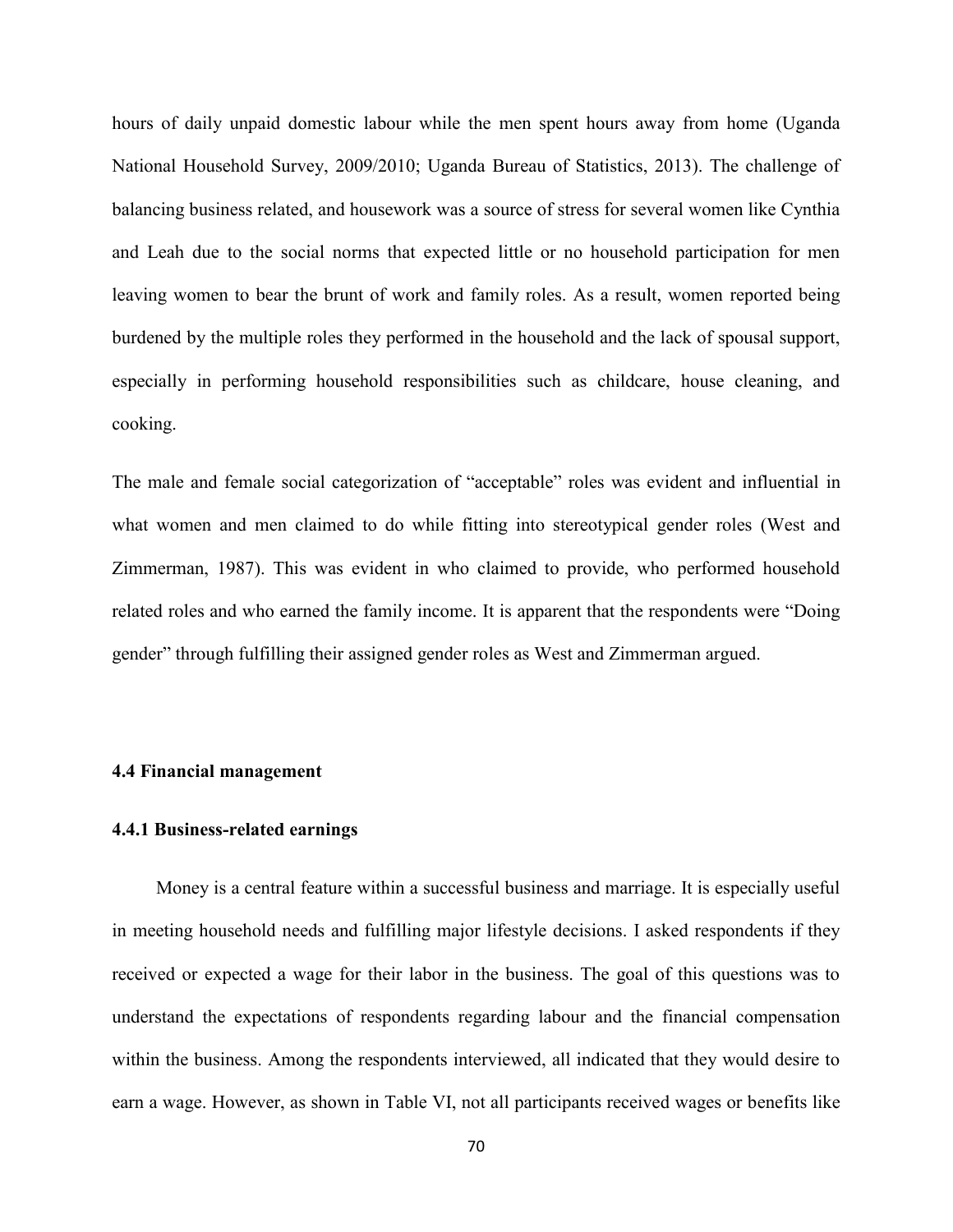hours of daily unpaid domestic labour while the men spent hours away from home (Uganda National Household Survey, 2009/2010; Uganda Bureau of Statistics, 2013). The challenge of balancing business related, and housework was a source of stress for several women like Cynthia and Leah due to the social norms that expected little or no household participation for men leaving women to bear the brunt of work and family roles. As a result, women reported being burdened by the multiple roles they performed in the household and the lack of spousal support, especially in performing household responsibilities such as childcare, house cleaning, and cooking.

The male and female social categorization of "acceptable" roles was evident and influential in what women and men claimed to do while fitting into stereotypical gender roles (West and Zimmerman, 1987). This was evident in who claimed to provide, who performed household related roles and who earned the family income. It is apparent that the respondents were "Doing gender" through fulfilling their assigned gender roles as West and Zimmerman argued.

### 4.4 Financial management

#### 4.4.1 Business-related earnings

Money is a central feature within a successful business and marriage. It is especially useful in meeting household needs and fulfilling major lifestyle decisions. I asked respondents if they received or expected a wage for their labor in the business. The goal of this questions was to understand the expectations of respondents regarding labour and the financial compensation within the business. Among the respondents interviewed, all indicated that they would desire to earn a wage. However, as shown in Table VI, not all participants received wages or benefits like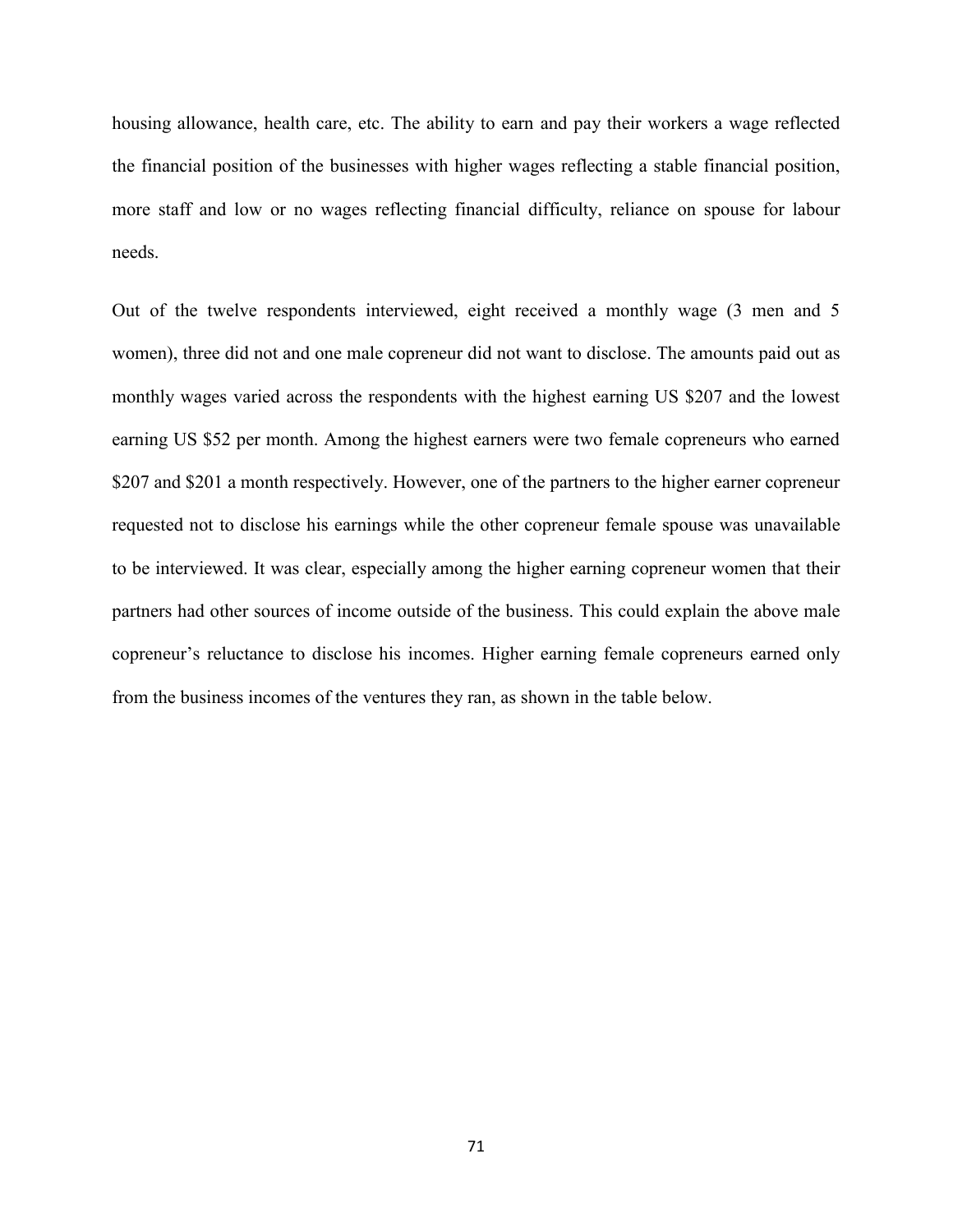housing allowance, health care, etc. The ability to earn and pay their workers a wage reflected the financial position of the businesses with higher wages reflecting a stable financial position, more staff and low or no wages reflecting financial difficulty, reliance on spouse for labour needs.

Out of the twelve respondents interviewed, eight received a monthly wage (3 men and 5 women), three did not and one male copreneur did not want to disclose. The amounts paid out as monthly wages varied across the respondents with the highest earning US $207 and the lowest earning US $52 per month. Among the highest earners were two female copreneurs who earned $207 and $201 a month respectively. However, one of the partners to the higher earner copreneur requested not to disclose his earnings while the other copreneur female spouse was unavailable to be interviewed. It was clear, especially among the higher earning copreneur women that their partners had other sources of income outside of the business. This could explain the above male copreneur's reluctance to disclose his incomes. Higher earning female copreneurs earned only from the business incomes of the ventures they ran, as shown in the table below.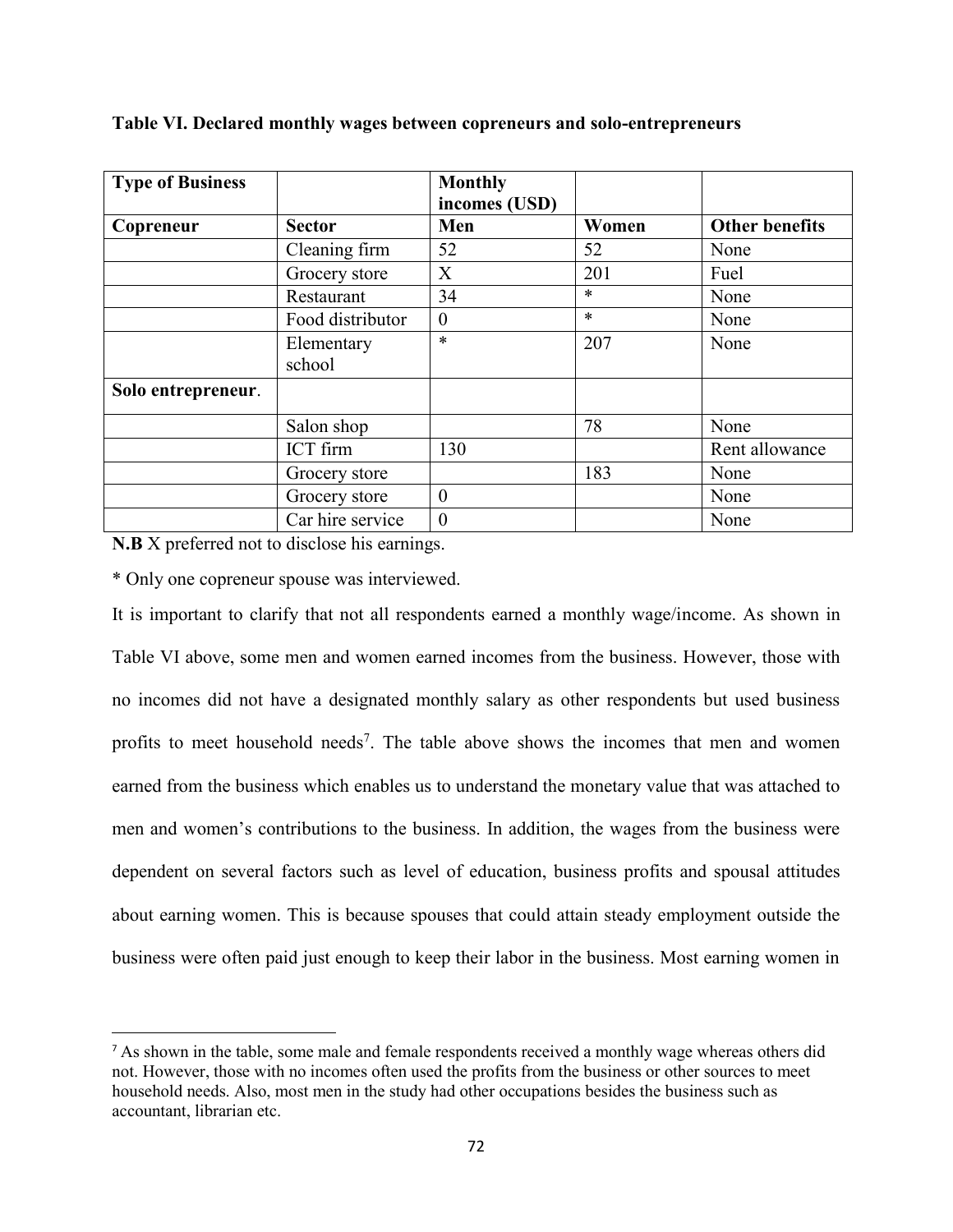**Table VI. Declared monthly wages between copreneurs and solo-entrepreneurs**

| Type of Business | | Monthly incomes (USD) | | |
|---|---|---|---|---|
| **Copreneur** | **Sector** | **Men** | **Women** | **Other benefits** |
| | Cleaning firm | 52 | 52 | None |
| | Grocery store | X | 201 | Fuel |
| | Restaurant | 34 | * | None |
| | Food distributor | 0 | * | None |
| | Elementary school | * | 207 | None |
| **Solo entrepreneur**. | | | | |
| | Salon shop | | 78 | None |
| | ICT firm | 130 | | Rent allowance |
| | Grocery store | | 183 | None |
| | Grocery store | 0 | | None |
| | Car hire service | 0 | | None |

**N.B** X preferred not to disclose his earnings.

* Only one copreneur spouse was interviewed.

It is important to clarify that not all respondents earned a monthly wage/income. As shown in Table VI above, some men and women earned incomes from the business. However, those with no incomes did not have a designated monthly salary as other respondents but used business profits to meet household needs[7]. The table above shows the incomes that men and women earned from the business which enables us to understand the monetary value that was attached to men and women's contributions to the business. In addition, the wages from the business were dependent on several factors such as level of education, business profits and spousal attitudes about earning women. This is because spouses that could attain steady employment outside the business were often paid just enough to keep their labor in the business. Most earning women in

[7] As shown in the table, some male and female respondents received a monthly wage whereas others did not. However, those with no incomes often used the profits from the business or other sources to meet household needs. Also, most men in the study had other occupations besides the business such as accountant, librarian etc.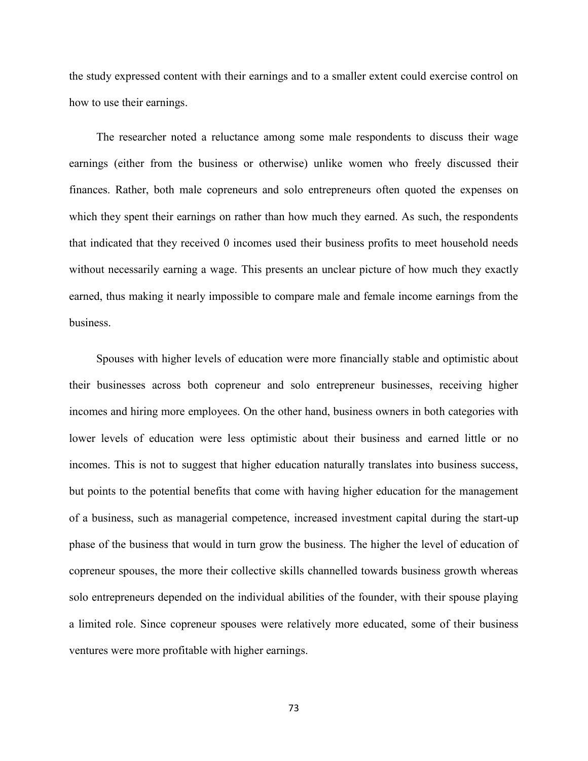the study expressed content with their earnings and to a smaller extent could exercise control on how to use their earnings.

The researcher noted a reluctance among some male respondents to discuss their wage earnings (either from the business or otherwise) unlike women who freely discussed their finances. Rather, both male copreneurs and solo entrepreneurs often quoted the expenses on which they spent their earnings on rather than how much they earned. As such, the respondents that indicated that they received 0 incomes used their business profits to meet household needs without necessarily earning a wage. This presents an unclear picture of how much they exactly earned, thus making it nearly impossible to compare male and female income earnings from the business.

Spouses with higher levels of education were more financially stable and optimistic about their businesses across both copreneur and solo entrepreneur businesses, receiving higher incomes and hiring more employees. On the other hand, business owners in both categories with lower levels of education were less optimistic about their business and earned little or no incomes. This is not to suggest that higher education naturally translates into business success, but points to the potential benefits that come with having higher education for the management of a business, such as managerial competence, increased investment capital during the start-up phase of the business that would in turn grow the business. The higher the level of education of copreneur spouses, the more their collective skills channelled towards business growth whereas solo entrepreneurs depended on the individual abilities of the founder, with their spouse playing a limited role. Since copreneur spouses were relatively more educated, some of their business ventures were more profitable with higher earnings.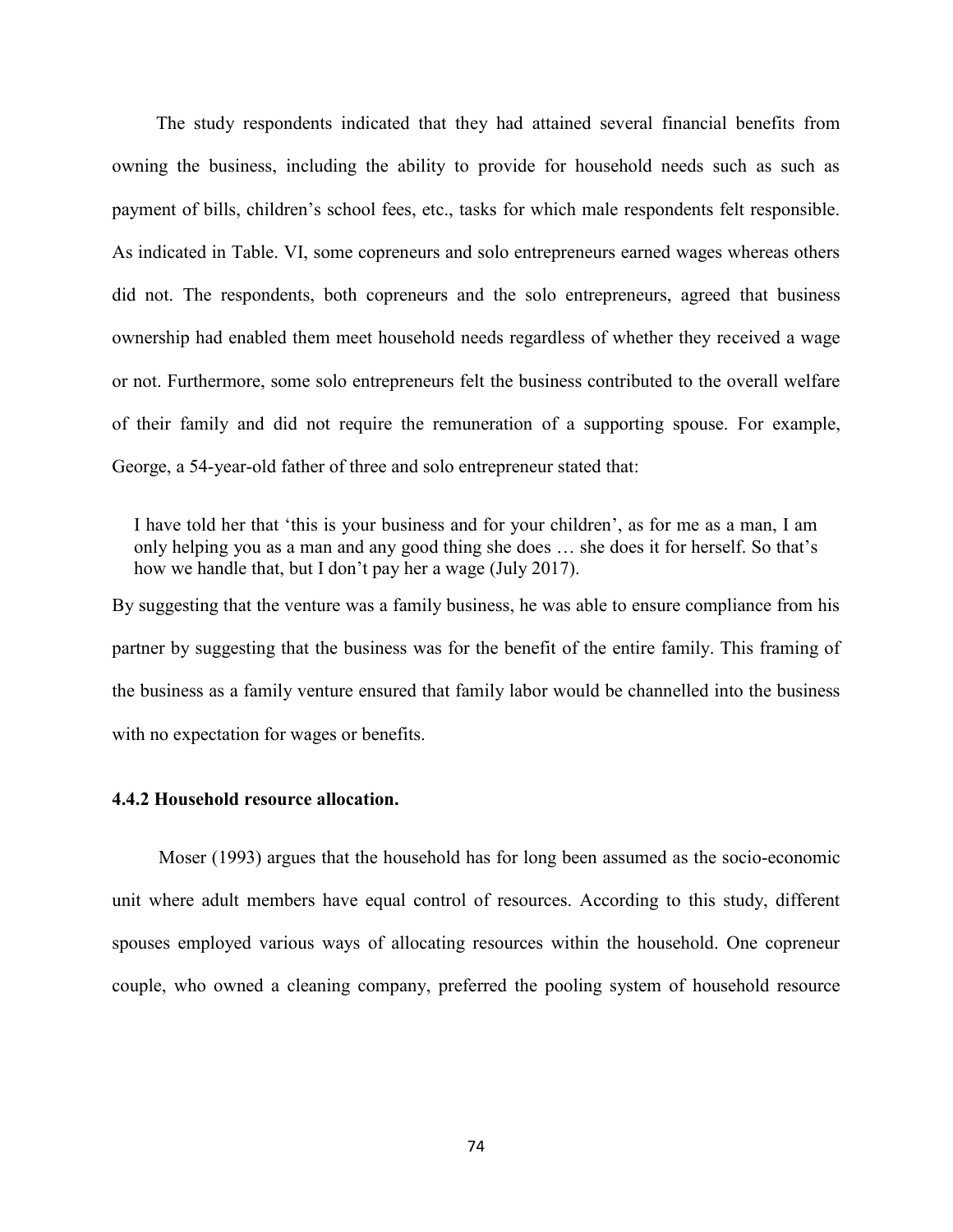The study respondents indicated that they had attained several financial benefits from owning the business, including the ability to provide for household needs such as such as payment of bills, children's school fees, etc., tasks for which male respondents felt responsible. As indicated in Table. VI, some copreneurs and solo entrepreneurs earned wages whereas others did not. The respondents, both copreneurs and the solo entrepreneurs, agreed that business ownership had enabled them meet household needs regardless of whether they received a wage or not. Furthermore, some solo entrepreneurs felt the business contributed to the overall welfare of their family and did not require the remuneration of a supporting spouse. For example, George, a 54-year-old father of three and solo entrepreneur stated that:

> I have told her that 'this is your business and for your children', as for me as a man, I am only helping you as a man and any good thing she does … she does it for herself. So that's how we handle that, but I don't pay her a wage (July 2017).

By suggesting that the venture was a family business, he was able to ensure compliance from his partner by suggesting that the business was for the benefit of the entire family. This framing of the business as a family venture ensured that family labor would be channelled into the business with no expectation for wages or benefits.

### 4.4.2 Household resource allocation.

Moser (1993) argues that the household has for long been assumed as the socio-economic unit where adult members have equal control of resources. According to this study, different spouses employed various ways of allocating resources within the household. One copreneur couple, who owned a cleaning company, preferred the pooling system of household resource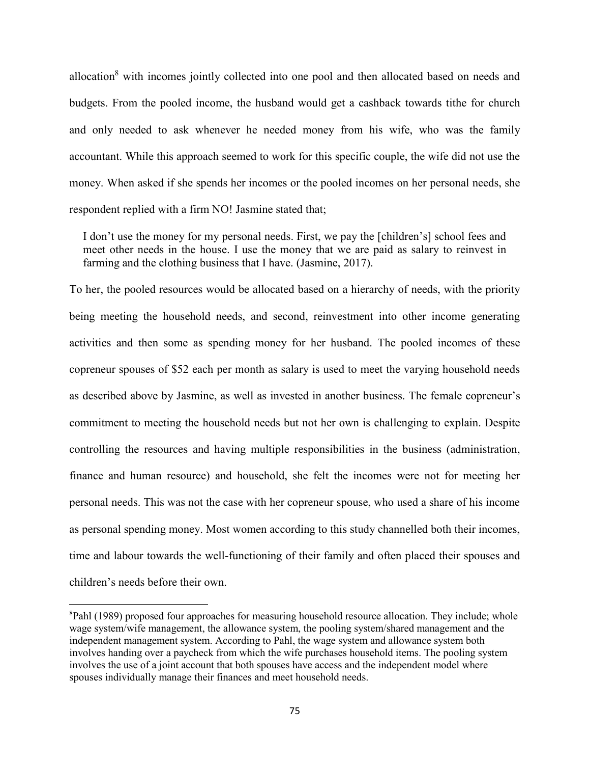allocation[8] with incomes jointly collected into one pool and then allocated based on needs and budgets. From the pooled income, the husband would get a cashback towards tithe for church and only needed to ask whenever he needed money from his wife, who was the family accountant. While this approach seemed to work for this specific couple, the wife did not use the money. When asked if she spends her incomes or the pooled incomes on her personal needs, she respondent replied with a firm NO! Jasmine stated that;

> I don't use the money for my personal needs. First, we pay the [children's] school fees and meet other needs in the house. I use the money that we are paid as salary to reinvest in farming and the clothing business that I have. (Jasmine, 2017).

To her, the pooled resources would be allocated based on a hierarchy of needs, with the priority being meeting the household needs, and second, reinvestment into other income generating activities and then some as spending money for her husband. The pooled incomes of these copreneur spouses of $52 each per month as salary is used to meet the varying household needs as described above by Jasmine, as well as invested in another business. The female copreneur's commitment to meeting the household needs but not her own is challenging to explain. Despite controlling the resources and having multiple responsibilities in the business (administration, finance and human resource) and household, she felt the incomes were not for meeting her personal needs. This was not the case with her copreneur spouse, who used a share of his income as personal spending money. Most women according to this study channelled both their incomes, time and labour towards the well-functioning of their family and often placed their spouses and children's needs before their own.

[8] Pahl (1989) proposed four approaches for measuring household resource allocation. They include; whole wage system/wife management, the allowance system, the pooling system/shared management and the independent management system. According to Pahl, the wage system and allowance system both involves handing over a paycheck from which the wife purchases household items. The pooling system involves the use of a joint account that both spouses have access and the independent model where spouses individually manage their finances and meet household needs.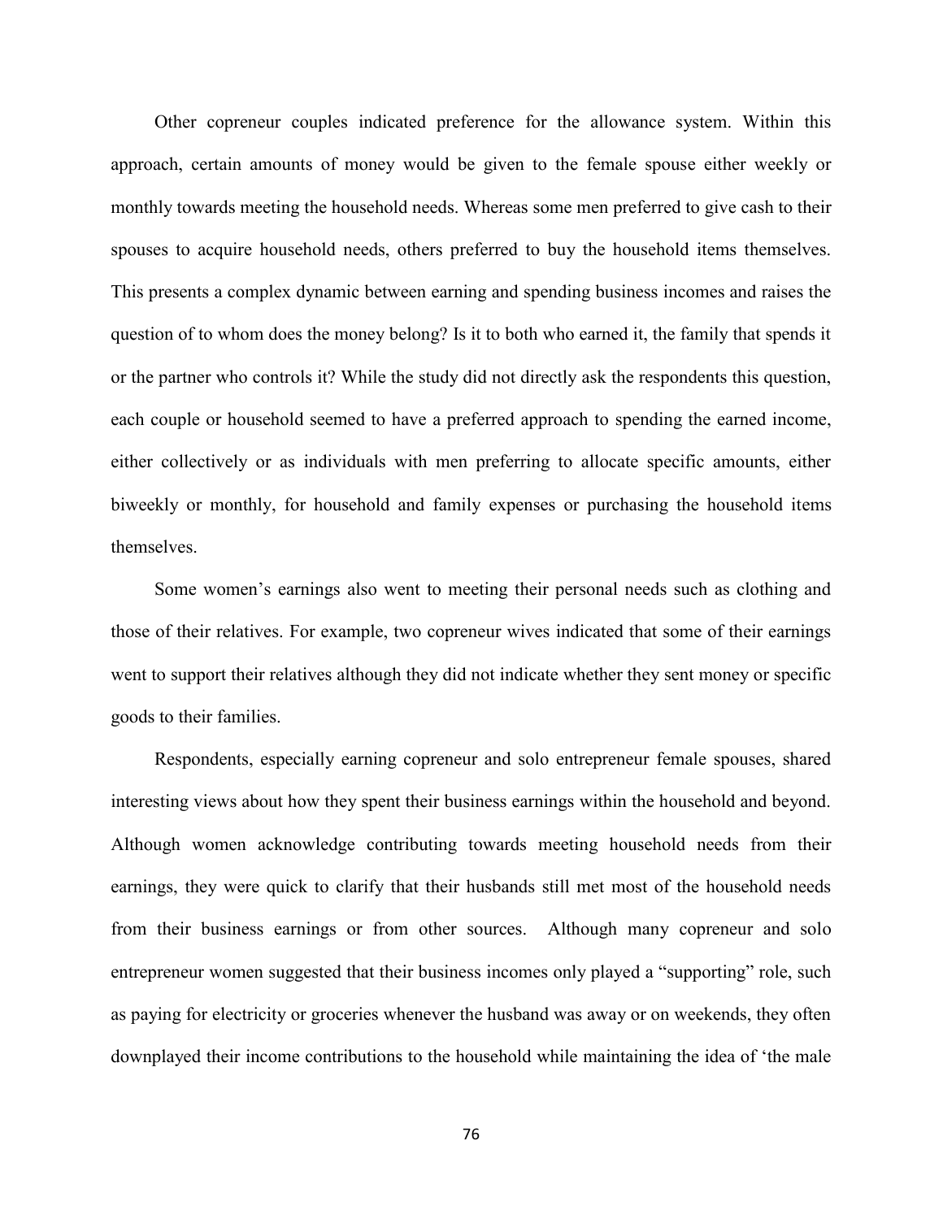Other copreneur couples indicated preference for the allowance system. Within this approach, certain amounts of money would be given to the female spouse either weekly or monthly towards meeting the household needs. Whereas some men preferred to give cash to their spouses to acquire household needs, others preferred to buy the household items themselves. This presents a complex dynamic between earning and spending business incomes and raises the question of to whom does the money belong? Is it to both who earned it, the family that spends it or the partner who controls it? While the study did not directly ask the respondents this question, each couple or household seemed to have a preferred approach to spending the earned income, either collectively or as individuals with men preferring to allocate specific amounts, either biweekly or monthly, for household and family expenses or purchasing the household items themselves.

Some women's earnings also went to meeting their personal needs such as clothing and those of their relatives. For example, two copreneur wives indicated that some of their earnings went to support their relatives although they did not indicate whether they sent money or specific goods to their families.

Respondents, especially earning copreneur and solo entrepreneur female spouses, shared interesting views about how they spent their business earnings within the household and beyond. Although women acknowledge contributing towards meeting household needs from their earnings, they were quick to clarify that their husbands still met most of the household needs from their business earnings or from other sources. Although many copreneur and solo entrepreneur women suggested that their business incomes only played a "supporting" role, such as paying for electricity or groceries whenever the husband was away or on weekends, they often downplayed their income contributions to the household while maintaining the idea of 'the male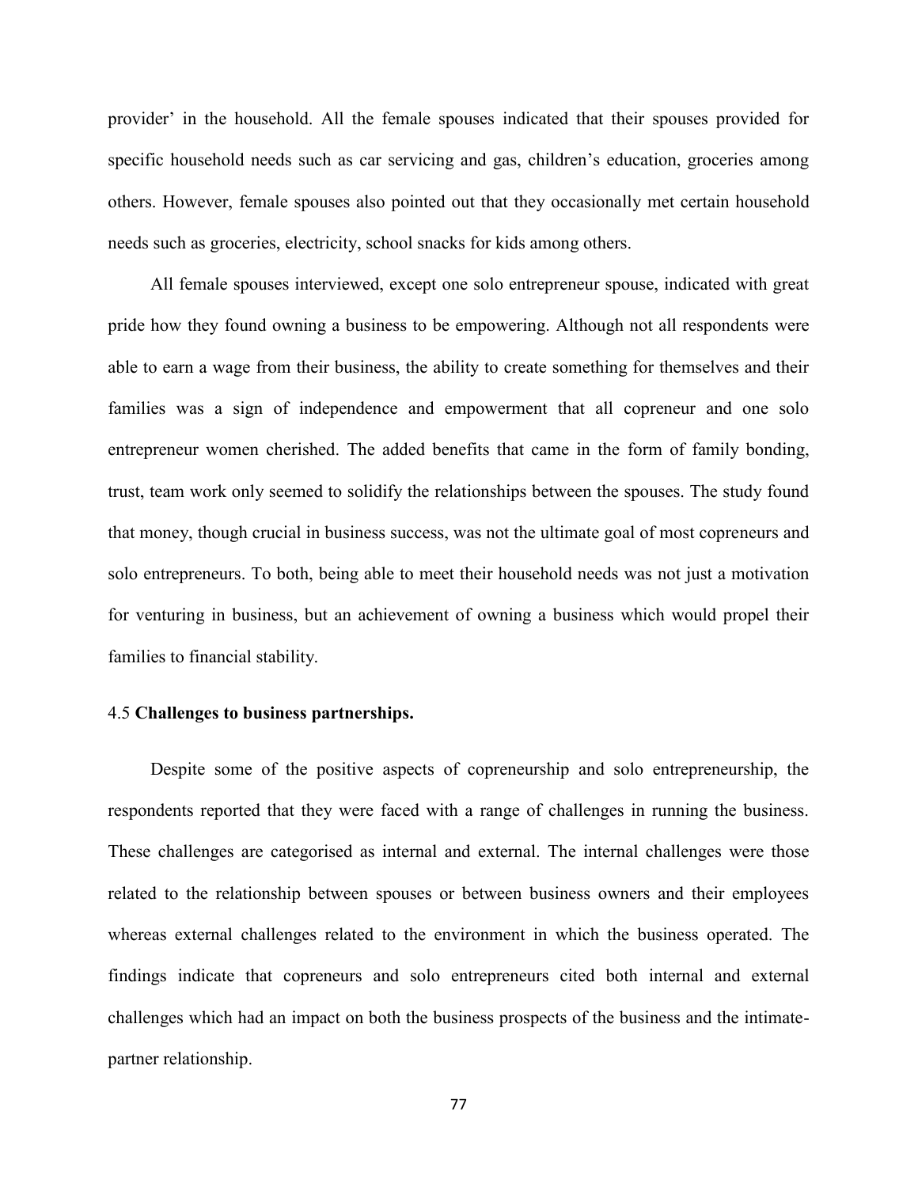provider' in the household. All the female spouses indicated that their spouses provided for specific household needs such as car servicing and gas, children's education, groceries among others. However, female spouses also pointed out that they occasionally met certain household needs such as groceries, electricity, school snacks for kids among others.

All female spouses interviewed, except one solo entrepreneur spouse, indicated with great pride how they found owning a business to be empowering. Although not all respondents were able to earn a wage from their business, the ability to create something for themselves and their families was a sign of independence and empowerment that all copreneur and one solo entrepreneur women cherished. The added benefits that came in the form of family bonding, trust, team work only seemed to solidify the relationships between the spouses. The study found that money, though crucial in business success, was not the ultimate goal of most copreneurs and solo entrepreneurs. To both, being able to meet their household needs was not just a motivation for venturing in business, but an achievement of owning a business which would propel their families to financial stability.

### 4.5 **Challenges to business partnerships.**

Despite some of the positive aspects of copreneurship and solo entrepreneurship, the respondents reported that they were faced with a range of challenges in running the business. These challenges are categorised as internal and external. The internal challenges were those related to the relationship between spouses or between business owners and their employees whereas external challenges related to the environment in which the business operated. The findings indicate that copreneurs and solo entrepreneurs cited both internal and external challenges which had an impact on both the business prospects of the business and the intimate-partner relationship.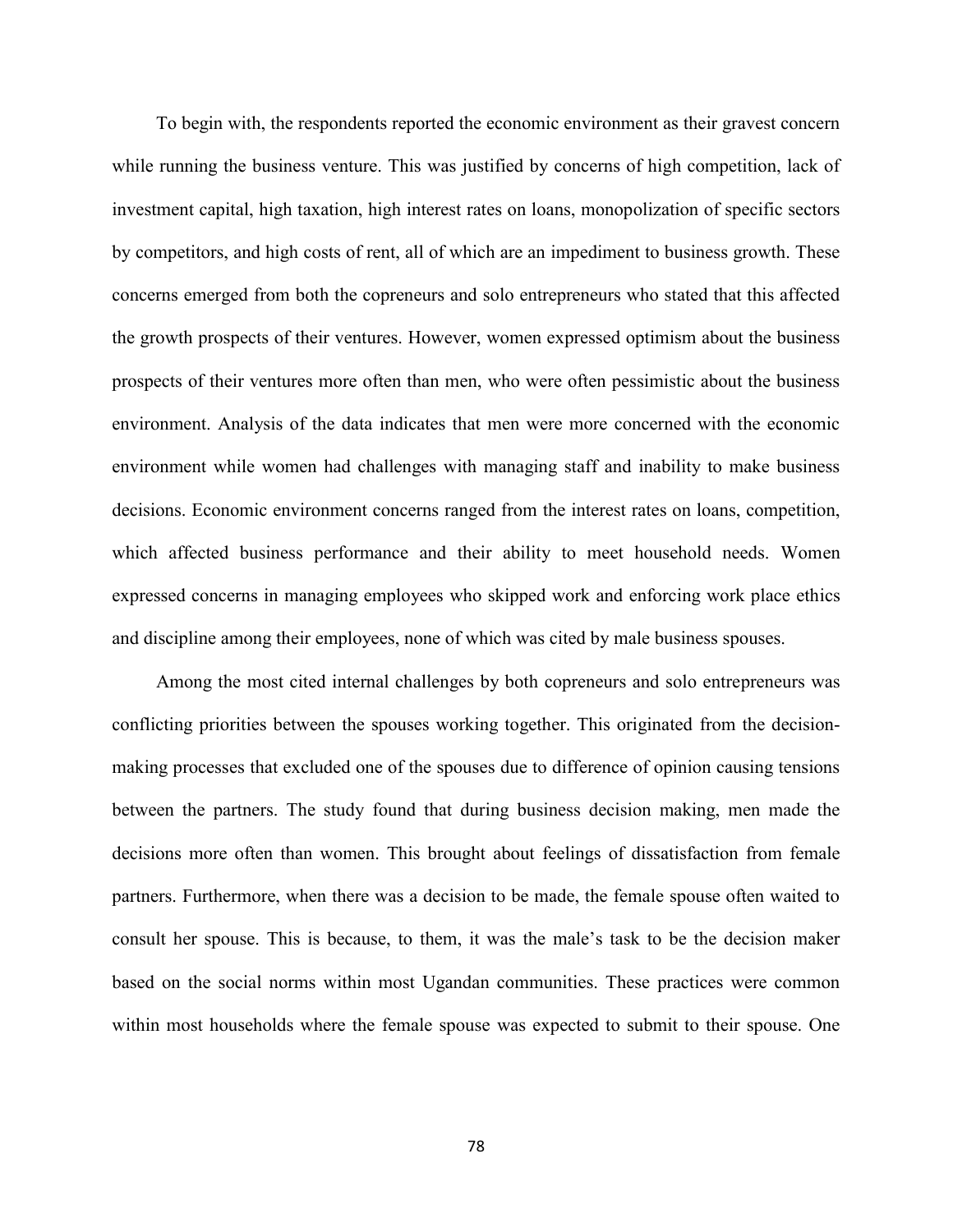To begin with, the respondents reported the economic environment as their gravest concern while running the business venture. This was justified by concerns of high competition, lack of investment capital, high taxation, high interest rates on loans, monopolization of specific sectors by competitors, and high costs of rent, all of which are an impediment to business growth. These concerns emerged from both the copreneurs and solo entrepreneurs who stated that this affected the growth prospects of their ventures. However, women expressed optimism about the business prospects of their ventures more often than men, who were often pessimistic about the business environment. Analysis of the data indicates that men were more concerned with the economic environment while women had challenges with managing staff and inability to make business decisions. Economic environment concerns ranged from the interest rates on loans, competition, which affected business performance and their ability to meet household needs. Women expressed concerns in managing employees who skipped work and enforcing work place ethics and discipline among their employees, none of which was cited by male business spouses.

Among the most cited internal challenges by both copreneurs and solo entrepreneurs was conflicting priorities between the spouses working together. This originated from the decision-making processes that excluded one of the spouses due to difference of opinion causing tensions between the partners. The study found that during business decision making, men made the decisions more often than women. This brought about feelings of dissatisfaction from female partners. Furthermore, when there was a decision to be made, the female spouse often waited to consult her spouse. This is because, to them, it was the male's task to be the decision maker based on the social norms within most Ugandan communities. These practices were common within most households where the female spouse was expected to submit to their spouse. One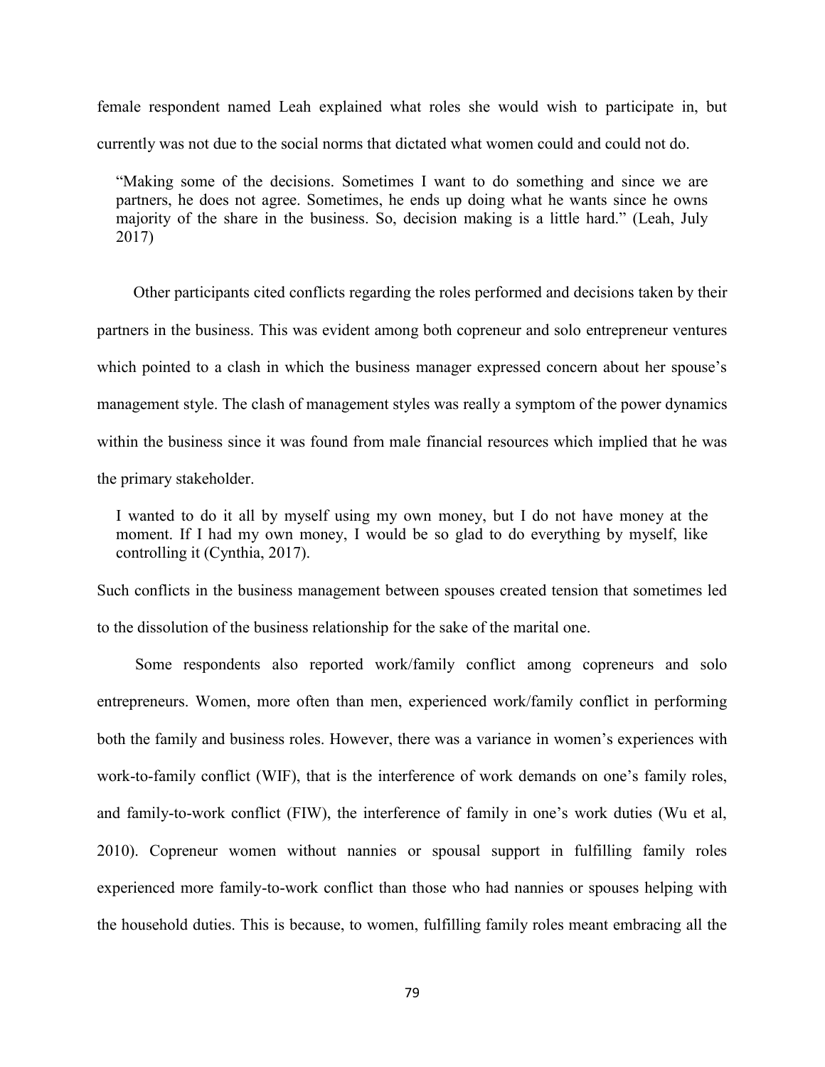female respondent named Leah explained what roles she would wish to participate in, but currently was not due to the social norms that dictated what women could and could not do.

> "Making some of the decisions. Sometimes I want to do something and since we are partners, he does not agree. Sometimes, he ends up doing what he wants since he owns majority of the share in the business. So, decision making is a little hard." (Leah, July 2017)

Other participants cited conflicts regarding the roles performed and decisions taken by their partners in the business. This was evident among both copreneur and solo entrepreneur ventures which pointed to a clash in which the business manager expressed concern about her spouse's management style. The clash of management styles was really a symptom of the power dynamics within the business since it was found from male financial resources which implied that he was the primary stakeholder.

> I wanted to do it all by myself using my own money, but I do not have money at the moment. If I had my own money, I would be so glad to do everything by myself, like controlling it (Cynthia, 2017).

Such conflicts in the business management between spouses created tension that sometimes led to the dissolution of the business relationship for the sake of the marital one.

Some respondents also reported work/family conflict among copreneurs and solo entrepreneurs. Women, more often than men, experienced work/family conflict in performing both the family and business roles. However, there was a variance in women's experiences with work-to-family conflict (WIF), that is the interference of work demands on one's family roles, and family-to-work conflict (FIW), the interference of family in one's work duties (Wu et al, 2010). Copreneur women without nannies or spousal support in fulfilling family roles experienced more family-to-work conflict than those who had nannies or spouses helping with the household duties. This is because, to women, fulfilling family roles meant embracing all the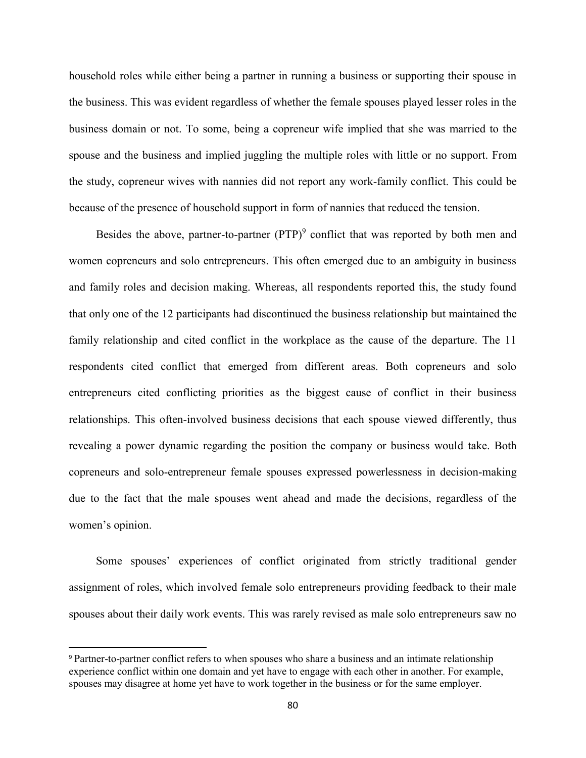household roles while either being a partner in running a business or supporting their spouse in the business. This was evident regardless of whether the female spouses played lesser roles in the business domain or not. To some, being a copreneur wife implied that she was married to the spouse and the business and implied juggling the multiple roles with little or no support. From the study, copreneur wives with nannies did not report any work-family conflict. This could be because of the presence of household support in form of nannies that reduced the tension.

Besides the above, partner-to-partner (PTP)[9] conflict that was reported by both men and women copreneurs and solo entrepreneurs. This often emerged due to an ambiguity in business and family roles and decision making. Whereas, all respondents reported this, the study found that only one of the 12 participants had discontinued the business relationship but maintained the family relationship and cited conflict in the workplace as the cause of the departure. The 11 respondents cited conflict that emerged from different areas. Both copreneurs and solo entrepreneurs cited conflicting priorities as the biggest cause of conflict in their business relationships. This often-involved business decisions that each spouse viewed differently, thus revealing a power dynamic regarding the position the company or business would take. Both copreneurs and solo-entrepreneur female spouses expressed powerlessness in decision-making due to the fact that the male spouses went ahead and made the decisions, regardless of the women's opinion.

Some spouses' experiences of conflict originated from strictly traditional gender assignment of roles, which involved female solo entrepreneurs providing feedback to their male spouses about their daily work events. This was rarely revised as male solo entrepreneurs saw no

---

[9] Partner-to-partner conflict refers to when spouses who share a business and an intimate relationship experience conflict within one domain and yet have to engage with each other in another. For example, spouses may disagree at home yet have to work together in the business or for the same employer.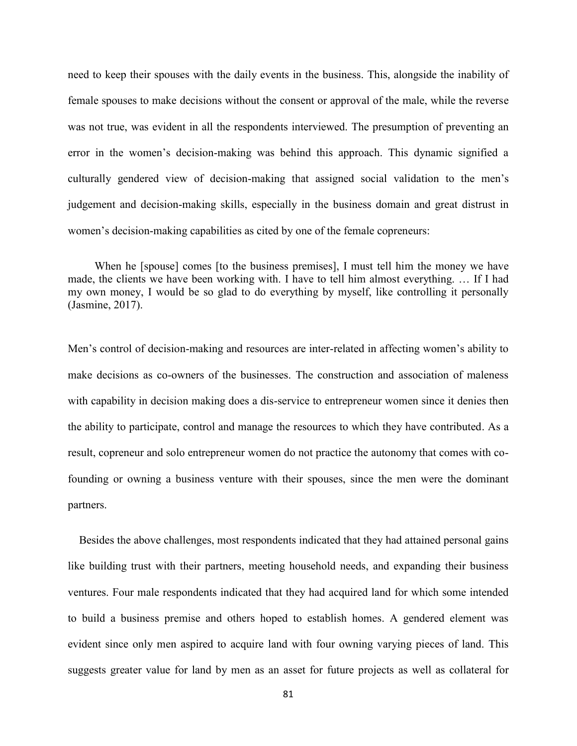need to keep their spouses with the daily events in the business. This, alongside the inability of female spouses to make decisions without the consent or approval of the male, while the reverse was not true, was evident in all the respondents interviewed. The presumption of preventing an error in the women's decision-making was behind this approach. This dynamic signified a culturally gendered view of decision-making that assigned social validation to the men's judgement and decision-making skills, especially in the business domain and great distrust in women's decision-making capabilities as cited by one of the female copreneurs:

> When he [spouse] comes [to the business premises], I must tell him the money we have made, the clients we have been working with. I have to tell him almost everything. … If I had my own money, I would be so glad to do everything by myself, like controlling it personally (Jasmine, 2017).

Men's control of decision-making and resources are inter-related in affecting women's ability to make decisions as co-owners of the businesses. The construction and association of maleness with capability in decision making does a dis-service to entrepreneur women since it denies then the ability to participate, control and manage the resources to which they have contributed. As a result, copreneur and solo entrepreneur women do not practice the autonomy that comes with co-founding or owning a business venture with their spouses, since the men were the dominant partners.

Besides the above challenges, most respondents indicated that they had attained personal gains like building trust with their partners, meeting household needs, and expanding their business ventures. Four male respondents indicated that they had acquired land for which some intended to build a business premise and others hoped to establish homes. A gendered element was evident since only men aspired to acquire land with four owning varying pieces of land. This suggests greater value for land by men as an asset for future projects as well as collateral for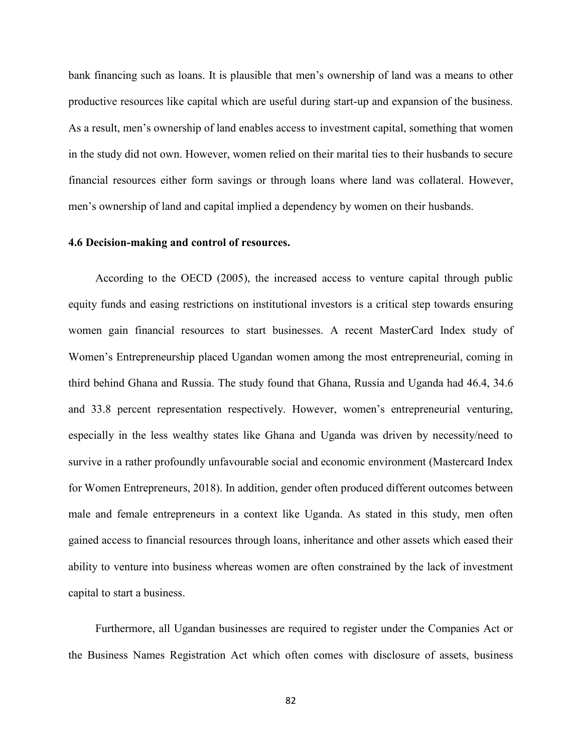bank financing such as loans. It is plausible that men's ownership of land was a means to other productive resources like capital which are useful during start-up and expansion of the business. As a result, men's ownership of land enables access to investment capital, something that women in the study did not own. However, women relied on their marital ties to their husbands to secure financial resources either form savings or through loans where land was collateral. However, men's ownership of land and capital implied a dependency by women on their husbands.

### 4.6 Decision-making and control of resources.

According to the OECD (2005), the increased access to venture capital through public equity funds and easing restrictions on institutional investors is a critical step towards ensuring women gain financial resources to start businesses. A recent MasterCard Index study of Women's Entrepreneurship placed Ugandan women among the most entrepreneurial, coming in third behind Ghana and Russia. The study found that Ghana, Russia and Uganda had 46.4, 34.6 and 33.8 percent representation respectively. However, women's entrepreneurial venturing, especially in the less wealthy states like Ghana and Uganda was driven by necessity/need to survive in a rather profoundly unfavourable social and economic environment (Mastercard Index for Women Entrepreneurs, 2018). In addition, gender often produced different outcomes between male and female entrepreneurs in a context like Uganda. As stated in this study, men often gained access to financial resources through loans, inheritance and other assets which eased their ability to venture into business whereas women are often constrained by the lack of investment capital to start a business.

Furthermore, all Ugandan businesses are required to register under the Companies Act or the Business Names Registration Act which often comes with disclosure of assets, business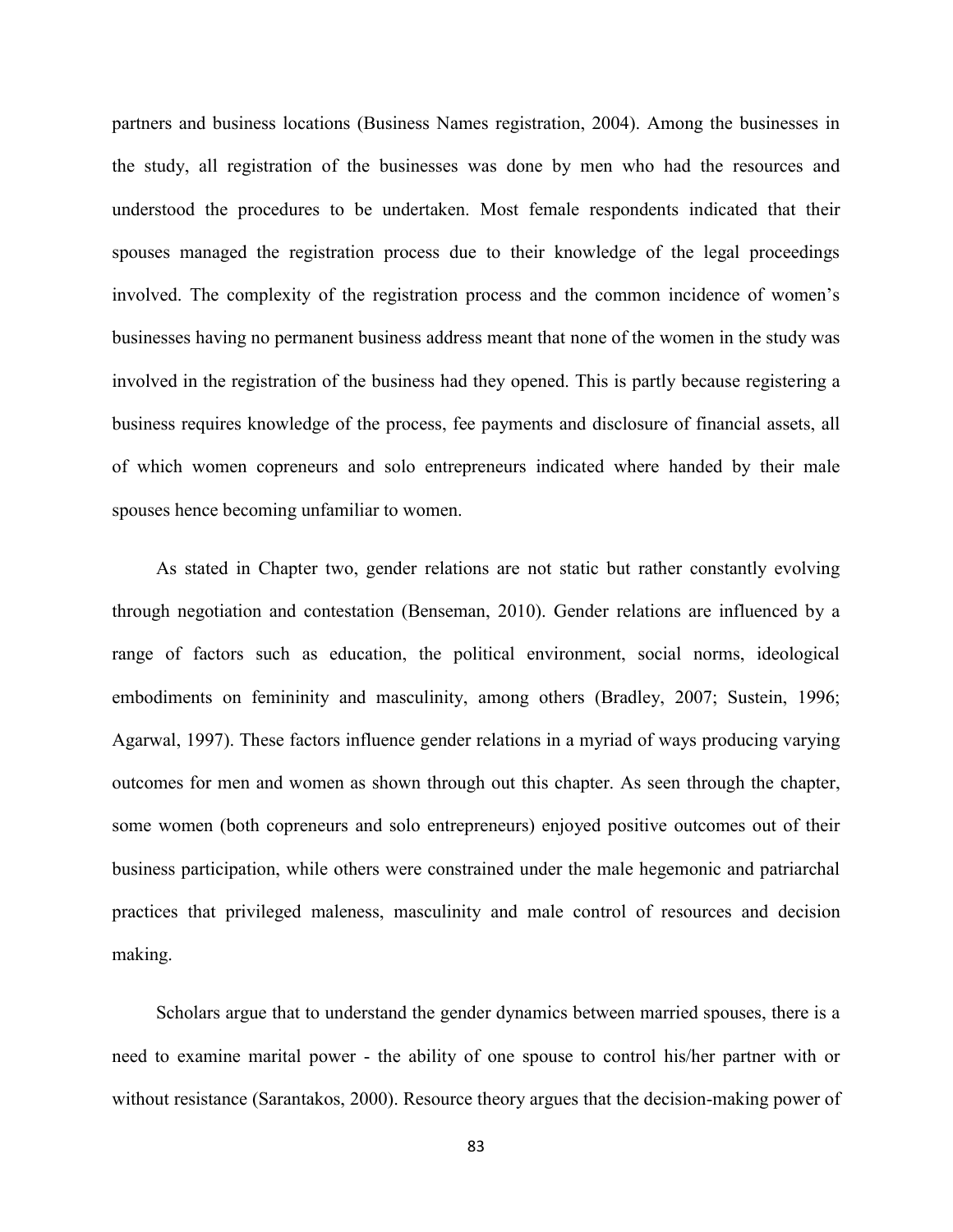partners and business locations (Business Names registration, 2004). Among the businesses in the study, all registration of the businesses was done by men who had the resources and understood the procedures to be undertaken. Most female respondents indicated that their spouses managed the registration process due to their knowledge of the legal proceedings involved. The complexity of the registration process and the common incidence of women's businesses having no permanent business address meant that none of the women in the study was involved in the registration of the business had they opened. This is partly because registering a business requires knowledge of the process, fee payments and disclosure of financial assets, all of which women copreneurs and solo entrepreneurs indicated where handed by their male spouses hence becoming unfamiliar to women.

As stated in Chapter two, gender relations are not static but rather constantly evolving through negotiation and contestation (Benseman, 2010). Gender relations are influenced by a range of factors such as education, the political environment, social norms, ideological embodiments on femininity and masculinity, among others (Bradley, 2007; Sustein, 1996; Agarwal, 1997). These factors influence gender relations in a myriad of ways producing varying outcomes for men and women as shown through out this chapter. As seen through the chapter, some women (both copreneurs and solo entrepreneurs) enjoyed positive outcomes out of their business participation, while others were constrained under the male hegemonic and patriarchal practices that privileged maleness, masculinity and male control of resources and decision making.

Scholars argue that to understand the gender dynamics between married spouses, there is a need to examine marital power - the ability of one spouse to control his/her partner with or without resistance (Sarantakos, 2000). Resource theory argues that the decision-making power of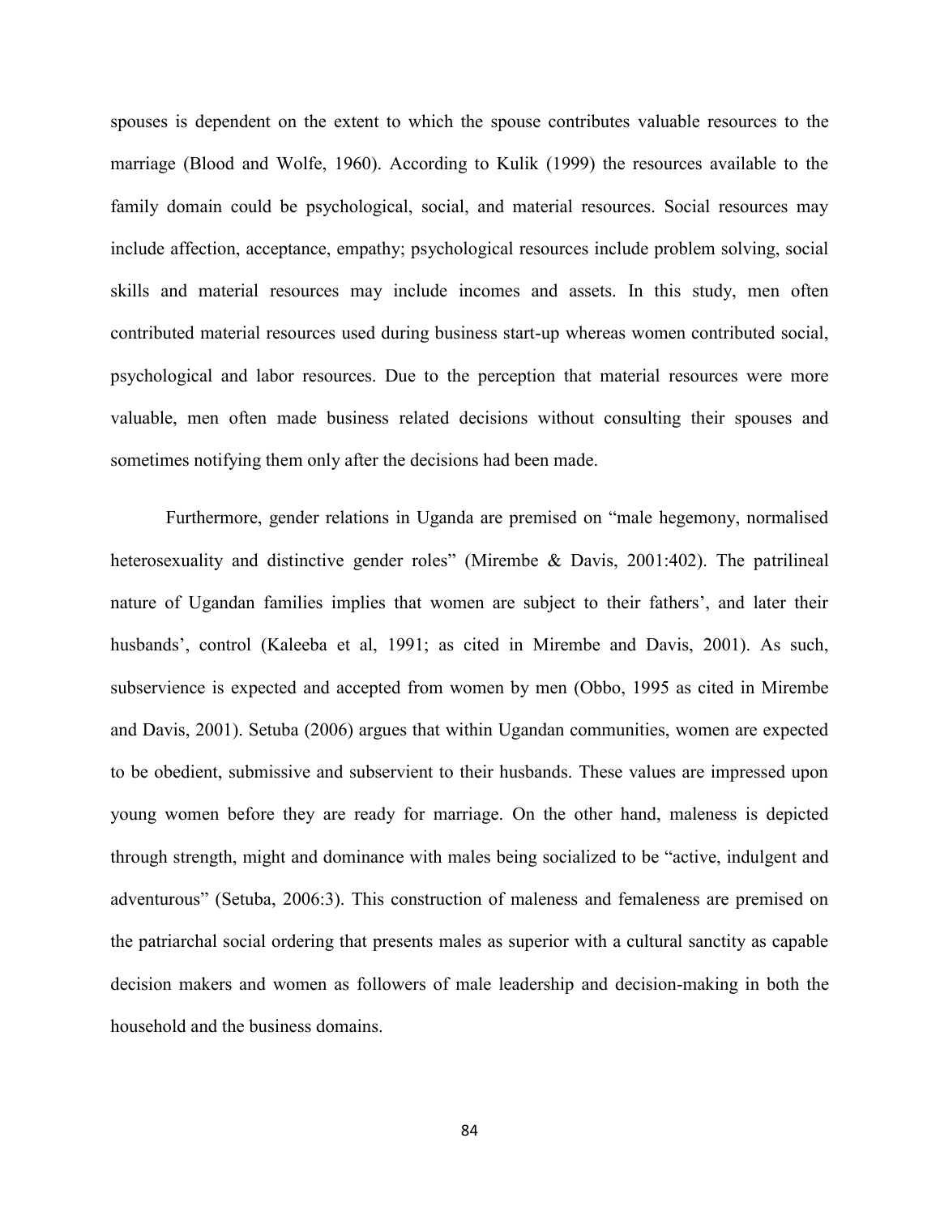spouses is dependent on the extent to which the spouse contributes valuable resources to the marriage (Blood and Wolfe, 1960). According to Kulik (1999) the resources available to the family domain could be psychological, social, and material resources. Social resources may include affection, acceptance, empathy; psychological resources include problem solving, social skills and material resources may include incomes and assets. In this study, men often contributed material resources used during business start-up whereas women contributed social, psychological and labor resources. Due to the perception that material resources were more valuable, men often made business related decisions without consulting their spouses and sometimes notifying them only after the decisions had been made.

Furthermore, gender relations in Uganda are premised on "male hegemony, normalised heterosexuality and distinctive gender roles" (Mirembe & Davis, 2001:402). The patrilineal nature of Ugandan families implies that women are subject to their fathers', and later their husbands', control (Kaleeba et al, 1991; as cited in Mirembe and Davis, 2001). As such, subservience is expected and accepted from women by men (Obbo, 1995 as cited in Mirembe and Davis, 2001). Setuba (2006) argues that within Ugandan communities, women are expected to be obedient, submissive and subservient to their husbands. These values are impressed upon young women before they are ready for marriage. On the other hand, maleness is depicted through strength, might and dominance with males being socialized to be "active, indulgent and adventurous" (Setuba, 2006:3). This construction of maleness and femaleness are premised on the patriarchal social ordering that presents males as superior with a cultural sanctity as capable decision makers and women as followers of male leadership and decision-making in both the household and the business domains.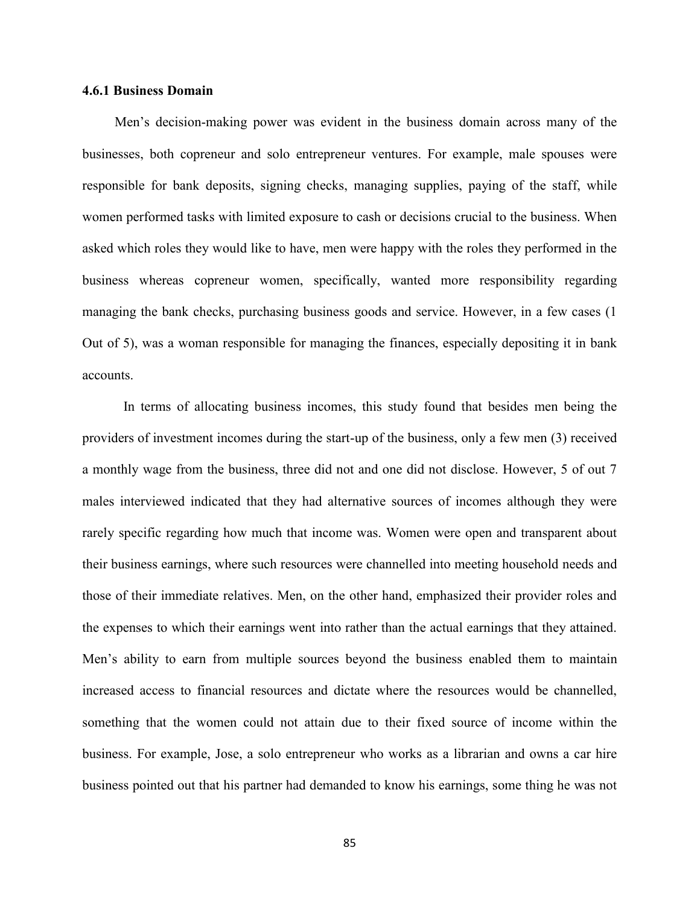### 4.6.1 Business Domain

Men's decision-making power was evident in the business domain across many of the businesses, both copreneur and solo entrepreneur ventures. For example, male spouses were responsible for bank deposits, signing checks, managing supplies, paying of the staff, while women performed tasks with limited exposure to cash or decisions crucial to the business. When asked which roles they would like to have, men were happy with the roles they performed in the business whereas copreneur women, specifically, wanted more responsibility regarding managing the bank checks, purchasing business goods and service. However, in a few cases (1 Out of 5), was a woman responsible for managing the finances, especially depositing it in bank accounts.

In terms of allocating business incomes, this study found that besides men being the providers of investment incomes during the start-up of the business, only a few men (3) received a monthly wage from the business, three did not and one did not disclose. However, 5 of out 7 males interviewed indicated that they had alternative sources of incomes although they were rarely specific regarding how much that income was. Women were open and transparent about their business earnings, where such resources were channelled into meeting household needs and those of their immediate relatives. Men, on the other hand, emphasized their provider roles and the expenses to which their earnings went into rather than the actual earnings that they attained. Men's ability to earn from multiple sources beyond the business enabled them to maintain increased access to financial resources and dictate where the resources would be channelled, something that the women could not attain due to their fixed source of income within the business. For example, Jose, a solo entrepreneur who works as a librarian and owns a car hire business pointed out that his partner had demanded to know his earnings, some thing he was not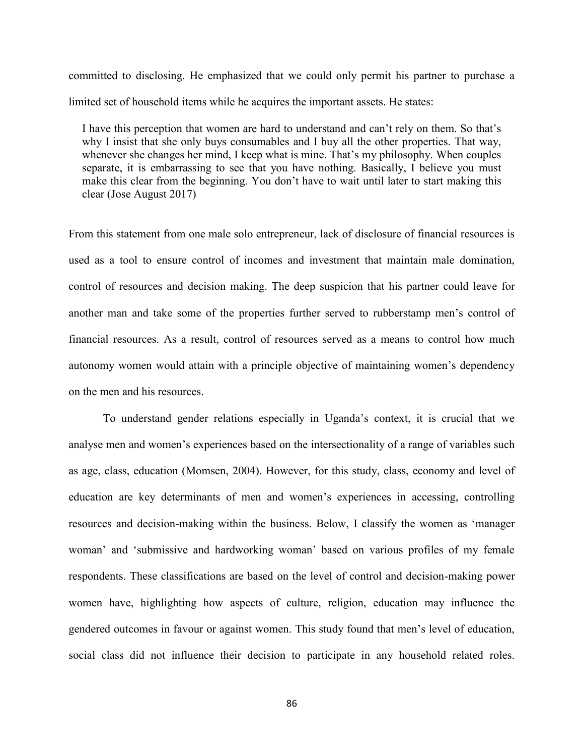committed to disclosing. He emphasized that we could only permit his partner to purchase a limited set of household items while he acquires the important assets. He states:

> I have this perception that women are hard to understand and can't rely on them. So that's why I insist that she only buys consumables and I buy all the other properties. That way, whenever she changes her mind, I keep what is mine. That's my philosophy. When couples separate, it is embarrassing to see that you have nothing. Basically, I believe you must make this clear from the beginning. You don't have to wait until later to start making this clear (Jose August 2017)

From this statement from one male solo entrepreneur, lack of disclosure of financial resources is used as a tool to ensure control of incomes and investment that maintain male domination, control of resources and decision making. The deep suspicion that his partner could leave for another man and take some of the properties further served to rubberstamp men's control of financial resources. As a result, control of resources served as a means to control how much autonomy women would attain with a principle objective of maintaining women's dependency on the men and his resources.

To understand gender relations especially in Uganda's context, it is crucial that we analyse men and women's experiences based on the intersectionality of a range of variables such as age, class, education (Momsen, 2004). However, for this study, class, economy and level of education are key determinants of men and women's experiences in accessing, controlling resources and decision-making within the business. Below, I classify the women as 'manager woman' and 'submissive and hardworking woman' based on various profiles of my female respondents. These classifications are based on the level of control and decision-making power women have, highlighting how aspects of culture, religion, education may influence the gendered outcomes in favour or against women. This study found that men's level of education, social class did not influence their decision to participate in any household related roles.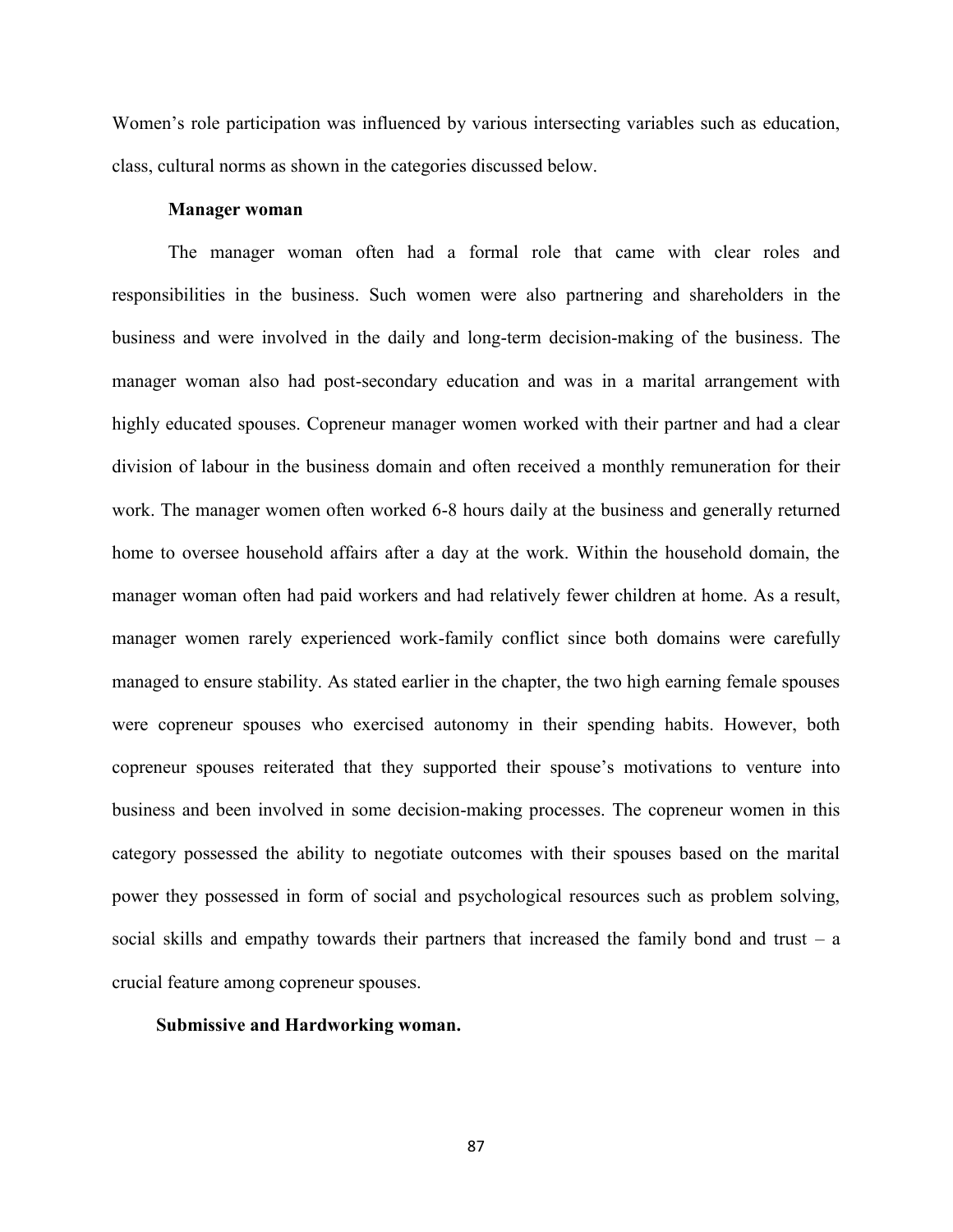Women's role participation was influenced by various intersecting variables such as education, class, cultural norms as shown in the categories discussed below.

**Manager woman**

The manager woman often had a formal role that came with clear roles and responsibilities in the business. Such women were also partnering and shareholders in the business and were involved in the daily and long-term decision-making of the business. The manager woman also had post-secondary education and was in a marital arrangement with highly educated spouses. Copreneur manager women worked with their partner and had a clear division of labour in the business domain and often received a monthly remuneration for their work. The manager women often worked 6-8 hours daily at the business and generally returned home to oversee household affairs after a day at the work. Within the household domain, the manager woman often had paid workers and had relatively fewer children at home. As a result, manager women rarely experienced work-family conflict since both domains were carefully managed to ensure stability. As stated earlier in the chapter, the two high earning female spouses were copreneur spouses who exercised autonomy in their spending habits. However, both copreneur spouses reiterated that they supported their spouse's motivations to venture into business and been involved in some decision-making processes. The copreneur women in this category possessed the ability to negotiate outcomes with their spouses based on the marital power they possessed in form of social and psychological resources such as problem solving, social skills and empathy towards their partners that increased the family bond and trust – a crucial feature among copreneur spouses.

**Submissive and Hardworking woman.**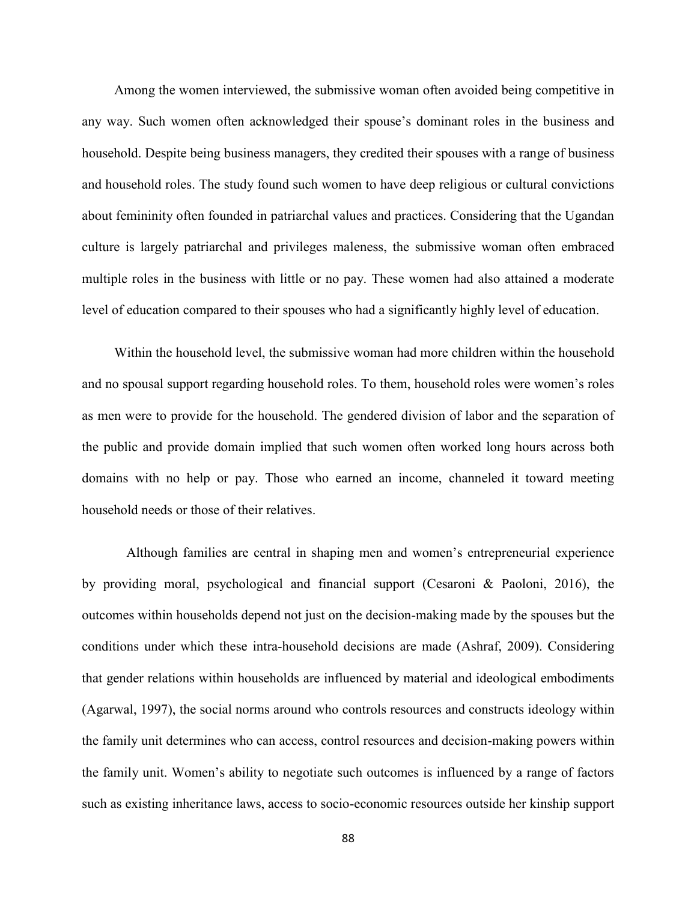Among the women interviewed, the submissive woman often avoided being competitive in any way. Such women often acknowledged their spouse's dominant roles in the business and household. Despite being business managers, they credited their spouses with a range of business and household roles. The study found such women to have deep religious or cultural convictions about femininity often founded in patriarchal values and practices. Considering that the Ugandan culture is largely patriarchal and privileges maleness, the submissive woman often embraced multiple roles in the business with little or no pay. These women had also attained a moderate level of education compared to their spouses who had a significantly highly level of education.

Within the household level, the submissive woman had more children within the household and no spousal support regarding household roles. To them, household roles were women's roles as men were to provide for the household. The gendered division of labor and the separation of the public and provide domain implied that such women often worked long hours across both domains with no help or pay. Those who earned an income, channeled it toward meeting household needs or those of their relatives.

Although families are central in shaping men and women's entrepreneurial experience by providing moral, psychological and financial support (Cesaroni & Paoloni, 2016), the outcomes within households depend not just on the decision-making made by the spouses but the conditions under which these intra-household decisions are made (Ashraf, 2009). Considering that gender relations within households are influenced by material and ideological embodiments (Agarwal, 1997), the social norms around who controls resources and constructs ideology within the family unit determines who can access, control resources and decision-making powers within the family unit. Women's ability to negotiate such outcomes is influenced by a range of factors such as existing inheritance laws, access to socio-economic resources outside her kinship support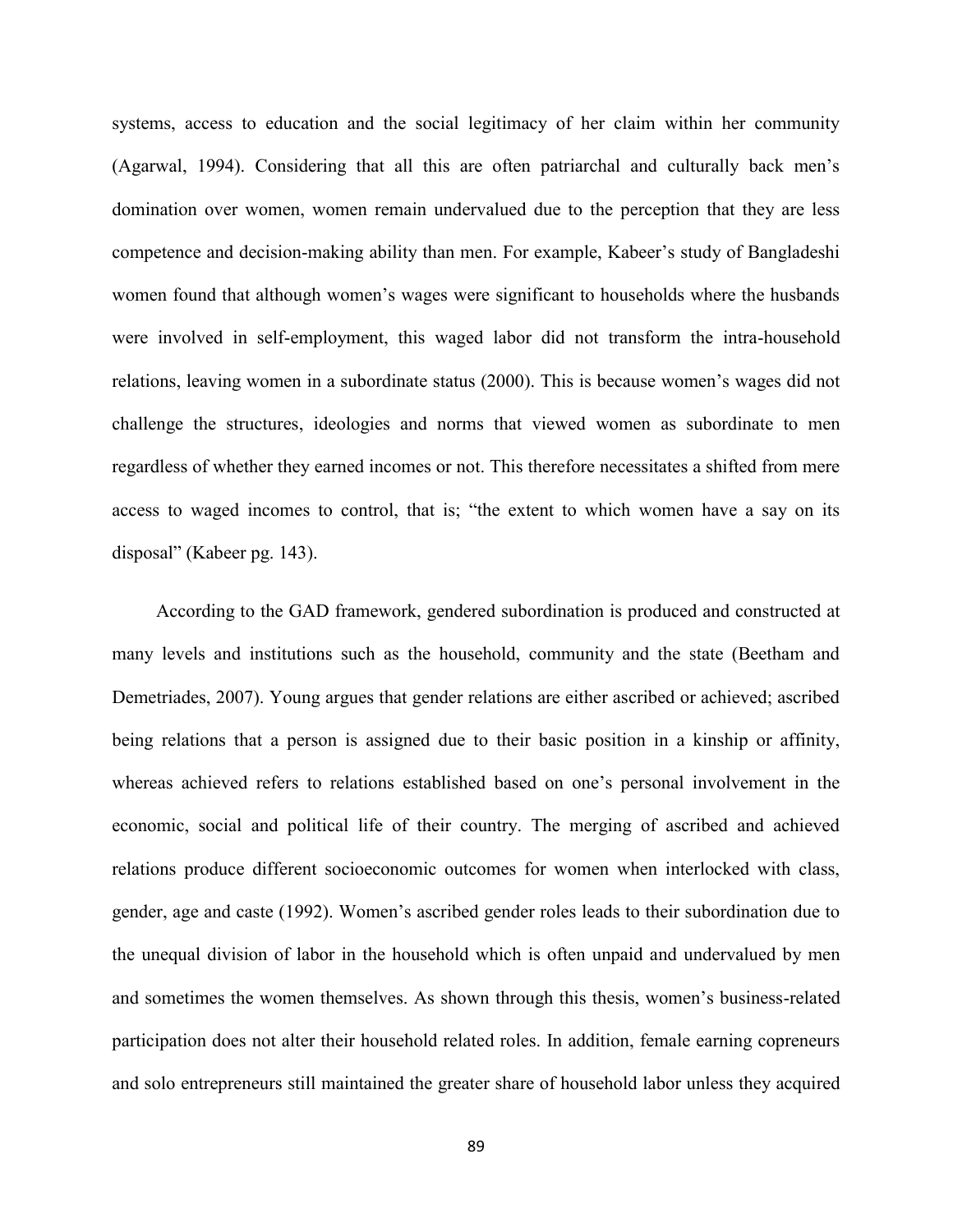systems, access to education and the social legitimacy of her claim within her community (Agarwal, 1994). Considering that all this are often patriarchal and culturally back men's domination over women, women remain undervalued due to the perception that they are less competence and decision-making ability than men. For example, Kabeer's study of Bangladeshi women found that although women's wages were significant to households where the husbands were involved in self-employment, this waged labor did not transform the intra-household relations, leaving women in a subordinate status (2000). This is because women's wages did not challenge the structures, ideologies and norms that viewed women as subordinate to men regardless of whether they earned incomes or not. This therefore necessitates a shifted from mere access to waged incomes to control, that is; "the extent to which women have a say on its disposal" (Kabeer pg. 143).

According to the GAD framework, gendered subordination is produced and constructed at many levels and institutions such as the household, community and the state (Beetham and Demetriades, 2007). Young argues that gender relations are either ascribed or achieved; ascribed being relations that a person is assigned due to their basic position in a kinship or affinity, whereas achieved refers to relations established based on one's personal involvement in the economic, social and political life of their country. The merging of ascribed and achieved relations produce different socioeconomic outcomes for women when interlocked with class, gender, age and caste (1992). Women's ascribed gender roles leads to their subordination due to the unequal division of labor in the household which is often unpaid and undervalued by men and sometimes the women themselves. As shown through this thesis, women's business-related participation does not alter their household related roles. In addition, female earning copreneurs and solo entrepreneurs still maintained the greater share of household labor unless they acquired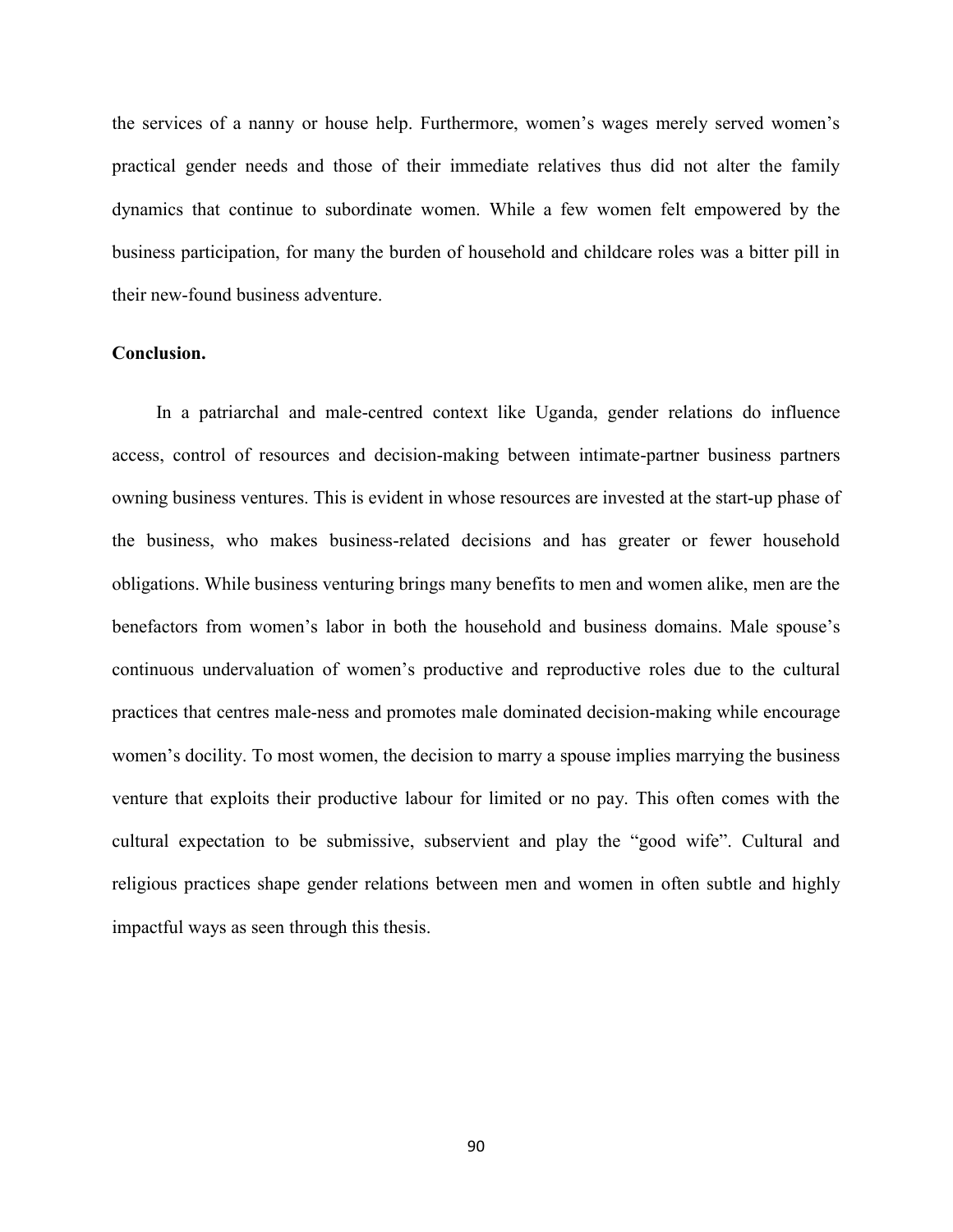the services of a nanny or house help. Furthermore, women's wages merely served women's practical gender needs and those of their immediate relatives thus did not alter the family dynamics that continue to subordinate women. While a few women felt empowered by the business participation, for many the burden of household and childcare roles was a bitter pill in their new-found business adventure.

**Conclusion.**

In a patriarchal and male-centred context like Uganda, gender relations do influence access, control of resources and decision-making between intimate-partner business partners owning business ventures. This is evident in whose resources are invested at the start-up phase of the business, who makes business-related decisions and has greater or fewer household obligations. While business venturing brings many benefits to men and women alike, men are the benefactors from women's labor in both the household and business domains. Male spouse's continuous undervaluation of women's productive and reproductive roles due to the cultural practices that centres male-ness and promotes male dominated decision-making while encourage women's docility. To most women, the decision to marry a spouse implies marrying the business venture that exploits their productive labour for limited or no pay. This often comes with the cultural expectation to be submissive, subservient and play the "good wife". Cultural and religious practices shape gender relations between men and women in often subtle and highly impactful ways as seen through this thesis.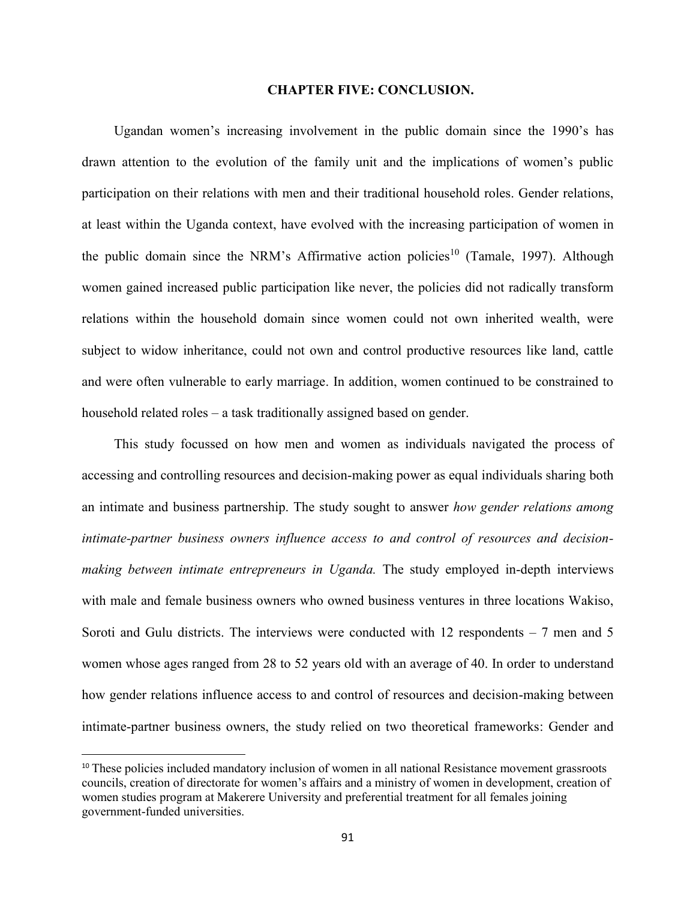# CHAPTER FIVE: CONCLUSION.

Ugandan women's increasing involvement in the public domain since the 1990's has drawn attention to the evolution of the family unit and the implications of women's public participation on their relations with men and their traditional household roles. Gender relations, at least within the Uganda context, have evolved with the increasing participation of women in the public domain since the NRM's Affirmative action policies[10] (Tamale, 1997). Although women gained increased public participation like never, the policies did not radically transform relations within the household domain since women could not own inherited wealth, were subject to widow inheritance, could not own and control productive resources like land, cattle and were often vulnerable to early marriage. In addition, women continued to be constrained to household related roles – a task traditionally assigned based on gender.

This study focussed on how men and women as individuals navigated the process of accessing and controlling resources and decision-making power as equal individuals sharing both an intimate and business partnership. The study sought to answer *how gender relations among intimate-partner business owners influence access to and control of resources and decision-making between intimate entrepreneurs in Uganda.* The study employed in-depth interviews with male and female business owners who owned business ventures in three locations Wakiso, Soroti and Gulu districts. The interviews were conducted with 12 respondents – 7 men and 5 women whose ages ranged from 28 to 52 years old with an average of 40. In order to understand how gender relations influence access to and control of resources and decision-making between intimate-partner business owners, the study relied on two theoretical frameworks: Gender and

[10] These policies included mandatory inclusion of women in all national Resistance movement grassroots councils, creation of directorate for women's affairs and a ministry of women in development, creation of women studies program at Makerere University and preferential treatment for all females joining government-funded universities.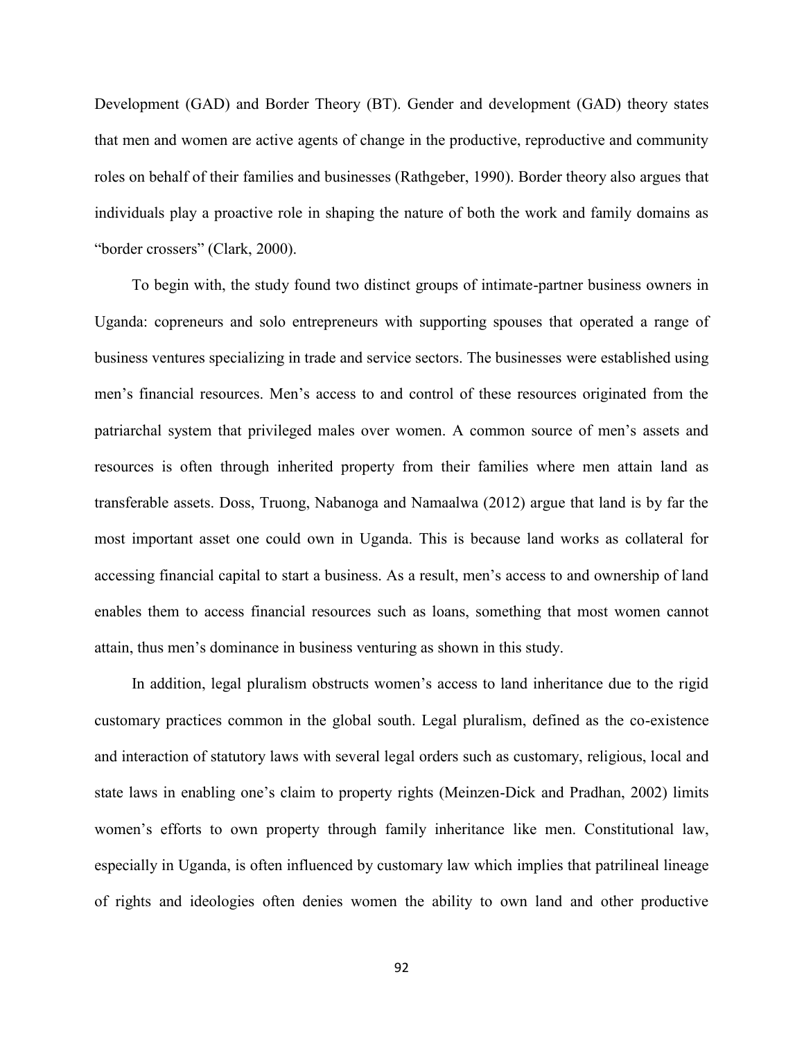Development (GAD) and Border Theory (BT). Gender and development (GAD) theory states that men and women are active agents of change in the productive, reproductive and community roles on behalf of their families and businesses (Rathgeber, 1990). Border theory also argues that individuals play a proactive role in shaping the nature of both the work and family domains as "border crossers" (Clark, 2000).

To begin with, the study found two distinct groups of intimate-partner business owners in Uganda: copreneurs and solo entrepreneurs with supporting spouses that operated a range of business ventures specializing in trade and service sectors. The businesses were established using men's financial resources. Men's access to and control of these resources originated from the patriarchal system that privileged males over women. A common source of men's assets and resources is often through inherited property from their families where men attain land as transferable assets. Doss, Truong, Nabanoga and Namaalwa (2012) argue that land is by far the most important asset one could own in Uganda. This is because land works as collateral for accessing financial capital to start a business. As a result, men's access to and ownership of land enables them to access financial resources such as loans, something that most women cannot attain, thus men's dominance in business venturing as shown in this study.

In addition, legal pluralism obstructs women's access to land inheritance due to the rigid customary practices common in the global south. Legal pluralism, defined as the co-existence and interaction of statutory laws with several legal orders such as customary, religious, local and state laws in enabling one's claim to property rights (Meinzen-Dick and Pradhan, 2002) limits women's efforts to own property through family inheritance like men. Constitutional law, especially in Uganda, is often influenced by customary law which implies that patrilineal lineage of rights and ideologies often denies women the ability to own land and other productive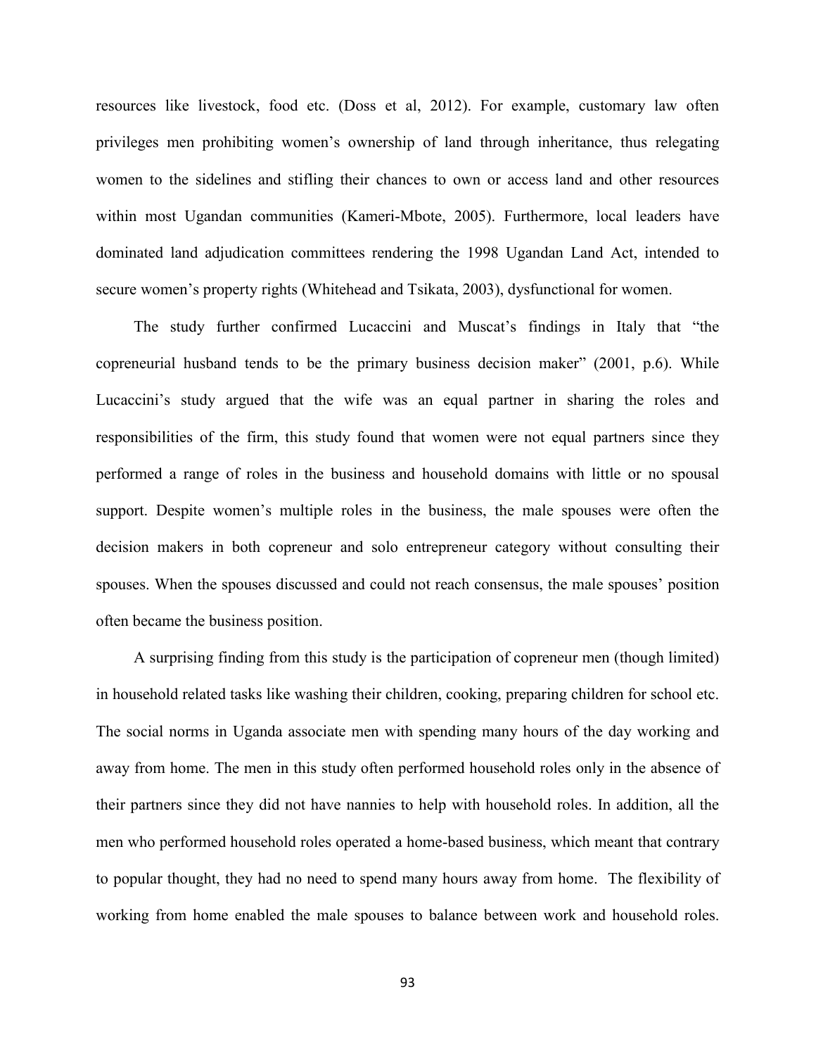resources like livestock, food etc. (Doss et al, 2012). For example, customary law often privileges men prohibiting women's ownership of land through inheritance, thus relegating women to the sidelines and stifling their chances to own or access land and other resources within most Ugandan communities (Kameri-Mbote, 2005). Furthermore, local leaders have dominated land adjudication committees rendering the 1998 Ugandan Land Act, intended to secure women's property rights (Whitehead and Tsikata, 2003), dysfunctional for women.

The study further confirmed Lucaccini and Muscat's findings in Italy that "the copreneurial husband tends to be the primary business decision maker" (2001, p.6). While Lucaccini's study argued that the wife was an equal partner in sharing the roles and responsibilities of the firm, this study found that women were not equal partners since they performed a range of roles in the business and household domains with little or no spousal support. Despite women's multiple roles in the business, the male spouses were often the decision makers in both copreneur and solo entrepreneur category without consulting their spouses. When the spouses discussed and could not reach consensus, the male spouses' position often became the business position.

A surprising finding from this study is the participation of copreneur men (though limited) in household related tasks like washing their children, cooking, preparing children for school etc. The social norms in Uganda associate men with spending many hours of the day working and away from home. The men in this study often performed household roles only in the absence of their partners since they did not have nannies to help with household roles. In addition, all the men who performed household roles operated a home-based business, which meant that contrary to popular thought, they had no need to spend many hours away from home. The flexibility of working from home enabled the male spouses to balance between work and household roles.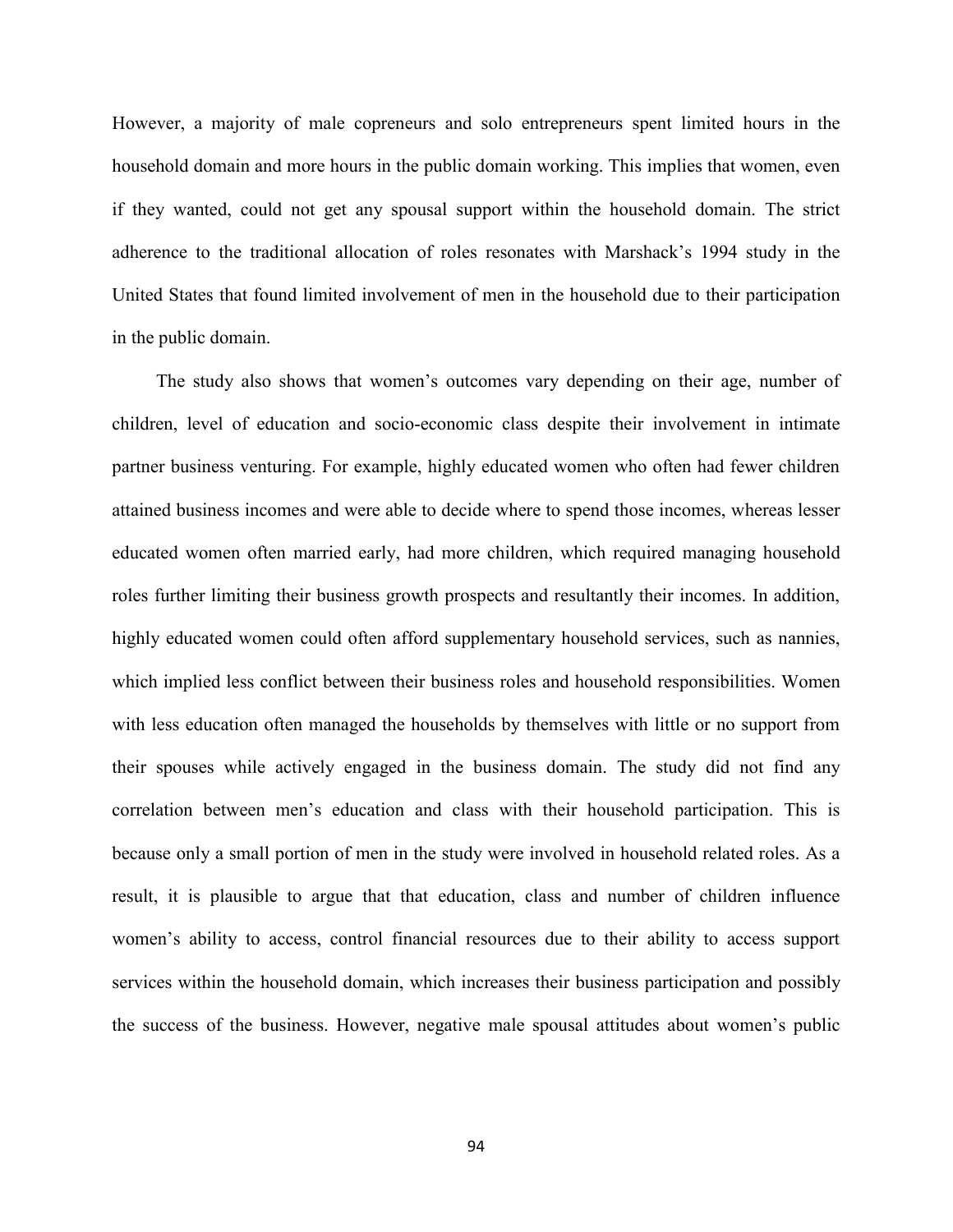However, a majority of male copreneurs and solo entrepreneurs spent limited hours in the household domain and more hours in the public domain working. This implies that women, even if they wanted, could not get any spousal support within the household domain. The strict adherence to the traditional allocation of roles resonates with Marshack's 1994 study in the United States that found limited involvement of men in the household due to their participation in the public domain.

The study also shows that women's outcomes vary depending on their age, number of children, level of education and socio-economic class despite their involvement in intimate partner business venturing. For example, highly educated women who often had fewer children attained business incomes and were able to decide where to spend those incomes, whereas lesser educated women often married early, had more children, which required managing household roles further limiting their business growth prospects and resultantly their incomes. In addition, highly educated women could often afford supplementary household services, such as nannies, which implied less conflict between their business roles and household responsibilities. Women with less education often managed the households by themselves with little or no support from their spouses while actively engaged in the business domain. The study did not find any correlation between men's education and class with their household participation. This is because only a small portion of men in the study were involved in household related roles. As a result, it is plausible to argue that that education, class and number of children influence women's ability to access, control financial resources due to their ability to access support services within the household domain, which increases their business participation and possibly the success of the business. However, negative male spousal attitudes about women's public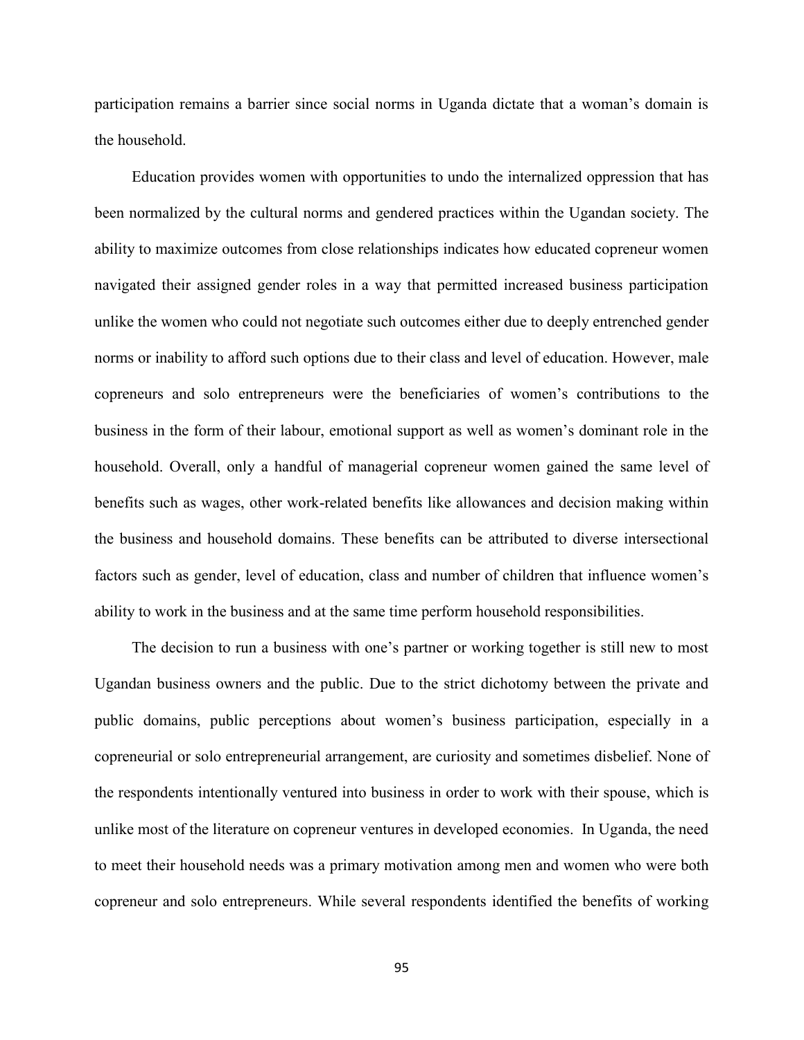participation remains a barrier since social norms in Uganda dictate that a woman's domain is the household.

Education provides women with opportunities to undo the internalized oppression that has been normalized by the cultural norms and gendered practices within the Ugandan society. The ability to maximize outcomes from close relationships indicates how educated copreneur women navigated their assigned gender roles in a way that permitted increased business participation unlike the women who could not negotiate such outcomes either due to deeply entrenched gender norms or inability to afford such options due to their class and level of education. However, male copreneurs and solo entrepreneurs were the beneficiaries of women's contributions to the business in the form of their labour, emotional support as well as women's dominant role in the household. Overall, only a handful of managerial copreneur women gained the same level of benefits such as wages, other work-related benefits like allowances and decision making within the business and household domains. These benefits can be attributed to diverse intersectional factors such as gender, level of education, class and number of children that influence women's ability to work in the business and at the same time perform household responsibilities.

The decision to run a business with one's partner or working together is still new to most Ugandan business owners and the public. Due to the strict dichotomy between the private and public domains, public perceptions about women's business participation, especially in a copreneurial or solo entrepreneurial arrangement, are curiosity and sometimes disbelief. None of the respondents intentionally ventured into business in order to work with their spouse, which is unlike most of the literature on copreneur ventures in developed economies. In Uganda, the need to meet their household needs was a primary motivation among men and women who were both copreneur and solo entrepreneurs. While several respondents identified the benefits of working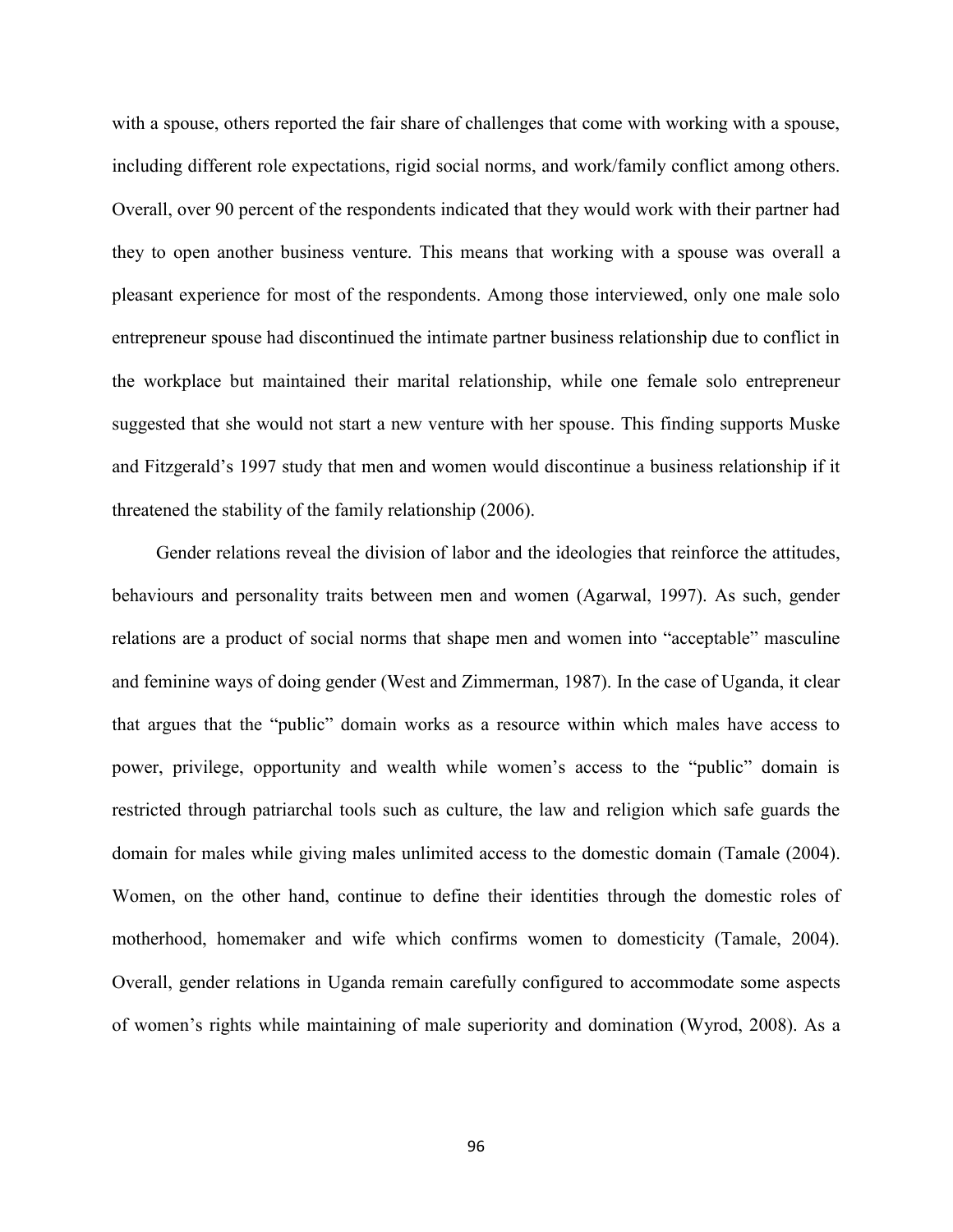with a spouse, others reported the fair share of challenges that come with working with a spouse, including different role expectations, rigid social norms, and work/family conflict among others. Overall, over 90 percent of the respondents indicated that they would work with their partner had they to open another business venture. This means that working with a spouse was overall a pleasant experience for most of the respondents. Among those interviewed, only one male solo entrepreneur spouse had discontinued the intimate partner business relationship due to conflict in the workplace but maintained their marital relationship, while one female solo entrepreneur suggested that she would not start a new venture with her spouse. This finding supports Muske and Fitzgerald's 1997 study that men and women would discontinue a business relationship if it threatened the stability of the family relationship (2006).

Gender relations reveal the division of labor and the ideologies that reinforce the attitudes, behaviours and personality traits between men and women (Agarwal, 1997). As such, gender relations are a product of social norms that shape men and women into "acceptable" masculine and feminine ways of doing gender (West and Zimmerman, 1987). In the case of Uganda, it clear that argues that the "public" domain works as a resource within which males have access to power, privilege, opportunity and wealth while women's access to the "public" domain is restricted through patriarchal tools such as culture, the law and religion which safe guards the domain for males while giving males unlimited access to the domestic domain (Tamale (2004). Women, on the other hand, continue to define their identities through the domestic roles of motherhood, homemaker and wife which confirms women to domesticity (Tamale, 2004). Overall, gender relations in Uganda remain carefully configured to accommodate some aspects of women's rights while maintaining of male superiority and domination (Wyrod, 2008). As a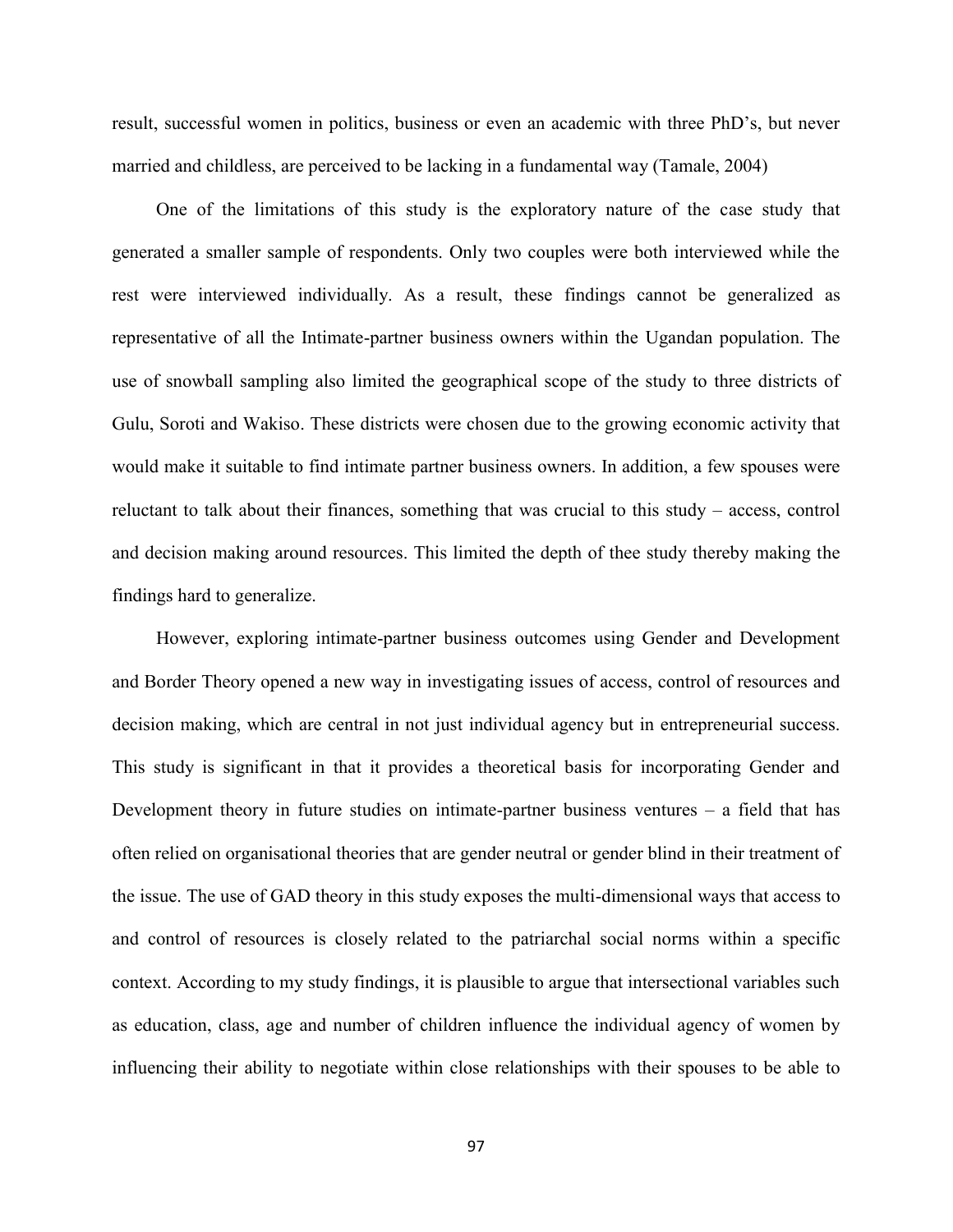result, successful women in politics, business or even an academic with three PhD's, but never married and childless, are perceived to be lacking in a fundamental way (Tamale, 2004)

One of the limitations of this study is the exploratory nature of the case study that generated a smaller sample of respondents. Only two couples were both interviewed while the rest were interviewed individually. As a result, these findings cannot be generalized as representative of all the Intimate-partner business owners within the Ugandan population. The use of snowball sampling also limited the geographical scope of the study to three districts of Gulu, Soroti and Wakiso. These districts were chosen due to the growing economic activity that would make it suitable to find intimate partner business owners. In addition, a few spouses were reluctant to talk about their finances, something that was crucial to this study – access, control and decision making around resources. This limited the depth of thee study thereby making the findings hard to generalize.

However, exploring intimate-partner business outcomes using Gender and Development and Border Theory opened a new way in investigating issues of access, control of resources and decision making, which are central in not just individual agency but in entrepreneurial success. This study is significant in that it provides a theoretical basis for incorporating Gender and Development theory in future studies on intimate-partner business ventures – a field that has often relied on organisational theories that are gender neutral or gender blind in their treatment of the issue. The use of GAD theory in this study exposes the multi-dimensional ways that access to and control of resources is closely related to the patriarchal social norms within a specific context. According to my study findings, it is plausible to argue that intersectional variables such as education, class, age and number of children influence the individual agency of women by influencing their ability to negotiate within close relationships with their spouses to be able to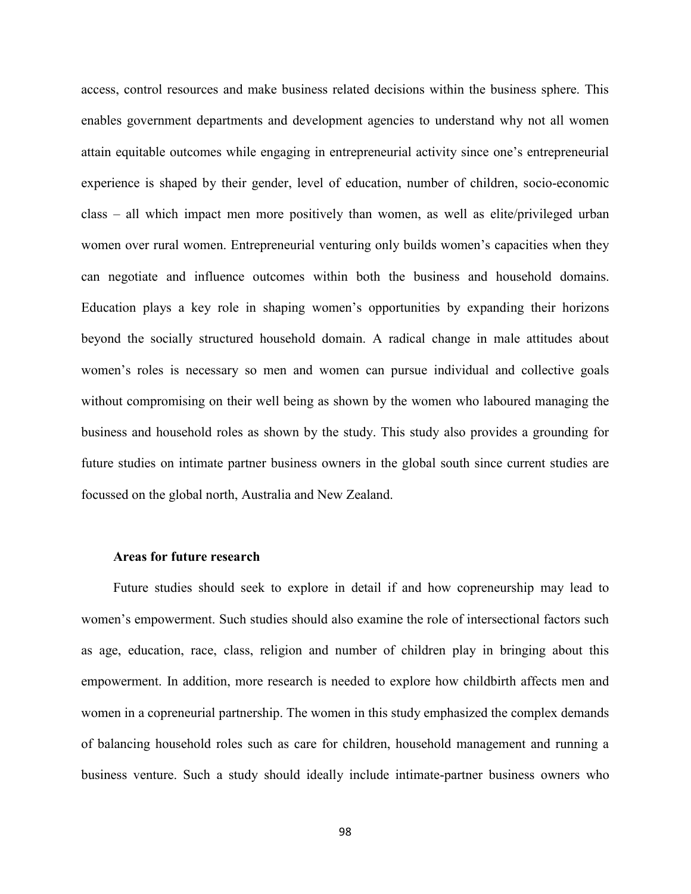access, control resources and make business related decisions within the business sphere. This enables government departments and development agencies to understand why not all women attain equitable outcomes while engaging in entrepreneurial activity since one's entrepreneurial experience is shaped by their gender, level of education, number of children, socio-economic class – all which impact men more positively than women, as well as elite/privileged urban women over rural women. Entrepreneurial venturing only builds women's capacities when they can negotiate and influence outcomes within both the business and household domains. Education plays a key role in shaping women's opportunities by expanding their horizons beyond the socially structured household domain. A radical change in male attitudes about women's roles is necessary so men and women can pursue individual and collective goals without compromising on their well being as shown by the women who laboured managing the business and household roles as shown by the study. This study also provides a grounding for future studies on intimate partner business owners in the global south since current studies are focussed on the global north, Australia and New Zealand.

### Areas for future research

Future studies should seek to explore in detail if and how copreneurship may lead to women's empowerment. Such studies should also examine the role of intersectional factors such as age, education, race, class, religion and number of children play in bringing about this empowerment. In addition, more research is needed to explore how childbirth affects men and women in a copreneurial partnership. The women in this study emphasized the complex demands of balancing household roles such as care for children, household management and running a business venture. Such a study should ideally include intimate-partner business owners who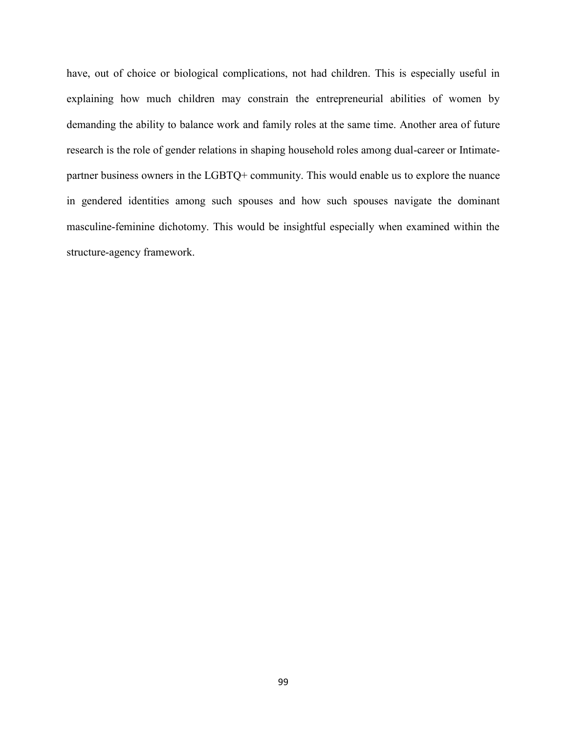have, out of choice or biological complications, not had children. This is especially useful in explaining how much children may constrain the entrepreneurial abilities of women by demanding the ability to balance work and family roles at the same time. Another area of future research is the role of gender relations in shaping household roles among dual-career or Intimate-partner business owners in the LGBTQ+ community. This would enable us to explore the nuance in gendered identities among such spouses and how such spouses navigate the dominant masculine-feminine dichotomy. This would be insightful especially when examined within the structure-agency framework.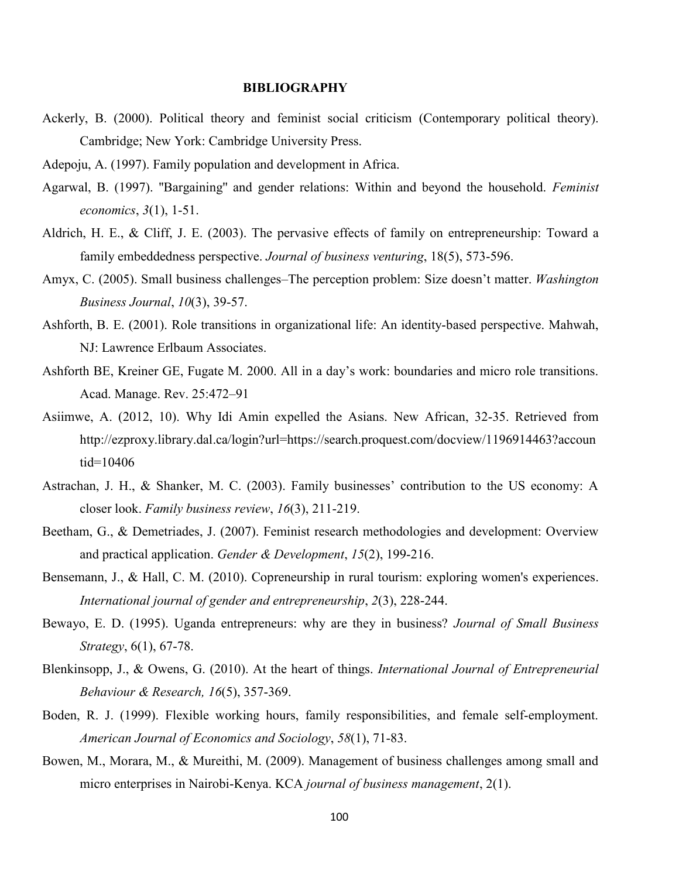# BIBLIOGRAPHY

Ackerly, B. (2000). Political theory and feminist social criticism (Contemporary political theory). Cambridge; New York: Cambridge University Press.

Adepoju, A. (1997). Family population and development in Africa.

Agarwal, B. (1997). "Bargaining" and gender relations: Within and beyond the household. *Feminist economics*, *3*(1), 1-51.

Aldrich, H. E., & Cliff, J. E. (2003). The pervasive effects of family on entrepreneurship: Toward a family embeddedness perspective. *Journal of business venturing*, 18(5), 573-596.

Amyx, C. (2005). Small business challenges–The perception problem: Size doesn't matter. *Washington Business Journal*, *10*(3), 39-57.

Ashforth, B. E. (2001). Role transitions in organizational life: An identity-based perspective. Mahwah, NJ: Lawrence Erlbaum Associates.

Ashforth BE, Kreiner GE, Fugate M. 2000. All in a day's work: boundaries and micro role transitions. Acad. Manage. Rev. 25:472–91

Asiimwe, A. (2012, 10). Why Idi Amin expelled the Asians. New African, 32-35. Retrieved from http://ezproxy.library.dal.ca/login?url=https://search.proquest.com/docview/1196914463?accountid=10406

Astrachan, J. H., & Shanker, M. C. (2003). Family businesses' contribution to the US economy: A closer look. *Family business review*, *16*(3), 211-219.

Beetham, G., & Demetriades, J. (2007). Feminist research methodologies and development: Overview and practical application. *Gender & Development*, *15*(2), 199-216.

Bensemann, J., & Hall, C. M. (2010). Copreneurship in rural tourism: exploring women's experiences. *International journal of gender and entrepreneurship*, *2*(3), 228-244.

Bewayo, E. D. (1995). Uganda entrepreneurs: why are they in business? *Journal of Small Business Strategy*, 6(1), 67-78.

Blenkinsopp, J., & Owens, G. (2010). At the heart of things. *International Journal of Entrepreneurial Behaviour & Research, 16*(5), 357-369.

Boden, R. J. (1999). Flexible working hours, family responsibilities, and female self-employment. *American Journal of Economics and Sociology*, *58*(1), 71-83.

Bowen, M., Morara, M., & Mureithi, M. (2009). Management of business challenges among small and micro enterprises in Nairobi-Kenya. KCA *journal of business management*, 2(1).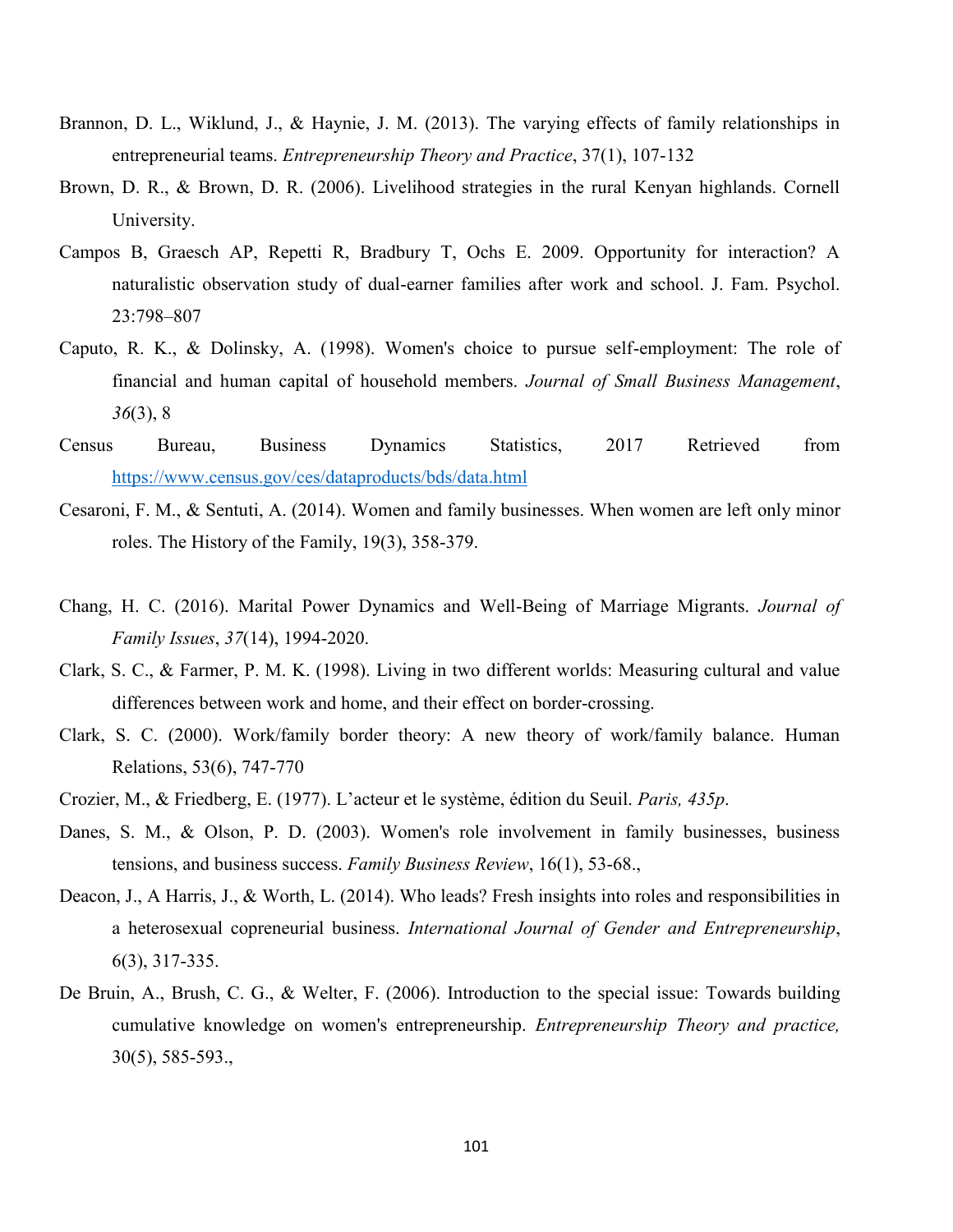Brannon, D. L., Wiklund, J., & Haynie, J. M. (2013). The varying effects of family relationships in entrepreneurial teams. *Entrepreneurship Theory and Practice*, 37(1), 107-132

Brown, D. R., & Brown, D. R. (2006). Livelihood strategies in the rural Kenyan highlands. Cornell University.

Campos B, Graesch AP, Repetti R, Bradbury T, Ochs E. 2009. Opportunity for interaction? A naturalistic observation study of dual-earner families after work and school. J. Fam. Psychol. 23:798–807

Caputo, R. K., & Dolinsky, A. (1998). Women's choice to pursue self-employment: The role of financial and human capital of household members. *Journal of Small Business Management*, *36*(3), 8

Census Bureau, Business Dynamics Statistics, 2017 Retrieved from https://www.census.gov/ces/dataproducts/bds/data.html

Cesaroni, F. M., & Sentuti, A. (2014). Women and family businesses. When women are left only minor roles. The History of the Family, 19(3), 358-379.

Chang, H. C. (2016). Marital Power Dynamics and Well-Being of Marriage Migrants. *Journal of Family Issues*, *37*(14), 1994-2020.

Clark, S. C., & Farmer, P. M. K. (1998). Living in two different worlds: Measuring cultural and value differences between work and home, and their effect on border-crossing.

Clark, S. C. (2000). Work/family border theory: A new theory of work/family balance. Human Relations, 53(6), 747-770

Crozier, M., & Friedberg, E. (1977). L'acteur et le système, édition du Seuil. *Paris, 435p*.

Danes, S. M., & Olson, P. D. (2003). Women's role involvement in family businesses, business tensions, and business success. *Family Business Review*, 16(1), 53-68.,

Deacon, J., A Harris, J., & Worth, L. (2014). Who leads? Fresh insights into roles and responsibilities in a heterosexual copreneurial business. *International Journal of Gender and Entrepreneurship*, 6(3), 317-335.

De Bruin, A., Brush, C. G., & Welter, F. (2006). Introduction to the special issue: Towards building cumulative knowledge on women's entrepreneurship. *Entrepreneurship Theory and practice,* 30(5), 585-593.,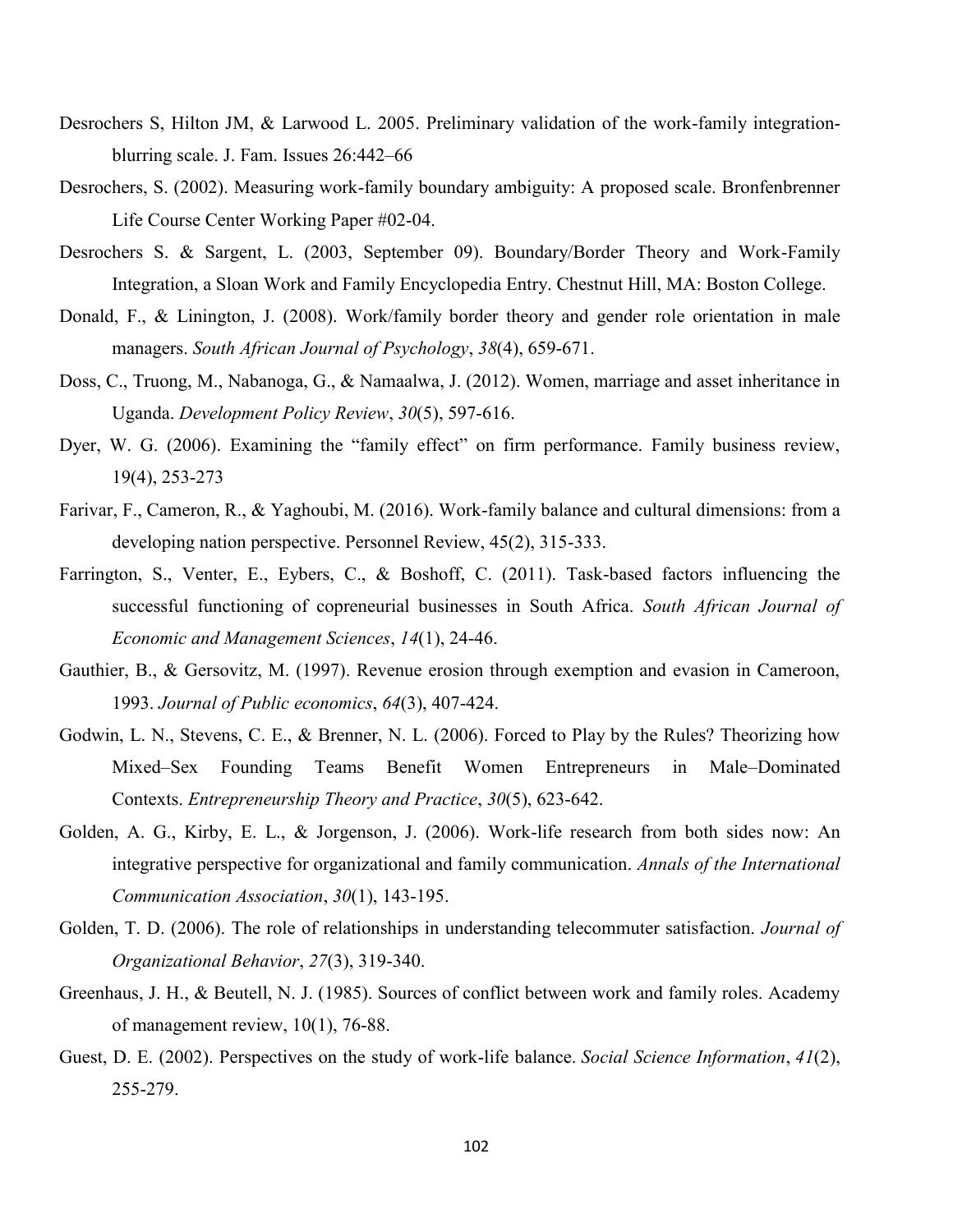Desrochers S, Hilton JM, & Larwood L. 2005. Preliminary validation of the work-family integration-blurring scale. J. Fam. Issues 26:442–66

Desrochers, S. (2002). Measuring work-family boundary ambiguity: A proposed scale. Bronfenbrenner Life Course Center Working Paper #02-04.

Desrochers S. & Sargent, L. (2003, September 09). Boundary/Border Theory and Work-Family Integration, a Sloan Work and Family Encyclopedia Entry. Chestnut Hill, MA: Boston College.

Donald, F., & Linington, J. (2008). Work/family border theory and gender role orientation in male managers. *South African Journal of Psychology*, *38*(4), 659-671.

Doss, C., Truong, M., Nabanoga, G., & Namaalwa, J. (2012). Women, marriage and asset inheritance in Uganda. *Development Policy Review*, *30*(5), 597-616.

Dyer, W. G. (2006). Examining the "family effect" on firm performance. Family business review, 19(4), 253-273

Farivar, F., Cameron, R., & Yaghoubi, M. (2016). Work-family balance and cultural dimensions: from a developing nation perspective. Personnel Review, 45(2), 315-333.

Farrington, S., Venter, E., Eybers, C., & Boshoff, C. (2011). Task-based factors influencing the successful functioning of copreneurial businesses in South Africa. *South African Journal of Economic and Management Sciences*, *14*(1), 24-46.

Gauthier, B., & Gersovitz, M. (1997). Revenue erosion through exemption and evasion in Cameroon, 1993. *Journal of Public economics*, *64*(3), 407-424.

Godwin, L. N., Stevens, C. E., & Brenner, N. L. (2006). Forced to Play by the Rules? Theorizing how Mixed–Sex Founding Teams Benefit Women Entrepreneurs in Male–Dominated Contexts. *Entrepreneurship Theory and Practice*, *30*(5), 623-642.

Golden, A. G., Kirby, E. L., & Jorgenson, J. (2006). Work-life research from both sides now: An integrative perspective for organizational and family communication. *Annals of the International Communication Association*, *30*(1), 143-195.

Golden, T. D. (2006). The role of relationships in understanding telecommuter satisfaction. *Journal of Organizational Behavior*, *27*(3), 319-340.

Greenhaus, J. H., & Beutell, N. J. (1985). Sources of conflict between work and family roles. Academy of management review, 10(1), 76-88.

Guest, D. E. (2002). Perspectives on the study of work-life balance. *Social Science Information*, *41*(2), 255-279.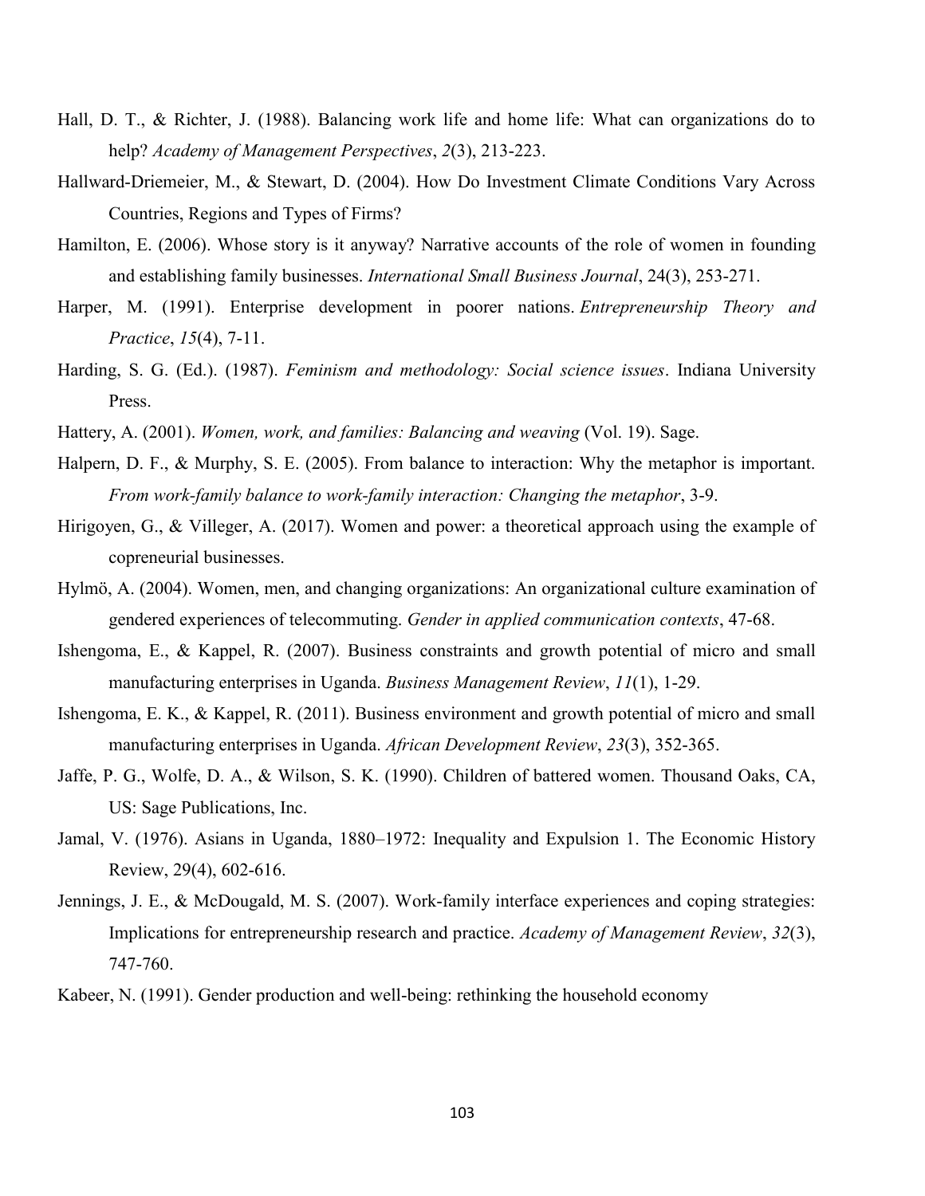Hall, D. T., & Richter, J. (1988). Balancing work life and home life: What can organizations do to help? *Academy of Management Perspectives*, *2*(3), 213-223.

Hallward-Driemeier, M., & Stewart, D. (2004). How Do Investment Climate Conditions Vary Across Countries, Regions and Types of Firms?

Hamilton, E. (2006). Whose story is it anyway? Narrative accounts of the role of women in founding and establishing family businesses. *International Small Business Journal*, 24(3), 253-271.

Harper, M. (1991). Enterprise development in poorer nations. *Entrepreneurship Theory and Practice*, *15*(4), 7-11.

Harding, S. G. (Ed.). (1987). *Feminism and methodology: Social science issues*. Indiana University Press.

Hattery, A. (2001). *Women, work, and families: Balancing and weaving* (Vol. 19). Sage.

Halpern, D. F., & Murphy, S. E. (2005). From balance to interaction: Why the metaphor is important. *From work-family balance to work-family interaction: Changing the metaphor*, 3-9.

Hirigoyen, G., & Villeger, A. (2017). Women and power: a theoretical approach using the example of copreneurial businesses.

Hylmö, A. (2004). Women, men, and changing organizations: An organizational culture examination of gendered experiences of telecommuting. *Gender in applied communication contexts*, 47-68.

Ishengoma, E., & Kappel, R. (2007). Business constraints and growth potential of micro and small manufacturing enterprises in Uganda. *Business Management Review*, *11*(1), 1-29.

Ishengoma, E. K., & Kappel, R. (2011). Business environment and growth potential of micro and small manufacturing enterprises in Uganda. *African Development Review*, *23*(3), 352-365.

Jaffe, P. G., Wolfe, D. A., & Wilson, S. K. (1990). Children of battered women. Thousand Oaks, CA, US: Sage Publications, Inc.

Jamal, V. (1976). Asians in Uganda, 1880–1972: Inequality and Expulsion 1. The Economic History Review, 29(4), 602-616.

Jennings, J. E., & McDougald, M. S. (2007). Work-family interface experiences and coping strategies: Implications for entrepreneurship research and practice. *Academy of Management Review*, *32*(3), 747-760.

Kabeer, N. (1991). Gender production and well-being: rethinking the household economy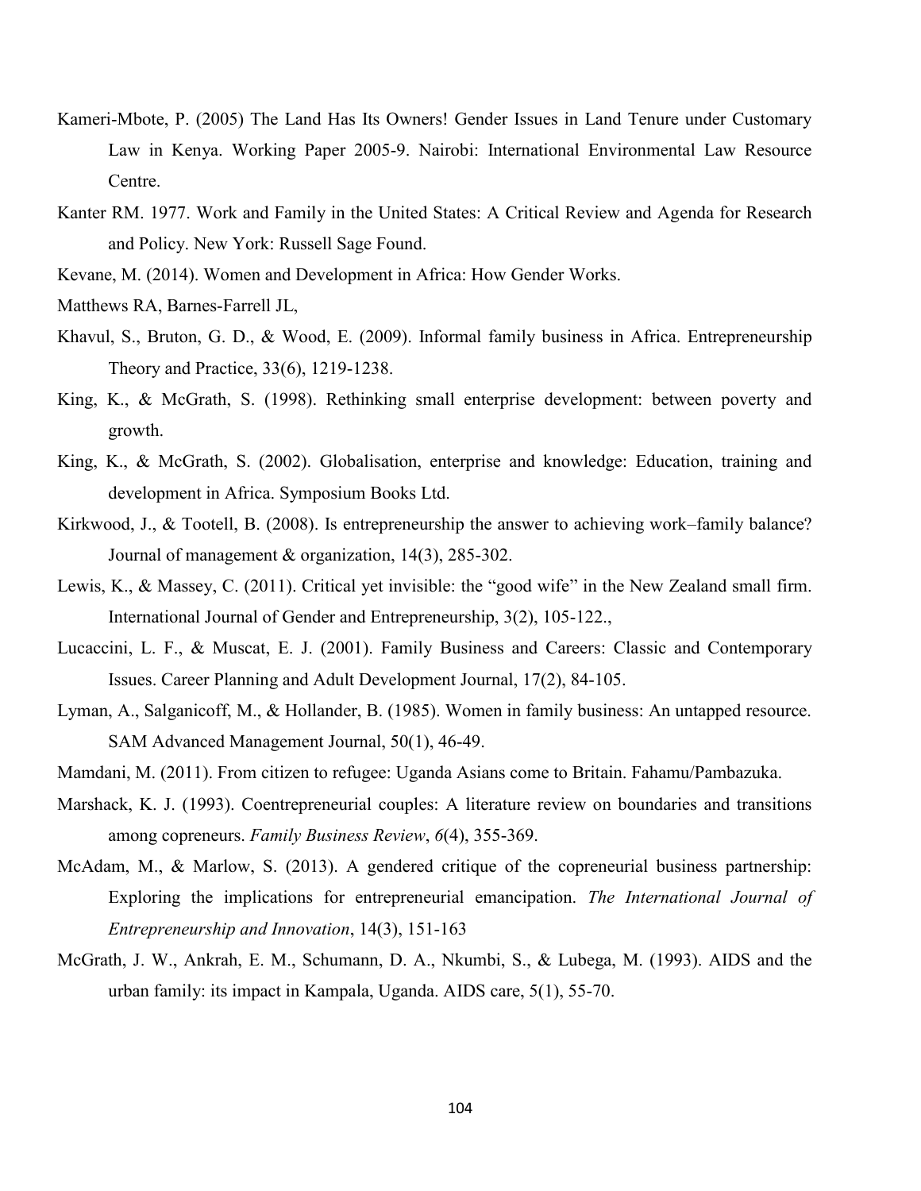Kameri-Mbote, P. (2005) The Land Has Its Owners! Gender Issues in Land Tenure under Customary Law in Kenya. Working Paper 2005-9. Nairobi: International Environmental Law Resource Centre.

Kanter RM. 1977. Work and Family in the United States: A Critical Review and Agenda for Research and Policy. New York: Russell Sage Found.

Kevane, M. (2014). Women and Development in Africa: How Gender Works.

Matthews RA, Barnes-Farrell JL,

Khavul, S., Bruton, G. D., & Wood, E. (2009). Informal family business in Africa. Entrepreneurship Theory and Practice, 33(6), 1219-1238.

King, K., & McGrath, S. (1998). Rethinking small enterprise development: between poverty and growth.

King, K., & McGrath, S. (2002). Globalisation, enterprise and knowledge: Education, training and development in Africa. Symposium Books Ltd.

Kirkwood, J., & Tootell, B. (2008). Is entrepreneurship the answer to achieving work–family balance? Journal of management & organization, 14(3), 285-302.

Lewis, K., & Massey, C. (2011). Critical yet invisible: the "good wife" in the New Zealand small firm. International Journal of Gender and Entrepreneurship, 3(2), 105-122.,

Lucaccini, L. F., & Muscat, E. J. (2001). Family Business and Careers: Classic and Contemporary Issues. Career Planning and Adult Development Journal, 17(2), 84-105.

Lyman, A., Salganicoff, M., & Hollander, B. (1985). Women in family business: An untapped resource. SAM Advanced Management Journal, 50(1), 46-49.

Mamdani, M. (2011). From citizen to refugee: Uganda Asians come to Britain. Fahamu/Pambazuka.

Marshack, K. J. (1993). Coentrepreneurial couples: A literature review on boundaries and transitions among copreneurs. *Family Business Review*, *6*(4), 355-369.

McAdam, M., & Marlow, S. (2013). A gendered critique of the copreneurial business partnership: Exploring the implications for entrepreneurial emancipation. *The International Journal of Entrepreneurship and Innovation*, 14(3), 151-163

McGrath, J. W., Ankrah, E. M., Schumann, D. A., Nkumbi, S., & Lubega, M. (1993). AIDS and the urban family: its impact in Kampala, Uganda. AIDS care, 5(1), 55-70.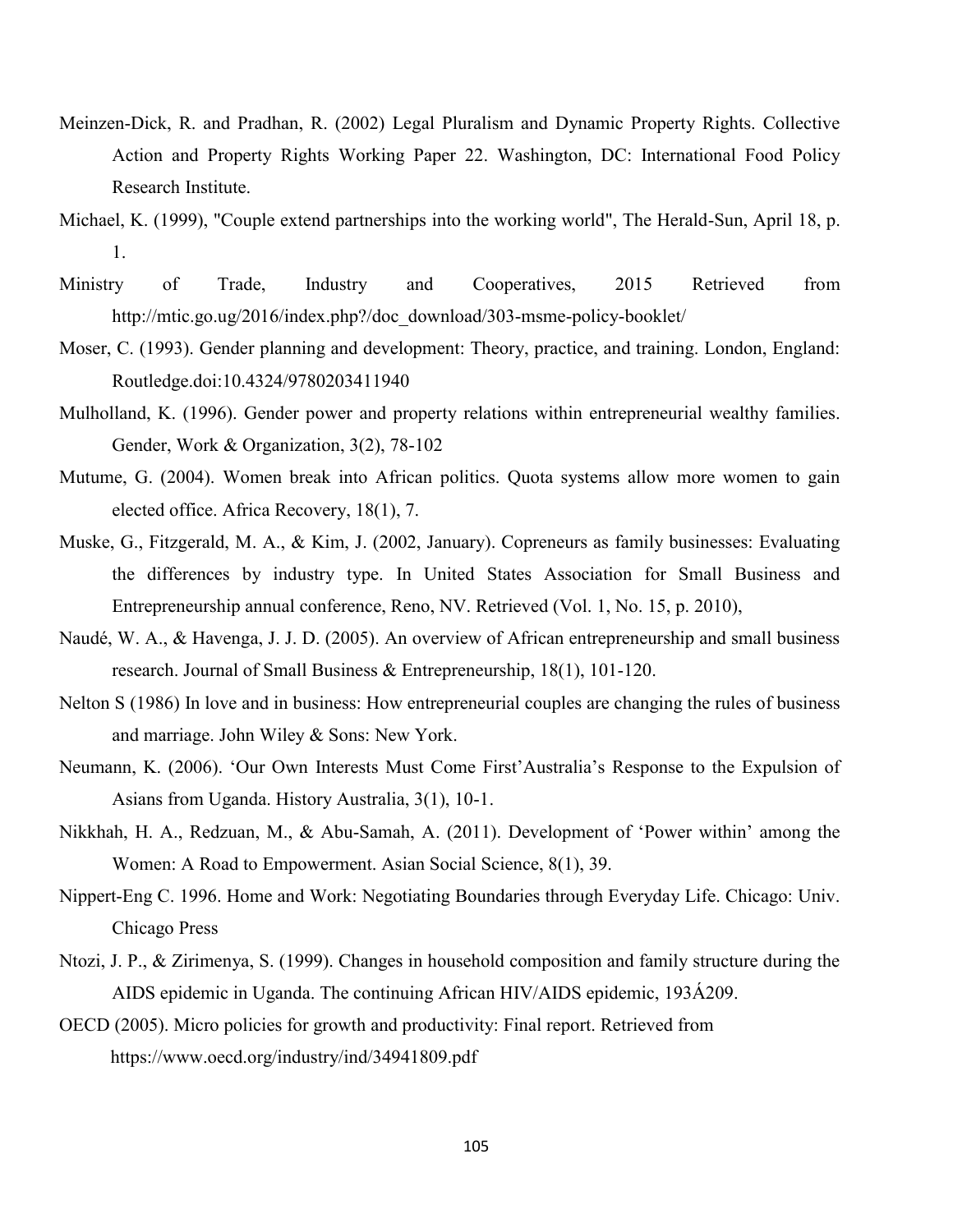Meinzen-Dick, R. and Pradhan, R. (2002) Legal Pluralism and Dynamic Property Rights. Collective Action and Property Rights Working Paper 22. Washington, DC: International Food Policy Research Institute.

Michael, K. (1999), "Couple extend partnerships into the working world", The Herald-Sun, April 18, p. 1.

Ministry of Trade, Industry and Cooperatives, 2015 Retrieved from http://mtic.go.ug/2016/index.php?/doc_download/303-msme-policy-booklet/

Moser, C. (1993). Gender planning and development: Theory, practice, and training. London, England: Routledge.doi:10.4324/9780203411940

Mulholland, K. (1996). Gender power and property relations within entrepreneurial wealthy families. Gender, Work & Organization, 3(2), 78-102

Mutume, G. (2004). Women break into African politics. Quota systems allow more women to gain elected office. Africa Recovery, 18(1), 7.

Muske, G., Fitzgerald, M. A., & Kim, J. (2002, January). Copreneurs as family businesses: Evaluating the differences by industry type. In United States Association for Small Business and Entrepreneurship annual conference, Reno, NV. Retrieved (Vol. 1, No. 15, p. 2010),

Naudé, W. A., & Havenga, J. J. D. (2005). An overview of African entrepreneurship and small business research. Journal of Small Business & Entrepreneurship, 18(1), 101-120.

Nelton S (1986) In love and in business: How entrepreneurial couples are changing the rules of business and marriage. John Wiley & Sons: New York.

Neumann, K. (2006). 'Our Own Interests Must Come First'Australia's Response to the Expulsion of Asians from Uganda. History Australia, 3(1), 10-1.

Nikkhah, H. A., Redzuan, M., & Abu-Samah, A. (2011). Development of 'Power within' among the Women: A Road to Empowerment. Asian Social Science, 8(1), 39.

Nippert-Eng C. 1996. Home and Work: Negotiating Boundaries through Everyday Life. Chicago: Univ. Chicago Press

Ntozi, J. P., & Zirimenya, S. (1999). Changes in household composition and family structure during the AIDS epidemic in Uganda. The continuing African HIV/AIDS epidemic, 193Á209.

OECD (2005). Micro policies for growth and productivity: Final report. Retrieved from https://www.oecd.org/industry/ind/34941809.pdf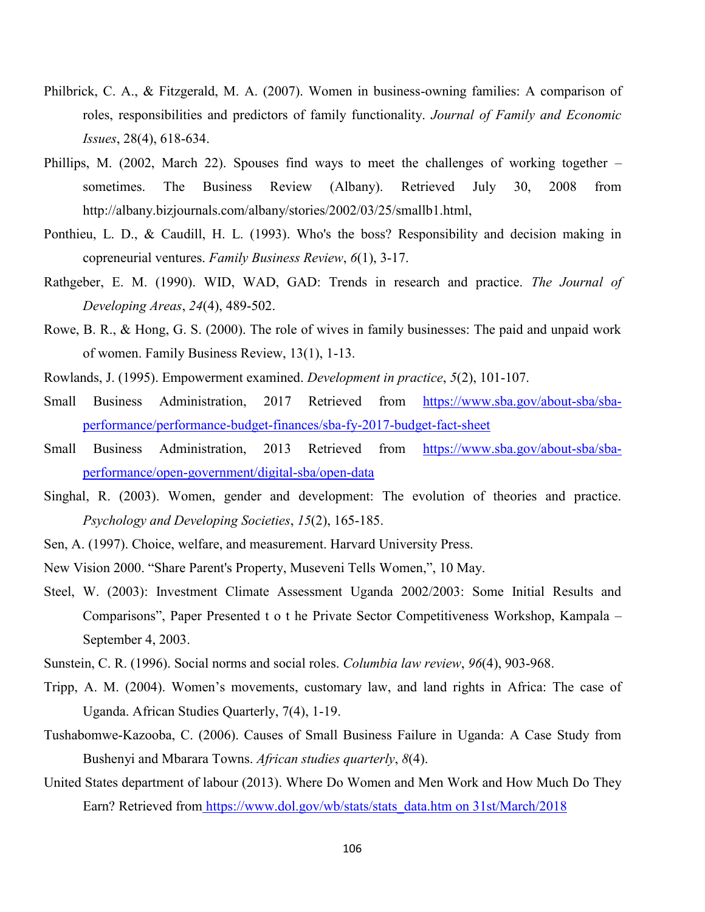Philbrick, C. A., & Fitzgerald, M. A. (2007). Women in business-owning families: A comparison of roles, responsibilities and predictors of family functionality. *Journal of Family and Economic Issues*, 28(4), 618-634.

Phillips, M. (2002, March 22). Spouses find ways to meet the challenges of working together – sometimes. The Business Review (Albany). Retrieved July 30, 2008 from http://albany.bizjournals.com/albany/stories/2002/03/25/smallb1.html,

Ponthieu, L. D., & Caudill, H. L. (1993). Who's the boss? Responsibility and decision making in copreneurial ventures. *Family Business Review*, *6*(1), 3-17.

Rathgeber, E. M. (1990). WID, WAD, GAD: Trends in research and practice. *The Journal of Developing Areas*, *24*(4), 489-502.

Rowe, B. R., & Hong, G. S. (2000). The role of wives in family businesses: The paid and unpaid work of women. Family Business Review, 13(1), 1-13.

Rowlands, J. (1995). Empowerment examined. *Development in practice*, *5*(2), 101-107.

Small Business Administration, 2017 Retrieved from [https://www.sba.gov/about-sba/sba-performance/performance-budget-finances/sba-fy-2017-budget-fact-sheet](https://www.sba.gov/about-sba/sba-performance/performance-budget-finances/sba-fy-2017-budget-fact-sheet)

Small Business Administration, 2013 Retrieved from [https://www.sba.gov/about-sba/sba-performance/open-government/digital-sba/open-data](https://www.sba.gov/about-sba/sba-performance/open-government/digital-sba/open-data)

Singhal, R. (2003). Women, gender and development: The evolution of theories and practice. *Psychology and Developing Societies*, *15*(2), 165-185.

Sen, A. (1997). Choice, welfare, and measurement. Harvard University Press.

New Vision 2000. "Share Parent's Property, Museveni Tells Women,", 10 May.

Steel, W. (2003): Investment Climate Assessment Uganda 2002/2003: Some Initial Results and Comparisons", Paper Presented t o t he Private Sector Competitiveness Workshop, Kampala – September 4, 2003.

Sunstein, C. R. (1996). Social norms and social roles. *Columbia law review*, *96*(4), 903-968.

Tripp, A. M. (2004). Women's movements, customary law, and land rights in Africa: The case of Uganda. African Studies Quarterly, 7(4), 1-19.

Tushabomwe-Kazooba, C. (2006). Causes of Small Business Failure in Uganda: A Case Study from Bushenyi and Mbarara Towns. *African studies quarterly*, *8*(4).

United States department of labour (2013). Where Do Women and Men Work and How Much Do They Earn? Retrieved from [https://www.dol.gov/wb/stats/stats_data.htm on 31st/March/2018](https://www.dol.gov/wb/stats/stats_data.htm)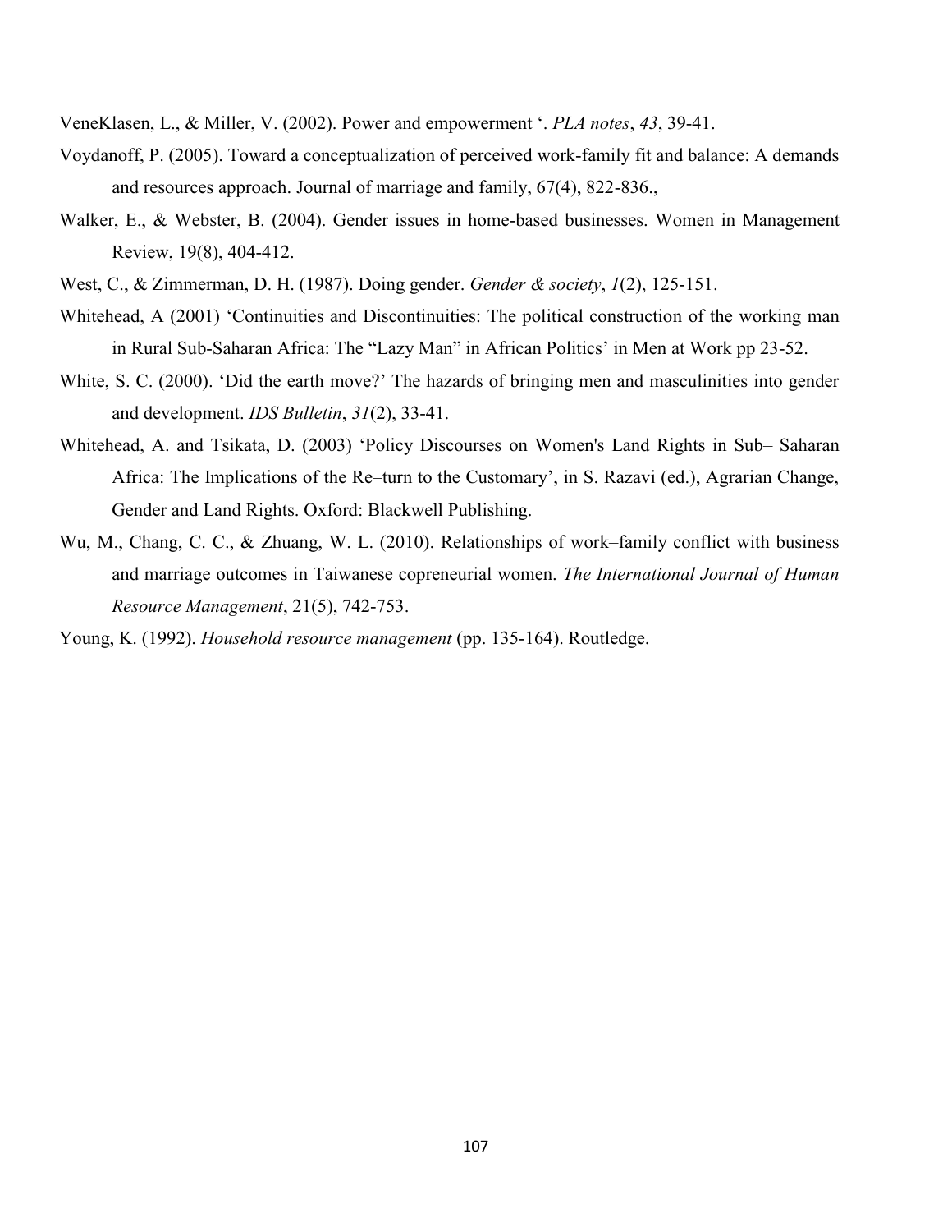VeneKlasen, L., & Miller, V. (2002). Power and empowerment '. *PLA notes*, *43*, 39-41.

Voydanoff, P. (2005). Toward a conceptualization of perceived work-family fit and balance: A demands and resources approach. Journal of marriage and family, 67(4), 822-836.,

Walker, E., & Webster, B. (2004). Gender issues in home-based businesses. Women in Management Review, 19(8), 404-412.

West, C., & Zimmerman, D. H. (1987). Doing gender. *Gender & society*, *1*(2), 125-151.

Whitehead, A (2001) 'Continuities and Discontinuities: The political construction of the working man in Rural Sub-Saharan Africa: The "Lazy Man" in African Politics' in Men at Work pp 23-52.

White, S. C. (2000). 'Did the earth move?' The hazards of bringing men and masculinities into gender and development. *IDS Bulletin*, *31*(2), 33-41.

Whitehead, A. and Tsikata, D. (2003) 'Policy Discourses on Women's Land Rights in Sub– Saharan Africa: The Implications of the Re–turn to the Customary', in S. Razavi (ed.), Agrarian Change, Gender and Land Rights. Oxford: Blackwell Publishing.

Wu, M., Chang, C. C., & Zhuang, W. L. (2010). Relationships of work–family conflict with business and marriage outcomes in Taiwanese copreneurial women. *The International Journal of Human Resource Management*, 21(5), 742-753.

Young, K. (1992). *Household resource management* (pp. 135-164). Routledge.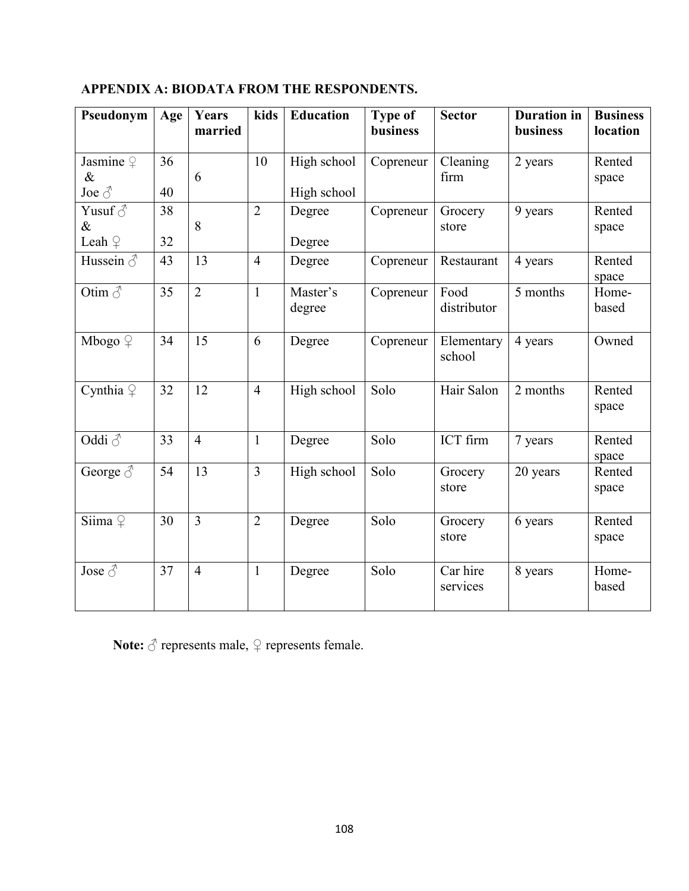**APPENDIX A: BIODATA FROM THE RESPONDENTS.**

| Pseudonym | Age | Years married | kids | Education | Type of business | Sector | Duration in business | Business location |
|---|---|---|---|---|---|---|---|---|
| Jasmine ♀ & Joe ♂ | 36<br>40 | 6 | 10 | High school<br>High school | Copreneur | Cleaning firm | 2 years | Rented space |
| Yusuf ♂ & Leah ♀ | 38<br>32 | 8 | 2 | Degree<br>Degree | Copreneur | Grocery store | 9 years | Rented space |
| Hussein ♂ | 43 | 13 | 4 | Degree | Copreneur | Restaurant | 4 years | Rented space |
| Otim ♂ | 35 | 2 | 1 | Master's degree | Copreneur | Food distributor | 5 months | Home-based |
| Mbogo ♀ | 34 | 15 | 6 | Degree | Copreneur | Elementary school | 4 years | Owned |
| Cynthia ♀ | 32 | 12 | 4 | High school | Solo | Hair Salon | 2 months | Rented space |
| Oddi ♂ | 33 | 4 | 1 | Degree | Solo | ICT firm | 7 years | Rented space |
| George ♂ | 54 | 13 | 3 | High school | Solo | Grocery store | 20 years | Rented space |
| Siima ♀ | 30 | 3 | 2 | Degree | Solo | Grocery store | 6 years | Rented space |
| Jose ♂ | 37 | 4 | 1 | Degree | Solo | Car hire services | 8 years | Home-based |

**Note:** ♂ represents male, ♀ represents female.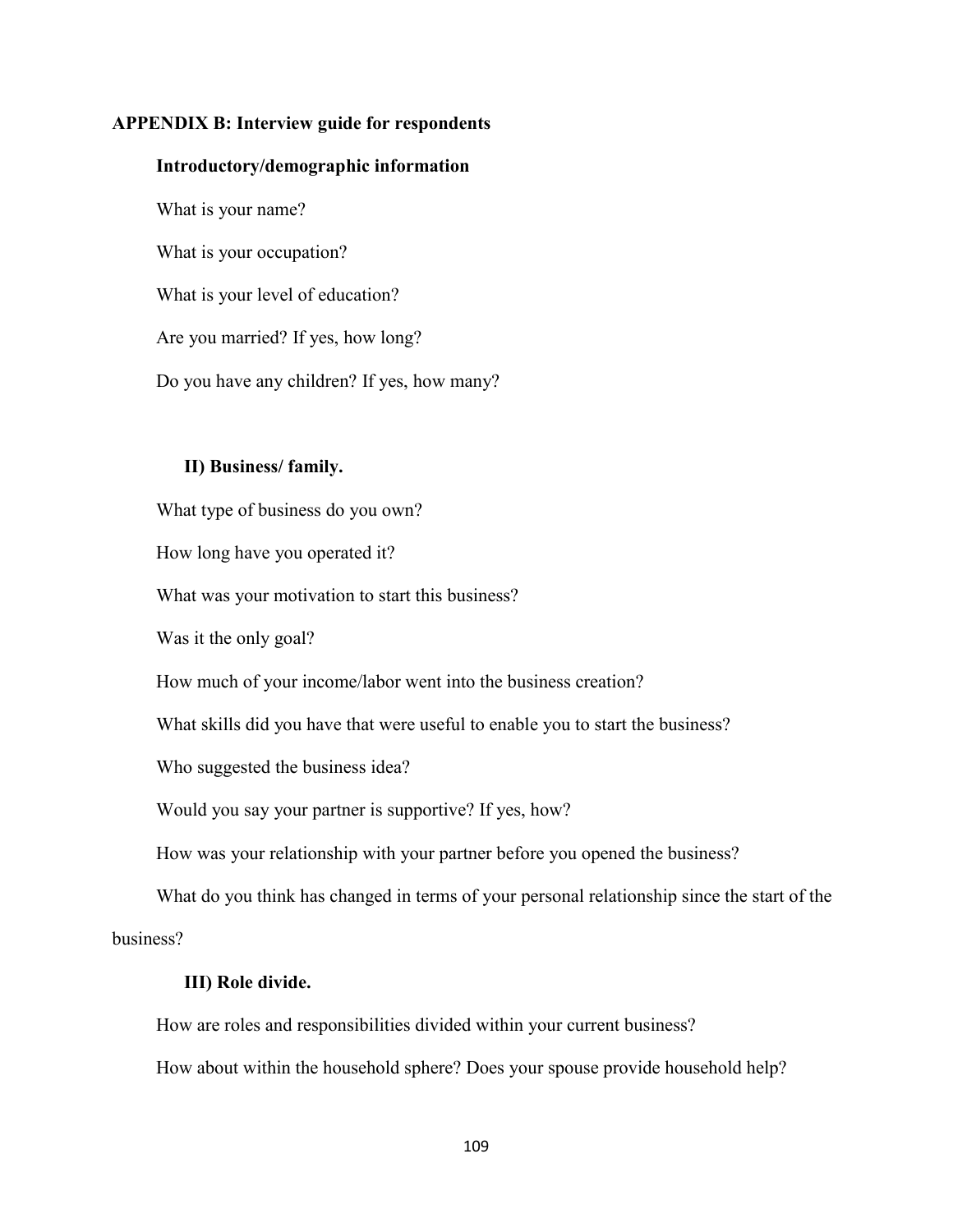## APPENDIX B: Interview guide for respondents

### Introductory/demographic information

What is your name?

What is your occupation?

What is your level of education?

Are you married? If yes, how long?

Do you have any children? If yes, how many?

### II) Business/ family.

What type of business do you own?

How long have you operated it?

What was your motivation to start this business?

Was it the only goal?

How much of your income/labor went into the business creation?

What skills did you have that were useful to enable you to start the business?

Who suggested the business idea?

Would you say your partner is supportive? If yes, how?

How was your relationship with your partner before you opened the business?

What do you think has changed in terms of your personal relationship since the start of the business?

### III) Role divide.

How are roles and responsibilities divided within your current business?

How about within the household sphere? Does your spouse provide household help?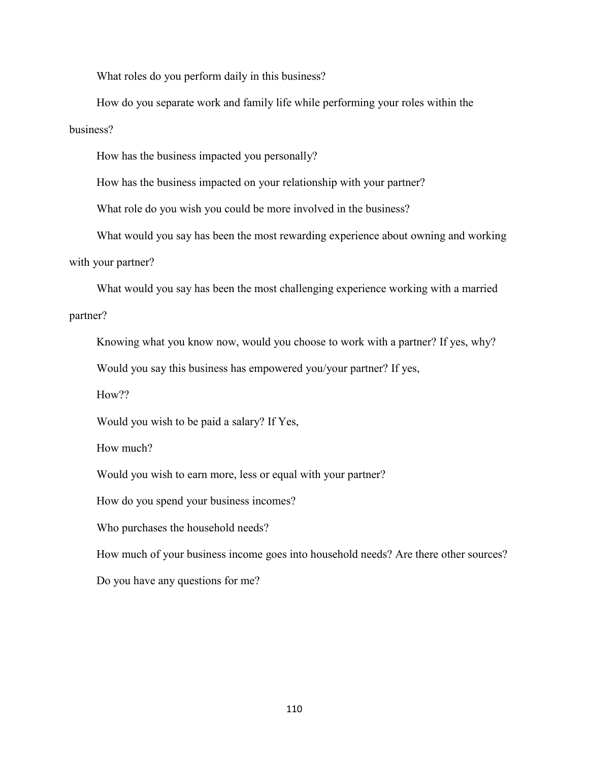What roles do you perform daily in this business?

How do you separate work and family life while performing your roles within the business?

How has the business impacted you personally?

How has the business impacted on your relationship with your partner?

What role do you wish you could be more involved in the business?

What would you say has been the most rewarding experience about owning and working with your partner?

What would you say has been the most challenging experience working with a married partner?

Knowing what you know now, would you choose to work with a partner? If yes, why?

Would you say this business has empowered you/your partner? If yes,

How??

Would you wish to be paid a salary? If Yes,

How much?

Would you wish to earn more, less or equal with your partner?

How do you spend your business incomes?

Who purchases the household needs?

How much of your business income goes into household needs? Are there other sources?

Do you have any questions for me?